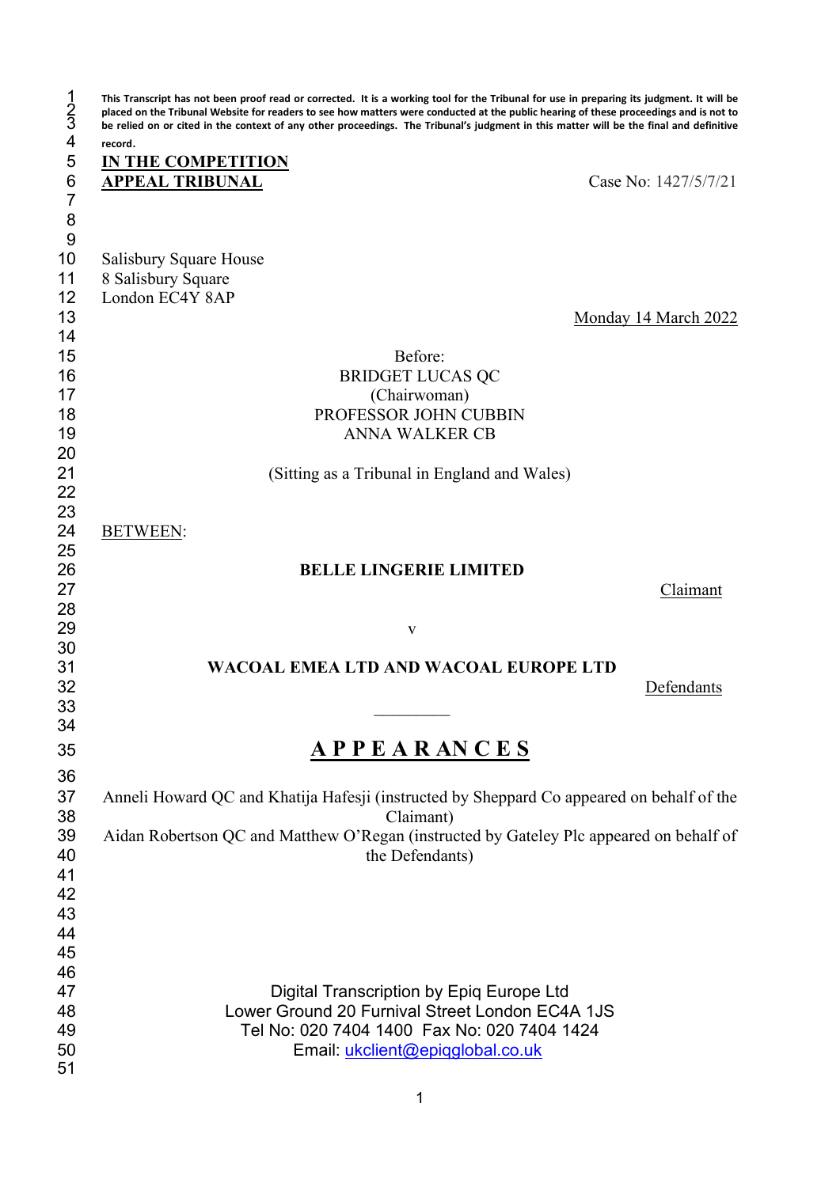**This Transcript has not been proof read or corrected. It is a working tool for the Tribunal for use in preparing its judgment. It will be placed on the Tribunal Website for readers to see how matters were conducted at the public hearing of these proceedings and is not to be relied on or cited in the context of any other proceedings. The Tribunal's judgment in this matter will be the final and definitive record.**

**IN THE COMPETITION APPEAL TRIBUNAL**

Case No: 1427/5/7/21

Salisbury Square House
8 Salisbury Square
London EC4Y 8AP

Monday 14 March 2022

Before:
BRIDGET LUCAS QC
(Chairwoman)
PROFESSOR JOHN CUBBIN
ANNA WALKER CB

(Sitting as a Tribunal in England and Wales)

BETWEEN:

**BELLE LINGERIE LIMITED**

Claimant

v

**WACOAL EMEA LTD AND WACOAL EUROPE LTD**

Defendants

\_\_\_\_\_\_\_\_\_

# A P P E A R AN C E S

Anneli Howard QC and Khatija Hafesji (instructed by Sheppard Co appeared on behalf of the Claimant)
Aidan Robertson QC and Matthew O'Regan (instructed by Gateley Plc appeared on behalf of the Defendants)

Digital Transcription by Epiq Europe Ltd
Lower Ground 20 Furnival Street London EC4A 1JS
Tel No: 020 7404 1400 Fax No: 020 7404 1424
Email: ukclient@epiqglobal.co.uk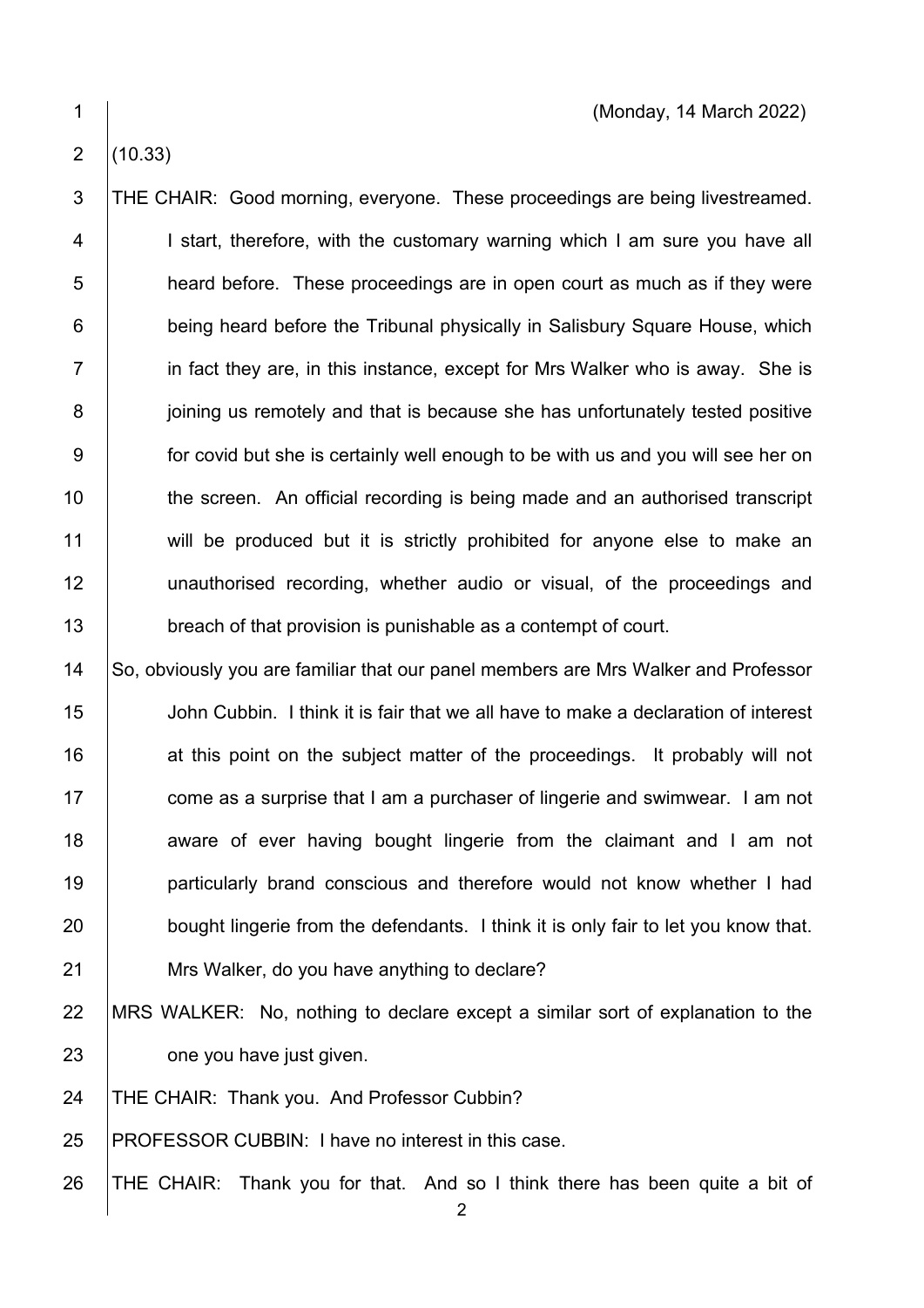(Monday, 14 March 2022)

(10.33)

THE CHAIR: Good morning, everyone. These proceedings are being livestreamed. I start, therefore, with the customary warning which I am sure you have all heard before. These proceedings are in open court as much as if they were being heard before the Tribunal physically in Salisbury Square House, which in fact they are, in this instance, except for Mrs Walker who is away. She is joining us remotely and that is because she has unfortunately tested positive for covid but she is certainly well enough to be with us and you will see her on the screen. An official recording is being made and an authorised transcript will be produced but it is strictly prohibited for anyone else to make an unauthorised recording, whether audio or visual, of the proceedings and breach of that provision is punishable as a contempt of court.

So, obviously you are familiar that our panel members are Mrs Walker and Professor John Cubbin. I think it is fair that we all have to make a declaration of interest at this point on the subject matter of the proceedings. It probably will not come as a surprise that I am a purchaser of lingerie and swimwear. I am not aware of ever having bought lingerie from the claimant and I am not particularly brand conscious and therefore would not know whether I had bought lingerie from the defendants. I think it is only fair to let you know that. Mrs Walker, do you have anything to declare?

MRS WALKER: No, nothing to declare except a similar sort of explanation to the one you have just given.

THE CHAIR: Thank you. And Professor Cubbin?

PROFESSOR CUBBIN: I have no interest in this case.

THE CHAIR: Thank you for that. And so I think there has been quite a bit of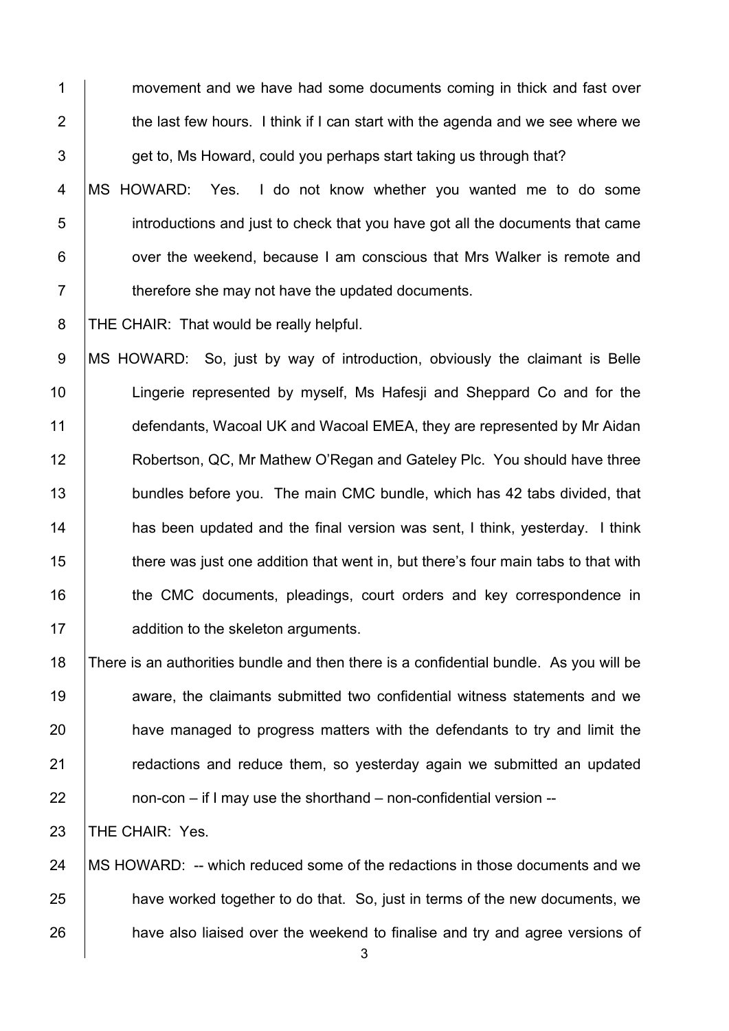movement and we have had some documents coming in thick and fast over the last few hours. I think if I can start with the agenda and we see where we get to, Ms Howard, could you perhaps start taking us through that?

MS HOWARD: Yes. I do not know whether you wanted me to do some introductions and just to check that you have got all the documents that came over the weekend, because I am conscious that Mrs Walker is remote and therefore she may not have the updated documents.

THE CHAIR: That would be really helpful.

MS HOWARD: So, just by way of introduction, obviously the claimant is Belle Lingerie represented by myself, Ms Hafesji and Sheppard Co and for the defendants, Wacoal UK and Wacoal EMEA, they are represented by Mr Aidan Robertson, QC, Mr Mathew O'Regan and Gateley Plc. You should have three bundles before you. The main CMC bundle, which has 42 tabs divided, that has been updated and the final version was sent, I think, yesterday. I think there was just one addition that went in, but there's four main tabs to that with the CMC documents, pleadings, court orders and key correspondence in addition to the skeleton arguments.

There is an authorities bundle and then there is a confidential bundle. As you will be aware, the claimants submitted two confidential witness statements and we have managed to progress matters with the defendants to try and limit the redactions and reduce them, so yesterday again we submitted an updated non-con – if I may use the shorthand – non-confidential version --

THE CHAIR: Yes.

MS HOWARD: -- which reduced some of the redactions in those documents and we have worked together to do that. So, just in terms of the new documents, we have also liaised over the weekend to finalise and try and agree versions of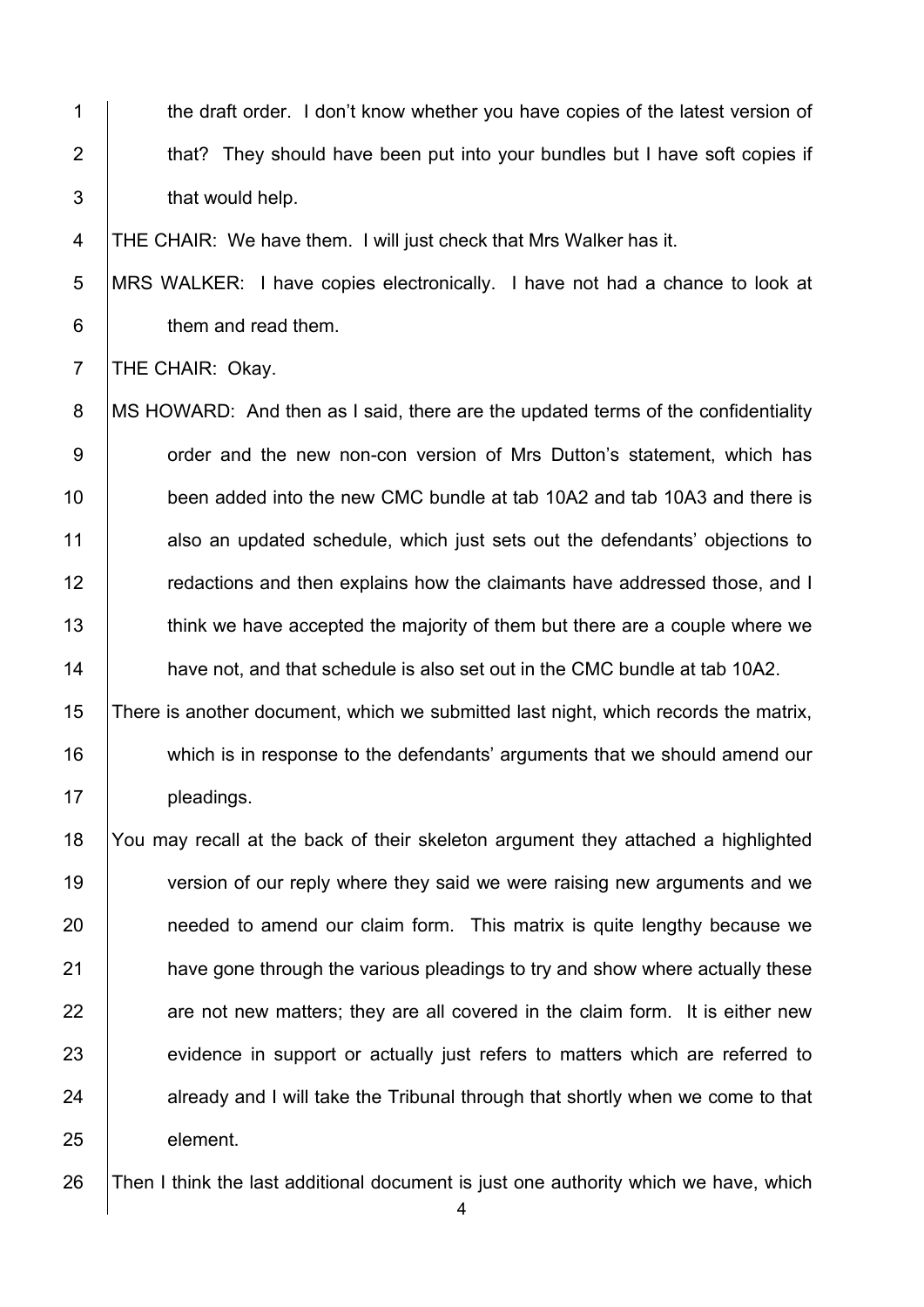the draft order. I don't know whether you have copies of the latest version of that? They should have been put into your bundles but I have soft copies if that would help.

THE CHAIR: We have them. I will just check that Mrs Walker has it.

MRS WALKER: I have copies electronically. I have not had a chance to look at them and read them.

THE CHAIR: Okay.

MS HOWARD: And then as I said, there are the updated terms of the confidentiality order and the new non-con version of Mrs Dutton's statement, which has been added into the new CMC bundle at tab 10A2 and tab 10A3 and there is also an updated schedule, which just sets out the defendants' objections to redactions and then explains how the claimants have addressed those, and I think we have accepted the majority of them but there are a couple where we have not, and that schedule is also set out in the CMC bundle at tab 10A2.

There is another document, which we submitted last night, which records the matrix, which is in response to the defendants' arguments that we should amend our pleadings.

You may recall at the back of their skeleton argument they attached a highlighted version of our reply where they said we were raising new arguments and we needed to amend our claim form. This matrix is quite lengthy because we have gone through the various pleadings to try and show where actually these are not new matters; they are all covered in the claim form. It is either new evidence in support or actually just refers to matters which are referred to already and I will take the Tribunal through that shortly when we come to that element.

Then I think the last additional document is just one authority which we have, which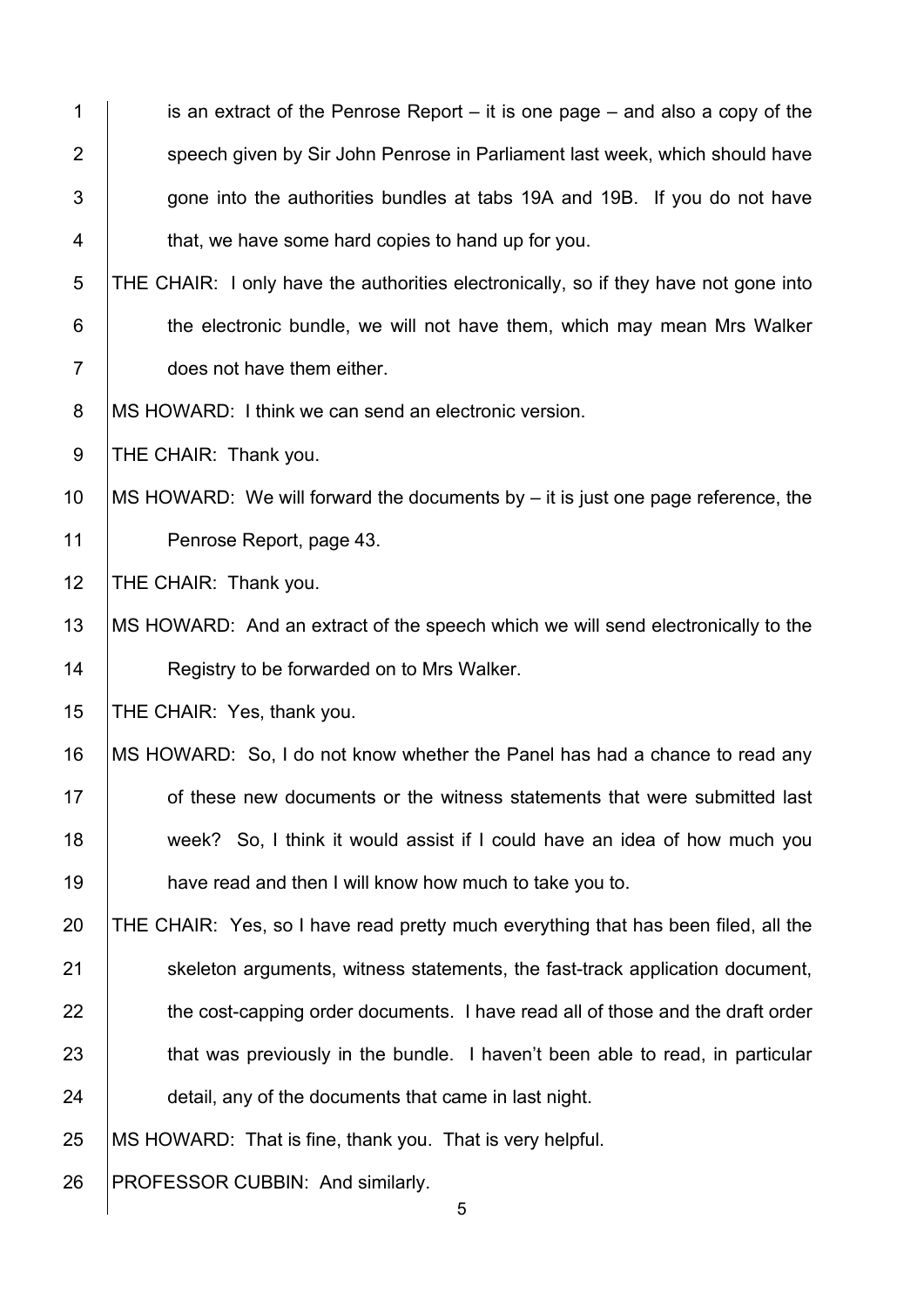is an extract of the Penrose Report – it is one page – and also a copy of the speech given by Sir John Penrose in Parliament last week, which should have gone into the authorities bundles at tabs 19A and 19B. If you do not have that, we have some hard copies to hand up for you.

THE CHAIR: I only have the authorities electronically, so if they have not gone into the electronic bundle, we will not have them, which may mean Mrs Walker does not have them either.

MS HOWARD: I think we can send an electronic version.

THE CHAIR: Thank you.

MS HOWARD: We will forward the documents by – it is just one page reference, the Penrose Report, page 43.

THE CHAIR: Thank you.

MS HOWARD: And an extract of the speech which we will send electronically to the Registry to be forwarded on to Mrs Walker.

THE CHAIR: Yes, thank you.

MS HOWARD: So, I do not know whether the Panel has had a chance to read any of these new documents or the witness statements that were submitted last week? So, I think it would assist if I could have an idea of how much you have read and then I will know how much to take you to.

THE CHAIR: Yes, so I have read pretty much everything that has been filed, all the skeleton arguments, witness statements, the fast-track application document, the cost-capping order documents. I have read all of those and the draft order that was previously in the bundle. I haven't been able to read, in particular detail, any of the documents that came in last night.

MS HOWARD: That is fine, thank you. That is very helpful.

PROFESSOR CUBBIN: And similarly.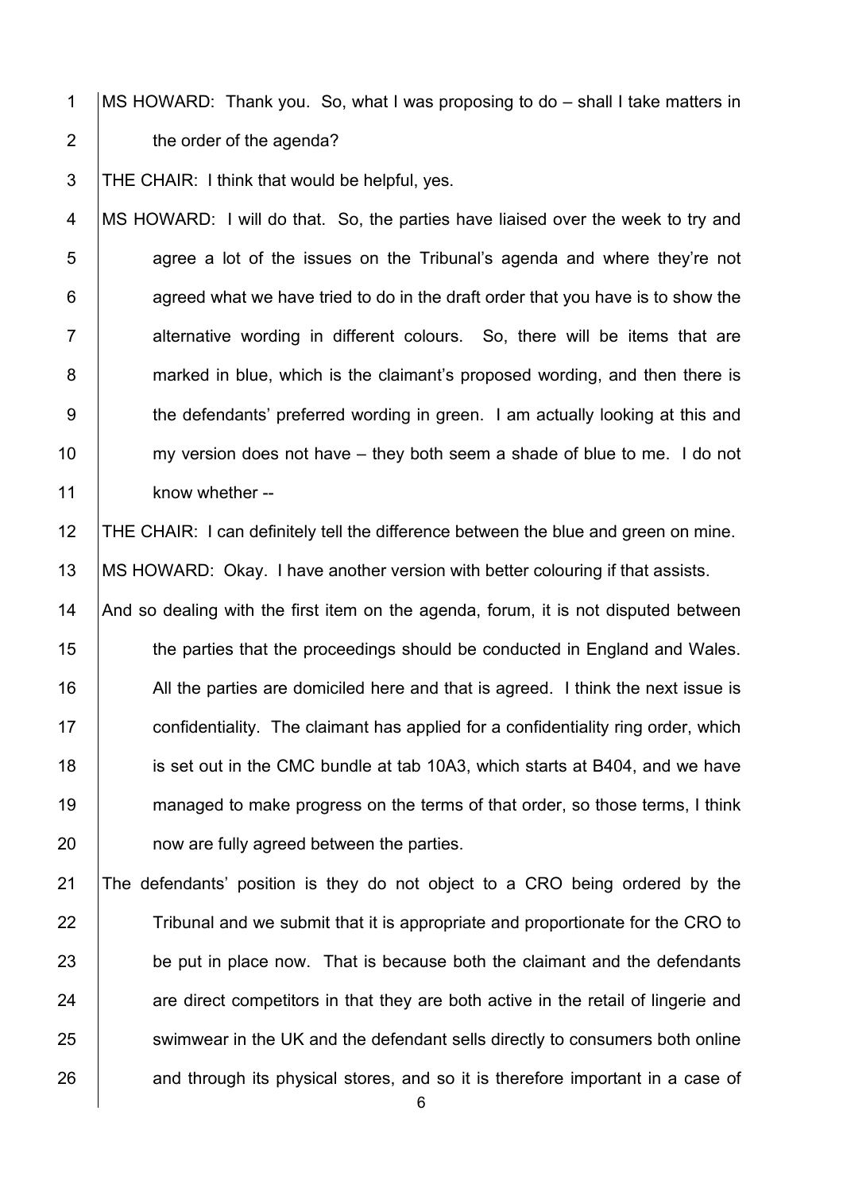MS HOWARD: Thank you. So, what I was proposing to do – shall I take matters in the order of the agenda?

THE CHAIR: I think that would be helpful, yes.

MS HOWARD: I will do that. So, the parties have liaised over the week to try and agree a lot of the issues on the Tribunal's agenda and where they're not agreed what we have tried to do in the draft order that you have is to show the alternative wording in different colours. So, there will be items that are marked in blue, which is the claimant's proposed wording, and then there is the defendants' preferred wording in green. I am actually looking at this and my version does not have – they both seem a shade of blue to me. I do not know whether --

THE CHAIR: I can definitely tell the difference between the blue and green on mine.

MS HOWARD: Okay. I have another version with better colouring if that assists.

And so dealing with the first item on the agenda, forum, it is not disputed between the parties that the proceedings should be conducted in England and Wales. All the parties are domiciled here and that is agreed. I think the next issue is confidentiality. The claimant has applied for a confidentiality ring order, which is set out in the CMC bundle at tab 10A3, which starts at B404, and we have managed to make progress on the terms of that order, so those terms, I think now are fully agreed between the parties.

The defendants' position is they do not object to a CRO being ordered by the Tribunal and we submit that it is appropriate and proportionate for the CRO to be put in place now. That is because both the claimant and the defendants are direct competitors in that they are both active in the retail of lingerie and swimwear in the UK and the defendant sells directly to consumers both online and through its physical stores, and so it is therefore important in a case of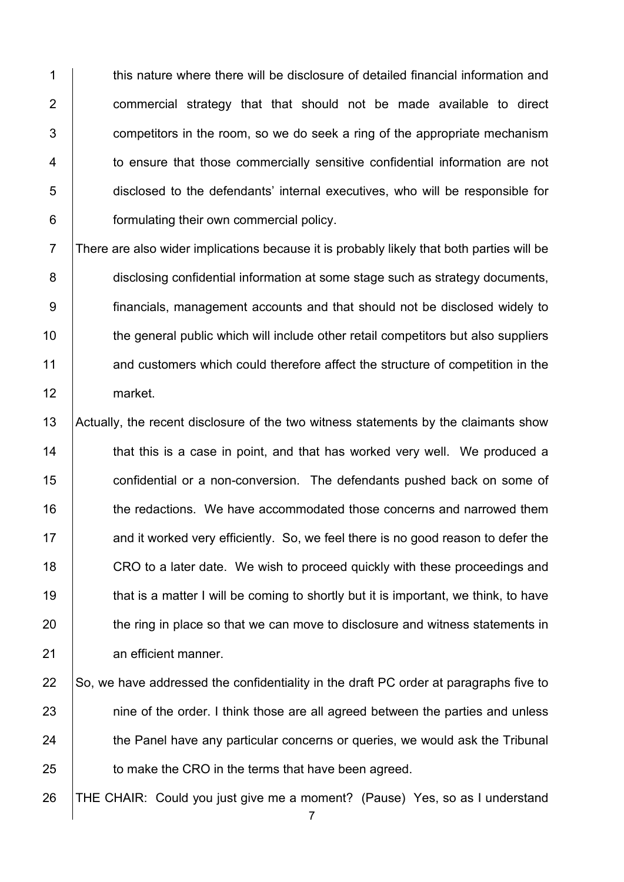this nature where there will be disclosure of detailed financial information and commercial strategy that that should not be made available to direct competitors in the room, so we do seek a ring of the appropriate mechanism to ensure that those commercially sensitive confidential information are not disclosed to the defendants' internal executives, who will be responsible for formulating their own commercial policy.

There are also wider implications because it is probably likely that both parties will be disclosing confidential information at some stage such as strategy documents, financials, management accounts and that should not be disclosed widely to the general public which will include other retail competitors but also suppliers and customers which could therefore affect the structure of competition in the market.

Actually, the recent disclosure of the two witness statements by the claimants show that this is a case in point, and that has worked very well. We produced a confidential or a non-conversion. The defendants pushed back on some of the redactions. We have accommodated those concerns and narrowed them and it worked very efficiently. So, we feel there is no good reason to defer the CRO to a later date. We wish to proceed quickly with these proceedings and that is a matter I will be coming to shortly but it is important, we think, to have the ring in place so that we can move to disclosure and witness statements in an efficient manner.

So, we have addressed the confidentiality in the draft PC order at paragraphs five to nine of the order. I think those are all agreed between the parties and unless the Panel have any particular concerns or queries, we would ask the Tribunal to make the CRO in the terms that have been agreed.

THE CHAIR: Could you just give me a moment? (Pause) Yes, so as I understand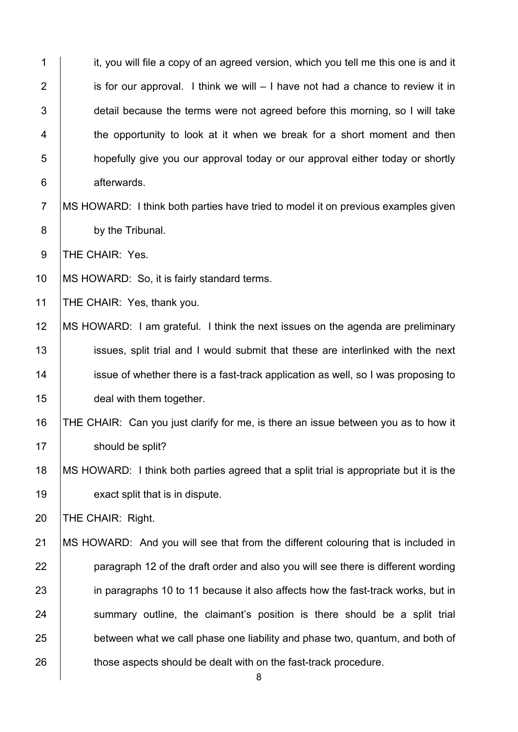it, you will file a copy of an agreed version, which you tell me this one is and it is for our approval. I think we will – I have not had a chance to review it in detail because the terms were not agreed before this morning, so I will take the opportunity to look at it when we break for a short moment and then hopefully give you our approval today or our approval either today or shortly afterwards.

MS HOWARD: I think both parties have tried to model it on previous examples given by the Tribunal.

THE CHAIR: Yes.

MS HOWARD: So, it is fairly standard terms.

THE CHAIR: Yes, thank you.

MS HOWARD: I am grateful. I think the next issues on the agenda are preliminary issues, split trial and I would submit that these are interlinked with the next issue of whether there is a fast-track application as well, so I was proposing to deal with them together.

THE CHAIR: Can you just clarify for me, is there an issue between you as to how it should be split?

MS HOWARD: I think both parties agreed that a split trial is appropriate but it is the exact split that is in dispute.

THE CHAIR: Right.

MS HOWARD: And you will see that from the different colouring that is included in paragraph 12 of the draft order and also you will see there is different wording in paragraphs 10 to 11 because it also affects how the fast-track works, but in summary outline, the claimant's position is there should be a split trial between what we call phase one liability and phase two, quantum, and both of those aspects should be dealt with on the fast-track procedure.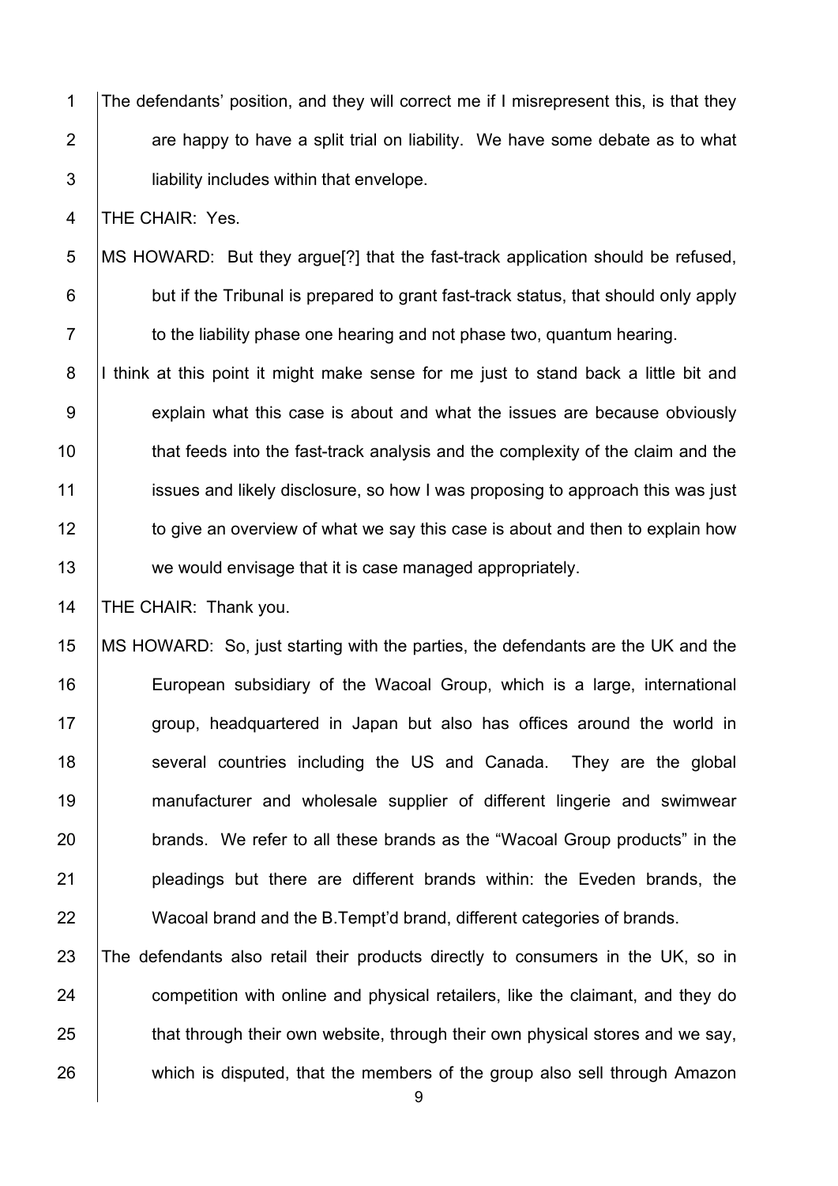The defendants' position, and they will correct me if I misrepresent this, is that they are happy to have a split trial on liability. We have some debate as to what liability includes within that envelope.

THE CHAIR: Yes.

MS HOWARD: But they argue[?] that the fast-track application should be refused, but if the Tribunal is prepared to grant fast-track status, that should only apply to the liability phase one hearing and not phase two, quantum hearing.

I think at this point it might make sense for me just to stand back a little bit and explain what this case is about and what the issues are because obviously that feeds into the fast-track analysis and the complexity of the claim and the issues and likely disclosure, so how I was proposing to approach this was just to give an overview of what we say this case is about and then to explain how we would envisage that it is case managed appropriately.

THE CHAIR: Thank you.

MS HOWARD: So, just starting with the parties, the defendants are the UK and the European subsidiary of the Wacoal Group, which is a large, international group, headquartered in Japan but also has offices around the world in several countries including the US and Canada. They are the global manufacturer and wholesale supplier of different lingerie and swimwear brands. We refer to all these brands as the "Wacoal Group products" in the pleadings but there are different brands within: the Eveden brands, the Wacoal brand and the B.Tempt'd brand, different categories of brands.

The defendants also retail their products directly to consumers in the UK, so in competition with online and physical retailers, like the claimant, and they do that through their own website, through their own physical stores and we say, which is disputed, that the members of the group also sell through Amazon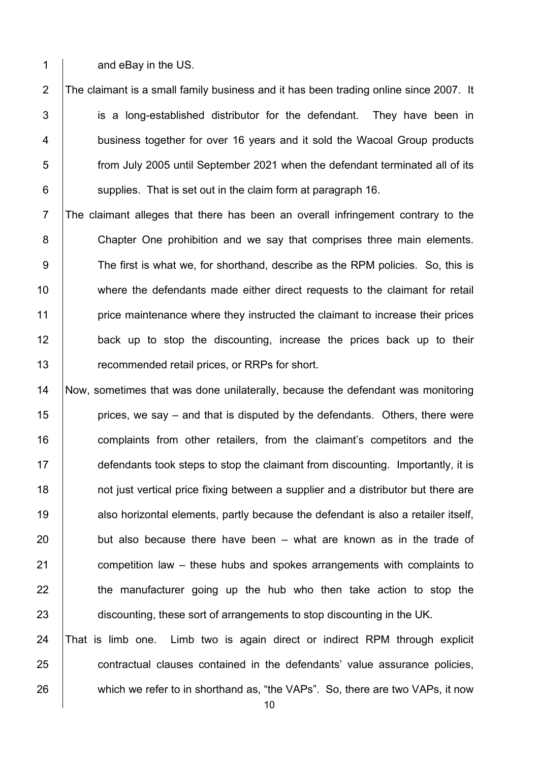and eBay in the US.

The claimant is a small family business and it has been trading online since 2007. It is a long-established distributor for the defendant. They have been in business together for over 16 years and it sold the Wacoal Group products from July 2005 until September 2021 when the defendant terminated all of its supplies. That is set out in the claim form at paragraph 16.

The claimant alleges that there has been an overall infringement contrary to the Chapter One prohibition and we say that comprises three main elements. The first is what we, for shorthand, describe as the RPM policies. So, this is where the defendants made either direct requests to the claimant for retail price maintenance where they instructed the claimant to increase their prices back up to stop the discounting, increase the prices back up to their recommended retail prices, or RRPs for short.

Now, sometimes that was done unilaterally, because the defendant was monitoring prices, we say – and that is disputed by the defendants. Others, there were complaints from other retailers, from the claimant's competitors and the defendants took steps to stop the claimant from discounting. Importantly, it is not just vertical price fixing between a supplier and a distributor but there are also horizontal elements, partly because the defendant is also a retailer itself, but also because there have been – what are known as in the trade of competition law – these hubs and spokes arrangements with complaints to the manufacturer going up the hub who then take action to stop the discounting, these sort of arrangements to stop discounting in the UK.

That is limb one. Limb two is again direct or indirect RPM through explicit contractual clauses contained in the defendants' value assurance policies, which we refer to in shorthand as, "the VAPs". So, there are two VAPs, it now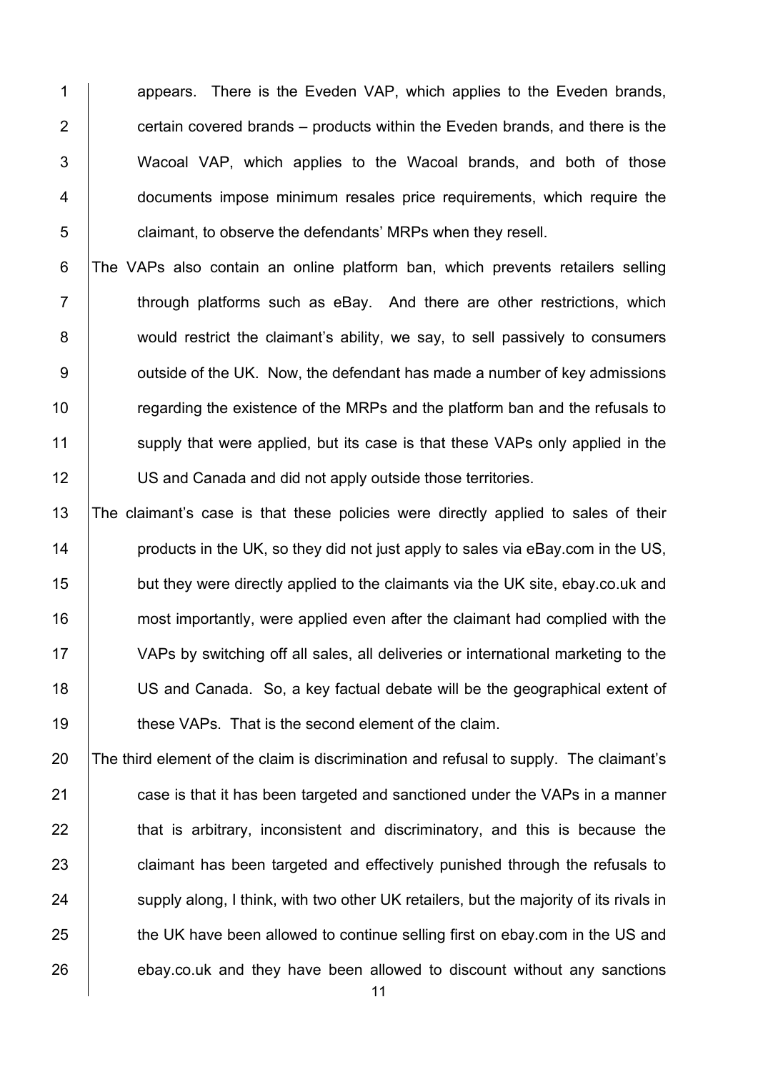appears. There is the Eveden VAP, which applies to the Eveden brands, certain covered brands – products within the Eveden brands, and there is the Wacoal VAP, which applies to the Wacoal brands, and both of those documents impose minimum resales price requirements, which require the claimant, to observe the defendants' MRPs when they resell.

The VAPs also contain an online platform ban, which prevents retailers selling through platforms such as eBay. And there are other restrictions, which would restrict the claimant's ability, we say, to sell passively to consumers outside of the UK. Now, the defendant has made a number of key admissions regarding the existence of the MRPs and the platform ban and the refusals to supply that were applied, but its case is that these VAPs only applied in the US and Canada and did not apply outside those territories.

The claimant's case is that these policies were directly applied to sales of their products in the UK, so they did not just apply to sales via eBay.com in the US, but they were directly applied to the claimants via the UK site, ebay.co.uk and most importantly, were applied even after the claimant had complied with the VAPs by switching off all sales, all deliveries or international marketing to the US and Canada. So, a key factual debate will be the geographical extent of these VAPs. That is the second element of the claim.

The third element of the claim is discrimination and refusal to supply. The claimant's case is that it has been targeted and sanctioned under the VAPs in a manner that is arbitrary, inconsistent and discriminatory, and this is because the claimant has been targeted and effectively punished through the refusals to supply along, I think, with two other UK retailers, but the majority of its rivals in the UK have been allowed to continue selling first on ebay.com in the US and ebay.co.uk and they have been allowed to discount without any sanctions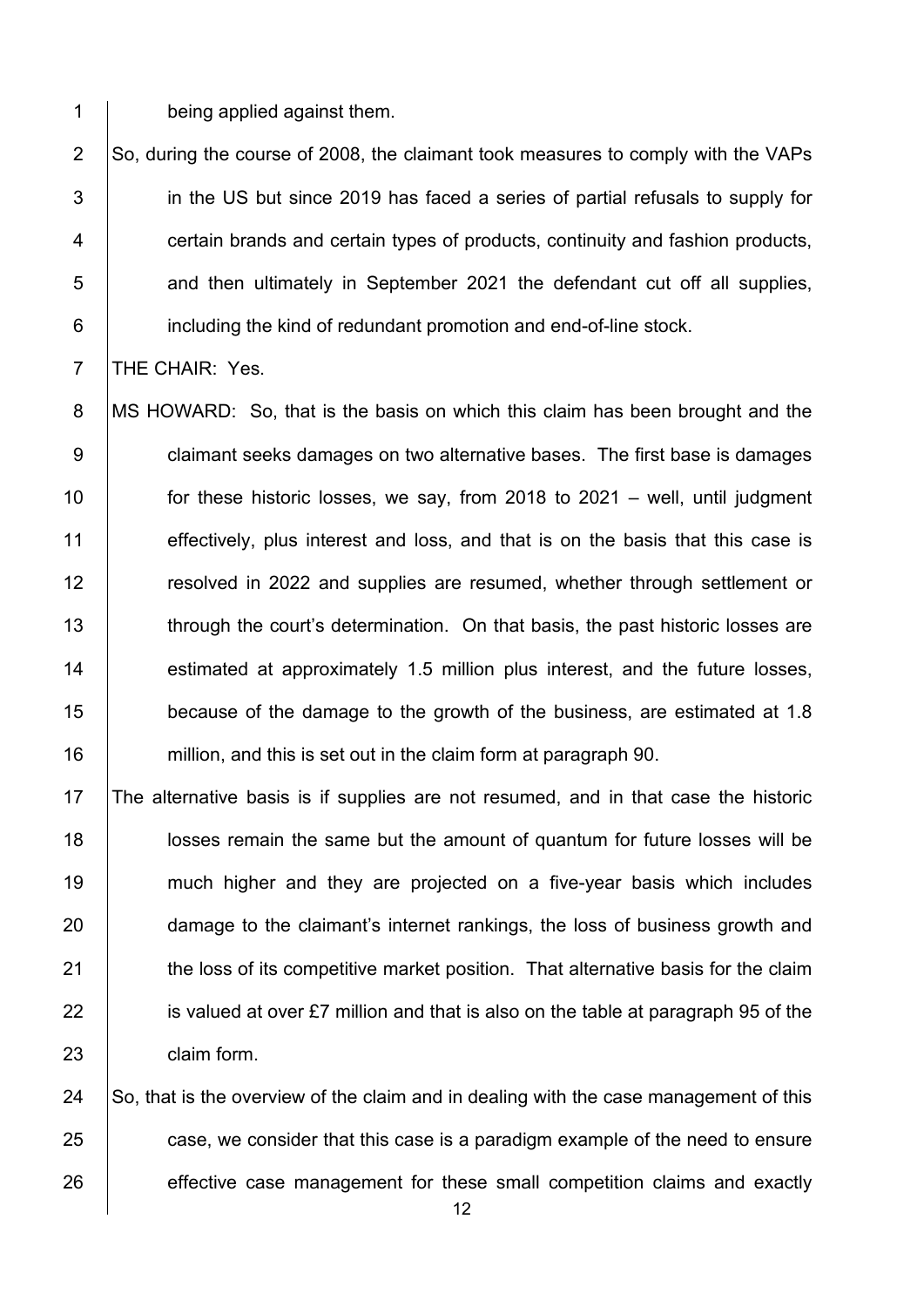being applied against them.

So, during the course of 2008, the claimant took measures to comply with the VAPs in the US but since 2019 has faced a series of partial refusals to supply for certain brands and certain types of products, continuity and fashion products, and then ultimately in September 2021 the defendant cut off all supplies, including the kind of redundant promotion and end-of-line stock.

THE CHAIR: Yes.

MS HOWARD: So, that is the basis on which this claim has been brought and the claimant seeks damages on two alternative bases. The first base is damages for these historic losses, we say, from 2018 to 2021 – well, until judgment effectively, plus interest and loss, and that is on the basis that this case is resolved in 2022 and supplies are resumed, whether through settlement or through the court's determination. On that basis, the past historic losses are estimated at approximately 1.5 million plus interest, and the future losses, because of the damage to the growth of the business, are estimated at 1.8 million, and this is set out in the claim form at paragraph 90.

The alternative basis is if supplies are not resumed, and in that case the historic losses remain the same but the amount of quantum for future losses will be much higher and they are projected on a five-year basis which includes damage to the claimant's internet rankings, the loss of business growth and the loss of its competitive market position. That alternative basis for the claim is valued at over £7 million and that is also on the table at paragraph 95 of the claim form.

So, that is the overview of the claim and in dealing with the case management of this case, we consider that this case is a paradigm example of the need to ensure effective case management for these small competition claims and exactly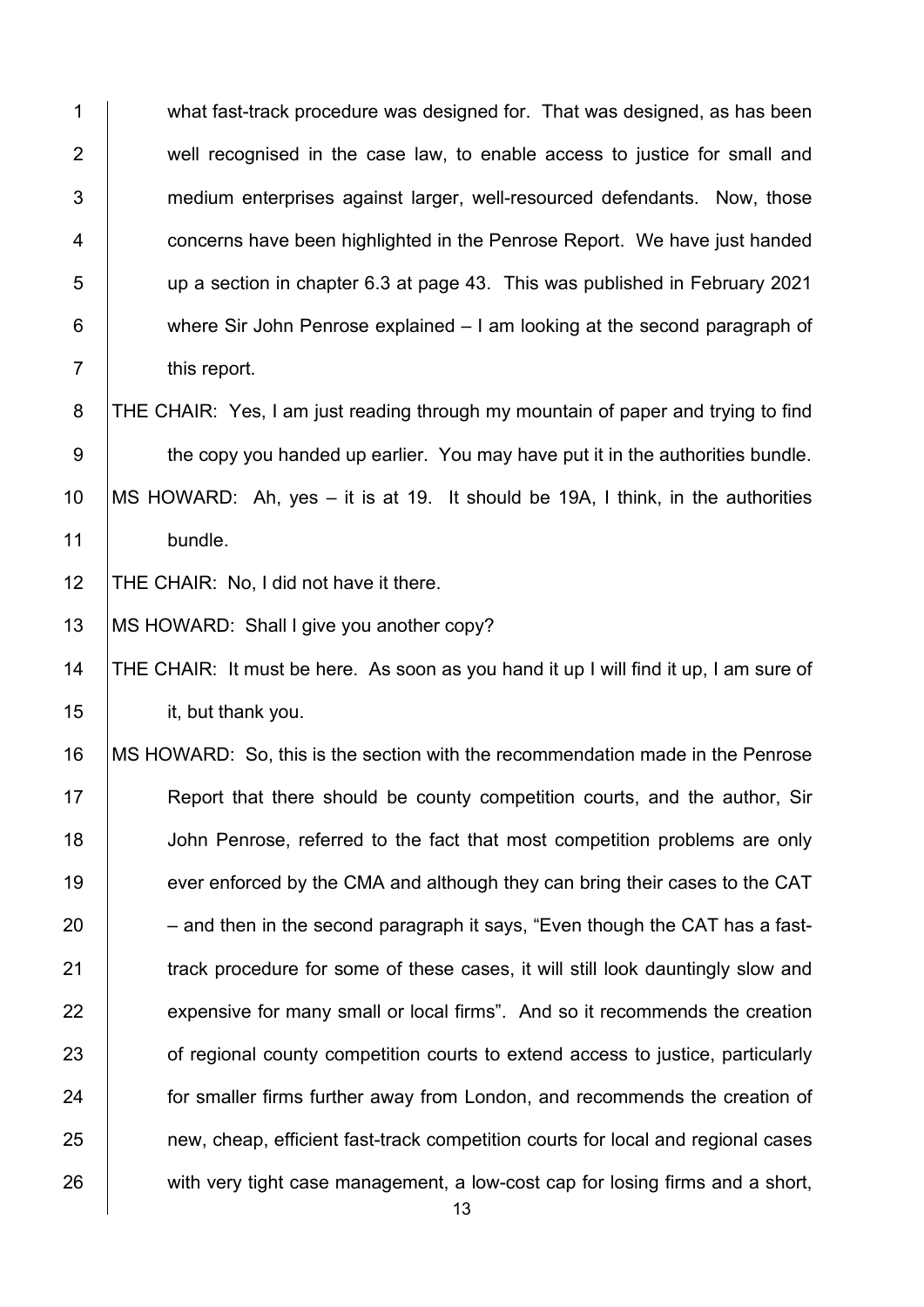what fast-track procedure was designed for. That was designed, as has been well recognised in the case law, to enable access to justice for small and medium enterprises against larger, well-resourced defendants. Now, those concerns have been highlighted in the Penrose Report. We have just handed up a section in chapter 6.3 at page 43. This was published in February 2021 where Sir John Penrose explained – I am looking at the second paragraph of this report.

THE CHAIR: Yes, I am just reading through my mountain of paper and trying to find the copy you handed up earlier. You may have put it in the authorities bundle.

MS HOWARD: Ah, yes – it is at 19. It should be 19A, I think, in the authorities bundle.

THE CHAIR: No, I did not have it there.

MS HOWARD: Shall I give you another copy?

THE CHAIR: It must be here. As soon as you hand it up I will find it up, I am sure of it, but thank you.

MS HOWARD: So, this is the section with the recommendation made in the Penrose Report that there should be county competition courts, and the author, Sir John Penrose, referred to the fact that most competition problems are only ever enforced by the CMA and although they can bring their cases to the CAT – and then in the second paragraph it says, "Even though the CAT has a fast-track procedure for some of these cases, it will still look dauntingly slow and expensive for many small or local firms". And so it recommends the creation of regional county competition courts to extend access to justice, particularly for smaller firms further away from London, and recommends the creation of new, cheap, efficient fast-track competition courts for local and regional cases with very tight case management, a low-cost cap for losing firms and a short,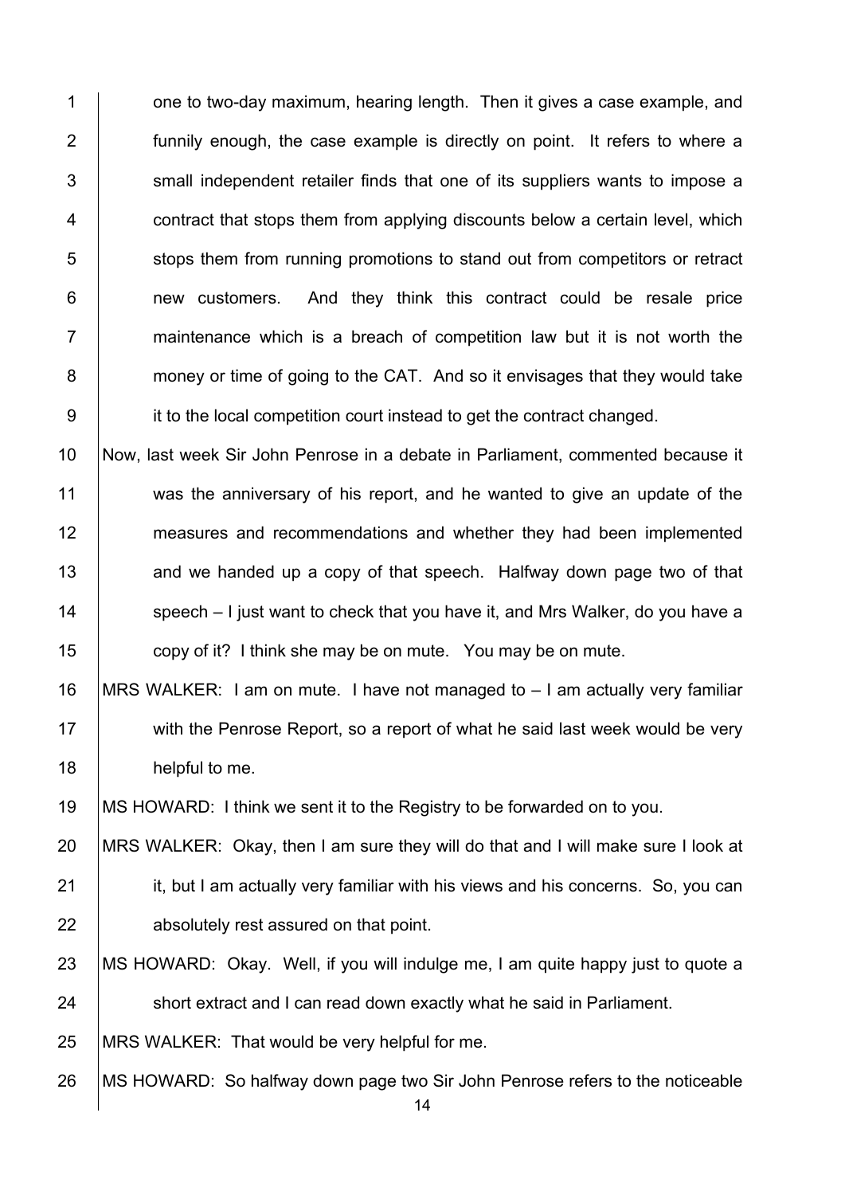one to two-day maximum, hearing length. Then it gives a case example, and funnily enough, the case example is directly on point. It refers to where a small independent retailer finds that one of its suppliers wants to impose a contract that stops them from applying discounts below a certain level, which stops them from running promotions to stand out from competitors or retract new customers. And they think this contract could be resale price maintenance which is a breach of competition law but it is not worth the money or time of going to the CAT. And so it envisages that they would take it to the local competition court instead to get the contract changed.

Now, last week Sir John Penrose in a debate in Parliament, commented because it was the anniversary of his report, and he wanted to give an update of the measures and recommendations and whether they had been implemented and we handed up a copy of that speech. Halfway down page two of that speech – I just want to check that you have it, and Mrs Walker, do you have a copy of it? I think she may be on mute. You may be on mute.

MRS WALKER: I am on mute. I have not managed to – I am actually very familiar with the Penrose Report, so a report of what he said last week would be very helpful to me.

MS HOWARD: I think we sent it to the Registry to be forwarded on to you.

MRS WALKER: Okay, then I am sure they will do that and I will make sure I look at it, but I am actually very familiar with his views and his concerns. So, you can absolutely rest assured on that point.

MS HOWARD: Okay. Well, if you will indulge me, I am quite happy just to quote a short extract and I can read down exactly what he said in Parliament.

MRS WALKER: That would be very helpful for me.

MS HOWARD: So halfway down page two Sir John Penrose refers to the noticeable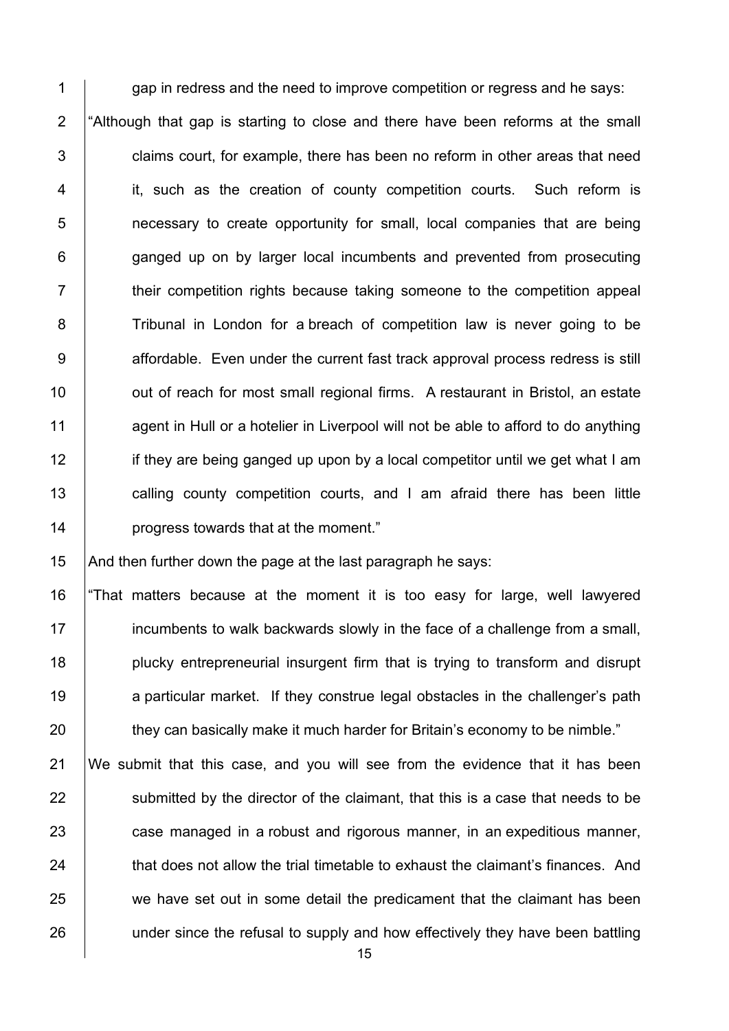gap in redress and the need to improve competition or regress and he says:

"Although that gap is starting to close and there have been reforms at the small claims court, for example, there has been no reform in other areas that need it, such as the creation of county competition courts. Such reform is necessary to create opportunity for small, local companies that are being ganged up on by larger local incumbents and prevented from prosecuting their competition rights because taking someone to the competition appeal Tribunal in London for a breach of competition law is never going to be affordable. Even under the current fast track approval process redress is still out of reach for most small regional firms. A restaurant in Bristol, an estate agent in Hull or a hotelier in Liverpool will not be able to afford to do anything if they are being ganged up upon by a local competitor until we get what I am calling county competition courts, and I am afraid there has been little progress towards that at the moment."

And then further down the page at the last paragraph he says:

"That matters because at the moment it is too easy for large, well lawyered incumbents to walk backwards slowly in the face of a challenge from a small, plucky entrepreneurial insurgent firm that is trying to transform and disrupt a particular market. If they construe legal obstacles in the challenger's path they can basically make it much harder for Britain's economy to be nimble."

We submit that this case, and you will see from the evidence that it has been submitted by the director of the claimant, that this is a case that needs to be case managed in a robust and rigorous manner, in an expeditious manner, that does not allow the trial timetable to exhaust the claimant's finances. And we have set out in some detail the predicament that the claimant has been under since the refusal to supply and how effectively they have been battling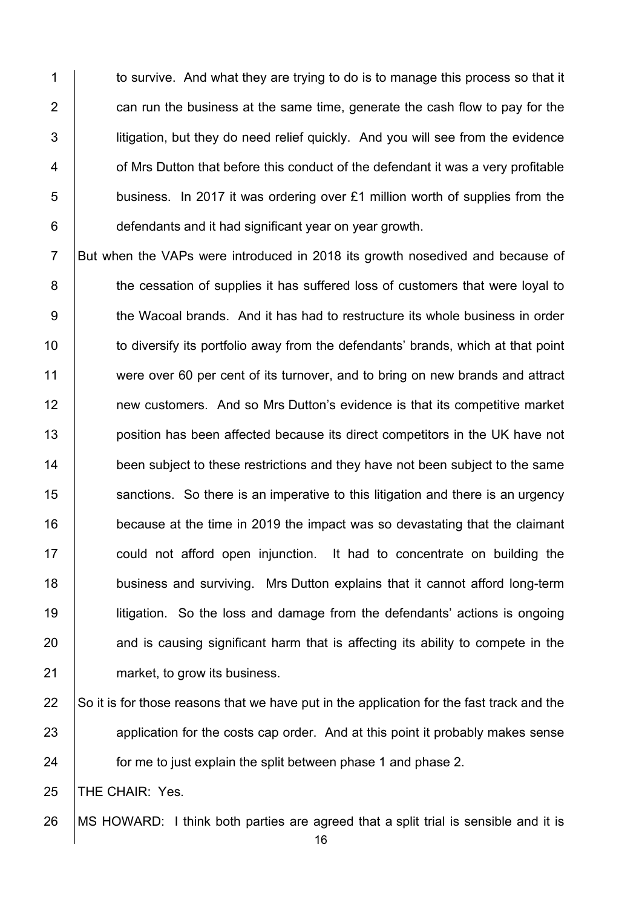to survive. And what they are trying to do is to manage this process so that it can run the business at the same time, generate the cash flow to pay for the litigation, but they do need relief quickly. And you will see from the evidence of Mrs Dutton that before this conduct of the defendant it was a very profitable business. In 2017 it was ordering over £1 million worth of supplies from the defendants and it had significant year on year growth.

But when the VAPs were introduced in 2018 its growth nosedived and because of the cessation of supplies it has suffered loss of customers that were loyal to the Wacoal brands. And it has had to restructure its whole business in order to diversify its portfolio away from the defendants' brands, which at that point were over 60 per cent of its turnover, and to bring on new brands and attract new customers. And so Mrs Dutton's evidence is that its competitive market position has been affected because its direct competitors in the UK have not been subject to these restrictions and they have not been subject to the same sanctions. So there is an imperative to this litigation and there is an urgency because at the time in 2019 the impact was so devastating that the claimant could not afford open injunction. It had to concentrate on building the business and surviving. Mrs Dutton explains that it cannot afford long-term litigation. So the loss and damage from the defendants' actions is ongoing and is causing significant harm that is affecting its ability to compete in the market, to grow its business.

So it is for those reasons that we have put in the application for the fast track and the application for the costs cap order. And at this point it probably makes sense for me to just explain the split between phase 1 and phase 2.

THE CHAIR: Yes.

MS HOWARD: I think both parties are agreed that a split trial is sensible and it is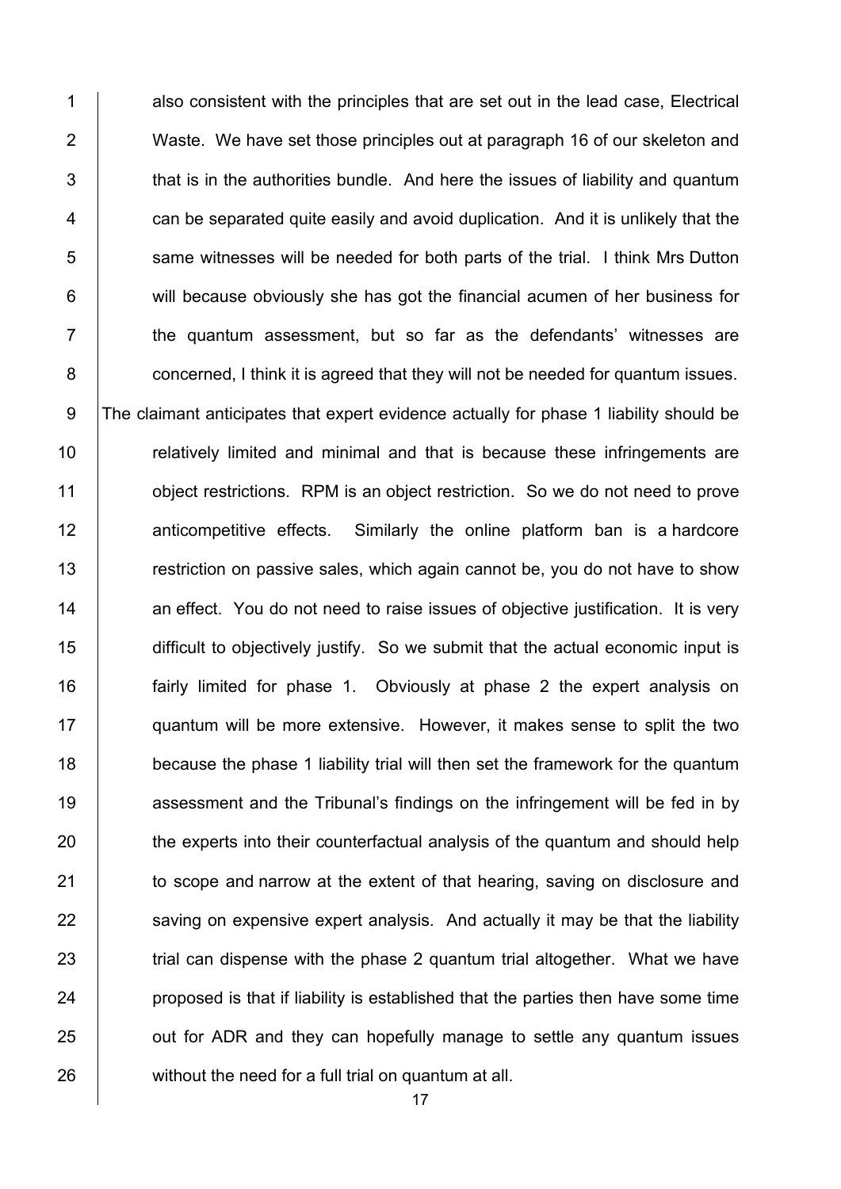also consistent with the principles that are set out in the lead case, Electrical Waste. We have set those principles out at paragraph 16 of our skeleton and that is in the authorities bundle. And here the issues of liability and quantum can be separated quite easily and avoid duplication. And it is unlikely that the same witnesses will be needed for both parts of the trial. I think Mrs Dutton will because obviously she has got the financial acumen of her business for the quantum assessment, but so far as the defendants' witnesses are concerned, I think it is agreed that they will not be needed for quantum issues.

The claimant anticipates that expert evidence actually for phase 1 liability should be relatively limited and minimal and that is because these infringements are object restrictions. RPM is an object restriction. So we do not need to prove anticompetitive effects. Similarly the online platform ban is a hardcore restriction on passive sales, which again cannot be, you do not have to show an effect. You do not need to raise issues of objective justification. It is very difficult to objectively justify. So we submit that the actual economic input is fairly limited for phase 1. Obviously at phase 2 the expert analysis on quantum will be more extensive. However, it makes sense to split the two because the phase 1 liability trial will then set the framework for the quantum assessment and the Tribunal's findings on the infringement will be fed in by the experts into their counterfactual analysis of the quantum and should help to scope and narrow at the extent of that hearing, saving on disclosure and saving on expensive expert analysis. And actually it may be that the liability trial can dispense with the phase 2 quantum trial altogether. What we have proposed is that if liability is established that the parties then have some time out for ADR and they can hopefully manage to settle any quantum issues without the need for a full trial on quantum at all.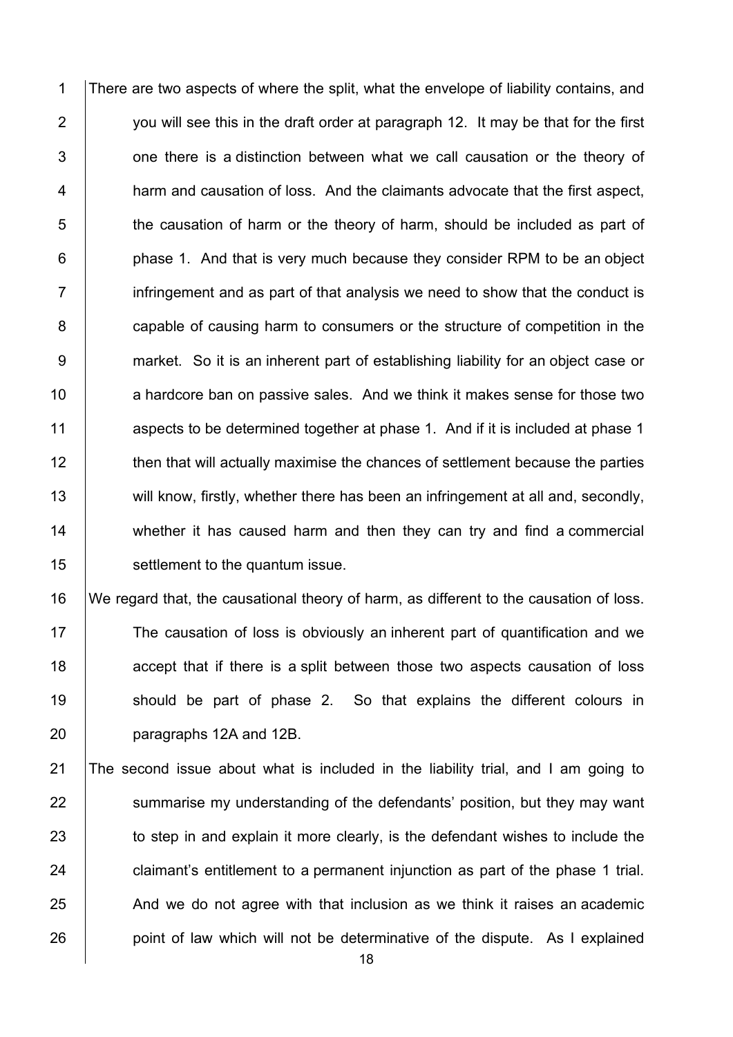There are two aspects of where the split, what the envelope of liability contains, and you will see this in the draft order at paragraph 12. It may be that for the first one there is a distinction between what we call causation or the theory of harm and causation of loss. And the claimants advocate that the first aspect, the causation of harm or the theory of harm, should be included as part of phase 1. And that is very much because they consider RPM to be an object infringement and as part of that analysis we need to show that the conduct is capable of causing harm to consumers or the structure of competition in the market. So it is an inherent part of establishing liability for an object case or a hardcore ban on passive sales. And we think it makes sense for those two aspects to be determined together at phase 1. And if it is included at phase 1 then that will actually maximise the chances of settlement because the parties will know, firstly, whether there has been an infringement at all and, secondly, whether it has caused harm and then they can try and find a commercial settlement to the quantum issue.

We regard that, the causational theory of harm, as different to the causation of loss. The causation of loss is obviously an inherent part of quantification and we accept that if there is a split between those two aspects causation of loss should be part of phase 2. So that explains the different colours in paragraphs 12A and 12B.

The second issue about what is included in the liability trial, and I am going to summarise my understanding of the defendants' position, but they may want to step in and explain it more clearly, is the defendant wishes to include the claimant's entitlement to a permanent injunction as part of the phase 1 trial. And we do not agree with that inclusion as we think it raises an academic point of law which will not be determinative of the dispute. As I explained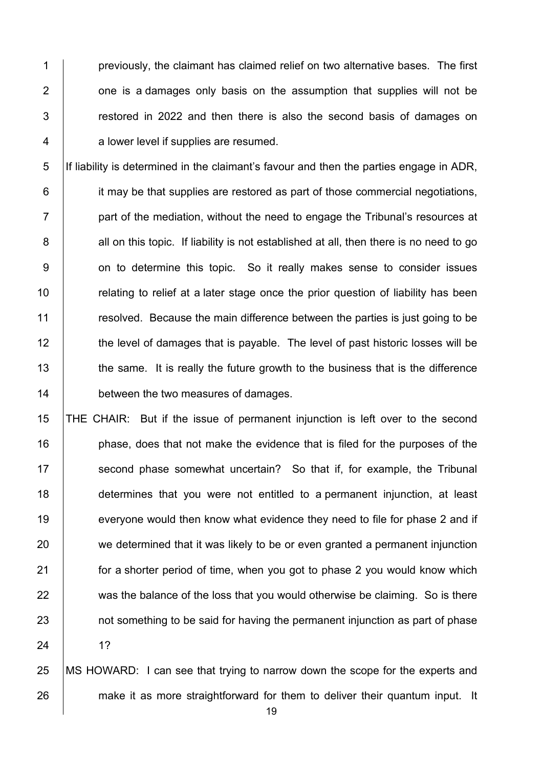previously, the claimant has claimed relief on two alternative bases. The first one is a damages only basis on the assumption that supplies will not be restored in 2022 and then there is also the second basis of damages on a lower level if supplies are resumed.

If liability is determined in the claimant's favour and then the parties engage in ADR, it may be that supplies are restored as part of those commercial negotiations, part of the mediation, without the need to engage the Tribunal's resources at all on this topic. If liability is not established at all, then there is no need to go on to determine this topic. So it really makes sense to consider issues relating to relief at a later stage once the prior question of liability has been resolved. Because the main difference between the parties is just going to be the level of damages that is payable. The level of past historic losses will be the same. It is really the future growth to the business that is the difference between the two measures of damages.

THE CHAIR: But if the issue of permanent injunction is left over to the second phase, does that not make the evidence that is filed for the purposes of the second phase somewhat uncertain? So that if, for example, the Tribunal determines that you were not entitled to a permanent injunction, at least everyone would then know what evidence they need to file for phase 2 and if we determined that it was likely to be or even granted a permanent injunction for a shorter period of time, when you got to phase 2 you would know which was the balance of the loss that you would otherwise be claiming. So is there not something to be said for having the permanent injunction as part of phase 1?

MS HOWARD: I can see that trying to narrow down the scope for the experts and make it as more straightforward for them to deliver their quantum input. It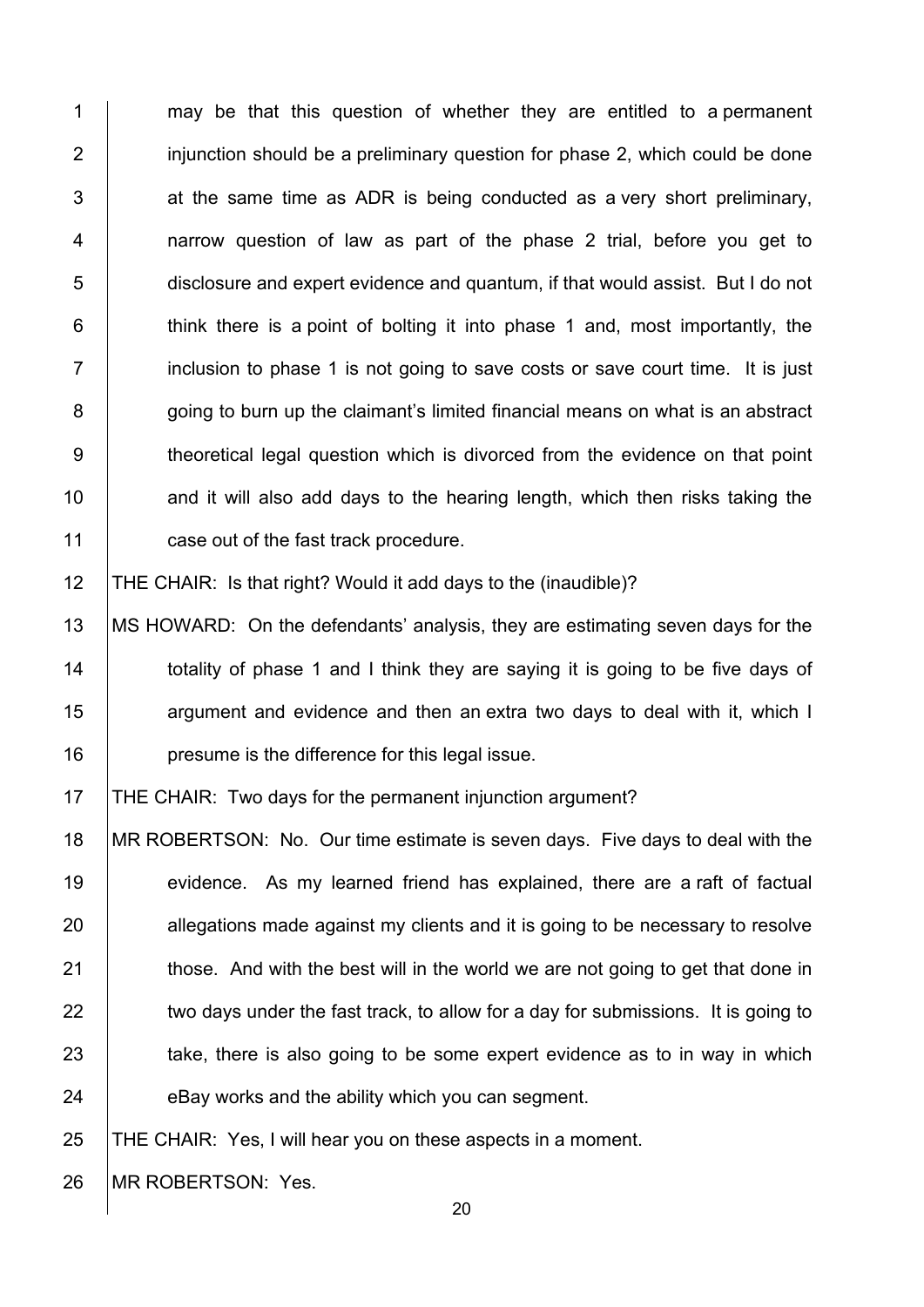may be that this question of whether they are entitled to a permanent injunction should be a preliminary question for phase 2, which could be done at the same time as ADR is being conducted as a very short preliminary, narrow question of law as part of the phase 2 trial, before you get to disclosure and expert evidence and quantum, if that would assist. But I do not think there is a point of bolting it into phase 1 and, most importantly, the inclusion to phase 1 is not going to save costs or save court time. It is just going to burn up the claimant's limited financial means on what is an abstract theoretical legal question which is divorced from the evidence on that point and it will also add days to the hearing length, which then risks taking the case out of the fast track procedure.

THE CHAIR: Is that right? Would it add days to the (inaudible)?

MS HOWARD: On the defendants' analysis, they are estimating seven days for the totality of phase 1 and I think they are saying it is going to be five days of argument and evidence and then an extra two days to deal with it, which I presume is the difference for this legal issue.

THE CHAIR: Two days for the permanent injunction argument?

MR ROBERTSON: No. Our time estimate is seven days. Five days to deal with the evidence. As my learned friend has explained, there are a raft of factual allegations made against my clients and it is going to be necessary to resolve those. And with the best will in the world we are not going to get that done in two days under the fast track, to allow for a day for submissions. It is going to take, there is also going to be some expert evidence as to in way in which eBay works and the ability which you can segment.

THE CHAIR: Yes, I will hear you on these aspects in a moment.

MR ROBERTSON: Yes.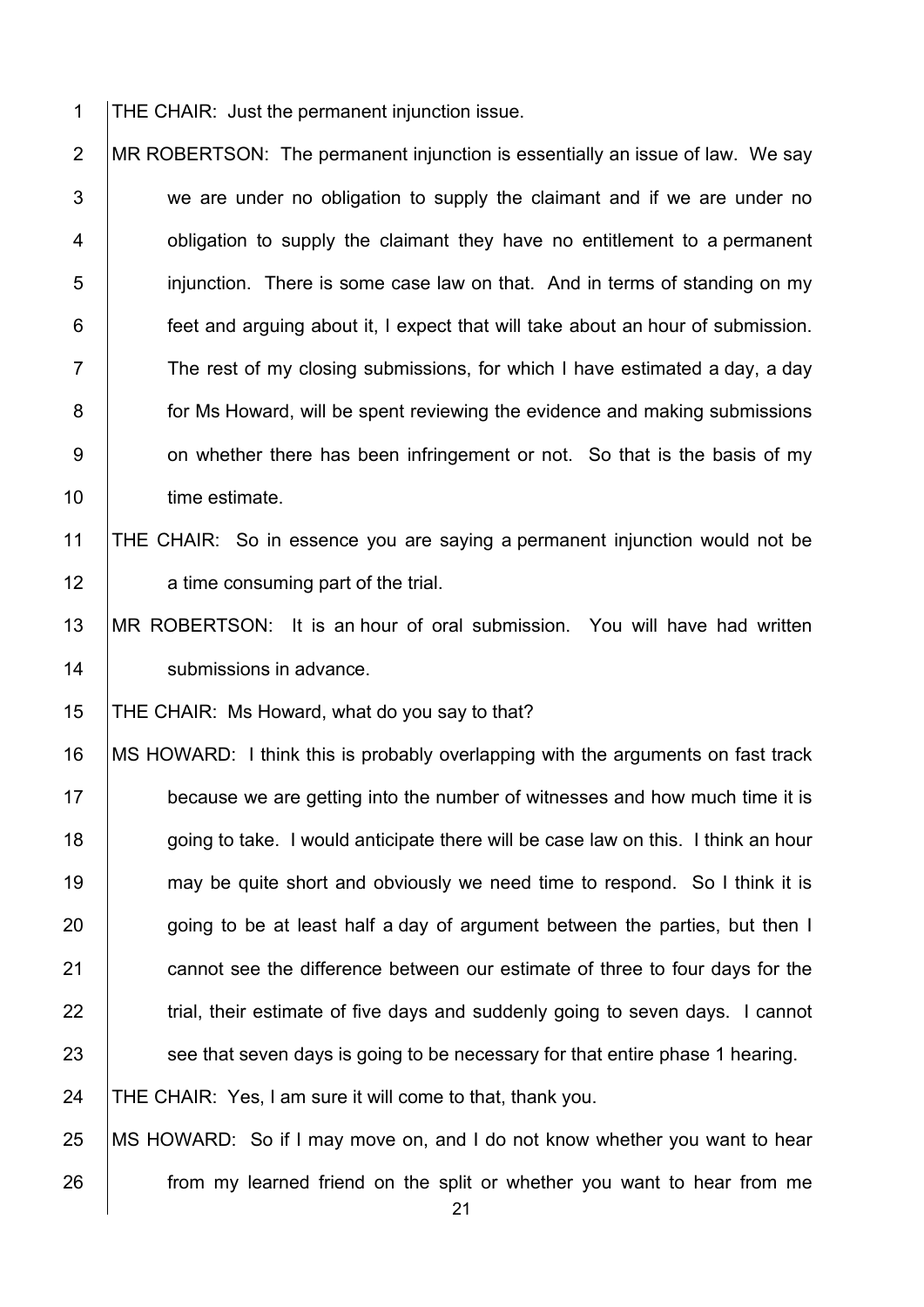THE CHAIR: Just the permanent injunction issue.

MR ROBERTSON: The permanent injunction is essentially an issue of law. We say we are under no obligation to supply the claimant and if we are under no obligation to supply the claimant they have no entitlement to a permanent injunction. There is some case law on that. And in terms of standing on my feet and arguing about it, I expect that will take about an hour of submission. The rest of my closing submissions, for which I have estimated a day, a day for Ms Howard, will be spent reviewing the evidence and making submissions on whether there has been infringement or not. So that is the basis of my time estimate.

THE CHAIR: So in essence you are saying a permanent injunction would not be a time consuming part of the trial.

MR ROBERTSON: It is an hour of oral submission. You will have had written submissions in advance.

THE CHAIR: Ms Howard, what do you say to that?

MS HOWARD: I think this is probably overlapping with the arguments on fast track because we are getting into the number of witnesses and how much time it is going to take. I would anticipate there will be case law on this. I think an hour may be quite short and obviously we need time to respond. So I think it is going to be at least half a day of argument between the parties, but then I cannot see the difference between our estimate of three to four days for the trial, their estimate of five days and suddenly going to seven days. I cannot see that seven days is going to be necessary for that entire phase 1 hearing.

THE CHAIR: Yes, I am sure it will come to that, thank you.

MS HOWARD: So if I may move on, and I do not know whether you want to hear from my learned friend on the split or whether you want to hear from me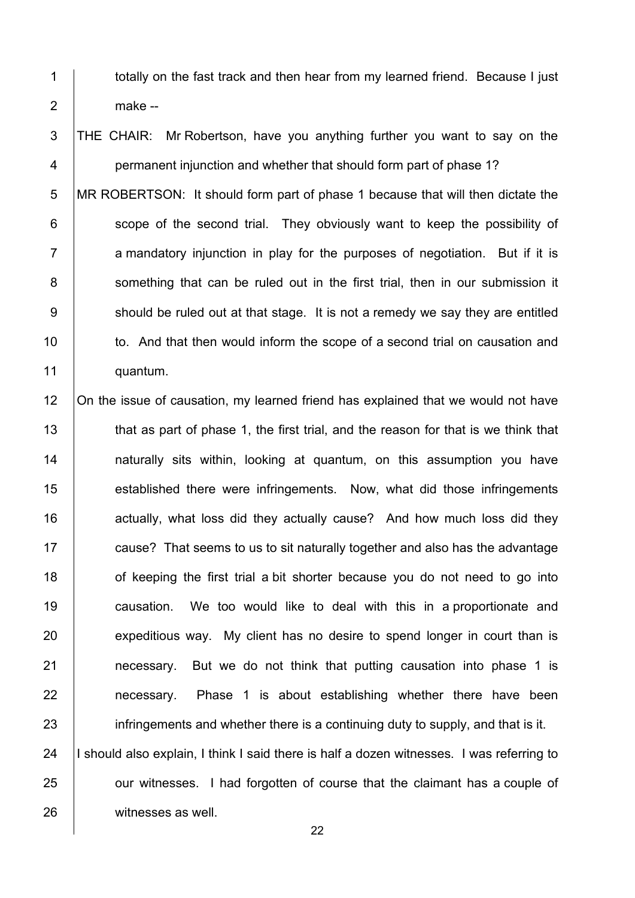totally on the fast track and then hear from my learned friend. Because I just make --

THE CHAIR: Mr Robertson, have you anything further you want to say on the permanent injunction and whether that should form part of phase 1?

MR ROBERTSON: It should form part of phase 1 because that will then dictate the scope of the second trial. They obviously want to keep the possibility of a mandatory injunction in play for the purposes of negotiation. But if it is something that can be ruled out in the first trial, then in our submission it should be ruled out at that stage. It is not a remedy we say they are entitled to. And that then would inform the scope of a second trial on causation and quantum.

On the issue of causation, my learned friend has explained that we would not have that as part of phase 1, the first trial, and the reason for that is we think that naturally sits within, looking at quantum, on this assumption you have established there were infringements. Now, what did those infringements actually, what loss did they actually cause? And how much loss did they cause? That seems to us to sit naturally together and also has the advantage of keeping the first trial a bit shorter because you do not need to go into causation. We too would like to deal with this in a proportionate and expeditious way. My client has no desire to spend longer in court than is necessary. But we do not think that putting causation into phase 1 is necessary. Phase 1 is about establishing whether there have been infringements and whether there is a continuing duty to supply, and that is it.

I should also explain, I think I said there is half a dozen witnesses. I was referring to our witnesses. I had forgotten of course that the claimant has a couple of witnesses as well.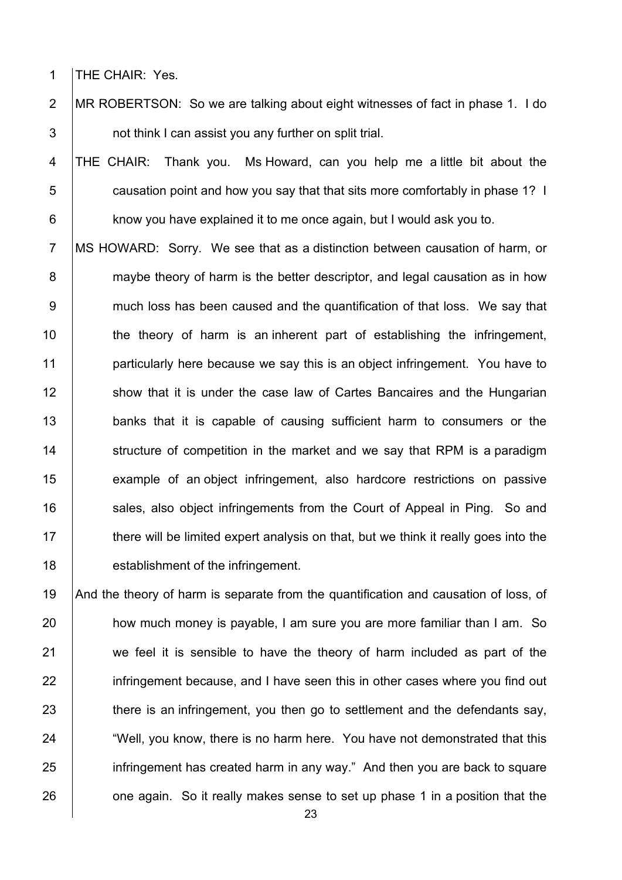THE CHAIR: Yes.

MR ROBERTSON: So we are talking about eight witnesses of fact in phase 1. I do not think I can assist you any further on split trial.

THE CHAIR: Thank you. Ms Howard, can you help me a little bit about the causation point and how you say that that sits more comfortably in phase 1? I know you have explained it to me once again, but I would ask you to.

MS HOWARD: Sorry. We see that as a distinction between causation of harm, or maybe theory of harm is the better descriptor, and legal causation as in how much loss has been caused and the quantification of that loss. We say that the theory of harm is an inherent part of establishing the infringement, particularly here because we say this is an object infringement. You have to show that it is under the case law of Cartes Bancaires and the Hungarian banks that it is capable of causing sufficient harm to consumers or the structure of competition in the market and we say that RPM is a paradigm example of an object infringement, also hardcore restrictions on passive sales, also object infringements from the Court of Appeal in Ping. So and there will be limited expert analysis on that, but we think it really goes into the establishment of the infringement.

And the theory of harm is separate from the quantification and causation of loss, of how much money is payable, I am sure you are more familiar than I am. So we feel it is sensible to have the theory of harm included as part of the infringement because, and I have seen this in other cases where you find out there is an infringement, you then go to settlement and the defendants say, "Well, you know, there is no harm here. You have not demonstrated that this infringement has created harm in any way." And then you are back to square one again. So it really makes sense to set up phase 1 in a position that the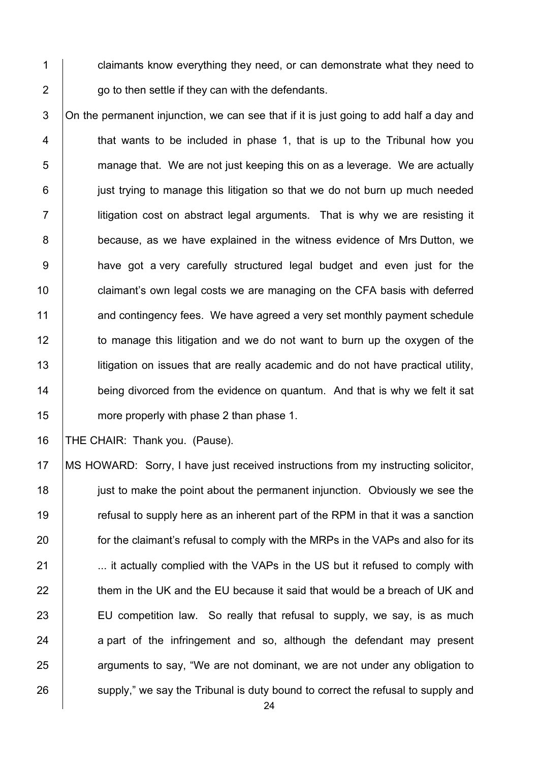claimants know everything they need, or can demonstrate what they need to go to then settle if they can with the defendants.

On the permanent injunction, we can see that if it is just going to add half a day and that wants to be included in phase 1, that is up to the Tribunal how you manage that. We are not just keeping this on as a leverage. We are actually just trying to manage this litigation so that we do not burn up much needed litigation cost on abstract legal arguments. That is why we are resisting it because, as we have explained in the witness evidence of Mrs Dutton, we have got a very carefully structured legal budget and even just for the claimant's own legal costs we are managing on the CFA basis with deferred and contingency fees. We have agreed a very set monthly payment schedule to manage this litigation and we do not want to burn up the oxygen of the litigation on issues that are really academic and do not have practical utility, being divorced from the evidence on quantum. And that is why we felt it sat more properly with phase 2 than phase 1.

THE CHAIR: Thank you. (Pause).

MS HOWARD: Sorry, I have just received instructions from my instructing solicitor, just to make the point about the permanent injunction. Obviously we see the refusal to supply here as an inherent part of the RPM in that it was a sanction for the claimant's refusal to comply with the MRPs in the VAPs and also for its ... it actually complied with the VAPs in the US but it refused to comply with them in the UK and the EU because it said that would be a breach of UK and EU competition law. So really that refusal to supply, we say, is as much a part of the infringement and so, although the defendant may present arguments to say, "We are not dominant, we are not under any obligation to supply," we say the Tribunal is duty bound to correct the refusal to supply and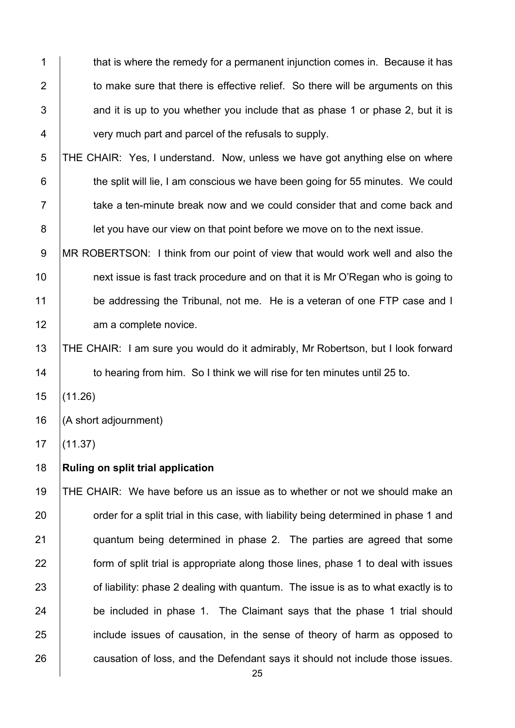that is where the remedy for a permanent injunction comes in. Because it has to make sure that there is effective relief. So there will be arguments on this and it is up to you whether you include that as phase 1 or phase 2, but it is very much part and parcel of the refusals to supply.

THE CHAIR: Yes, I understand. Now, unless we have got anything else on where the split will lie, I am conscious we have been going for 55 minutes. We could take a ten-minute break now and we could consider that and come back and let you have our view on that point before we move on to the next issue.

MR ROBERTSON: I think from our point of view that would work well and also the next issue is fast track procedure and on that it is Mr O'Regan who is going to be addressing the Tribunal, not me. He is a veteran of one FTP case and I am a complete novice.

THE CHAIR: I am sure you would do it admirably, Mr Robertson, but I look forward to hearing from him. So I think we will rise for ten minutes until 25 to.

(11.26)

(A short adjournment)

(11.37)

**Ruling on split trial application**

THE CHAIR: We have before us an issue as to whether or not we should make an order for a split trial in this case, with liability being determined in phase 1 and quantum being determined in phase 2. The parties are agreed that some form of split trial is appropriate along those lines, phase 1 to deal with issues of liability: phase 2 dealing with quantum. The issue is as to what exactly is to be included in phase 1. The Claimant says that the phase 1 trial should include issues of causation, in the sense of theory of harm as opposed to causation of loss, and the Defendant says it should not include those issues.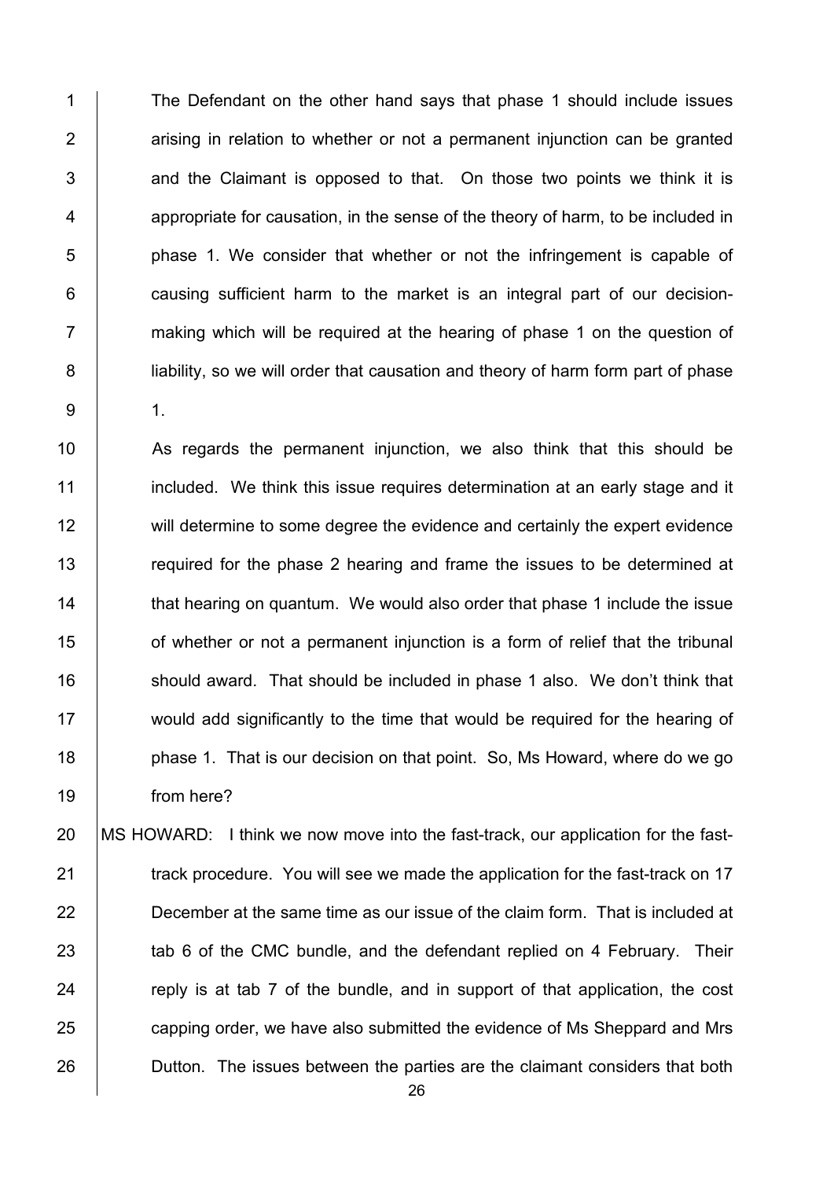The Defendant on the other hand says that phase 1 should include issues arising in relation to whether or not a permanent injunction can be granted and the Claimant is opposed to that. On those two points we think it is appropriate for causation, in the sense of the theory of harm, to be included in phase 1. We consider that whether or not the infringement is capable of causing sufficient harm to the market is an integral part of our decision-making which will be required at the hearing of phase 1 on the question of liability, so we will order that causation and theory of harm form part of phase 1.

As regards the permanent injunction, we also think that this should be included. We think this issue requires determination at an early stage and it will determine to some degree the evidence and certainly the expert evidence required for the phase 2 hearing and frame the issues to be determined at that hearing on quantum. We would also order that phase 1 include the issue of whether or not a permanent injunction is a form of relief that the tribunal should award. That should be included in phase 1 also. We don't think that would add significantly to the time that would be required for the hearing of phase 1. That is our decision on that point. So, Ms Howard, where do we go from here?

MS HOWARD: I think we now move into the fast-track, our application for the fast-track procedure. You will see we made the application for the fast-track on 17 December at the same time as our issue of the claim form. That is included at tab 6 of the CMC bundle, and the defendant replied on 4 February. Their reply is at tab 7 of the bundle, and in support of that application, the cost capping order, we have also submitted the evidence of Ms Sheppard and Mrs Dutton. The issues between the parties are the claimant considers that both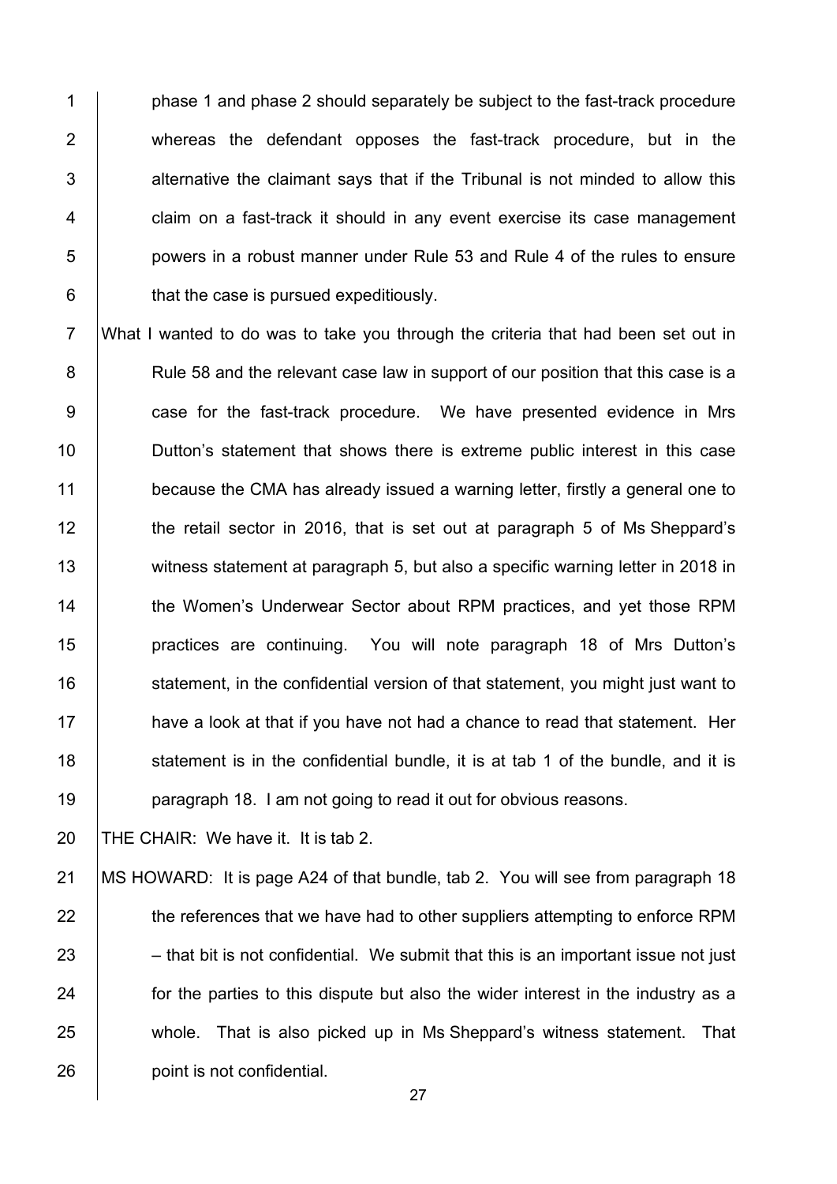phase 1 and phase 2 should separately be subject to the fast-track procedure whereas the defendant opposes the fast-track procedure, but in the alternative the claimant says that if the Tribunal is not minded to allow this claim on a fast-track it should in any event exercise its case management powers in a robust manner under Rule 53 and Rule 4 of the rules to ensure that the case is pursued expeditiously.

What I wanted to do was to take you through the criteria that had been set out in Rule 58 and the relevant case law in support of our position that this case is a case for the fast-track procedure. We have presented evidence in Mrs Dutton's statement that shows there is extreme public interest in this case because the CMA has already issued a warning letter, firstly a general one to the retail sector in 2016, that is set out at paragraph 5 of Ms Sheppard's witness statement at paragraph 5, but also a specific warning letter in 2018 in the Women's Underwear Sector about RPM practices, and yet those RPM practices are continuing. You will note paragraph 18 of Mrs Dutton's statement, in the confidential version of that statement, you might just want to have a look at that if you have not had a chance to read that statement. Her statement is in the confidential bundle, it is at tab 1 of the bundle, and it is paragraph 18. I am not going to read it out for obvious reasons.

THE CHAIR: We have it. It is tab 2.

MS HOWARD: It is page A24 of that bundle, tab 2. You will see from paragraph 18 the references that we have had to other suppliers attempting to enforce RPM – that bit is not confidential. We submit that this is an important issue not just for the parties to this dispute but also the wider interest in the industry as a whole. That is also picked up in Ms Sheppard's witness statement. That point is not confidential.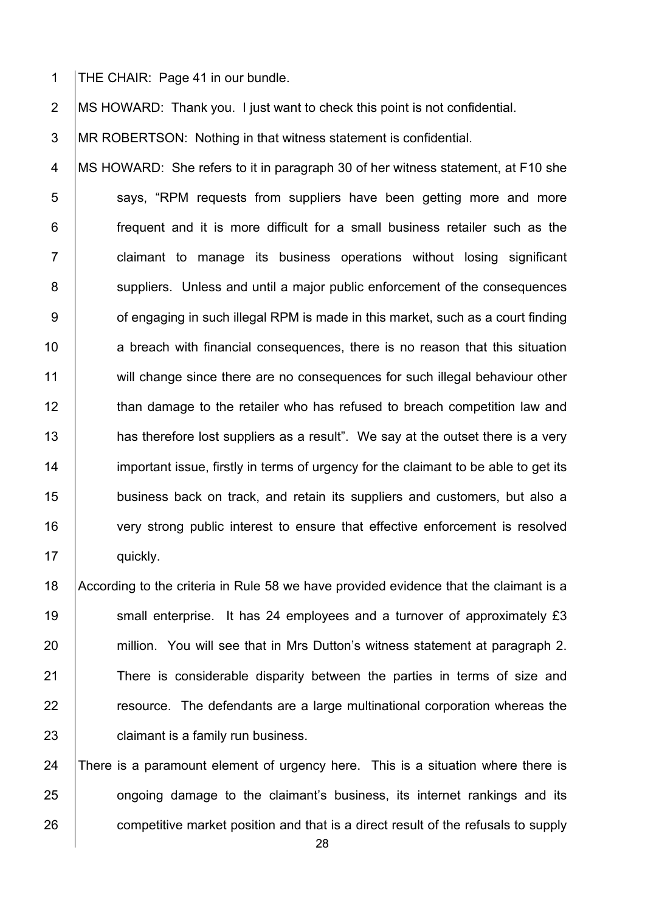THE CHAIR: Page 41 in our bundle.

MS HOWARD: Thank you. I just want to check this point is not confidential.

MR ROBERTSON: Nothing in that witness statement is confidential.

MS HOWARD: She refers to it in paragraph 30 of her witness statement, at F10 she says, "RPM requests from suppliers have been getting more and more frequent and it is more difficult for a small business retailer such as the claimant to manage its business operations without losing significant suppliers. Unless and until a major public enforcement of the consequences of engaging in such illegal RPM is made in this market, such as a court finding a breach with financial consequences, there is no reason that this situation will change since there are no consequences for such illegal behaviour other than damage to the retailer who has refused to breach competition law and has therefore lost suppliers as a result". We say at the outset there is a very important issue, firstly in terms of urgency for the claimant to be able to get its business back on track, and retain its suppliers and customers, but also a very strong public interest to ensure that effective enforcement is resolved quickly.

According to the criteria in Rule 58 we have provided evidence that the claimant is a small enterprise. It has 24 employees and a turnover of approximately £3 million. You will see that in Mrs Dutton's witness statement at paragraph 2. There is considerable disparity between the parties in terms of size and resource. The defendants are a large multinational corporation whereas the claimant is a family run business.

There is a paramount element of urgency here. This is a situation where there is ongoing damage to the claimant's business, its internet rankings and its competitive market position and that is a direct result of the refusals to supply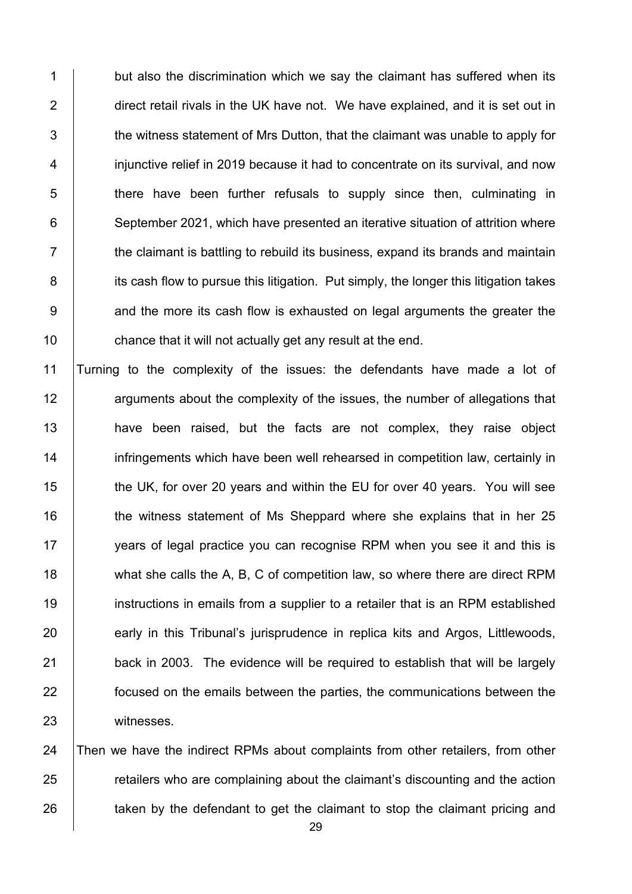but also the discrimination which we say the claimant has suffered when its direct retail rivals in the UK have not. We have explained, and it is set out in the witness statement of Mrs Dutton, that the claimant was unable to apply for injunctive relief in 2019 because it had to concentrate on its survival, and now there have been further refusals to supply since then, culminating in September 2021, which have presented an iterative situation of attrition where the claimant is battling to rebuild its business, expand its brands and maintain its cash flow to pursue this litigation. Put simply, the longer this litigation takes and the more its cash flow is exhausted on legal arguments the greater the chance that it will not actually get any result at the end.

Turning to the complexity of the issues: the defendants have made a lot of arguments about the complexity of the issues, the number of allegations that have been raised, but the facts are not complex, they raise object infringements which have been well rehearsed in competition law, certainly in the UK, for over 20 years and within the EU for over 40 years. You will see the witness statement of Ms Sheppard where she explains that in her 25 years of legal practice you can recognise RPM when you see it and this is what she calls the A, B, C of competition law, so where there are direct RPM instructions in emails from a supplier to a retailer that is an RPM established early in this Tribunal's jurisprudence in replica kits and Argos, Littlewoods, back in 2003. The evidence will be required to establish that will be largely focused on the emails between the parties, the communications between the witnesses.

Then we have the indirect RPMs about complaints from other retailers, from other retailers who are complaining about the claimant's discounting and the action taken by the defendant to get the claimant to stop the claimant pricing and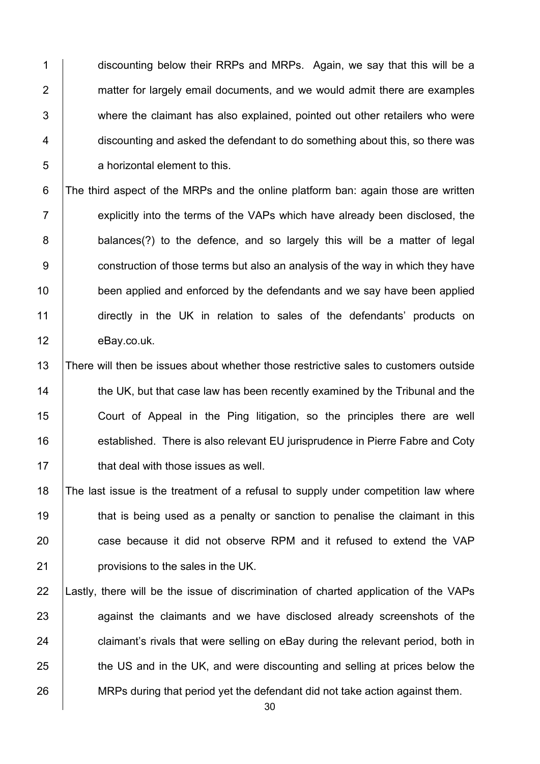discounting below their RRPs and MRPs. Again, we say that this will be a matter for largely email documents, and we would admit there are examples where the claimant has also explained, pointed out other retailers who were discounting and asked the defendant to do something about this, so there was a horizontal element to this.

The third aspect of the MRPs and the online platform ban: again those are written explicitly into the terms of the VAPs which have already been disclosed, the balances(?) to the defence, and so largely this will be a matter of legal construction of those terms but also an analysis of the way in which they have been applied and enforced by the defendants and we say have been applied directly in the UK in relation to sales of the defendants' products on eBay.co.uk.

There will then be issues about whether those restrictive sales to customers outside the UK, but that case law has been recently examined by the Tribunal and the Court of Appeal in the Ping litigation, so the principles there are well established. There is also relevant EU jurisprudence in Pierre Fabre and Coty that deal with those issues as well.

The last issue is the treatment of a refusal to supply under competition law where that is being used as a penalty or sanction to penalise the claimant in this case because it did not observe RPM and it refused to extend the VAP provisions to the sales in the UK.

Lastly, there will be the issue of discrimination of charted application of the VAPs against the claimants and we have disclosed already screenshots of the claimant's rivals that were selling on eBay during the relevant period, both in the US and in the UK, and were discounting and selling at prices below the MRPs during that period yet the defendant did not take action against them.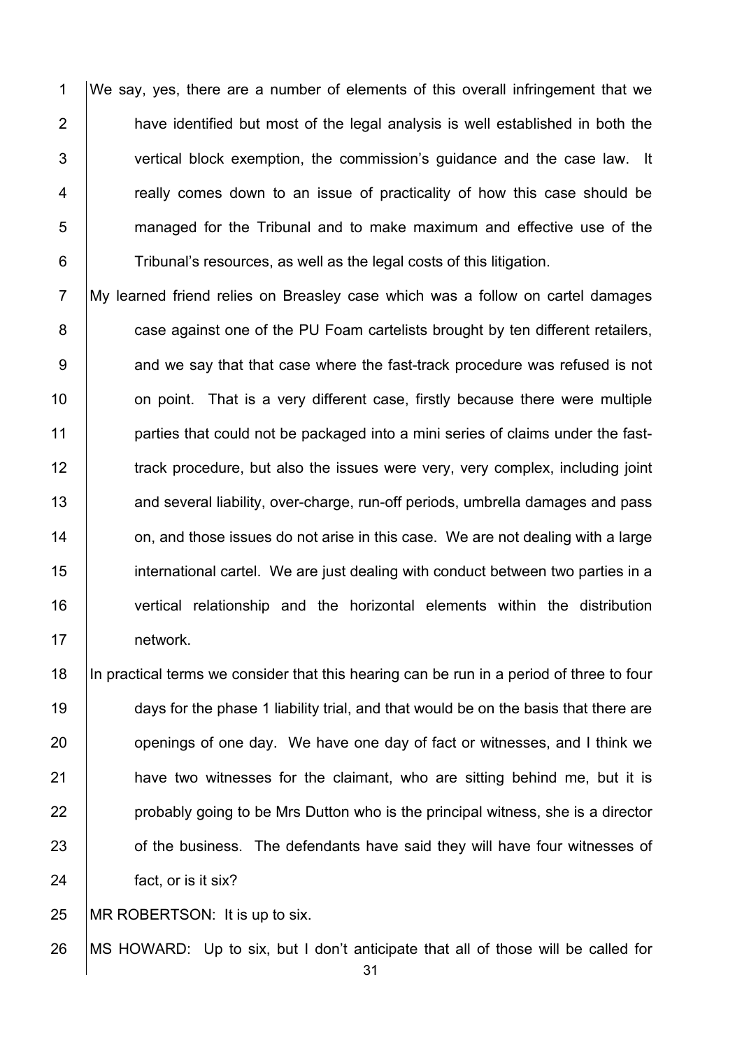We say, yes, there are a number of elements of this overall infringement that we have identified but most of the legal analysis is well established in both the vertical block exemption, the commission's guidance and the case law. It really comes down to an issue of practicality of how this case should be managed for the Tribunal and to make maximum and effective use of the Tribunal's resources, as well as the legal costs of this litigation.

My learned friend relies on Breasley case which was a follow on cartel damages case against one of the PU Foam cartelists brought by ten different retailers, and we say that that case where the fast-track procedure was refused is not on point. That is a very different case, firstly because there were multiple parties that could not be packaged into a mini series of claims under the fast-track procedure, but also the issues were very, very complex, including joint and several liability, over-charge, run-off periods, umbrella damages and pass on, and those issues do not arise in this case. We are not dealing with a large international cartel. We are just dealing with conduct between two parties in a vertical relationship and the horizontal elements within the distribution network.

In practical terms we consider that this hearing can be run in a period of three to four days for the phase 1 liability trial, and that would be on the basis that there are openings of one day. We have one day of fact or witnesses, and I think we have two witnesses for the claimant, who are sitting behind me, but it is probably going to be Mrs Dutton who is the principal witness, she is a director of the business. The defendants have said they will have four witnesses of fact, or is it six?

MR ROBERTSON: It is up to six.

MS HOWARD: Up to six, but I don't anticipate that all of those will be called for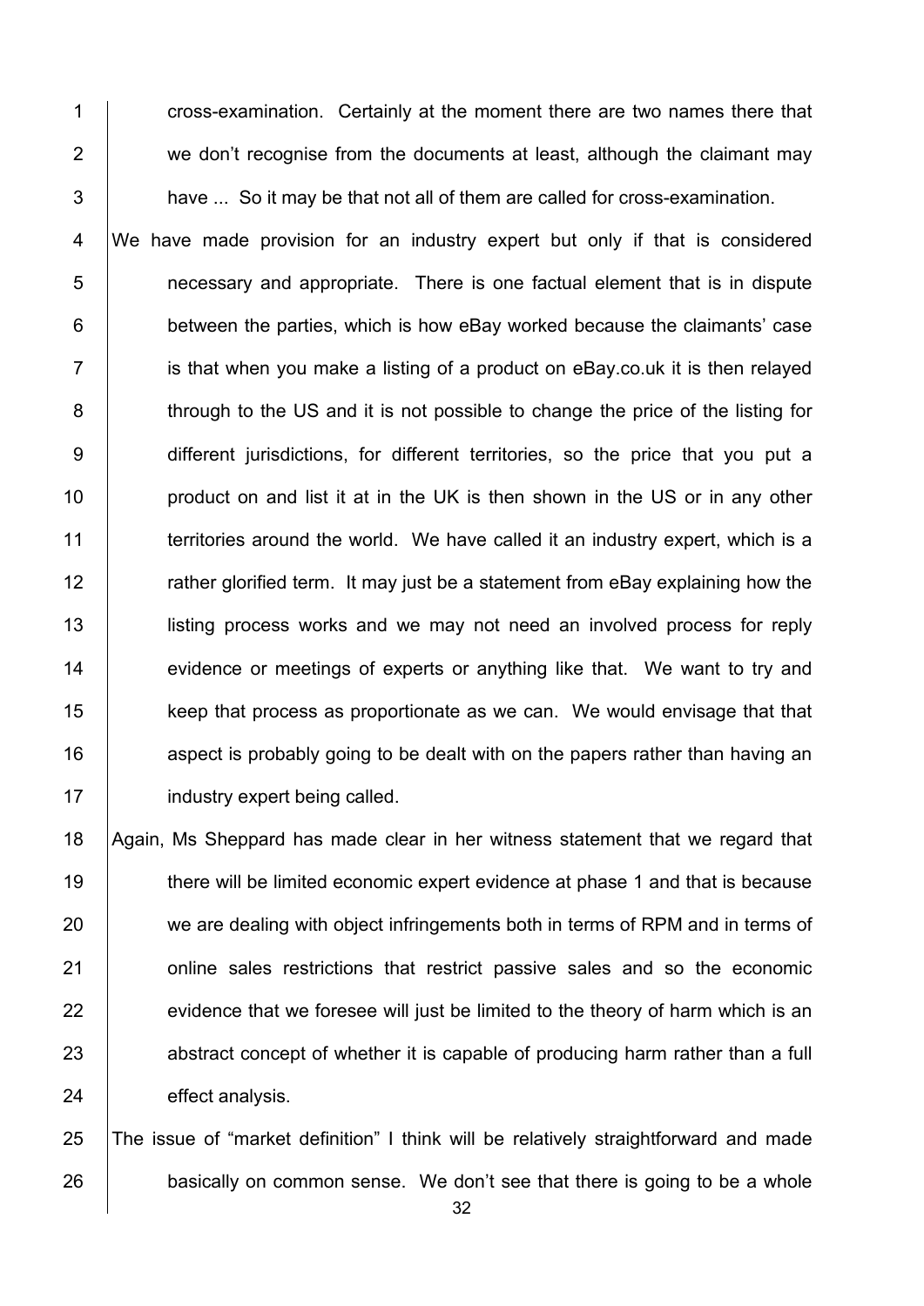cross-examination. Certainly at the moment there are two names there that we don't recognise from the documents at least, although the claimant may have ... So it may be that not all of them are called for cross-examination.

We have made provision for an industry expert but only if that is considered necessary and appropriate. There is one factual element that is in dispute between the parties, which is how eBay worked because the claimants' case is that when you make a listing of a product on eBay.co.uk it is then relayed through to the US and it is not possible to change the price of the listing for different jurisdictions, for different territories, so the price that you put a product on and list it at in the UK is then shown in the US or in any other territories around the world. We have called it an industry expert, which is a rather glorified term. It may just be a statement from eBay explaining how the listing process works and we may not need an involved process for reply evidence or meetings of experts or anything like that. We want to try and keep that process as proportionate as we can. We would envisage that that aspect is probably going to be dealt with on the papers rather than having an industry expert being called.

Again, Ms Sheppard has made clear in her witness statement that we regard that there will be limited economic expert evidence at phase 1 and that is because we are dealing with object infringements both in terms of RPM and in terms of online sales restrictions that restrict passive sales and so the economic evidence that we foresee will just be limited to the theory of harm which is an abstract concept of whether it is capable of producing harm rather than a full effect analysis.

The issue of "market definition" I think will be relatively straightforward and made basically on common sense. We don't see that there is going to be a whole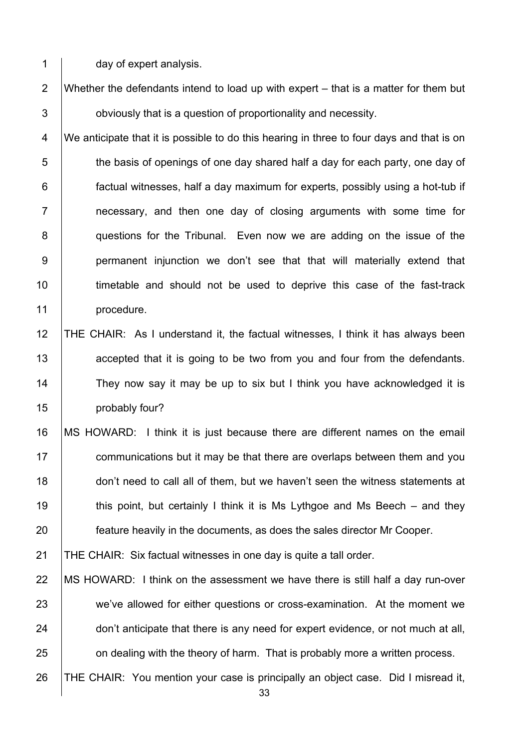day of expert analysis.

Whether the defendants intend to load up with expert – that is a matter for them but obviously that is a question of proportionality and necessity.

We anticipate that it is possible to do this hearing in three to four days and that is on the basis of openings of one day shared half a day for each party, one day of factual witnesses, half a day maximum for experts, possibly using a hot-tub if necessary, and then one day of closing arguments with some time for questions for the Tribunal. Even now we are adding on the issue of the permanent injunction we don't see that that will materially extend that timetable and should not be used to deprive this case of the fast-track procedure.

THE CHAIR: As I understand it, the factual witnesses, I think it has always been accepted that it is going to be two from you and four from the defendants. They now say it may be up to six but I think you have acknowledged it is probably four?

MS HOWARD: I think it is just because there are different names on the email communications but it may be that there are overlaps between them and you don't need to call all of them, but we haven't seen the witness statements at this point, but certainly I think it is Ms Lythgoe and Ms Beech – and they feature heavily in the documents, as does the sales director Mr Cooper.

THE CHAIR: Six factual witnesses in one day is quite a tall order.

MS HOWARD: I think on the assessment we have there is still half a day run-over we've allowed for either questions or cross-examination. At the moment we don't anticipate that there is any need for expert evidence, or not much at all, on dealing with the theory of harm. That is probably more a written process.

THE CHAIR: You mention your case is principally an object case. Did I misread it,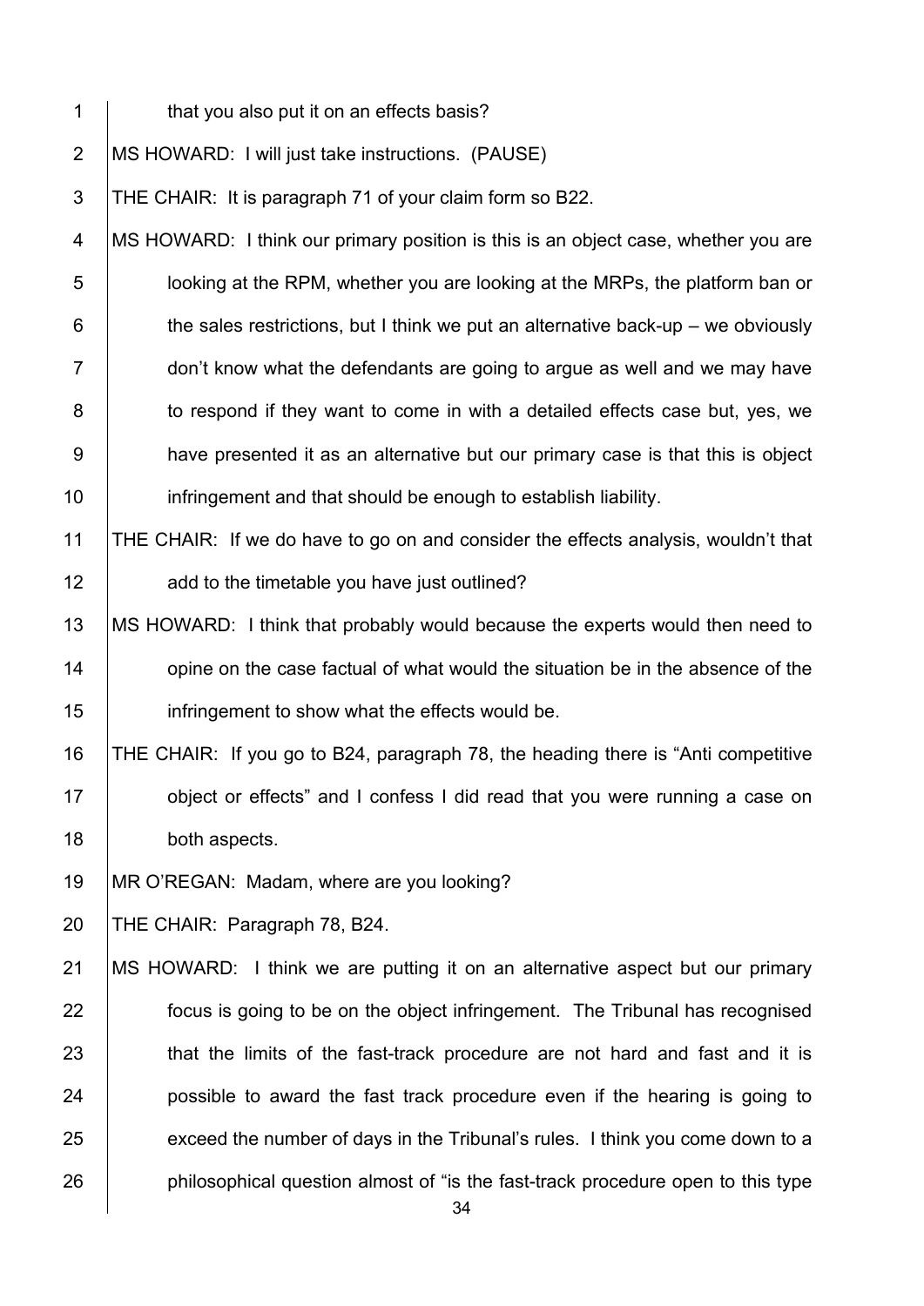that you also put it on an effects basis?

MS HOWARD: I will just take instructions. (PAUSE)

THE CHAIR: It is paragraph 71 of your claim form so B22.

MS HOWARD: I think our primary position is this is an object case, whether you are looking at the RPM, whether you are looking at the MRPs, the platform ban or the sales restrictions, but I think we put an alternative back-up – we obviously don't know what the defendants are going to argue as well and we may have to respond if they want to come in with a detailed effects case but, yes, we have presented it as an alternative but our primary case is that this is object infringement and that should be enough to establish liability.

THE CHAIR: If we do have to go on and consider the effects analysis, wouldn't that add to the timetable you have just outlined?

MS HOWARD: I think that probably would because the experts would then need to opine on the case factual of what would the situation be in the absence of the infringement to show what the effects would be.

THE CHAIR: If you go to B24, paragraph 78, the heading there is "Anti competitive object or effects" and I confess I did read that you were running a case on both aspects.

MR O'REGAN: Madam, where are you looking?

THE CHAIR: Paragraph 78, B24.

MS HOWARD: I think we are putting it on an alternative aspect but our primary focus is going to be on the object infringement. The Tribunal has recognised that the limits of the fast-track procedure are not hard and fast and it is possible to award the fast track procedure even if the hearing is going to exceed the number of days in the Tribunal's rules. I think you come down to a philosophical question almost of "is the fast-track procedure open to this type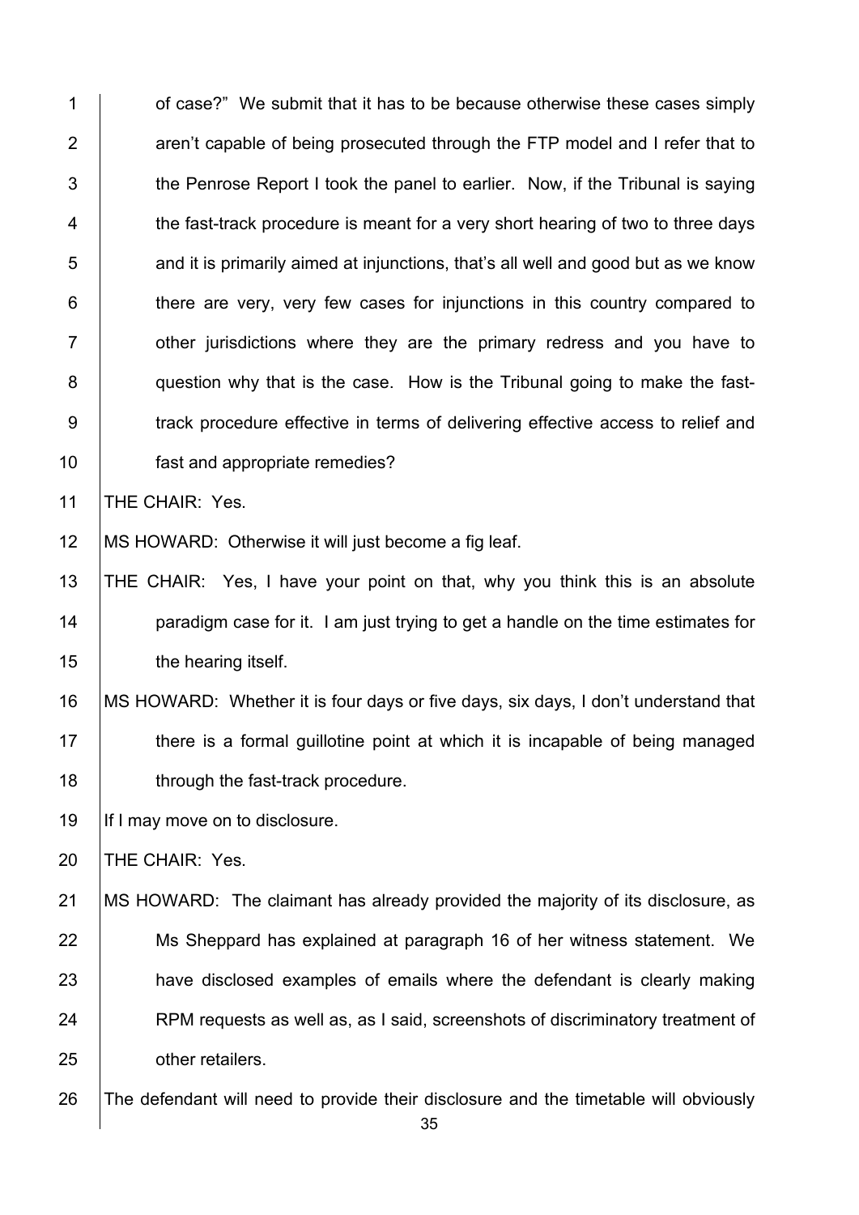of case?" We submit that it has to be because otherwise these cases simply aren't capable of being prosecuted through the FTP model and I refer that to the Penrose Report I took the panel to earlier. Now, if the Tribunal is saying the fast-track procedure is meant for a very short hearing of two to three days and it is primarily aimed at injunctions, that's all well and good but as we know there are very, very few cases for injunctions in this country compared to other jurisdictions where they are the primary redress and you have to question why that is the case. How is the Tribunal going to make the fast-track procedure effective in terms of delivering effective access to relief and fast and appropriate remedies?

THE CHAIR: Yes.

MS HOWARD: Otherwise it will just become a fig leaf.

THE CHAIR: Yes, I have your point on that, why you think this is an absolute paradigm case for it. I am just trying to get a handle on the time estimates for the hearing itself.

MS HOWARD: Whether it is four days or five days, six days, I don't understand that there is a formal guillotine point at which it is incapable of being managed through the fast-track procedure.

If I may move on to disclosure.

THE CHAIR: Yes.

MS HOWARD: The claimant has already provided the majority of its disclosure, as Ms Sheppard has explained at paragraph 16 of her witness statement. We have disclosed examples of emails where the defendant is clearly making RPM requests as well as, as I said, screenshots of discriminatory treatment of other retailers.

The defendant will need to provide their disclosure and the timetable will obviously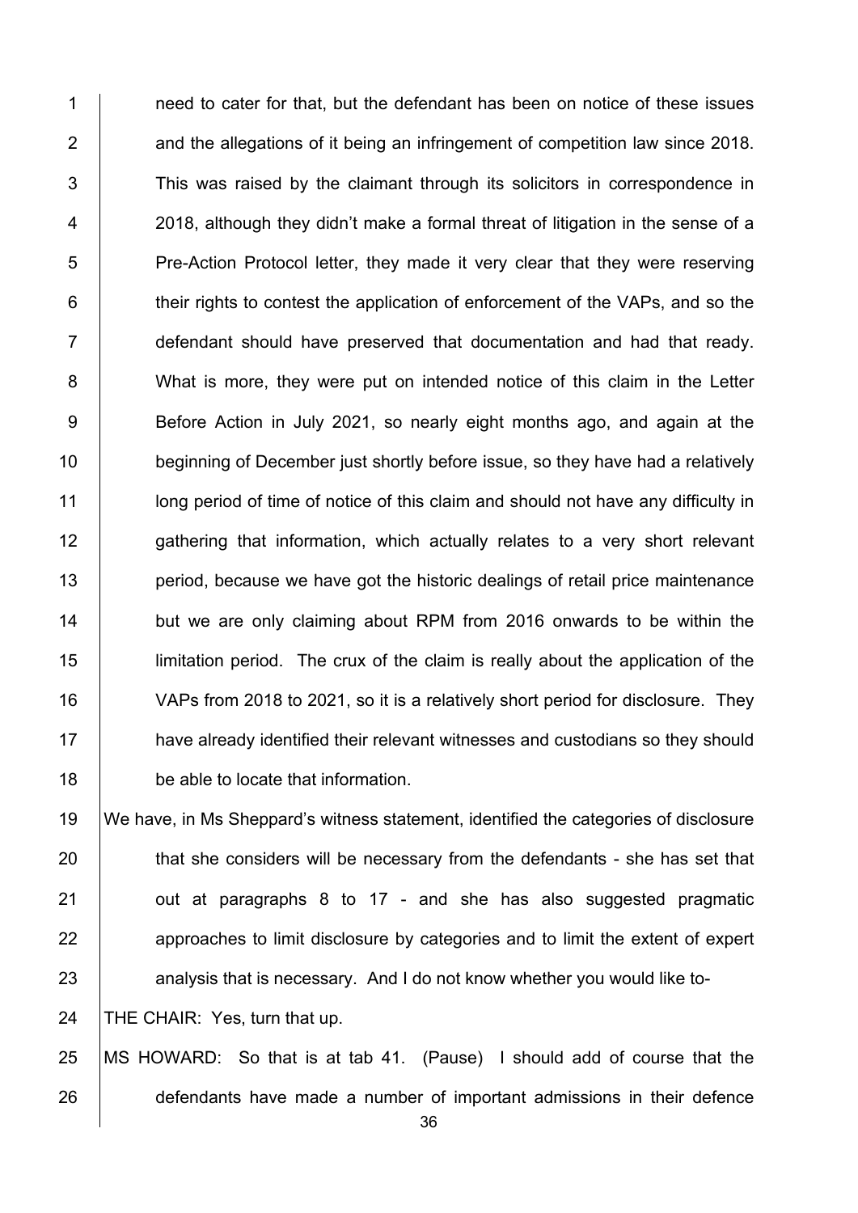need to cater for that, but the defendant has been on notice of these issues and the allegations of it being an infringement of competition law since 2018. This was raised by the claimant through its solicitors in correspondence in 2018, although they didn't make a formal threat of litigation in the sense of a Pre-Action Protocol letter, they made it very clear that they were reserving their rights to contest the application of enforcement of the VAPs, and so the defendant should have preserved that documentation and had that ready. What is more, they were put on intended notice of this claim in the Letter Before Action in July 2021, so nearly eight months ago, and again at the beginning of December just shortly before issue, so they have had a relatively long period of time of notice of this claim and should not have any difficulty in gathering that information, which actually relates to a very short relevant period, because we have got the historic dealings of retail price maintenance but we are only claiming about RPM from 2016 onwards to be within the limitation period. The crux of the claim is really about the application of the VAPs from 2018 to 2021, so it is a relatively short period for disclosure. They have already identified their relevant witnesses and custodians so they should be able to locate that information.

We have, in Ms Sheppard's witness statement, identified the categories of disclosure that she considers will be necessary from the defendants - she has set that out at paragraphs 8 to 17 - and she has also suggested pragmatic approaches to limit disclosure by categories and to limit the extent of expert analysis that is necessary. And I do not know whether you would like to-

THE CHAIR: Yes, turn that up.

MS HOWARD: So that is at tab 41. (Pause) I should add of course that the defendants have made a number of important admissions in their defence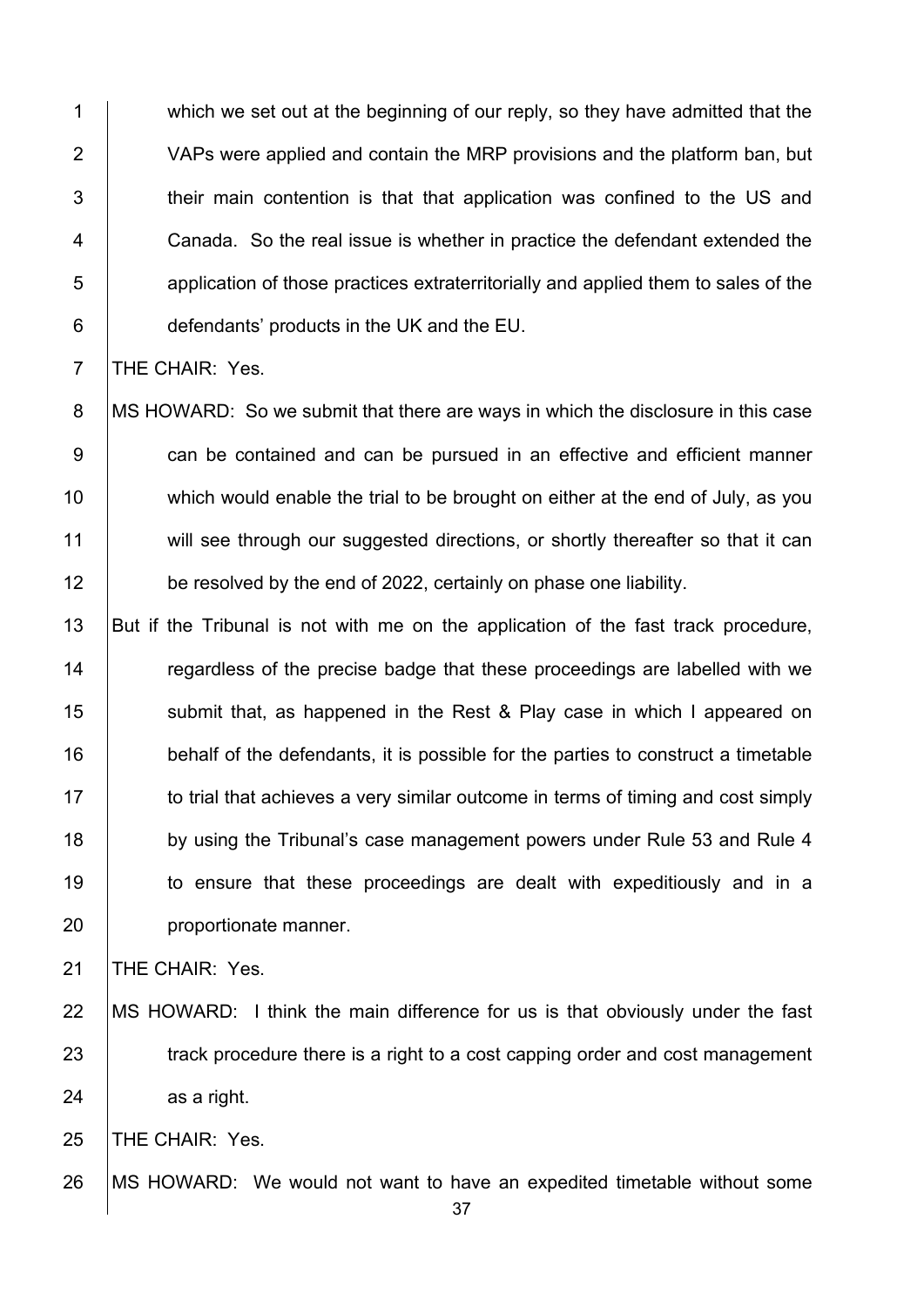which we set out at the beginning of our reply, so they have admitted that the VAPs were applied and contain the MRP provisions and the platform ban, but their main contention is that that application was confined to the US and Canada. So the real issue is whether in practice the defendant extended the application of those practices extraterritorially and applied them to sales of the defendants' products in the UK and the EU.

THE CHAIR: Yes.

MS HOWARD: So we submit that there are ways in which the disclosure in this case can be contained and can be pursued in an effective and efficient manner which would enable the trial to be brought on either at the end of July, as you will see through our suggested directions, or shortly thereafter so that it can be resolved by the end of 2022, certainly on phase one liability.

But if the Tribunal is not with me on the application of the fast track procedure, regardless of the precise badge that these proceedings are labelled with we submit that, as happened in the Rest & Play case in which I appeared on behalf of the defendants, it is possible for the parties to construct a timetable to trial that achieves a very similar outcome in terms of timing and cost simply by using the Tribunal's case management powers under Rule 53 and Rule 4 to ensure that these proceedings are dealt with expeditiously and in a proportionate manner.

THE CHAIR: Yes.

MS HOWARD: I think the main difference for us is that obviously under the fast track procedure there is a right to a cost capping order and cost management as a right.

THE CHAIR: Yes.

MS HOWARD: We would not want to have an expedited timetable without some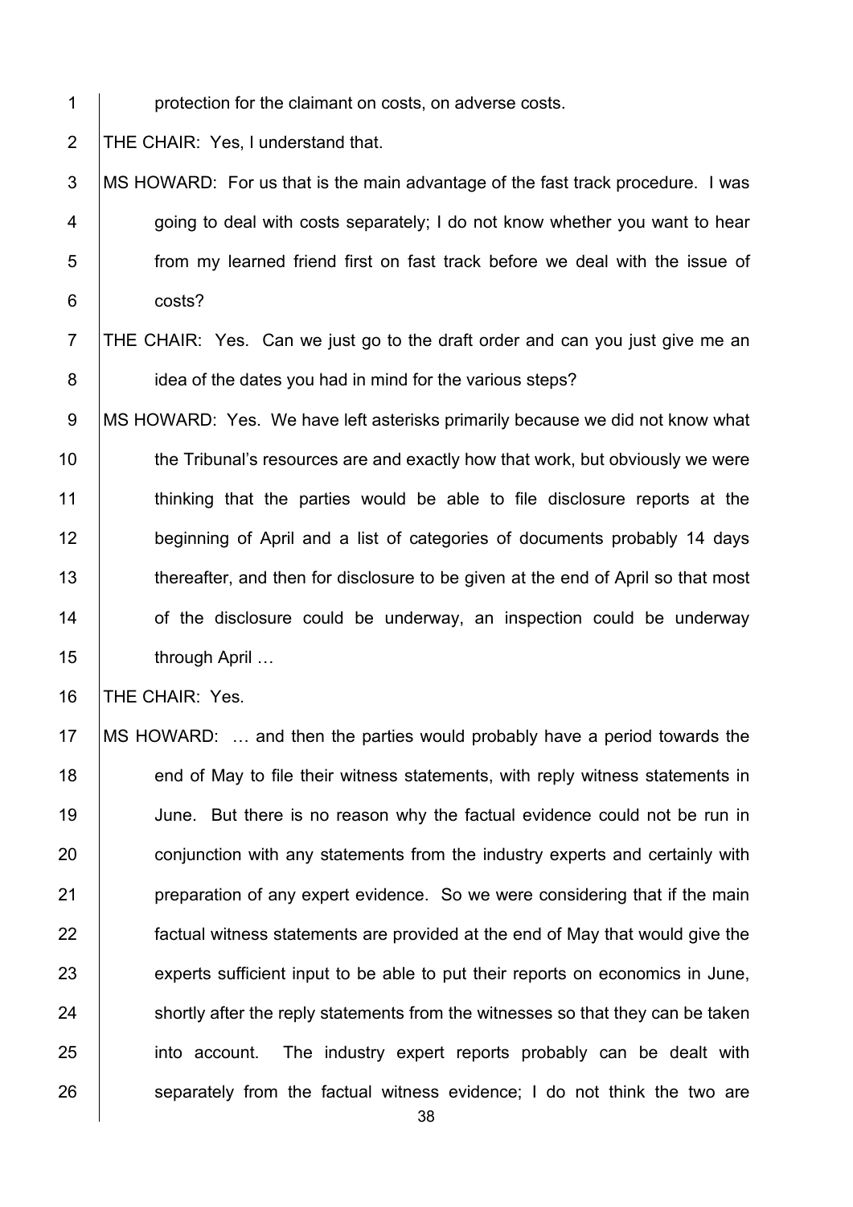protection for the claimant on costs, on adverse costs.

THE CHAIR: Yes, I understand that.

MS HOWARD: For us that is the main advantage of the fast track procedure. I was going to deal with costs separately; I do not know whether you want to hear from my learned friend first on fast track before we deal with the issue of costs?

THE CHAIR: Yes. Can we just go to the draft order and can you just give me an idea of the dates you had in mind for the various steps?

MS HOWARD: Yes. We have left asterisks primarily because we did not know what the Tribunal's resources are and exactly how that work, but obviously we were thinking that the parties would be able to file disclosure reports at the beginning of April and a list of categories of documents probably 14 days thereafter, and then for disclosure to be given at the end of April so that most of the disclosure could be underway, an inspection could be underway through April …

THE CHAIR: Yes.

MS HOWARD: … and then the parties would probably have a period towards the end of May to file their witness statements, with reply witness statements in June. But there is no reason why the factual evidence could not be run in conjunction with any statements from the industry experts and certainly with preparation of any expert evidence. So we were considering that if the main factual witness statements are provided at the end of May that would give the experts sufficient input to be able to put their reports on economics in June, shortly after the reply statements from the witnesses so that they can be taken into account. The industry expert reports probably can be dealt with separately from the factual witness evidence; I do not think the two are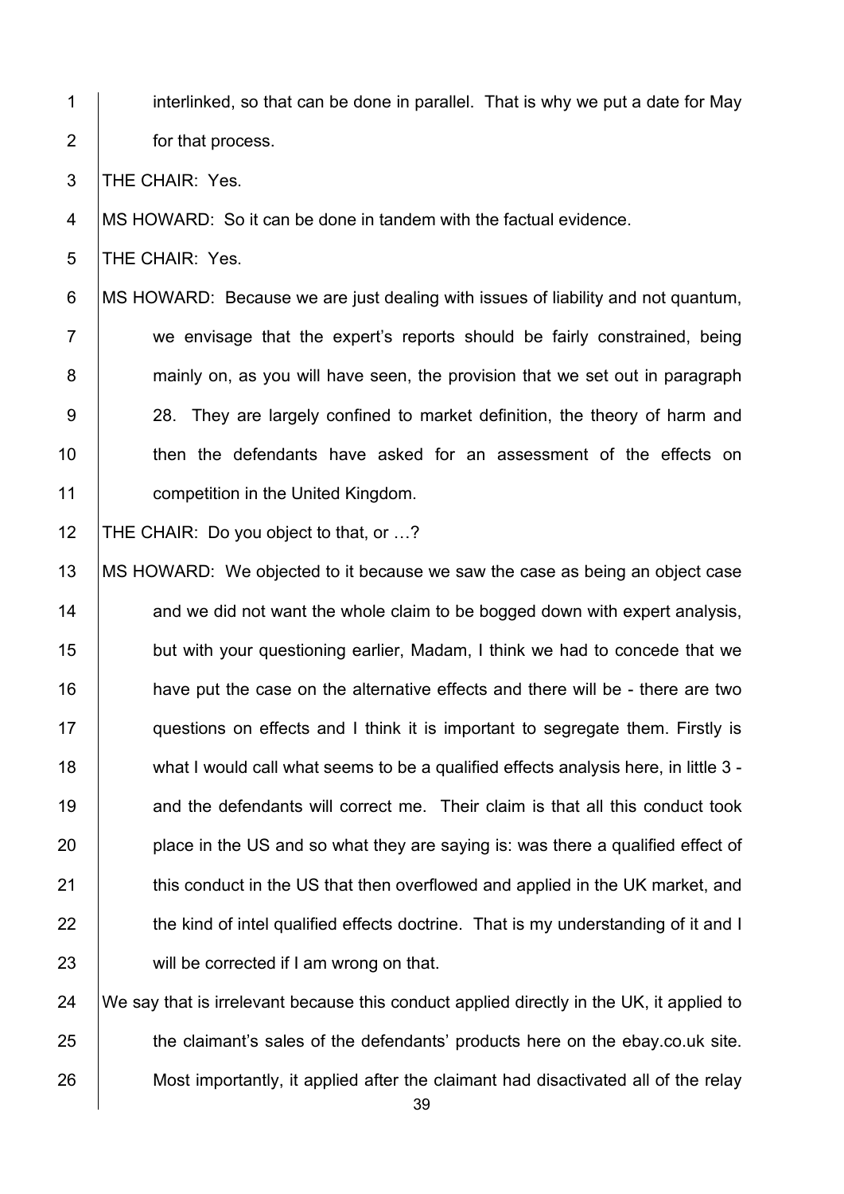interlinked, so that can be done in parallel. That is why we put a date for May for that process.

THE CHAIR: Yes.

MS HOWARD: So it can be done in tandem with the factual evidence.

THE CHAIR: Yes.

MS HOWARD: Because we are just dealing with issues of liability and not quantum, we envisage that the expert's reports should be fairly constrained, being mainly on, as you will have seen, the provision that we set out in paragraph 28. They are largely confined to market definition, the theory of harm and then the defendants have asked for an assessment of the effects on competition in the United Kingdom.

THE CHAIR: Do you object to that, or …?

MS HOWARD: We objected to it because we saw the case as being an object case and we did not want the whole claim to be bogged down with expert analysis, but with your questioning earlier, Madam, I think we had to concede that we have put the case on the alternative effects and there will be - there are two questions on effects and I think it is important to segregate them. Firstly is what I would call what seems to be a qualified effects analysis here, in little 3 - and the defendants will correct me. Their claim is that all this conduct took place in the US and so what they are saying is: was there a qualified effect of this conduct in the US that then overflowed and applied in the UK market, and the kind of intel qualified effects doctrine. That is my understanding of it and I will be corrected if I am wrong on that.

We say that is irrelevant because this conduct applied directly in the UK, it applied to the claimant's sales of the defendants' products here on the ebay.co.uk site. Most importantly, it applied after the claimant had disactivated all of the relay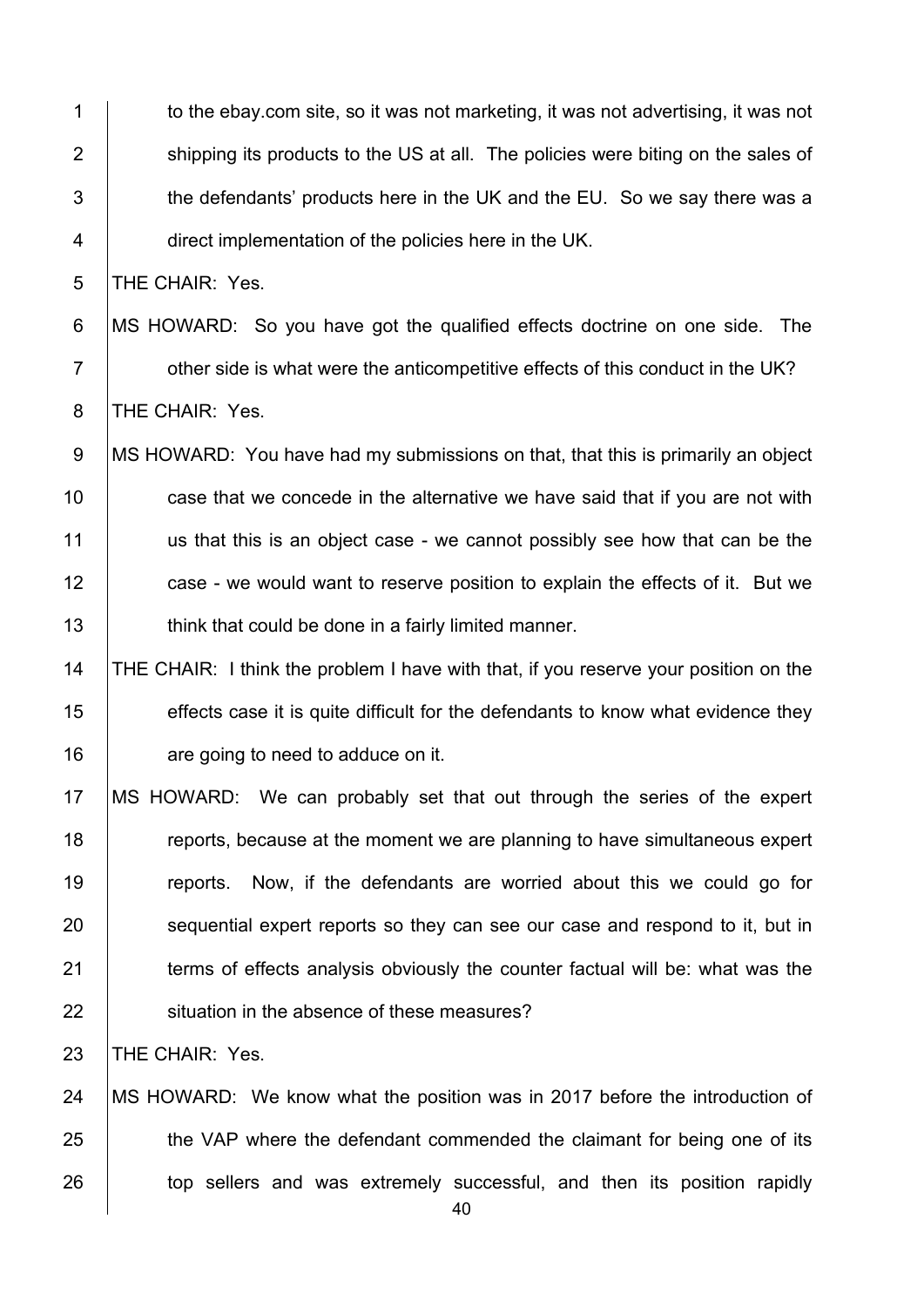to the ebay.com site, so it was not marketing, it was not advertising, it was not shipping its products to the US at all. The policies were biting on the sales of the defendants' products here in the UK and the EU. So we say there was a direct implementation of the policies here in the UK.

THE CHAIR: Yes.

MS HOWARD: So you have got the qualified effects doctrine on one side. The other side is what were the anticompetitive effects of this conduct in the UK?

THE CHAIR: Yes.

MS HOWARD: You have had my submissions on that, that this is primarily an object case that we concede in the alternative we have said that if you are not with us that this is an object case - we cannot possibly see how that can be the case - we would want to reserve position to explain the effects of it. But we think that could be done in a fairly limited manner.

THE CHAIR: I think the problem I have with that, if you reserve your position on the effects case it is quite difficult for the defendants to know what evidence they are going to need to adduce on it.

MS HOWARD: We can probably set that out through the series of the expert reports, because at the moment we are planning to have simultaneous expert reports. Now, if the defendants are worried about this we could go for sequential expert reports so they can see our case and respond to it, but in terms of effects analysis obviously the counter factual will be: what was the situation in the absence of these measures?

THE CHAIR: Yes.

MS HOWARD: We know what the position was in 2017 before the introduction of the VAP where the defendant commended the claimant for being one of its top sellers and was extremely successful, and then its position rapidly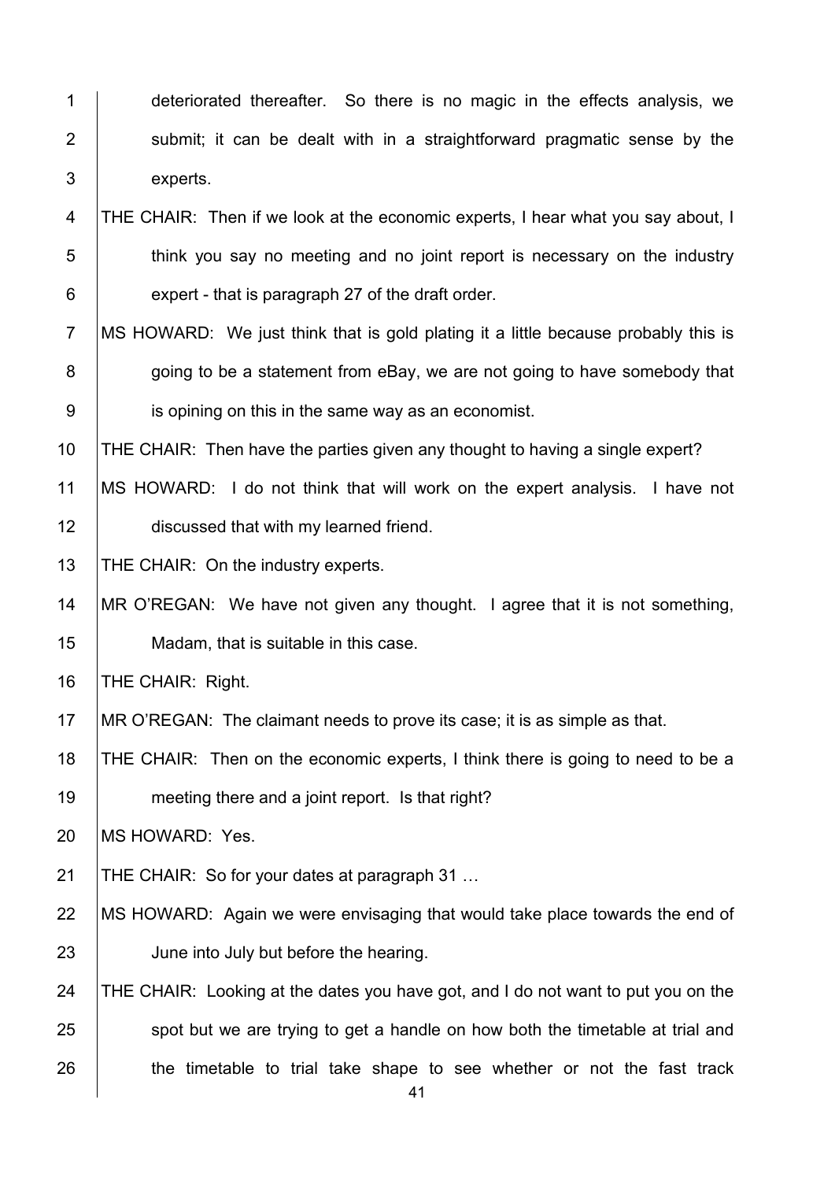deteriorated thereafter. So there is no magic in the effects analysis, we submit; it can be dealt with in a straightforward pragmatic sense by the experts.

THE CHAIR: Then if we look at the economic experts, I hear what you say about, I think you say no meeting and no joint report is necessary on the industry expert - that is paragraph 27 of the draft order.

MS HOWARD: We just think that is gold plating it a little because probably this is going to be a statement from eBay, we are not going to have somebody that is opining on this in the same way as an economist.

THE CHAIR: Then have the parties given any thought to having a single expert?

MS HOWARD: I do not think that will work on the expert analysis. I have not discussed that with my learned friend.

THE CHAIR: On the industry experts.

MR O'REGAN: We have not given any thought. I agree that it is not something, Madam, that is suitable in this case.

THE CHAIR: Right.

MR O'REGAN: The claimant needs to prove its case; it is as simple as that.

THE CHAIR: Then on the economic experts, I think there is going to need to be a meeting there and a joint report. Is that right?

MS HOWARD: Yes.

THE CHAIR: So for your dates at paragraph 31 …

MS HOWARD: Again we were envisaging that would take place towards the end of June into July but before the hearing.

THE CHAIR: Looking at the dates you have got, and I do not want to put you on the spot but we are trying to get a handle on how both the timetable at trial and the timetable to trial take shape to see whether or not the fast track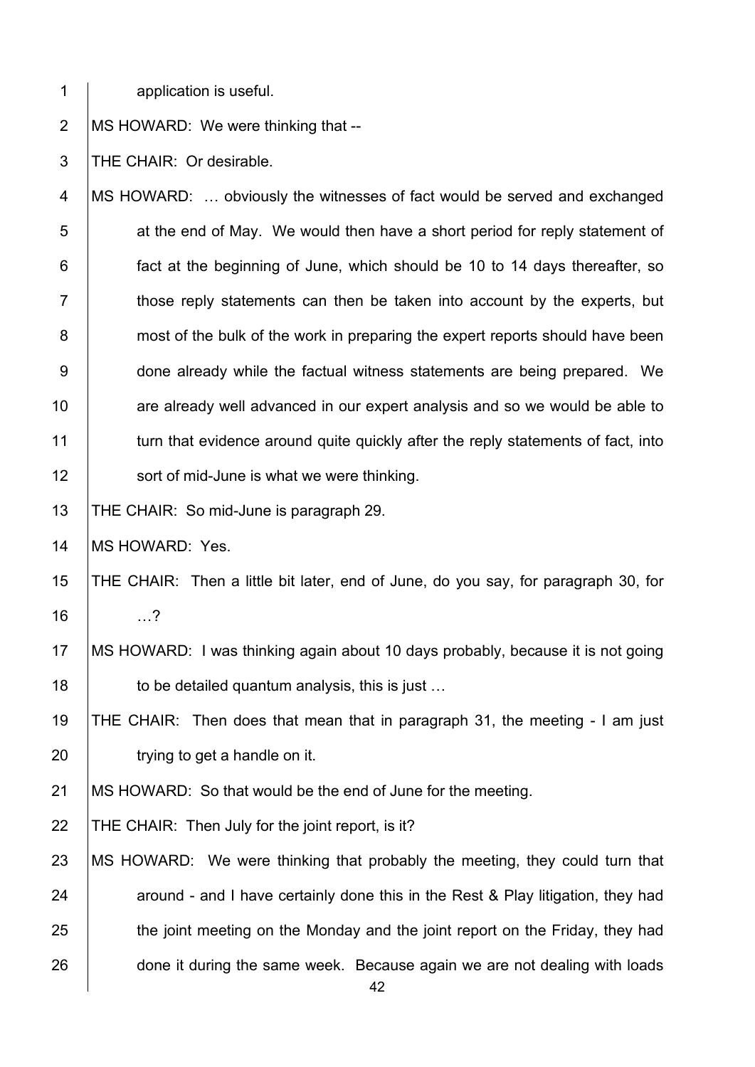application is useful.

MS HOWARD: We were thinking that --

THE CHAIR: Or desirable.

MS HOWARD: … obviously the witnesses of fact would be served and exchanged at the end of May. We would then have a short period for reply statement of fact at the beginning of June, which should be 10 to 14 days thereafter, so those reply statements can then be taken into account by the experts, but most of the bulk of the work in preparing the expert reports should have been done already while the factual witness statements are being prepared. We are already well advanced in our expert analysis and so we would be able to turn that evidence around quite quickly after the reply statements of fact, into sort of mid-June is what we were thinking.

THE CHAIR: So mid-June is paragraph 29.

MS HOWARD: Yes.

THE CHAIR: Then a little bit later, end of June, do you say, for paragraph 30, for …?

MS HOWARD: I was thinking again about 10 days probably, because it is not going to be detailed quantum analysis, this is just …

THE CHAIR: Then does that mean that in paragraph 31, the meeting - I am just trying to get a handle on it.

MS HOWARD: So that would be the end of June for the meeting.

THE CHAIR: Then July for the joint report, is it?

MS HOWARD: We were thinking that probably the meeting, they could turn that around - and I have certainly done this in the Rest & Play litigation, they had the joint meeting on the Monday and the joint report on the Friday, they had done it during the same week. Because again we are not dealing with loads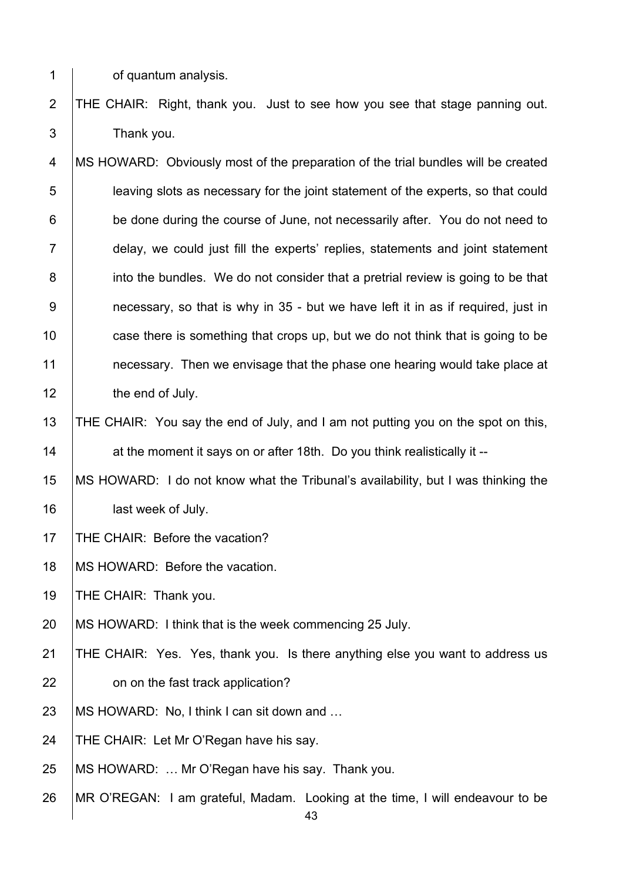of quantum analysis.

THE CHAIR: Right, thank you. Just to see how you see that stage panning out. Thank you.

MS HOWARD: Obviously most of the preparation of the trial bundles will be created leaving slots as necessary for the joint statement of the experts, so that could be done during the course of June, not necessarily after. You do not need to delay, we could just fill the experts' replies, statements and joint statement into the bundles. We do not consider that a pretrial review is going to be that necessary, so that is why in 35 - but we have left it in as if required, just in case there is something that crops up, but we do not think that is going to be necessary. Then we envisage that the phase one hearing would take place at the end of July.

THE CHAIR: You say the end of July, and I am not putting you on the spot on this, at the moment it says on or after 18th. Do you think realistically it --

MS HOWARD: I do not know what the Tribunal's availability, but I was thinking the last week of July.

THE CHAIR: Before the vacation?

MS HOWARD: Before the vacation.

THE CHAIR: Thank you.

MS HOWARD: I think that is the week commencing 25 July.

THE CHAIR: Yes. Yes, thank you. Is there anything else you want to address us on on the fast track application?

MS HOWARD: No, I think I can sit down and …

THE CHAIR: Let Mr O'Regan have his say.

MS HOWARD: … Mr O'Regan have his say. Thank you.

MR O'REGAN: I am grateful, Madam. Looking at the time, I will endeavour to be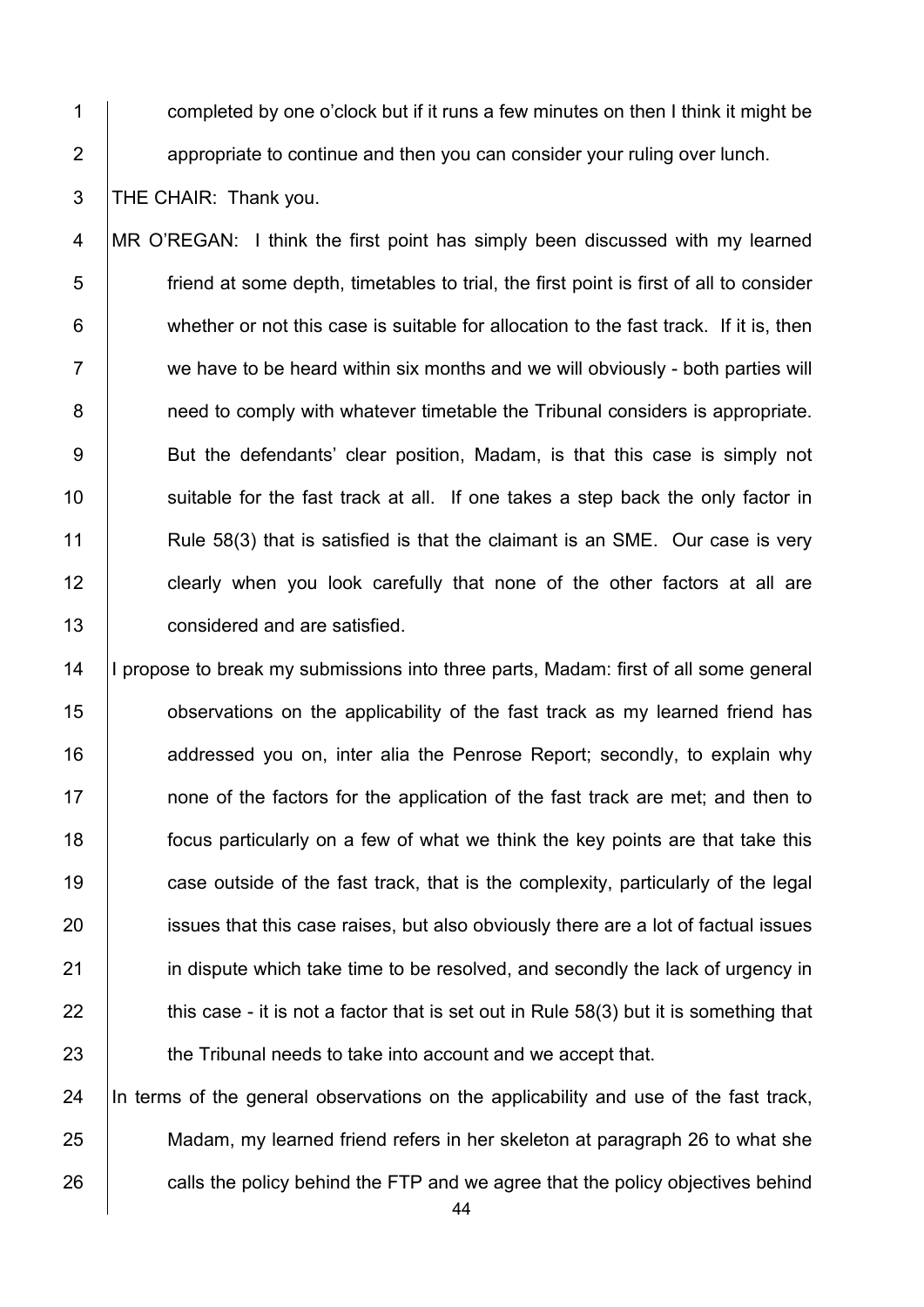completed by one o'clock but if it runs a few minutes on then I think it might be appropriate to continue and then you can consider your ruling over lunch.

THE CHAIR: Thank you.

MR O'REGAN: I think the first point has simply been discussed with my learned friend at some depth, timetables to trial, the first point is first of all to consider whether or not this case is suitable for allocation to the fast track. If it is, then we have to be heard within six months and we will obviously - both parties will need to comply with whatever timetable the Tribunal considers is appropriate. But the defendants' clear position, Madam, is that this case is simply not suitable for the fast track at all. If one takes a step back the only factor in Rule 58(3) that is satisfied is that the claimant is an SME. Our case is very clearly when you look carefully that none of the other factors at all are considered and are satisfied.

I propose to break my submissions into three parts, Madam: first of all some general observations on the applicability of the fast track as my learned friend has addressed you on, inter alia the Penrose Report; secondly, to explain why none of the factors for the application of the fast track are met; and then to focus particularly on a few of what we think the key points are that take this case outside of the fast track, that is the complexity, particularly of the legal issues that this case raises, but also obviously there are a lot of factual issues in dispute which take time to be resolved, and secondly the lack of urgency in this case - it is not a factor that is set out in Rule 58(3) but it is something that the Tribunal needs to take into account and we accept that.

In terms of the general observations on the applicability and use of the fast track, Madam, my learned friend refers in her skeleton at paragraph 26 to what she calls the policy behind the FTP and we agree that the policy objectives behind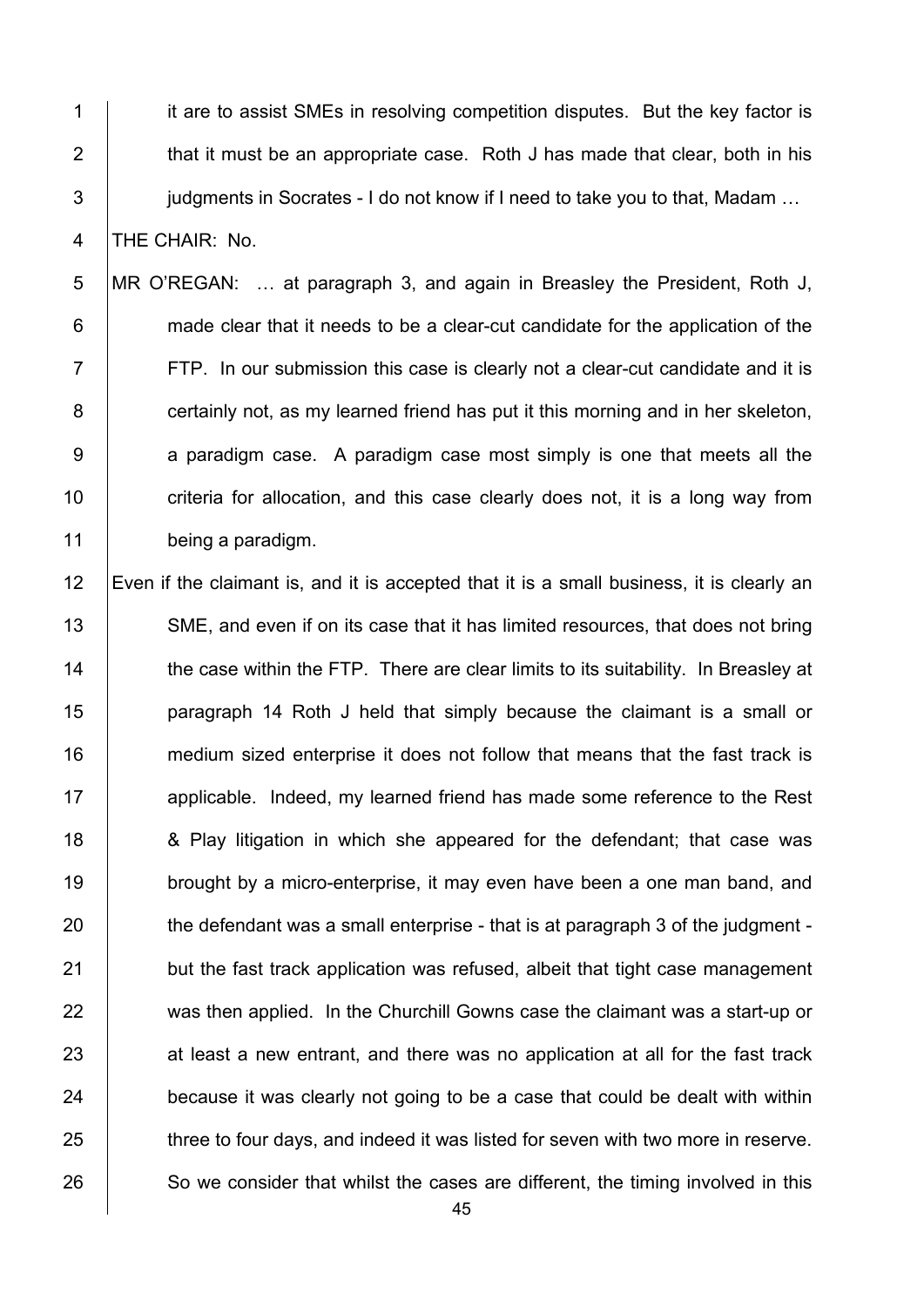it are to assist SMEs in resolving competition disputes. But the key factor is that it must be an appropriate case. Roth J has made that clear, both in his judgments in Socrates - I do not know if I need to take you to that, Madam …

THE CHAIR: No.

MR O'REGAN: … at paragraph 3, and again in Breasley the President, Roth J, made clear that it needs to be a clear-cut candidate for the application of the FTP. In our submission this case is clearly not a clear-cut candidate and it is certainly not, as my learned friend has put it this morning and in her skeleton, a paradigm case. A paradigm case most simply is one that meets all the criteria for allocation, and this case clearly does not, it is a long way from being a paradigm.

Even if the claimant is, and it is accepted that it is a small business, it is clearly an SME, and even if on its case that it has limited resources, that does not bring the case within the FTP. There are clear limits to its suitability. In Breasley at paragraph 14 Roth J held that simply because the claimant is a small or medium sized enterprise it does not follow that means that the fast track is applicable. Indeed, my learned friend has made some reference to the Rest & Play litigation in which she appeared for the defendant; that case was brought by a micro-enterprise, it may even have been a one man band, and the defendant was a small enterprise - that is at paragraph 3 of the judgment - but the fast track application was refused, albeit that tight case management was then applied. In the Churchill Gowns case the claimant was a start-up or at least a new entrant, and there was no application at all for the fast track because it was clearly not going to be a case that could be dealt with within three to four days, and indeed it was listed for seven with two more in reserve. So we consider that whilst the cases are different, the timing involved in this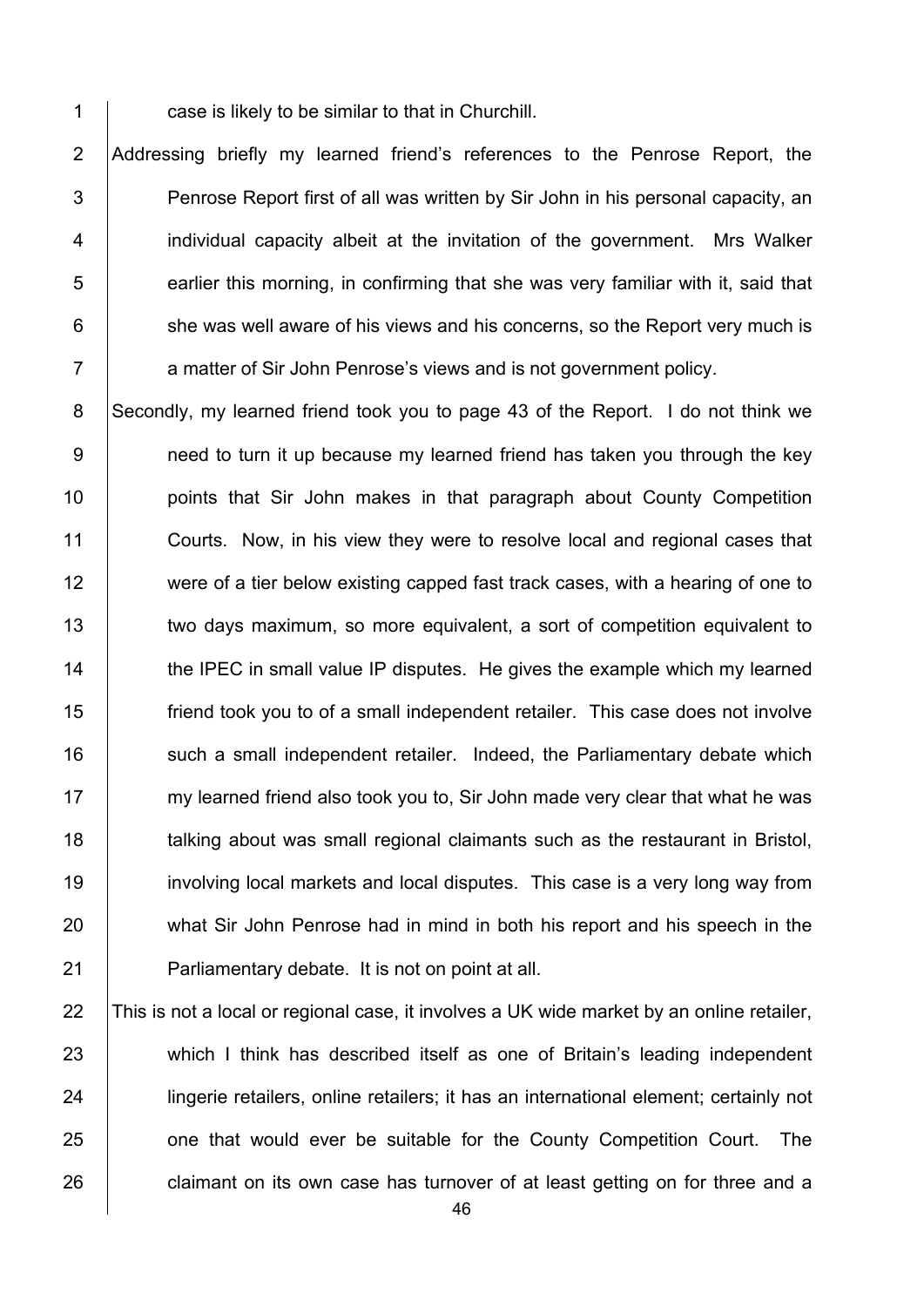case is likely to be similar to that in Churchill.

Addressing briefly my learned friend's references to the Penrose Report, the Penrose Report first of all was written by Sir John in his personal capacity, an individual capacity albeit at the invitation of the government. Mrs Walker earlier this morning, in confirming that she was very familiar with it, said that she was well aware of his views and his concerns, so the Report very much is a matter of Sir John Penrose's views and is not government policy.

Secondly, my learned friend took you to page 43 of the Report. I do not think we need to turn it up because my learned friend has taken you through the key points that Sir John makes in that paragraph about County Competition Courts. Now, in his view they were to resolve local and regional cases that were of a tier below existing capped fast track cases, with a hearing of one to two days maximum, so more equivalent, a sort of competition equivalent to the IPEC in small value IP disputes. He gives the example which my learned friend took you to of a small independent retailer. This case does not involve such a small independent retailer. Indeed, the Parliamentary debate which my learned friend also took you to, Sir John made very clear that what he was talking about was small regional claimants such as the restaurant in Bristol, involving local markets and local disputes. This case is a very long way from what Sir John Penrose had in mind in both his report and his speech in the Parliamentary debate. It is not on point at all.

This is not a local or regional case, it involves a UK wide market by an online retailer, which I think has described itself as one of Britain's leading independent lingerie retailers, online retailers; it has an international element; certainly not one that would ever be suitable for the County Competition Court. The claimant on its own case has turnover of at least getting on for three and a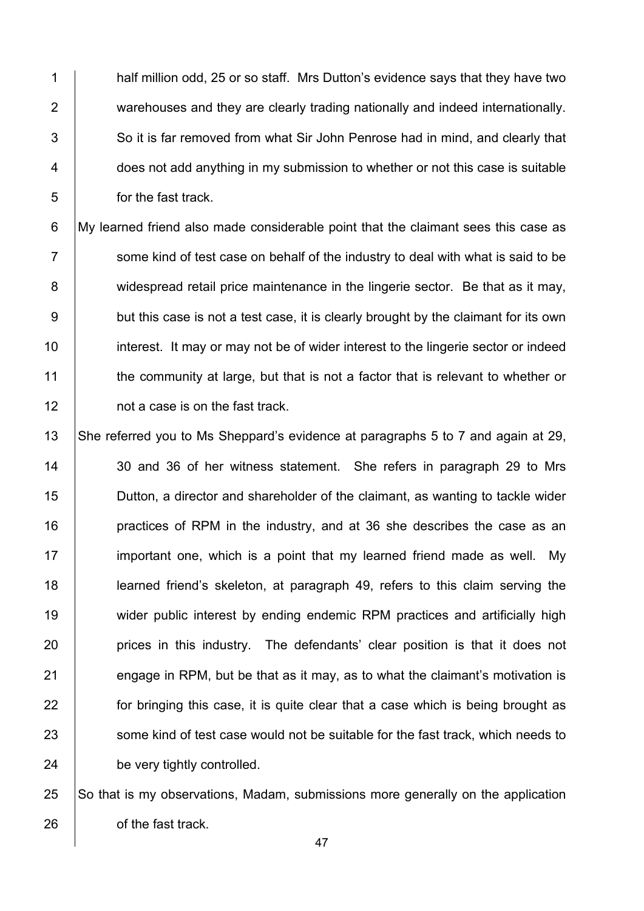half million odd, 25 or so staff. Mrs Dutton's evidence says that they have two warehouses and they are clearly trading nationally and indeed internationally. So it is far removed from what Sir John Penrose had in mind, and clearly that does not add anything in my submission to whether or not this case is suitable for the fast track.

My learned friend also made considerable point that the claimant sees this case as some kind of test case on behalf of the industry to deal with what is said to be widespread retail price maintenance in the lingerie sector. Be that as it may, but this case is not a test case, it is clearly brought by the claimant for its own interest. It may or may not be of wider interest to the lingerie sector or indeed the community at large, but that is not a factor that is relevant to whether or not a case is on the fast track.

She referred you to Ms Sheppard's evidence at paragraphs 5 to 7 and again at 29, 30 and 36 of her witness statement. She refers in paragraph 29 to Mrs Dutton, a director and shareholder of the claimant, as wanting to tackle wider practices of RPM in the industry, and at 36 she describes the case as an important one, which is a point that my learned friend made as well. My learned friend's skeleton, at paragraph 49, refers to this claim serving the wider public interest by ending endemic RPM practices and artificially high prices in this industry. The defendants' clear position is that it does not engage in RPM, but be that as it may, as to what the claimant's motivation is for bringing this case, it is quite clear that a case which is being brought as some kind of test case would not be suitable for the fast track, which needs to be very tightly controlled.

So that is my observations, Madam, submissions more generally on the application of the fast track.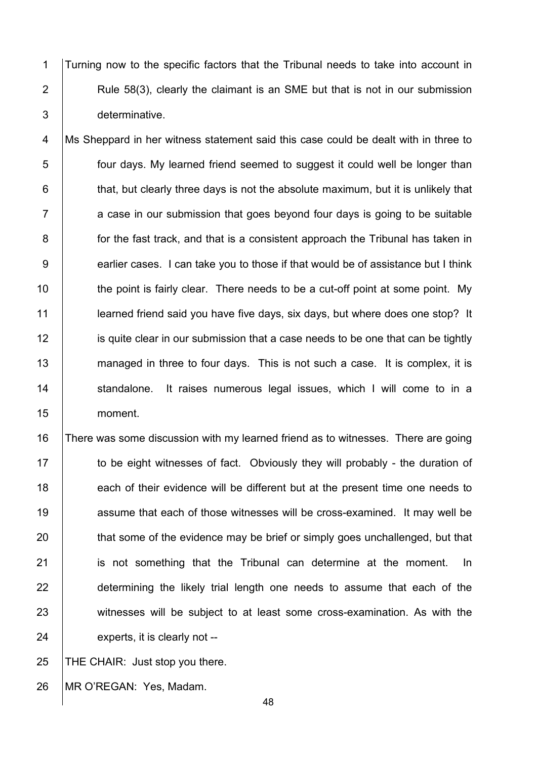Turning now to the specific factors that the Tribunal needs to take into account in Rule 58(3), clearly the claimant is an SME but that is not in our submission determinative.

Ms Sheppard in her witness statement said this case could be dealt with in three to four days. My learned friend seemed to suggest it could well be longer than that, but clearly three days is not the absolute maximum, but it is unlikely that a case in our submission that goes beyond four days is going to be suitable for the fast track, and that is a consistent approach the Tribunal has taken in earlier cases. I can take you to those if that would be of assistance but I think the point is fairly clear. There needs to be a cut-off point at some point. My learned friend said you have five days, six days, but where does one stop? It is quite clear in our submission that a case needs to be one that can be tightly managed in three to four days. This is not such a case. It is complex, it is standalone. It raises numerous legal issues, which I will come to in a moment.

There was some discussion with my learned friend as to witnesses. There are going to be eight witnesses of fact. Obviously they will probably - the duration of each of their evidence will be different but at the present time one needs to assume that each of those witnesses will be cross-examined. It may well be that some of the evidence may be brief or simply goes unchallenged, but that is not something that the Tribunal can determine at the moment. In determining the likely trial length one needs to assume that each of the witnesses will be subject to at least some cross-examination. As with the experts, it is clearly not --

THE CHAIR: Just stop you there.

MR O'REGAN: Yes, Madam.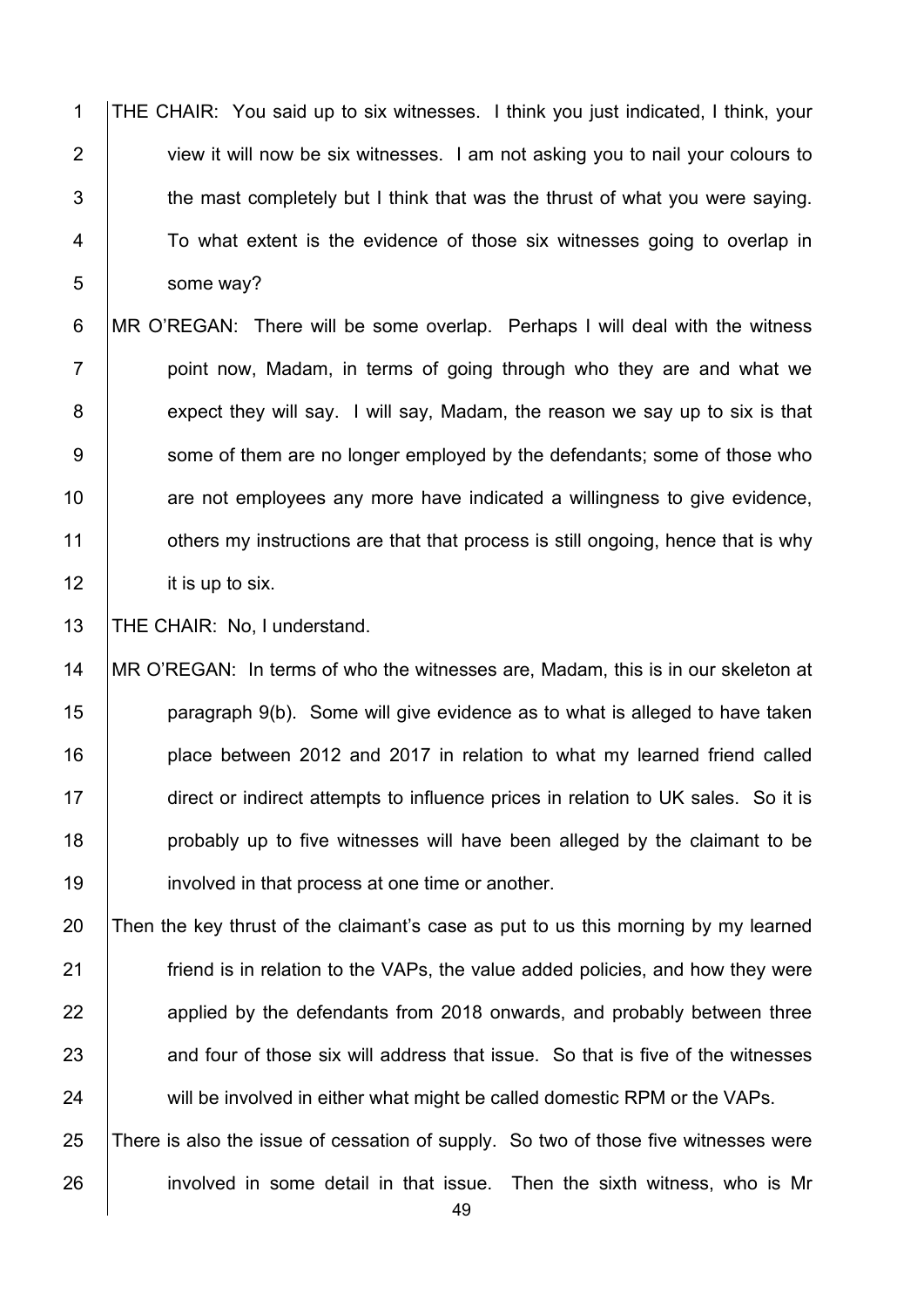THE CHAIR: You said up to six witnesses. I think you just indicated, I think, your view it will now be six witnesses. I am not asking you to nail your colours to the mast completely but I think that was the thrust of what you were saying. To what extent is the evidence of those six witnesses going to overlap in some way?

MR O'REGAN: There will be some overlap. Perhaps I will deal with the witness point now, Madam, in terms of going through who they are and what we expect they will say. I will say, Madam, the reason we say up to six is that some of them are no longer employed by the defendants; some of those who are not employees any more have indicated a willingness to give evidence, others my instructions are that that process is still ongoing, hence that is why it is up to six.

THE CHAIR: No, I understand.

MR O'REGAN: In terms of who the witnesses are, Madam, this is in our skeleton at paragraph 9(b). Some will give evidence as to what is alleged to have taken place between 2012 and 2017 in relation to what my learned friend called direct or indirect attempts to influence prices in relation to UK sales. So it is probably up to five witnesses will have been alleged by the claimant to be involved in that process at one time or another.

Then the key thrust of the claimant's case as put to us this morning by my learned friend is in relation to the VAPs, the value added policies, and how they were applied by the defendants from 2018 onwards, and probably between three and four of those six will address that issue. So that is five of the witnesses will be involved in either what might be called domestic RPM or the VAPs.

There is also the issue of cessation of supply. So two of those five witnesses were involved in some detail in that issue. Then the sixth witness, who is Mr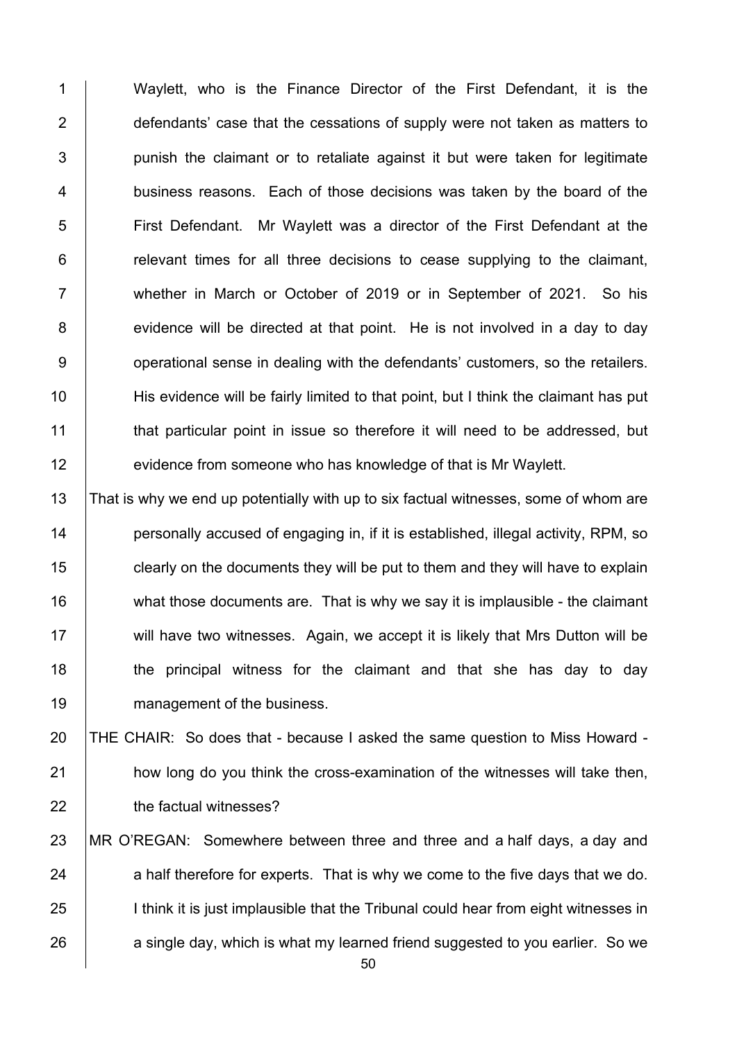Waylett, who is the Finance Director of the First Defendant, it is the defendants' case that the cessations of supply were not taken as matters to punish the claimant or to retaliate against it but were taken for legitimate business reasons. Each of those decisions was taken by the board of the First Defendant. Mr Waylett was a director of the First Defendant at the relevant times for all three decisions to cease supplying to the claimant, whether in March or October of 2019 or in September of 2021. So his evidence will be directed at that point. He is not involved in a day to day operational sense in dealing with the defendants' customers, so the retailers. His evidence will be fairly limited to that point, but I think the claimant has put that particular point in issue so therefore it will need to be addressed, but evidence from someone who has knowledge of that is Mr Waylett.

That is why we end up potentially with up to six factual witnesses, some of whom are personally accused of engaging in, if it is established, illegal activity, RPM, so clearly on the documents they will be put to them and they will have to explain what those documents are. That is why we say it is implausible - the claimant will have two witnesses. Again, we accept it is likely that Mrs Dutton will be the principal witness for the claimant and that she has day to day management of the business.

THE CHAIR: So does that - because I asked the same question to Miss Howard - how long do you think the cross-examination of the witnesses will take then, the factual witnesses?

MR O'REGAN: Somewhere between three and three and a half days, a day and a half therefore for experts. That is why we come to the five days that we do. I think it is just implausible that the Tribunal could hear from eight witnesses in a single day, which is what my learned friend suggested to you earlier. So we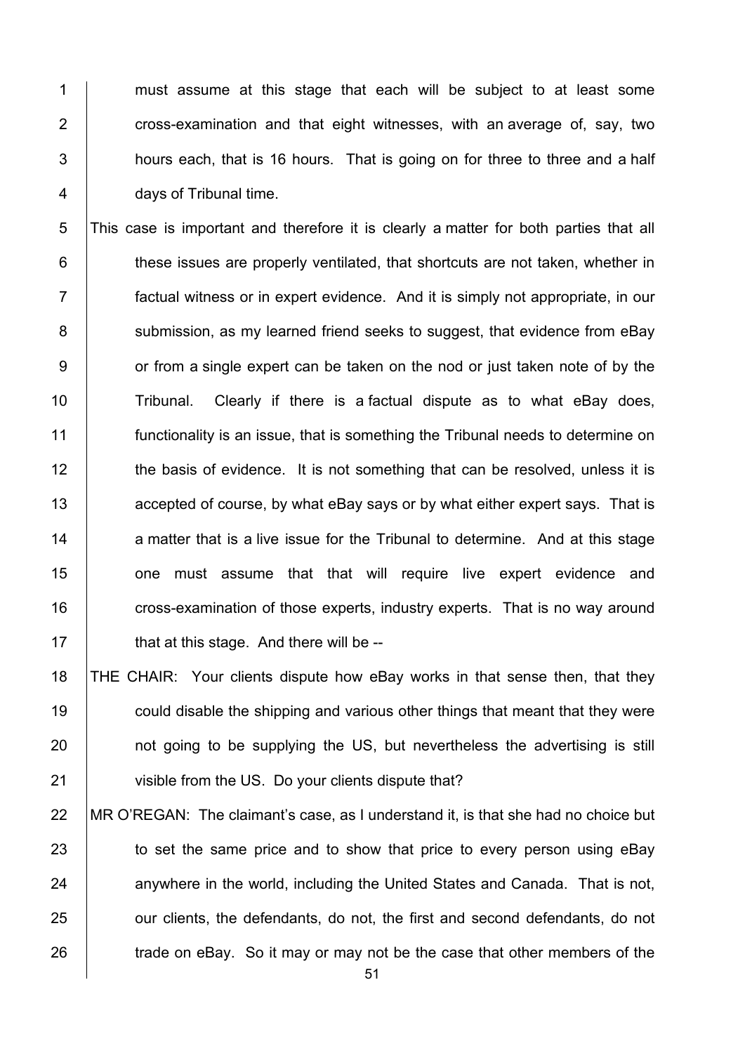must assume at this stage that each will be subject to at least some cross-examination and that eight witnesses, with an average of, say, two hours each, that is 16 hours. That is going on for three to three and a half days of Tribunal time.

This case is important and therefore it is clearly a matter for both parties that all these issues are properly ventilated, that shortcuts are not taken, whether in factual witness or in expert evidence. And it is simply not appropriate, in our submission, as my learned friend seeks to suggest, that evidence from eBay or from a single expert can be taken on the nod or just taken note of by the Tribunal. Clearly if there is a factual dispute as to what eBay does, functionality is an issue, that is something the Tribunal needs to determine on the basis of evidence. It is not something that can be resolved, unless it is accepted of course, by what eBay says or by what either expert says. That is a matter that is a live issue for the Tribunal to determine. And at this stage one must assume that that will require live expert evidence and cross-examination of those experts, industry experts. That is no way around that at this stage. And there will be --

THE CHAIR: Your clients dispute how eBay works in that sense then, that they could disable the shipping and various other things that meant that they were not going to be supplying the US, but nevertheless the advertising is still visible from the US. Do your clients dispute that?

MR O'REGAN: The claimant's case, as I understand it, is that she had no choice but to set the same price and to show that price to every person using eBay anywhere in the world, including the United States and Canada. That is not, our clients, the defendants, do not, the first and second defendants, do not trade on eBay. So it may or may not be the case that other members of the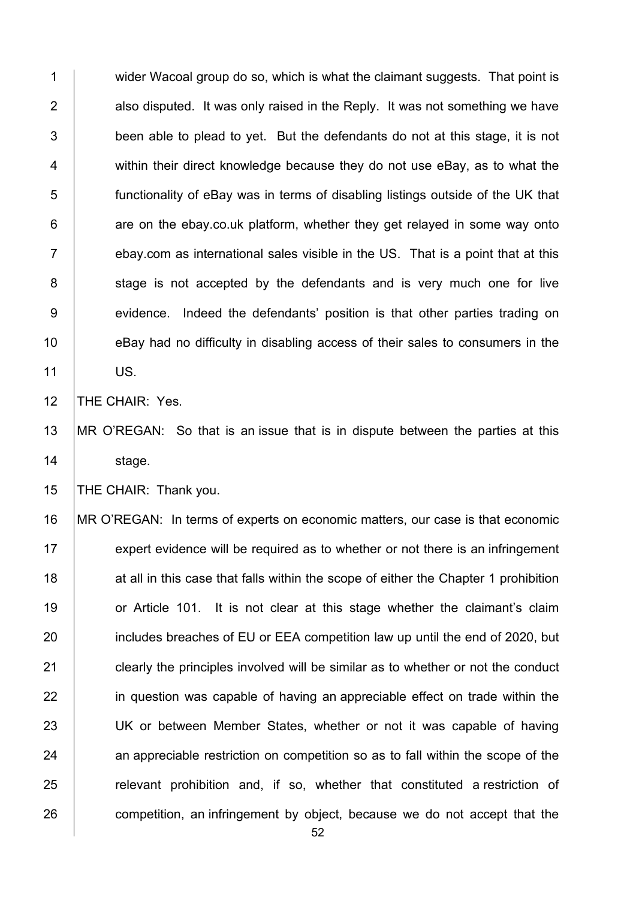wider Wacoal group do so, which is what the claimant suggests. That point is also disputed. It was only raised in the Reply. It was not something we have been able to plead to yet. But the defendants do not at this stage, it is not within their direct knowledge because they do not use eBay, as to what the functionality of eBay was in terms of disabling listings outside of the UK that are on the ebay.co.uk platform, whether they get relayed in some way onto ebay.com as international sales visible in the US. That is a point that at this stage is not accepted by the defendants and is very much one for live evidence. Indeed the defendants' position is that other parties trading on eBay had no difficulty in disabling access of their sales to consumers in the US.

THE CHAIR: Yes.

MR O'REGAN: So that is an issue that is in dispute between the parties at this stage.

THE CHAIR: Thank you.

MR O'REGAN: In terms of experts on economic matters, our case is that economic expert evidence will be required as to whether or not there is an infringement at all in this case that falls within the scope of either the Chapter 1 prohibition or Article 101. It is not clear at this stage whether the claimant's claim includes breaches of EU or EEA competition law up until the end of 2020, but clearly the principles involved will be similar as to whether or not the conduct in question was capable of having an appreciable effect on trade within the UK or between Member States, whether or not it was capable of having an appreciable restriction on competition so as to fall within the scope of the relevant prohibition and, if so, whether that constituted a restriction of competition, an infringement by object, because we do not accept that the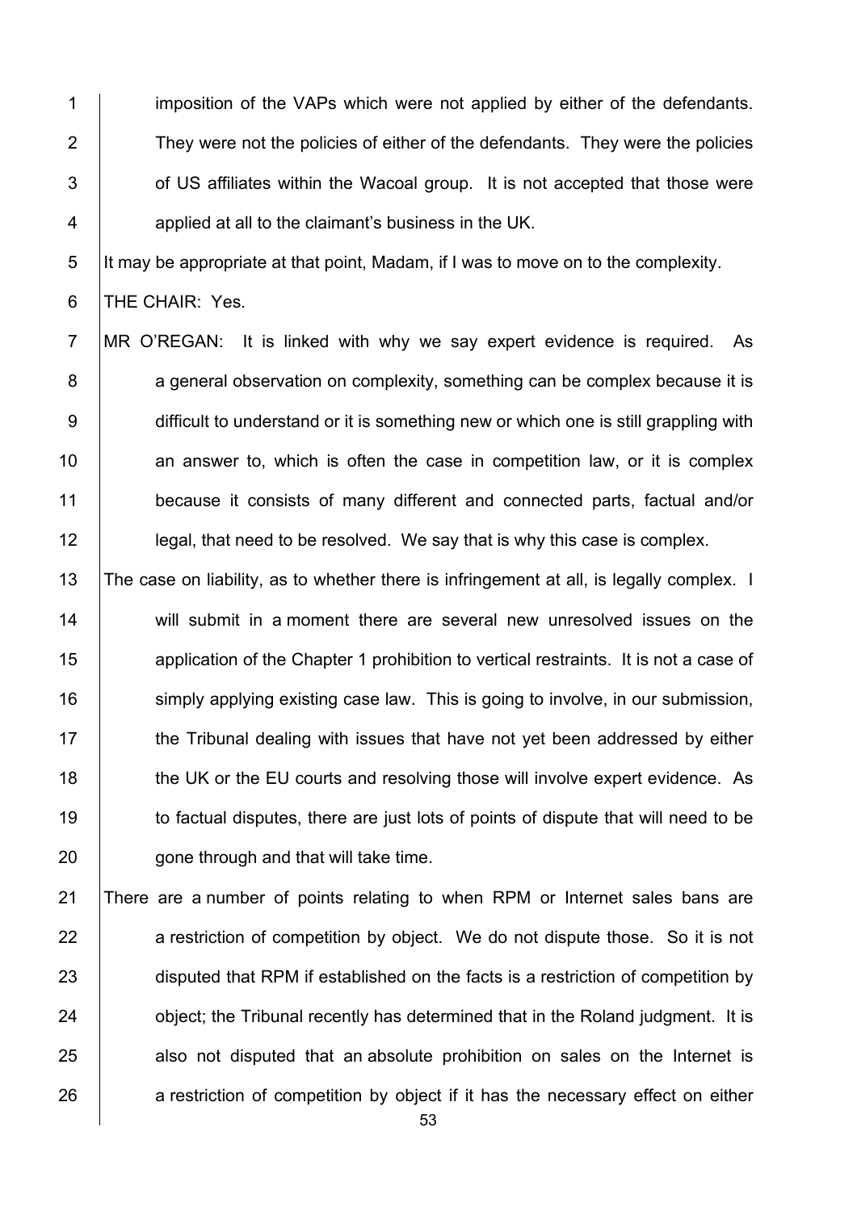imposition of the VAPs which were not applied by either of the defendants. They were not the policies of either of the defendants. They were the policies of US affiliates within the Wacoal group. It is not accepted that those were applied at all to the claimant's business in the UK.

It may be appropriate at that point, Madam, if I was to move on to the complexity.

THE CHAIR: Yes.

MR O'REGAN: It is linked with why we say expert evidence is required. As a general observation on complexity, something can be complex because it is difficult to understand or it is something new or which one is still grappling with an answer to, which is often the case in competition law, or it is complex because it consists of many different and connected parts, factual and/or legal, that need to be resolved. We say that is why this case is complex.

The case on liability, as to whether there is infringement at all, is legally complex. I will submit in a moment there are several new unresolved issues on the application of the Chapter 1 prohibition to vertical restraints. It is not a case of simply applying existing case law. This is going to involve, in our submission, the Tribunal dealing with issues that have not yet been addressed by either the UK or the EU courts and resolving those will involve expert evidence. As to factual disputes, there are just lots of points of dispute that will need to be gone through and that will take time.

There are a number of points relating to when RPM or Internet sales bans are a restriction of competition by object. We do not dispute those. So it is not disputed that RPM if established on the facts is a restriction of competition by object; the Tribunal recently has determined that in the Roland judgment. It is also not disputed that an absolute prohibition on sales on the Internet is a restriction of competition by object if it has the necessary effect on either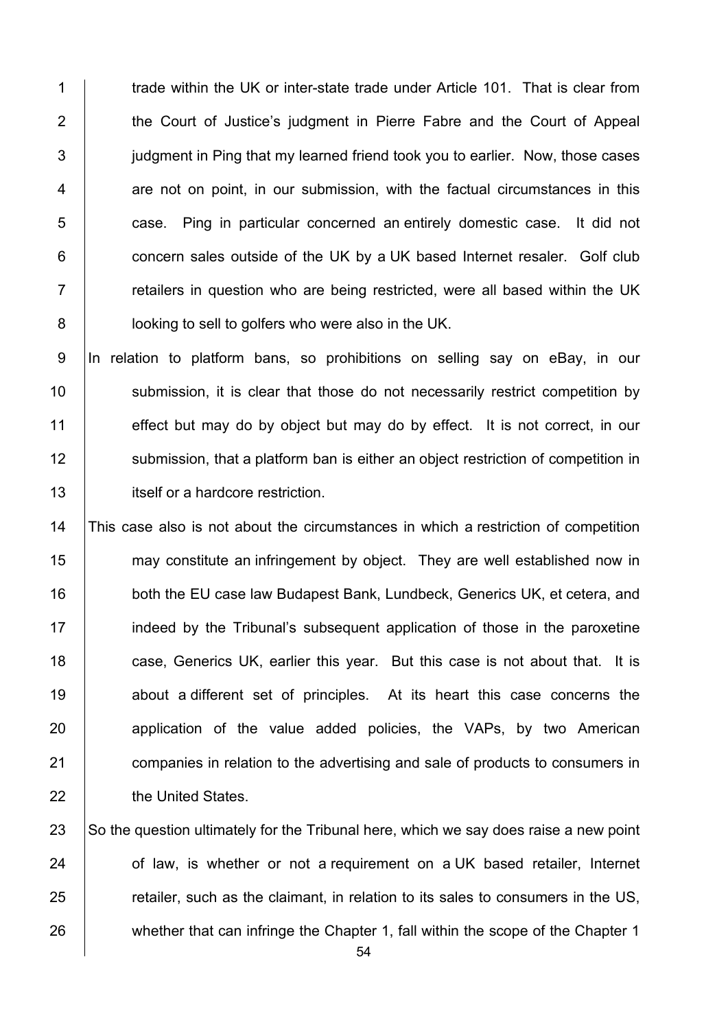trade within the UK or inter-state trade under Article 101. That is clear from the Court of Justice's judgment in Pierre Fabre and the Court of Appeal judgment in Ping that my learned friend took you to earlier. Now, those cases are not on point, in our submission, with the factual circumstances in this case. Ping in particular concerned an entirely domestic case. It did not concern sales outside of the UK by a UK based Internet resaler. Golf club retailers in question who are being restricted, were all based within the UK looking to sell to golfers who were also in the UK.

In relation to platform bans, so prohibitions on selling say on eBay, in our submission, it is clear that those do not necessarily restrict competition by effect but may do by object but may do by effect. It is not correct, in our submission, that a platform ban is either an object restriction of competition in itself or a hardcore restriction.

This case also is not about the circumstances in which a restriction of competition may constitute an infringement by object. They are well established now in both the EU case law Budapest Bank, Lundbeck, Generics UK, et cetera, and indeed by the Tribunal's subsequent application of those in the paroxetine case, Generics UK, earlier this year. But this case is not about that. It is about a different set of principles. At its heart this case concerns the application of the value added policies, the VAPs, by two American companies in relation to the advertising and sale of products to consumers in the United States.

So the question ultimately for the Tribunal here, which we say does raise a new point of law, is whether or not a requirement on a UK based retailer, Internet retailer, such as the claimant, in relation to its sales to consumers in the US, whether that can infringe the Chapter 1, fall within the scope of the Chapter 1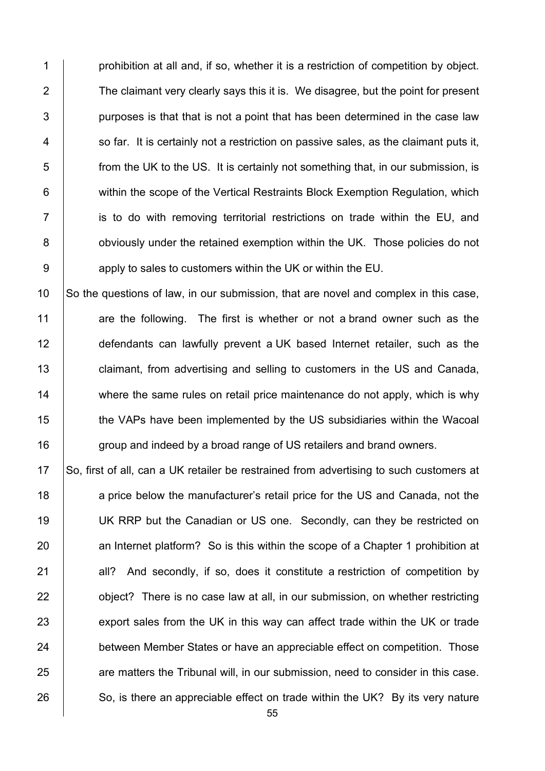prohibition at all and, if so, whether it is a restriction of competition by object. The claimant very clearly says this it is. We disagree, but the point for present purposes is that that is not a point that has been determined in the case law so far. It is certainly not a restriction on passive sales, as the claimant puts it, from the UK to the US. It is certainly not something that, in our submission, is within the scope of the Vertical Restraints Block Exemption Regulation, which is to do with removing territorial restrictions on trade within the EU, and obviously under the retained exemption within the UK. Those policies do not apply to sales to customers within the UK or within the EU.

So the questions of law, in our submission, that are novel and complex in this case, are the following. The first is whether or not a brand owner such as the defendants can lawfully prevent a UK based Internet retailer, such as the claimant, from advertising and selling to customers in the US and Canada, where the same rules on retail price maintenance do not apply, which is why the VAPs have been implemented by the US subsidiaries within the Wacoal group and indeed by a broad range of US retailers and brand owners.

So, first of all, can a UK retailer be restrained from advertising to such customers at a price below the manufacturer's retail price for the US and Canada, not the UK RRP but the Canadian or US one. Secondly, can they be restricted on an Internet platform? So is this within the scope of a Chapter 1 prohibition at all? And secondly, if so, does it constitute a restriction of competition by object? There is no case law at all, in our submission, on whether restricting export sales from the UK in this way can affect trade within the UK or trade between Member States or have an appreciable effect on competition. Those are matters the Tribunal will, in our submission, need to consider in this case. So, is there an appreciable effect on trade within the UK? By its very nature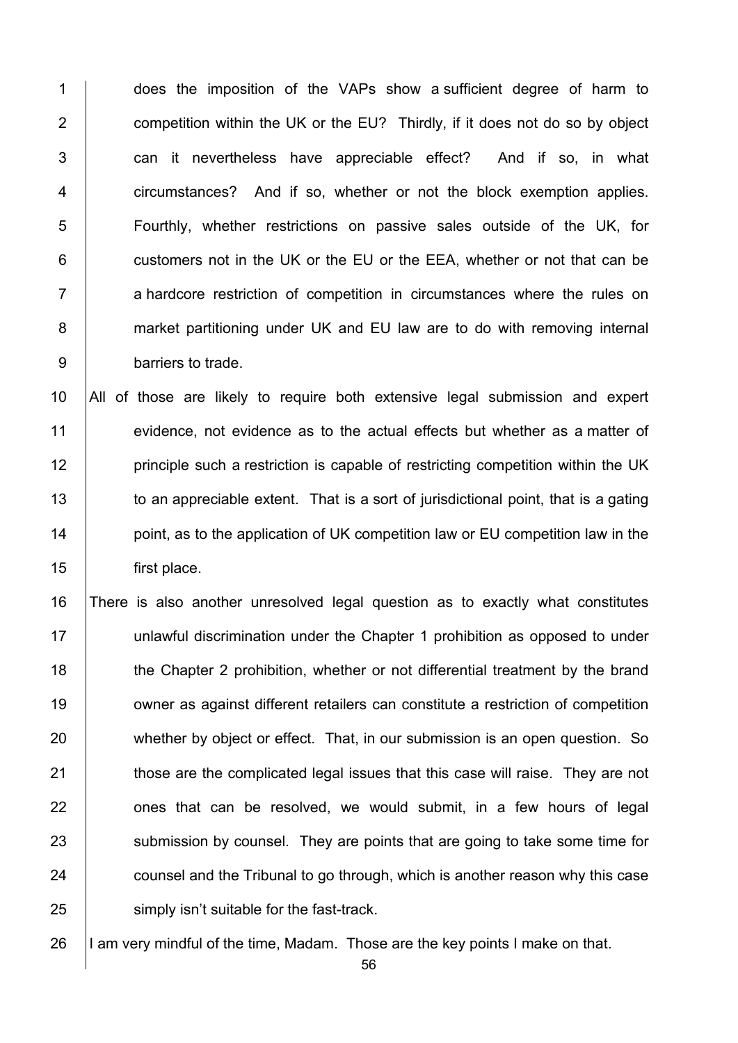does the imposition of the VAPs show a sufficient degree of harm to competition within the UK or the EU? Thirdly, if it does not do so by object can it nevertheless have appreciable effect? And if so, in what circumstances? And if so, whether or not the block exemption applies. Fourthly, whether restrictions on passive sales outside of the UK, for customers not in the UK or the EU or the EEA, whether or not that can be a hardcore restriction of competition in circumstances where the rules on market partitioning under UK and EU law are to do with removing internal barriers to trade.

All of those are likely to require both extensive legal submission and expert evidence, not evidence as to the actual effects but whether as a matter of principle such a restriction is capable of restricting competition within the UK to an appreciable extent. That is a sort of jurisdictional point, that is a gating point, as to the application of UK competition law or EU competition law in the first place.

There is also another unresolved legal question as to exactly what constitutes unlawful discrimination under the Chapter 1 prohibition as opposed to under the Chapter 2 prohibition, whether or not differential treatment by the brand owner as against different retailers can constitute a restriction of competition whether by object or effect. That, in our submission is an open question. So those are the complicated legal issues that this case will raise. They are not ones that can be resolved, we would submit, in a few hours of legal submission by counsel. They are points that are going to take some time for counsel and the Tribunal to go through, which is another reason why this case simply isn't suitable for the fast-track.

I am very mindful of the time, Madam. Those are the key points I make on that.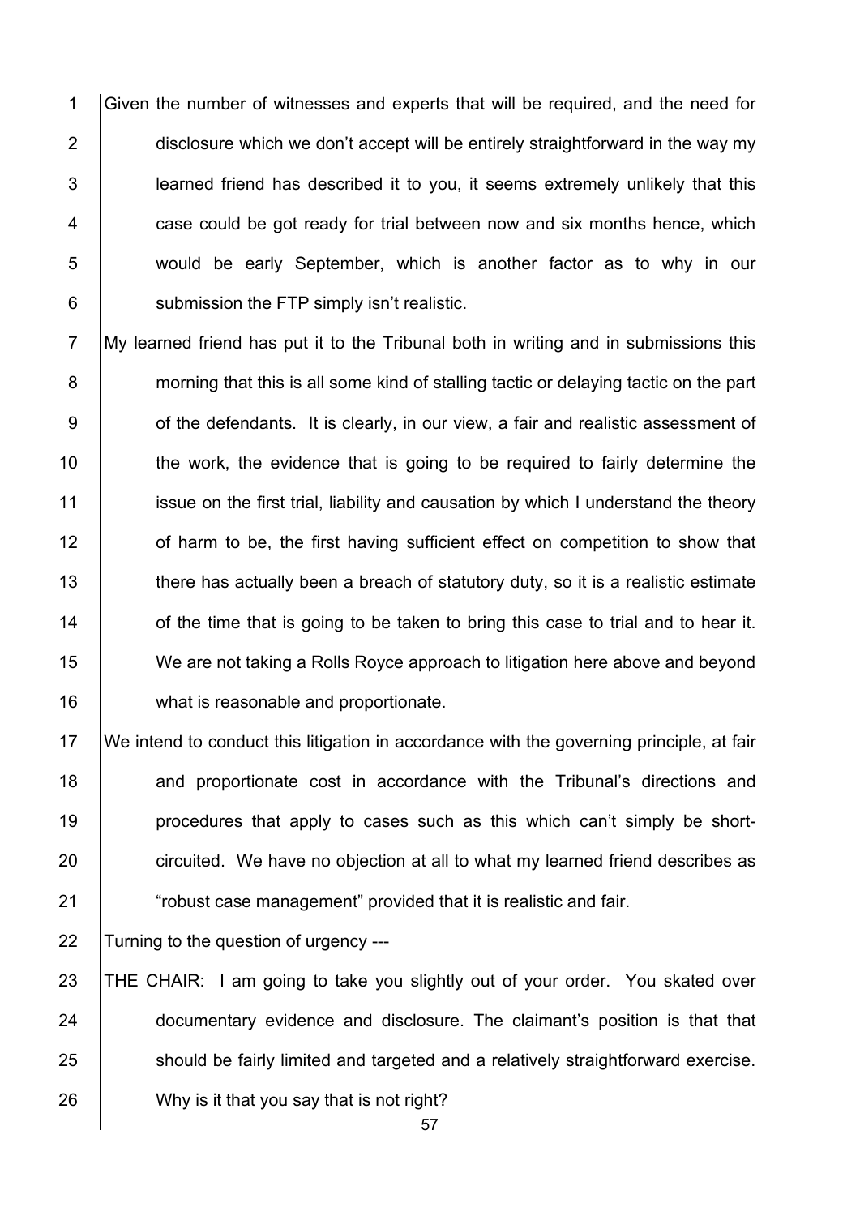Given the number of witnesses and experts that will be required, and the need for disclosure which we don't accept will be entirely straightforward in the way my learned friend has described it to you, it seems extremely unlikely that this case could be got ready for trial between now and six months hence, which would be early September, which is another factor as to why in our submission the FTP simply isn't realistic.

My learned friend has put it to the Tribunal both in writing and in submissions this morning that this is all some kind of stalling tactic or delaying tactic on the part of the defendants. It is clearly, in our view, a fair and realistic assessment of the work, the evidence that is going to be required to fairly determine the issue on the first trial, liability and causation by which I understand the theory of harm to be, the first having sufficient effect on competition to show that there has actually been a breach of statutory duty, so it is a realistic estimate of the time that is going to be taken to bring this case to trial and to hear it. We are not taking a Rolls Royce approach to litigation here above and beyond what is reasonable and proportionate.

We intend to conduct this litigation in accordance with the governing principle, at fair and proportionate cost in accordance with the Tribunal's directions and procedures that apply to cases such as this which can't simply be short-circuited. We have no objection at all to what my learned friend describes as "robust case management" provided that it is realistic and fair.

Turning to the question of urgency ---

THE CHAIR: I am going to take you slightly out of your order. You skated over documentary evidence and disclosure. The claimant's position is that that should be fairly limited and targeted and a relatively straightforward exercise. Why is it that you say that is not right?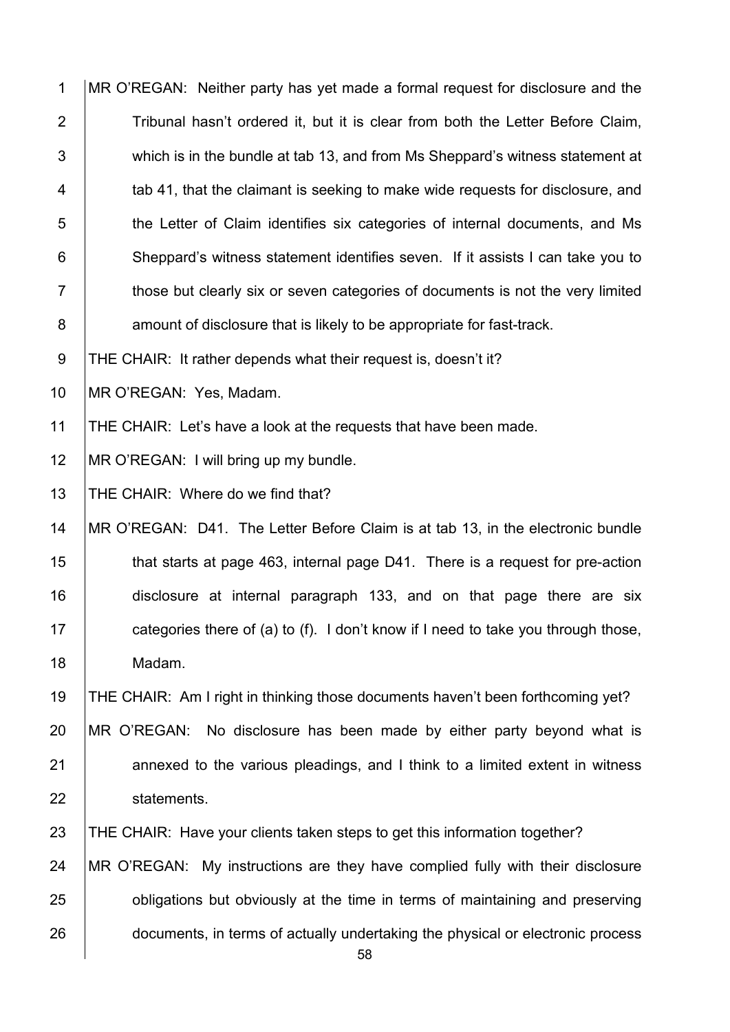MR O'REGAN: Neither party has yet made a formal request for disclosure and the Tribunal hasn't ordered it, but it is clear from both the Letter Before Claim, which is in the bundle at tab 13, and from Ms Sheppard's witness statement at tab 41, that the claimant is seeking to make wide requests for disclosure, and the Letter of Claim identifies six categories of internal documents, and Ms Sheppard's witness statement identifies seven. If it assists I can take you to those but clearly six or seven categories of documents is not the very limited amount of disclosure that is likely to be appropriate for fast-track.

THE CHAIR: It rather depends what their request is, doesn't it?

MR O'REGAN: Yes, Madam.

THE CHAIR: Let's have a look at the requests that have been made.

MR O'REGAN: I will bring up my bundle.

THE CHAIR: Where do we find that?

MR O'REGAN: D41. The Letter Before Claim is at tab 13, in the electronic bundle that starts at page 463, internal page D41. There is a request for pre-action disclosure at internal paragraph 133, and on that page there are six categories there of (a) to (f). I don't know if I need to take you through those, Madam.

THE CHAIR: Am I right in thinking those documents haven't been forthcoming yet?

MR O'REGAN: No disclosure has been made by either party beyond what is annexed to the various pleadings, and I think to a limited extent in witness statements.

THE CHAIR: Have your clients taken steps to get this information together?

MR O'REGAN: My instructions are they have complied fully with their disclosure obligations but obviously at the time in terms of maintaining and preserving documents, in terms of actually undertaking the physical or electronic process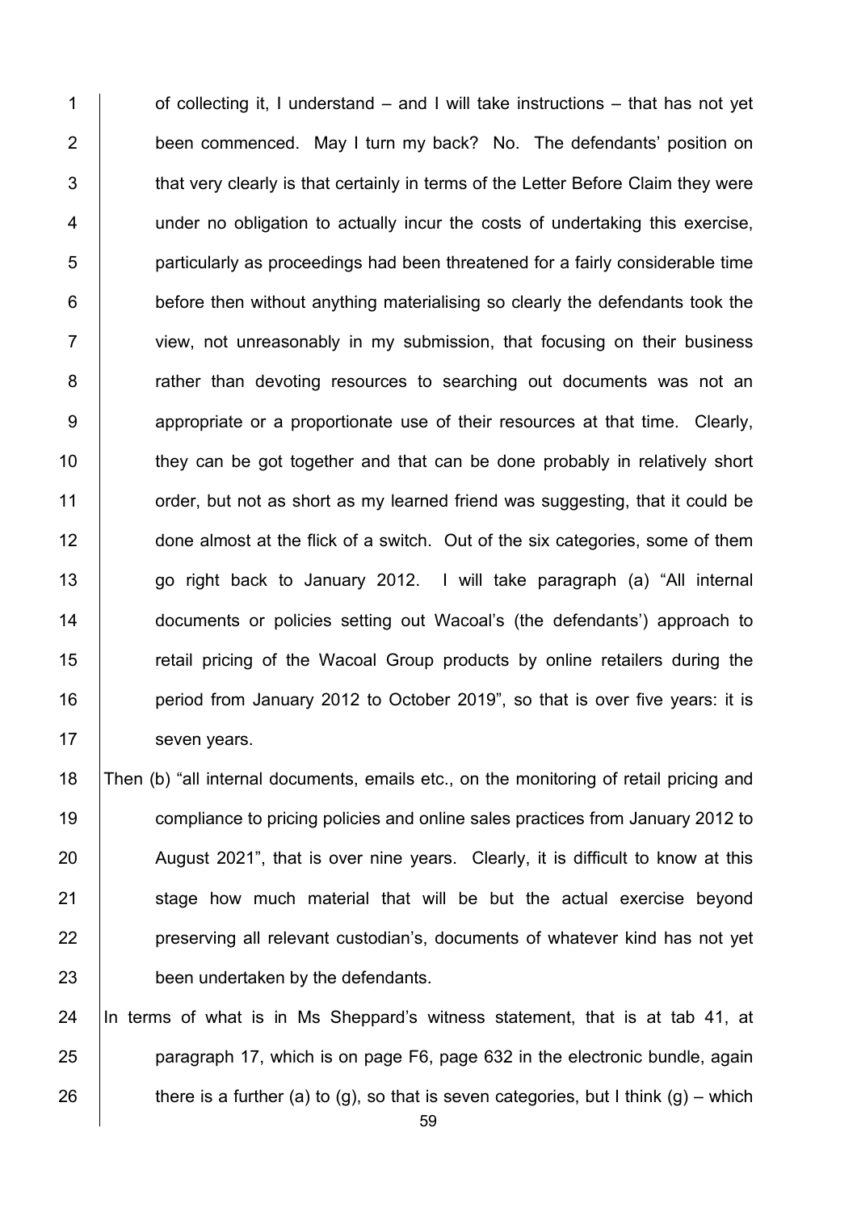of collecting it, I understand – and I will take instructions – that has not yet been commenced. May I turn my back? No. The defendants' position on that very clearly is that certainly in terms of the Letter Before Claim they were under no obligation to actually incur the costs of undertaking this exercise, particularly as proceedings had been threatened for a fairly considerable time before then without anything materialising so clearly the defendants took the view, not unreasonably in my submission, that focusing on their business rather than devoting resources to searching out documents was not an appropriate or a proportionate use of their resources at that time. Clearly, they can be got together and that can be done probably in relatively short order, but not as short as my learned friend was suggesting, that it could be done almost at the flick of a switch. Out of the six categories, some of them go right back to January 2012. I will take paragraph (a) "All internal documents or policies setting out Wacoal's (the defendants') approach to retail pricing of the Wacoal Group products by online retailers during the period from January 2012 to October 2019", so that is over five years: it is seven years.

Then (b) "all internal documents, emails etc., on the monitoring of retail pricing and compliance to pricing policies and online sales practices from January 2012 to August 2021", that is over nine years. Clearly, it is difficult to know at this stage how much material that will be but the actual exercise beyond preserving all relevant custodian's, documents of whatever kind has not yet been undertaken by the defendants.

In terms of what is in Ms Sheppard's witness statement, that is at tab 41, at paragraph 17, which is on page F6, page 632 in the electronic bundle, again there is a further (a) to (g), so that is seven categories, but I think (g) – which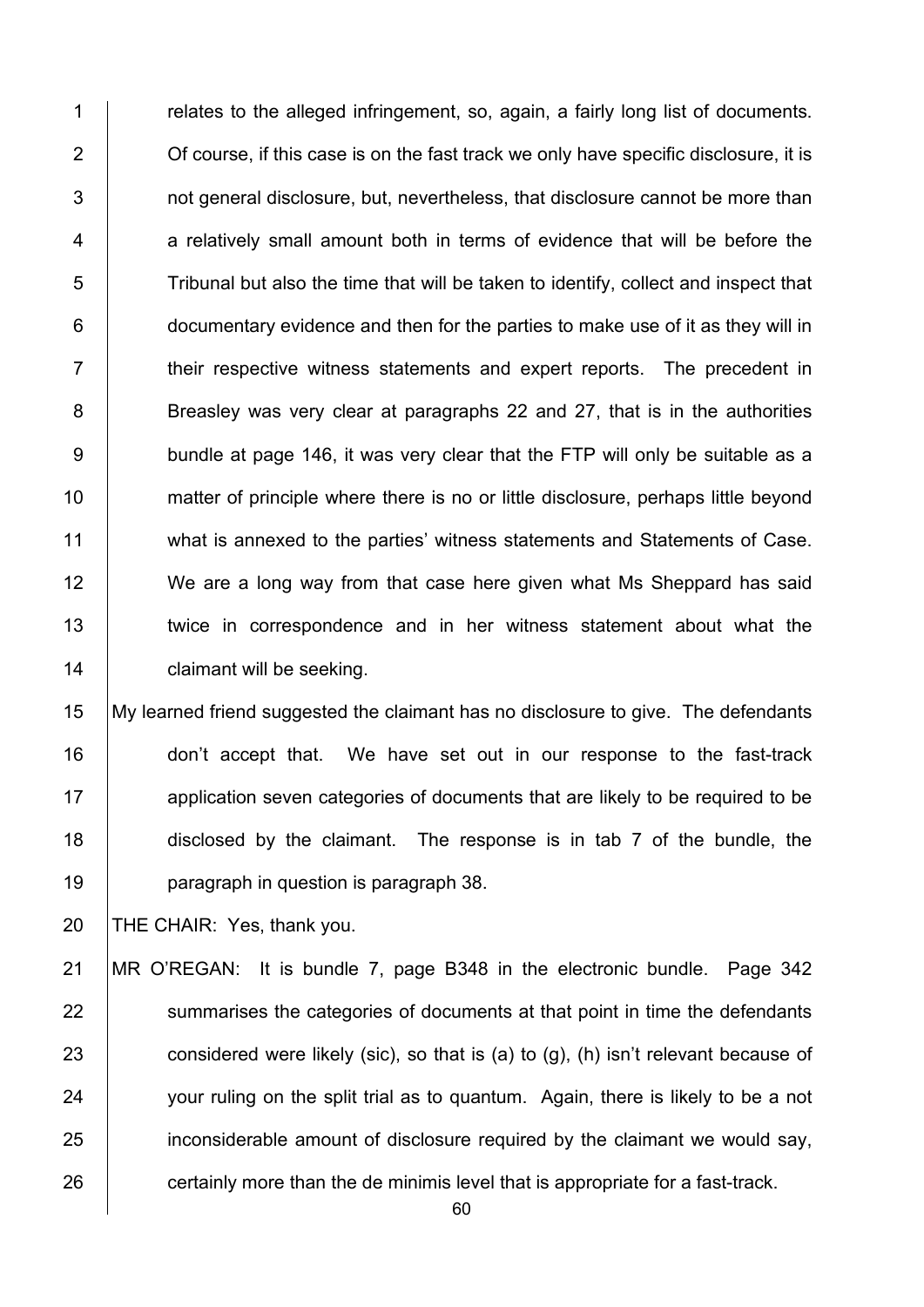relates to the alleged infringement, so, again, a fairly long list of documents. Of course, if this case is on the fast track we only have specific disclosure, it is not general disclosure, but, nevertheless, that disclosure cannot be more than a relatively small amount both in terms of evidence that will be before the Tribunal but also the time that will be taken to identify, collect and inspect that documentary evidence and then for the parties to make use of it as they will in their respective witness statements and expert reports. The precedent in Breasley was very clear at paragraphs 22 and 27, that is in the authorities bundle at page 146, it was very clear that the FTP will only be suitable as a matter of principle where there is no or little disclosure, perhaps little beyond what is annexed to the parties' witness statements and Statements of Case. We are a long way from that case here given what Ms Sheppard has said twice in correspondence and in her witness statement about what the claimant will be seeking.

My learned friend suggested the claimant has no disclosure to give. The defendants don't accept that. We have set out in our response to the fast-track application seven categories of documents that are likely to be required to be disclosed by the claimant. The response is in tab 7 of the bundle, the paragraph in question is paragraph 38.

THE CHAIR: Yes, thank you.

MR O'REGAN: It is bundle 7, page B348 in the electronic bundle. Page 342 summarises the categories of documents at that point in time the defendants considered were likely (sic), so that is (a) to (g), (h) isn't relevant because of your ruling on the split trial as to quantum. Again, there is likely to be a not inconsiderable amount of disclosure required by the claimant we would say, certainly more than the de minimis level that is appropriate for a fast-track.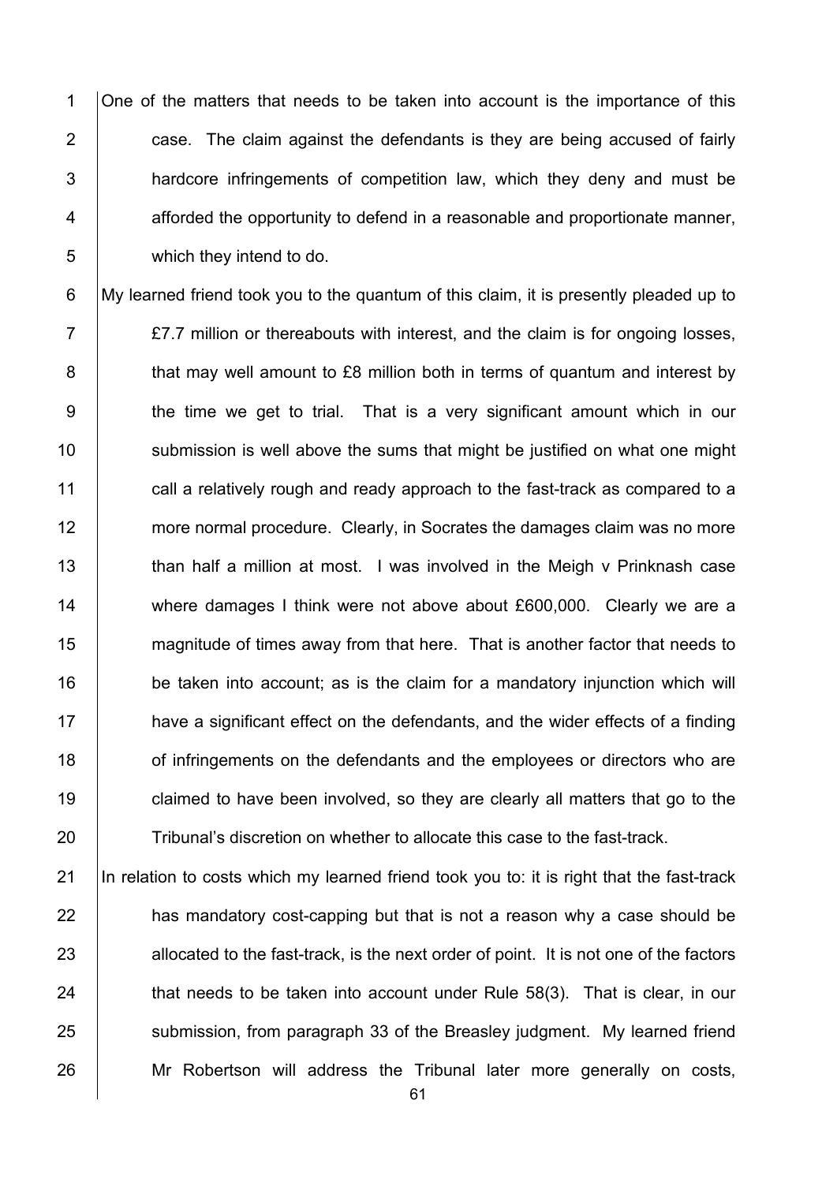One of the matters that needs to be taken into account is the importance of this case. The claim against the defendants is they are being accused of fairly hardcore infringements of competition law, which they deny and must be afforded the opportunity to defend in a reasonable and proportionate manner, which they intend to do.

My learned friend took you to the quantum of this claim, it is presently pleaded up to £7.7 million or thereabouts with interest, and the claim is for ongoing losses, that may well amount to £8 million both in terms of quantum and interest by the time we get to trial. That is a very significant amount which in our submission is well above the sums that might be justified on what one might call a relatively rough and ready approach to the fast-track as compared to a more normal procedure. Clearly, in Socrates the damages claim was no more than half a million at most. I was involved in the Meigh v Prinknash case where damages I think were not above about £600,000. Clearly we are a magnitude of times away from that here. That is another factor that needs to be taken into account; as is the claim for a mandatory injunction which will have a significant effect on the defendants, and the wider effects of a finding of infringements on the defendants and the employees or directors who are claimed to have been involved, so they are clearly all matters that go to the Tribunal's discretion on whether to allocate this case to the fast-track.

In relation to costs which my learned friend took you to: it is right that the fast-track has mandatory cost-capping but that is not a reason why a case should be allocated to the fast-track, is the next order of point. It is not one of the factors that needs to be taken into account under Rule 58(3). That is clear, in our submission, from paragraph 33 of the Breasley judgment. My learned friend Mr Robertson will address the Tribunal later more generally on costs,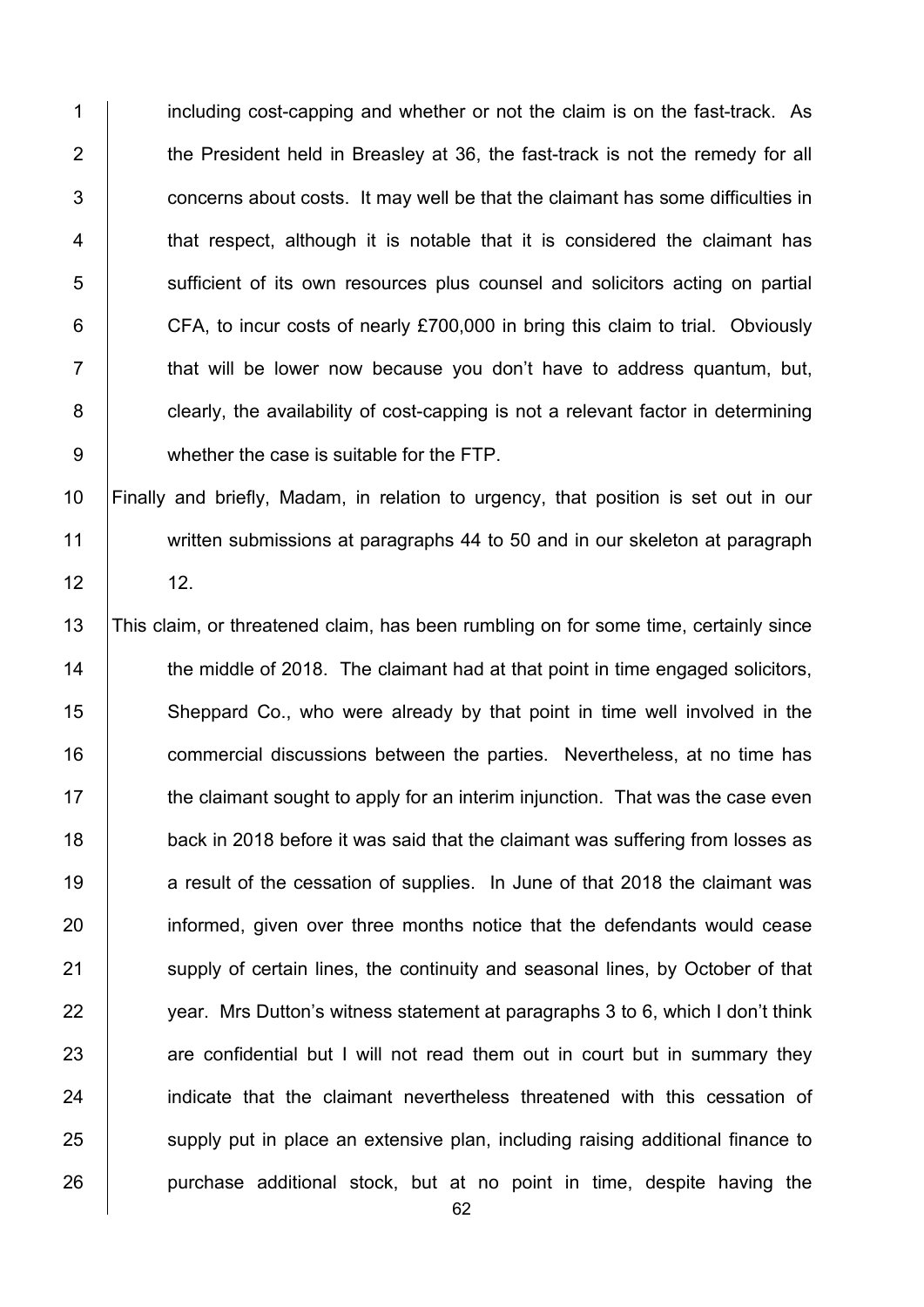including cost-capping and whether or not the claim is on the fast-track. As the President held in Breasley at 36, the fast-track is not the remedy for all concerns about costs. It may well be that the claimant has some difficulties in that respect, although it is notable that it is considered the claimant has sufficient of its own resources plus counsel and solicitors acting on partial CFA, to incur costs of nearly £700,000 in bring this claim to trial. Obviously that will be lower now because you don't have to address quantum, but, clearly, the availability of cost-capping is not a relevant factor in determining whether the case is suitable for the FTP.

Finally and briefly, Madam, in relation to urgency, that position is set out in our written submissions at paragraphs 44 to 50 and in our skeleton at paragraph 12.

This claim, or threatened claim, has been rumbling on for some time, certainly since the middle of 2018. The claimant had at that point in time engaged solicitors, Sheppard Co., who were already by that point in time well involved in the commercial discussions between the parties. Nevertheless, at no time has the claimant sought to apply for an interim injunction. That was the case even back in 2018 before it was said that the claimant was suffering from losses as a result of the cessation of supplies. In June of that 2018 the claimant was informed, given over three months notice that the defendants would cease supply of certain lines, the continuity and seasonal lines, by October of that year. Mrs Dutton's witness statement at paragraphs 3 to 6, which I don't think are confidential but I will not read them out in court but in summary they indicate that the claimant nevertheless threatened with this cessation of supply put in place an extensive plan, including raising additional finance to purchase additional stock, but at no point in time, despite having the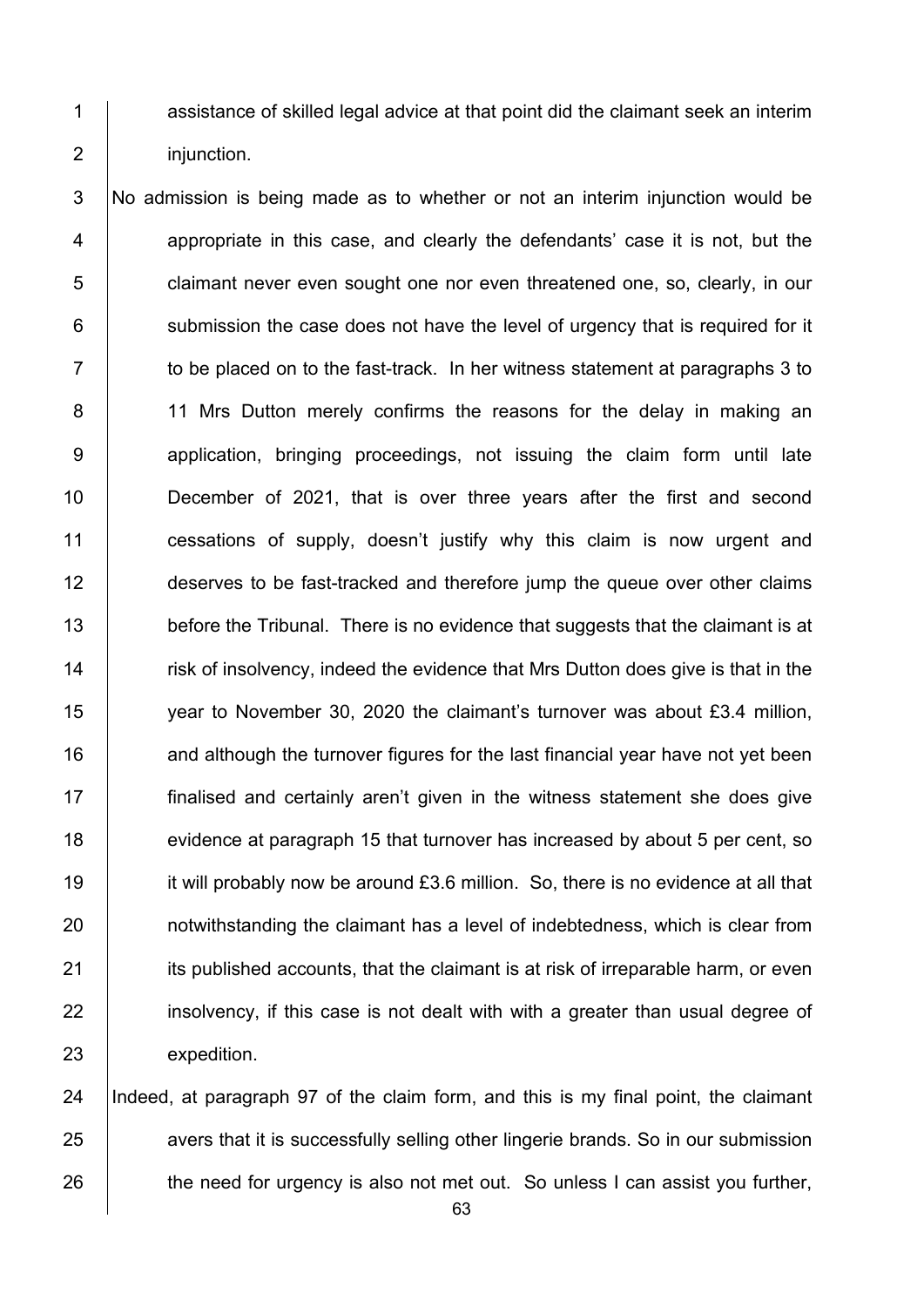assistance of skilled legal advice at that point did the claimant seek an interim injunction.

No admission is being made as to whether or not an interim injunction would be appropriate in this case, and clearly the defendants' case it is not, but the claimant never even sought one nor even threatened one, so, clearly, in our submission the case does not have the level of urgency that is required for it to be placed on to the fast-track. In her witness statement at paragraphs 3 to 11 Mrs Dutton merely confirms the reasons for the delay in making an application, bringing proceedings, not issuing the claim form until late December of 2021, that is over three years after the first and second cessations of supply, doesn't justify why this claim is now urgent and deserves to be fast-tracked and therefore jump the queue over other claims before the Tribunal. There is no evidence that suggests that the claimant is at risk of insolvency, indeed the evidence that Mrs Dutton does give is that in the year to November 30, 2020 the claimant's turnover was about £3.4 million, and although the turnover figures for the last financial year have not yet been finalised and certainly aren't given in the witness statement she does give evidence at paragraph 15 that turnover has increased by about 5 per cent, so it will probably now be around £3.6 million. So, there is no evidence at all that notwithstanding the claimant has a level of indebtedness, which is clear from its published accounts, that the claimant is at risk of irreparable harm, or even insolvency, if this case is not dealt with with a greater than usual degree of expedition.

Indeed, at paragraph 97 of the claim form, and this is my final point, the claimant avers that it is successfully selling other lingerie brands. So in our submission the need for urgency is also not met out. So unless I can assist you further,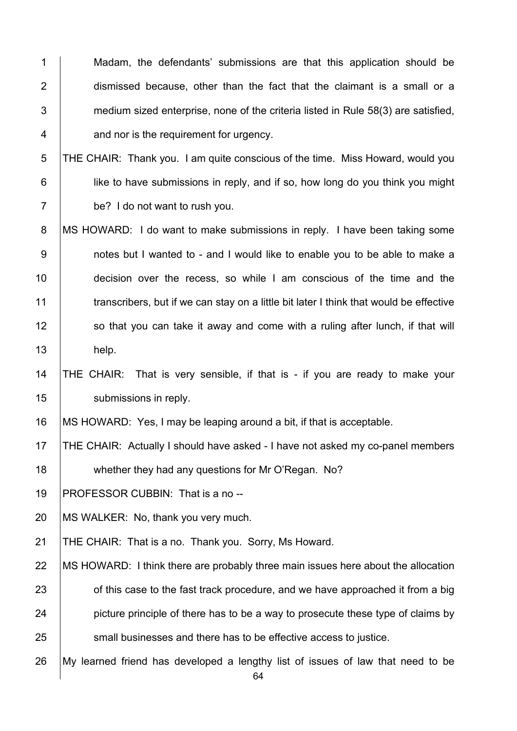Madam, the defendants' submissions are that this application should be dismissed because, other than the fact that the claimant is a small or a medium sized enterprise, none of the criteria listed in Rule 58(3) are satisfied, and nor is the requirement for urgency.

THE CHAIR: Thank you. I am quite conscious of the time. Miss Howard, would you like to have submissions in reply, and if so, how long do you think you might be? I do not want to rush you.

MS HOWARD: I do want to make submissions in reply. I have been taking some notes but I wanted to - and I would like to enable you to be able to make a decision over the recess, so while I am conscious of the time and the transcribers, but if we can stay on a little bit later I think that would be effective so that you can take it away and come with a ruling after lunch, if that will help.

THE CHAIR: That is very sensible, if that is - if you are ready to make your submissions in reply.

MS HOWARD: Yes, I may be leaping around a bit, if that is acceptable.

THE CHAIR: Actually I should have asked - I have not asked my co-panel members whether they had any questions for Mr O'Regan. No?

PROFESSOR CUBBIN: That is a no --

MS WALKER: No, thank you very much.

THE CHAIR: That is a no. Thank you. Sorry, Ms Howard.

MS HOWARD: I think there are probably three main issues here about the allocation of this case to the fast track procedure, and we have approached it from a big picture principle of there has to be a way to prosecute these type of claims by small businesses and there has to be effective access to justice.

My learned friend has developed a lengthy list of issues of law that need to be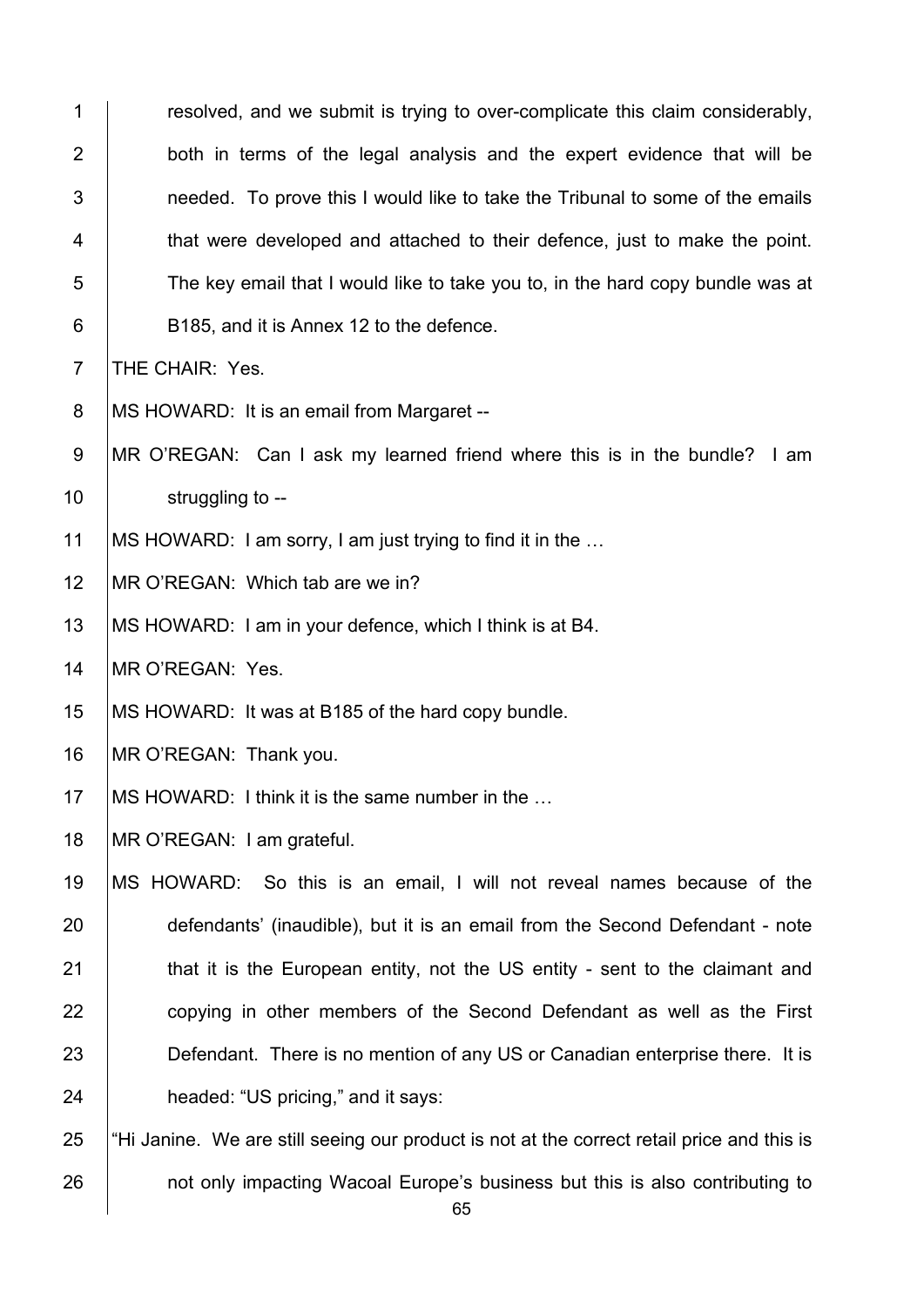resolved, and we submit is trying to over-complicate this claim considerably, both in terms of the legal analysis and the expert evidence that will be needed. To prove this I would like to take the Tribunal to some of the emails that were developed and attached to their defence, just to make the point. The key email that I would like to take you to, in the hard copy bundle was at B185, and it is Annex 12 to the defence.

THE CHAIR: Yes.

MS HOWARD: It is an email from Margaret --

MR O'REGAN: Can I ask my learned friend where this is in the bundle? I am struggling to --

MS HOWARD: I am sorry, I am just trying to find it in the …

MR O'REGAN: Which tab are we in?

MS HOWARD: I am in your defence, which I think is at B4.

MR O'REGAN: Yes.

MS HOWARD: It was at B185 of the hard copy bundle.

MR O'REGAN: Thank you.

MS HOWARD: I think it is the same number in the …

MR O'REGAN: I am grateful.

MS HOWARD: So this is an email, I will not reveal names because of the defendants' (inaudible), but it is an email from the Second Defendant - note that it is the European entity, not the US entity - sent to the claimant and copying in other members of the Second Defendant as well as the First Defendant. There is no mention of any US or Canadian enterprise there. It is headed: "US pricing," and it says:

"Hi Janine. We are still seeing our product is not at the correct retail price and this is not only impacting Wacoal Europe's business but this is also contributing to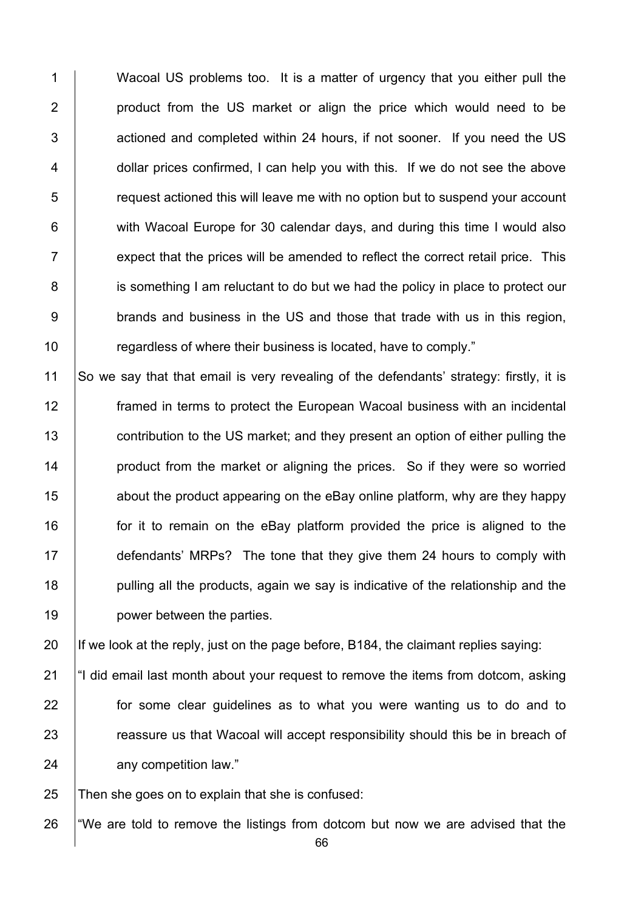Wacoal US problems too. It is a matter of urgency that you either pull the product from the US market or align the price which would need to be actioned and completed within 24 hours, if not sooner. If you need the US dollar prices confirmed, I can help you with this. If we do not see the above request actioned this will leave me with no option but to suspend your account with Wacoal Europe for 30 calendar days, and during this time I would also expect that the prices will be amended to reflect the correct retail price. This is something I am reluctant to do but we had the policy in place to protect our brands and business in the US and those that trade with us in this region, regardless of where their business is located, have to comply."

So we say that that email is very revealing of the defendants' strategy: firstly, it is framed in terms to protect the European Wacoal business with an incidental contribution to the US market; and they present an option of either pulling the product from the market or aligning the prices. So if they were so worried about the product appearing on the eBay online platform, why are they happy for it to remain on the eBay platform provided the price is aligned to the defendants' MRPs? The tone that they give them 24 hours to comply with pulling all the products, again we say is indicative of the relationship and the power between the parties.

If we look at the reply, just on the page before, B184, the claimant replies saying:

"I did email last month about your request to remove the items from dotcom, asking for some clear guidelines as to what you were wanting us to do and to reassure us that Wacoal will accept responsibility should this be in breach of any competition law."

Then she goes on to explain that she is confused:

"We are told to remove the listings from dotcom but now we are advised that the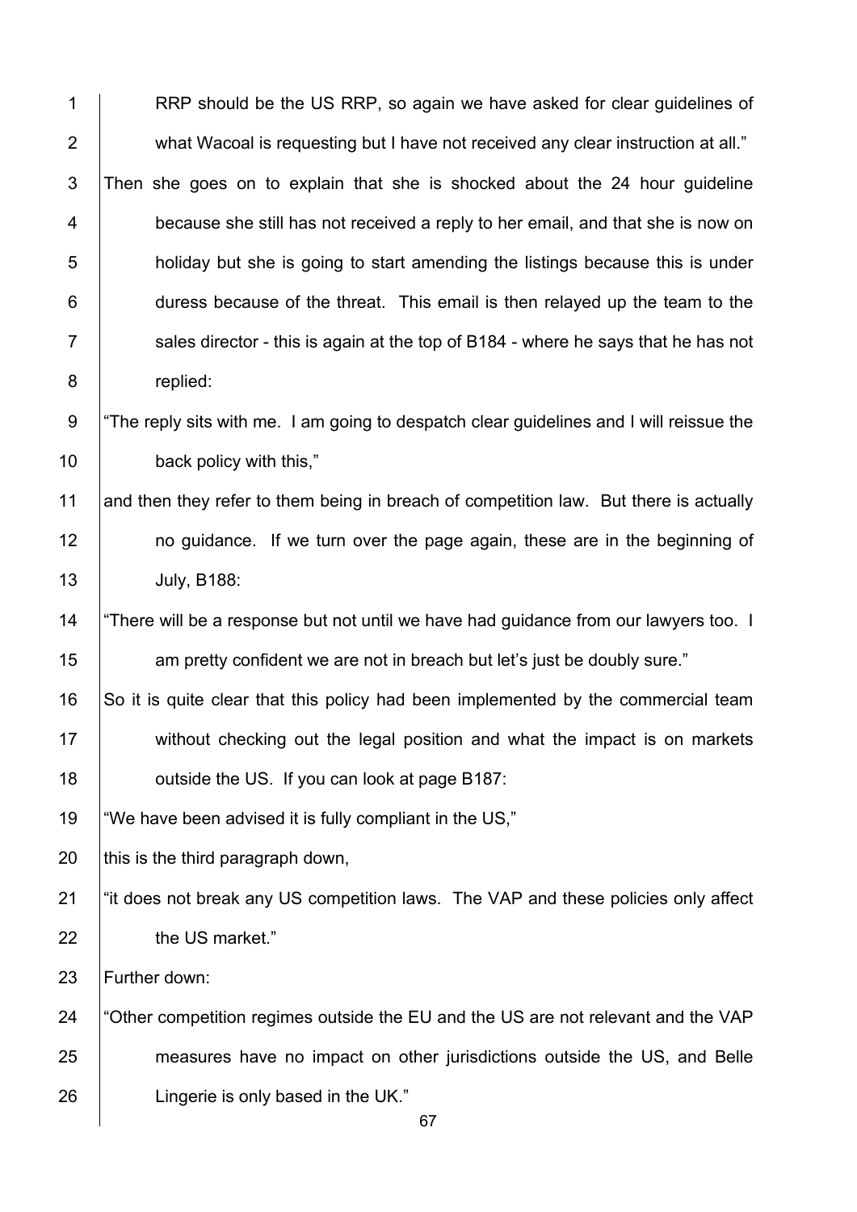RRP should be the US RRP, so again we have asked for clear guidelines of what Wacoal is requesting but I have not received any clear instruction at all."

Then she goes on to explain that she is shocked about the 24 hour guideline because she still has not received a reply to her email, and that she is now on holiday but she is going to start amending the listings because this is under duress because of the threat. This email is then relayed up the team to the sales director - this is again at the top of B184 - where he says that he has not replied:

"The reply sits with me. I am going to despatch clear guidelines and I will reissue the back policy with this,"

and then they refer to them being in breach of competition law. But there is actually no guidance. If we turn over the page again, these are in the beginning of July, B188:

"There will be a response but not until we have had guidance from our lawyers too. I am pretty confident we are not in breach but let's just be doubly sure."

So it is quite clear that this policy had been implemented by the commercial team without checking out the legal position and what the impact is on markets outside the US. If you can look at page B187:

"We have been advised it is fully compliant in the US,"

this is the third paragraph down,

"it does not break any US competition laws. The VAP and these policies only affect the US market."

Further down:

"Other competition regimes outside the EU and the US are not relevant and the VAP measures have no impact on other jurisdictions outside the US, and Belle Lingerie is only based in the UK."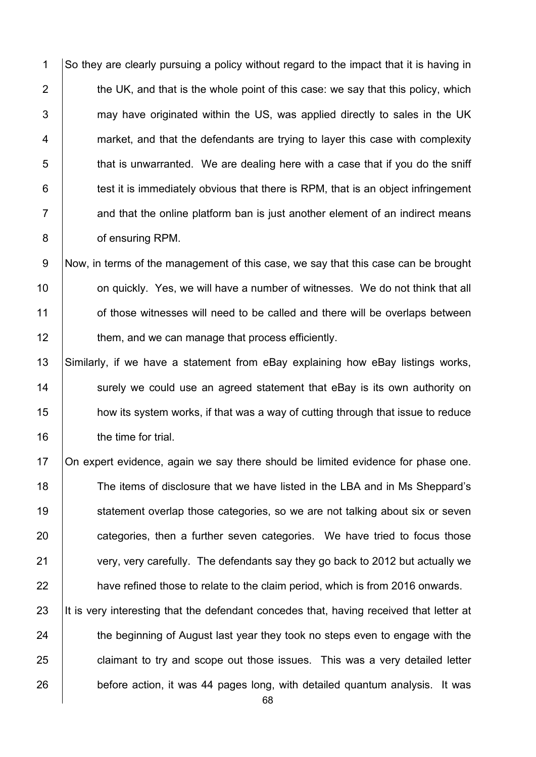So they are clearly pursuing a policy without regard to the impact that it is having in the UK, and that is the whole point of this case: we say that this policy, which may have originated within the US, was applied directly to sales in the UK market, and that the defendants are trying to layer this case with complexity that is unwarranted. We are dealing here with a case that if you do the sniff test it is immediately obvious that there is RPM, that is an object infringement and that the online platform ban is just another element of an indirect means of ensuring RPM.

Now, in terms of the management of this case, we say that this case can be brought on quickly. Yes, we will have a number of witnesses. We do not think that all of those witnesses will need to be called and there will be overlaps between them, and we can manage that process efficiently.

Similarly, if we have a statement from eBay explaining how eBay listings works, surely we could use an agreed statement that eBay is its own authority on how its system works, if that was a way of cutting through that issue to reduce the time for trial.

On expert evidence, again we say there should be limited evidence for phase one. The items of disclosure that we have listed in the LBA and in Ms Sheppard's statement overlap those categories, so we are not talking about six or seven categories, then a further seven categories. We have tried to focus those very, very carefully. The defendants say they go back to 2012 but actually we have refined those to relate to the claim period, which is from 2016 onwards.

It is very interesting that the defendant concedes that, having received that letter at the beginning of August last year they took no steps even to engage with the claimant to try and scope out those issues. This was a very detailed letter before action, it was 44 pages long, with detailed quantum analysis. It was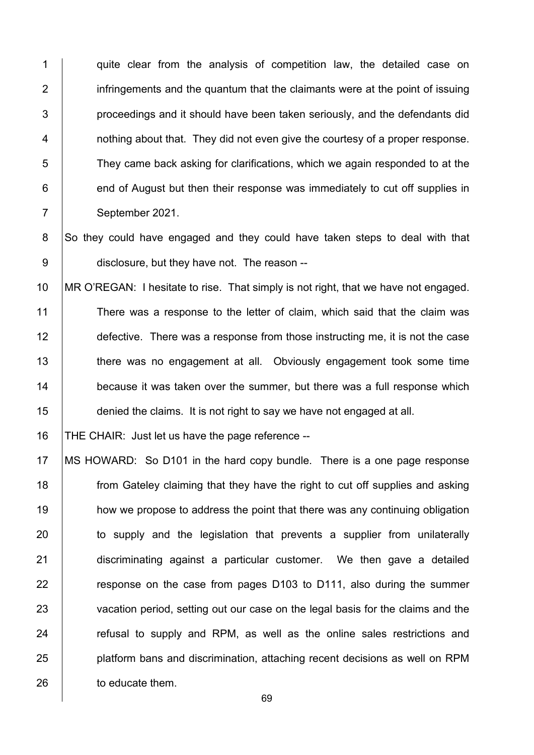quite clear from the analysis of competition law, the detailed case on infringements and the quantum that the claimants were at the point of issuing proceedings and it should have been taken seriously, and the defendants did nothing about that. They did not even give the courtesy of a proper response. They came back asking for clarifications, which we again responded to at the end of August but then their response was immediately to cut off supplies in September 2021.

So they could have engaged and they could have taken steps to deal with that disclosure, but they have not. The reason --

MR O'REGAN: I hesitate to rise. That simply is not right, that we have not engaged. There was a response to the letter of claim, which said that the claim was defective. There was a response from those instructing me, it is not the case there was no engagement at all. Obviously engagement took some time because it was taken over the summer, but there was a full response which denied the claims. It is not right to say we have not engaged at all.

THE CHAIR: Just let us have the page reference --

MS HOWARD: So D101 in the hard copy bundle. There is a one page response from Gateley claiming that they have the right to cut off supplies and asking how we propose to address the point that there was any continuing obligation to supply and the legislation that prevents a supplier from unilaterally discriminating against a particular customer. We then gave a detailed response on the case from pages D103 to D111, also during the summer vacation period, setting out our case on the legal basis for the claims and the refusal to supply and RPM, as well as the online sales restrictions and platform bans and discrimination, attaching recent decisions as well on RPM to educate them.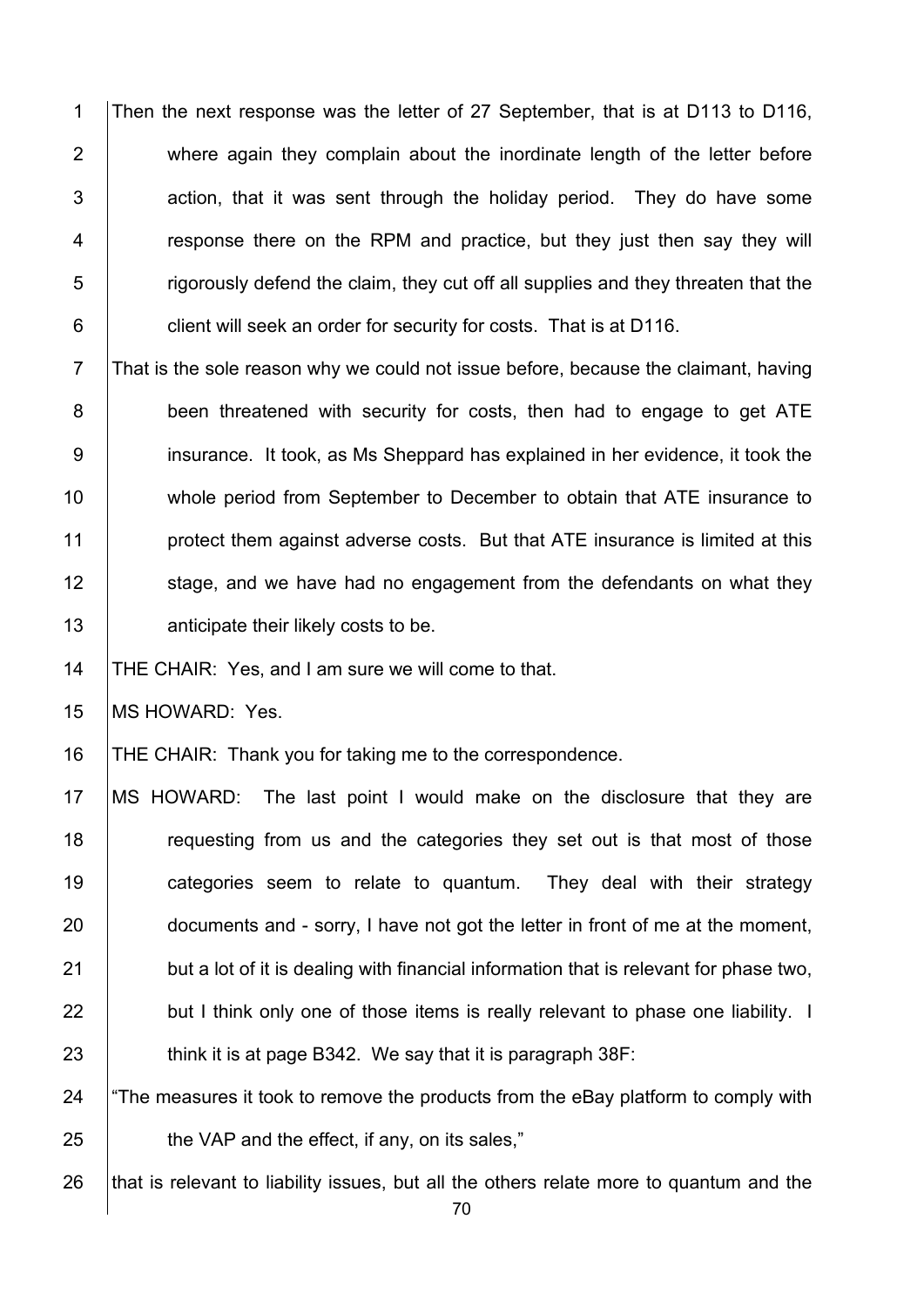Then the next response was the letter of 27 September, that is at D113 to D116, where again they complain about the inordinate length of the letter before action, that it was sent through the holiday period. They do have some response there on the RPM and practice, but they just then say they will rigorously defend the claim, they cut off all supplies and they threaten that the client will seek an order for security for costs. That is at D116.

That is the sole reason why we could not issue before, because the claimant, having been threatened with security for costs, then had to engage to get ATE insurance. It took, as Ms Sheppard has explained in her evidence, it took the whole period from September to December to obtain that ATE insurance to protect them against adverse costs. But that ATE insurance is limited at this stage, and we have had no engagement from the defendants on what they anticipate their likely costs to be.

THE CHAIR: Yes, and I am sure we will come to that.

MS HOWARD: Yes.

THE CHAIR: Thank you for taking me to the correspondence.

MS HOWARD: The last point I would make on the disclosure that they are requesting from us and the categories they set out is that most of those categories seem to relate to quantum. They deal with their strategy documents and - sorry, I have not got the letter in front of me at the moment, but a lot of it is dealing with financial information that is relevant for phase two, but I think only one of those items is really relevant to phase one liability. I think it is at page B342. We say that it is paragraph 38F:

"The measures it took to remove the products from the eBay platform to comply with the VAP and the effect, if any, on its sales,"

that is relevant to liability issues, but all the others relate more to quantum and the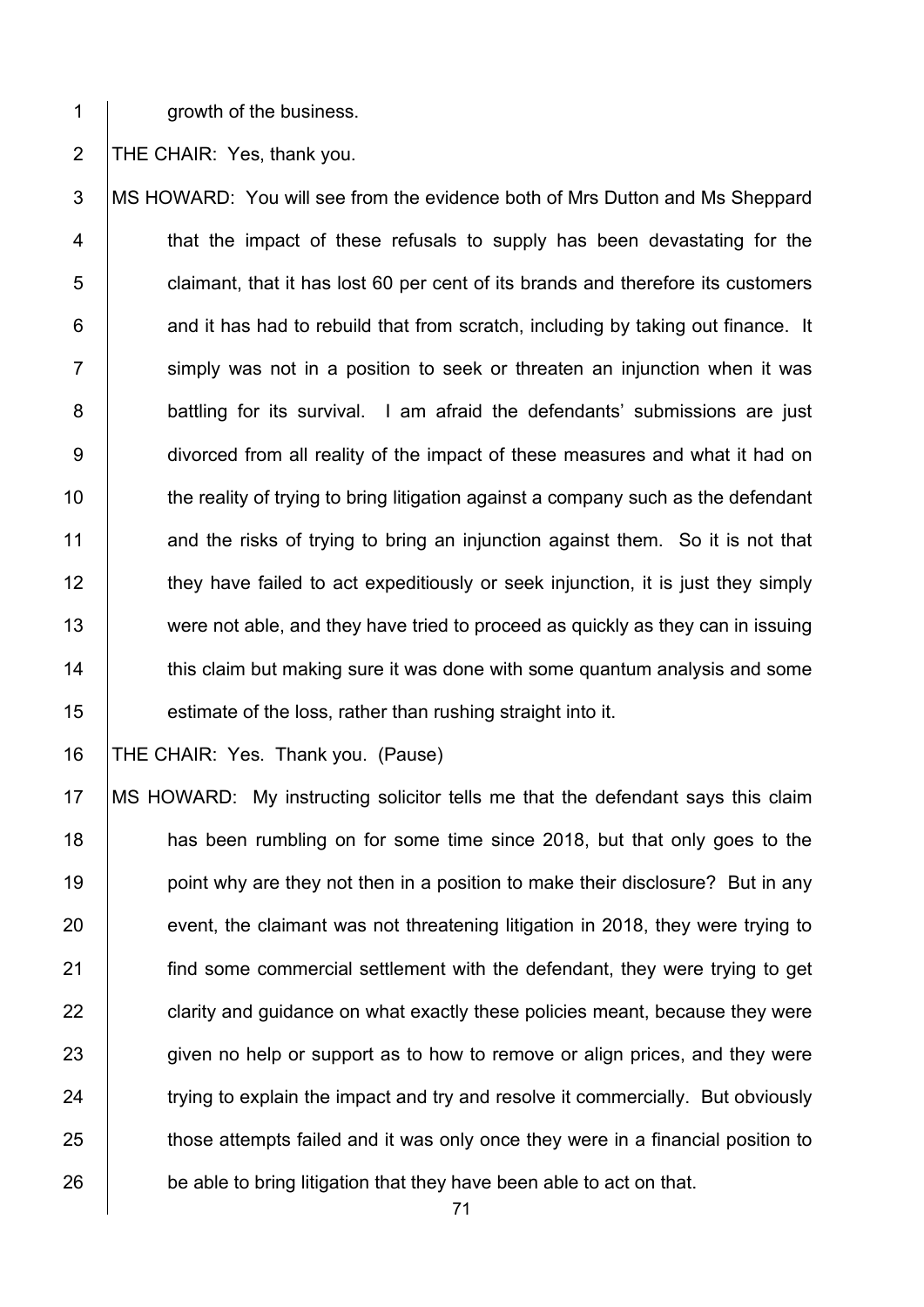growth of the business.

THE CHAIR: Yes, thank you.

MS HOWARD: You will see from the evidence both of Mrs Dutton and Ms Sheppard that the impact of these refusals to supply has been devastating for the claimant, that it has lost 60 per cent of its brands and therefore its customers and it has had to rebuild that from scratch, including by taking out finance. It simply was not in a position to seek or threaten an injunction when it was battling for its survival. I am afraid the defendants' submissions are just divorced from all reality of the impact of these measures and what it had on the reality of trying to bring litigation against a company such as the defendant and the risks of trying to bring an injunction against them. So it is not that they have failed to act expeditiously or seek injunction, it is just they simply were not able, and they have tried to proceed as quickly as they can in issuing this claim but making sure it was done with some quantum analysis and some estimate of the loss, rather than rushing straight into it.

THE CHAIR: Yes. Thank you. (Pause)

MS HOWARD: My instructing solicitor tells me that the defendant says this claim has been rumbling on for some time since 2018, but that only goes to the point why are they not then in a position to make their disclosure? But in any event, the claimant was not threatening litigation in 2018, they were trying to find some commercial settlement with the defendant, they were trying to get clarity and guidance on what exactly these policies meant, because they were given no help or support as to how to remove or align prices, and they were trying to explain the impact and try and resolve it commercially. But obviously those attempts failed and it was only once they were in a financial position to be able to bring litigation that they have been able to act on that.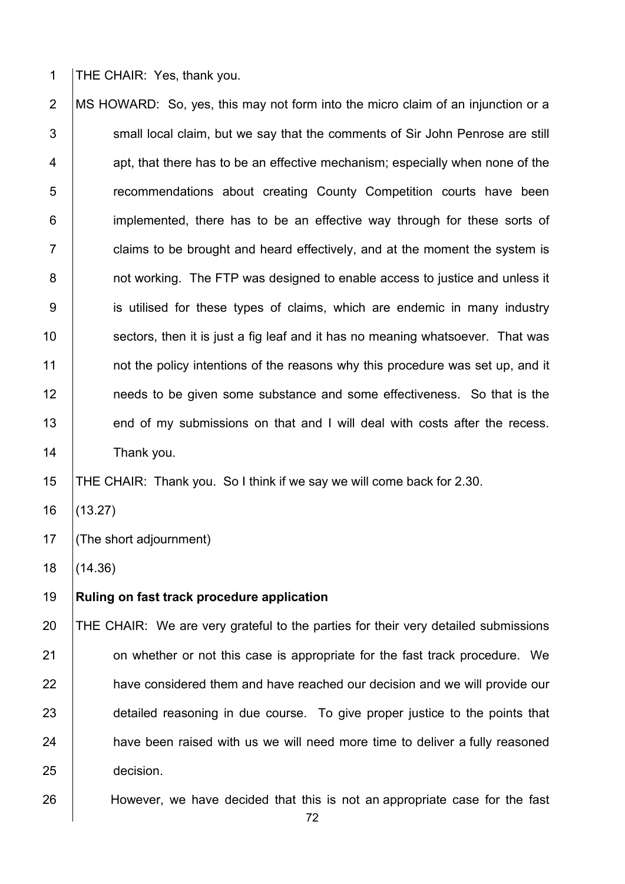THE CHAIR: Yes, thank you.

MS HOWARD: So, yes, this may not form into the micro claim of an injunction or a small local claim, but we say that the comments of Sir John Penrose are still apt, that there has to be an effective mechanism; especially when none of the recommendations about creating County Competition courts have been implemented, there has to be an effective way through for these sorts of claims to be brought and heard effectively, and at the moment the system is not working. The FTP was designed to enable access to justice and unless it is utilised for these types of claims, which are endemic in many industry sectors, then it is just a fig leaf and it has no meaning whatsoever. That was not the policy intentions of the reasons why this procedure was set up, and it needs to be given some substance and some effectiveness. So that is the end of my submissions on that and I will deal with costs after the recess. Thank you.

THE CHAIR: Thank you. So I think if we say we will come back for 2.30.

(13.27)

(The short adjournment)

(14.36)

**Ruling on fast track procedure application**

THE CHAIR: We are very grateful to the parties for their very detailed submissions on whether or not this case is appropriate for the fast track procedure. We have considered them and have reached our decision and we will provide our detailed reasoning in due course. To give proper justice to the points that have been raised with us we will need more time to deliver a fully reasoned decision.

However, we have decided that this is not an appropriate case for the fast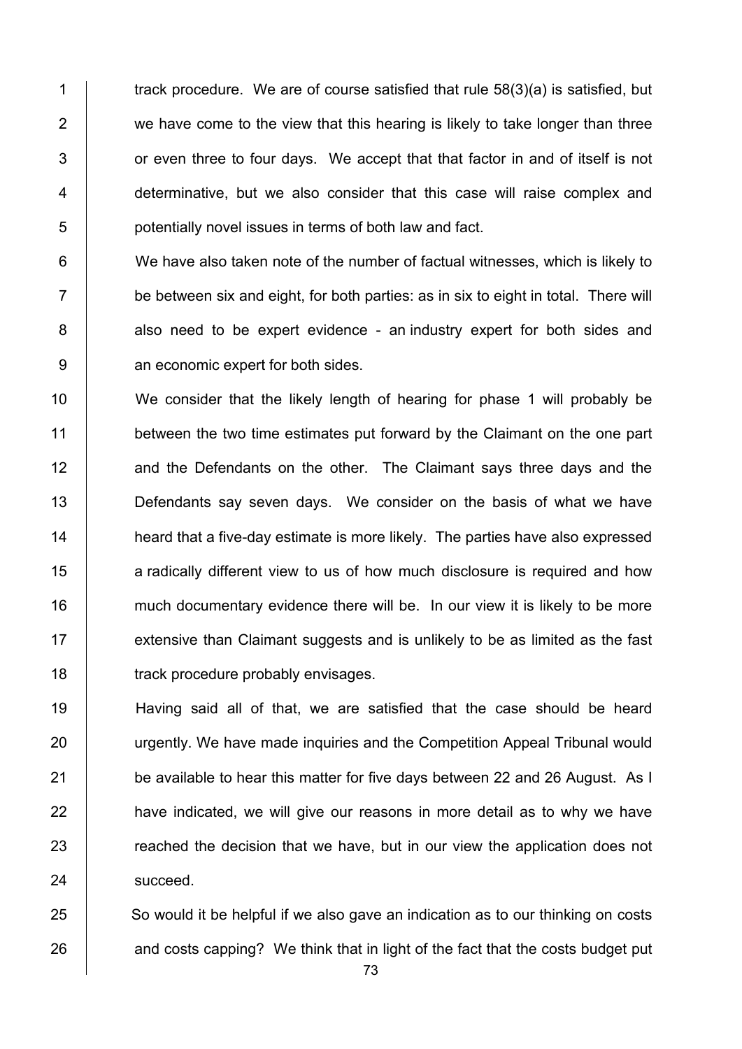track procedure. We are of course satisfied that rule 58(3)(a) is satisfied, but we have come to the view that this hearing is likely to take longer than three or even three to four days. We accept that that factor in and of itself is not determinative, but we also consider that this case will raise complex and potentially novel issues in terms of both law and fact.

We have also taken note of the number of factual witnesses, which is likely to be between six and eight, for both parties: as in six to eight in total. There will also need to be expert evidence - an industry expert for both sides and an economic expert for both sides.

We consider that the likely length of hearing for phase 1 will probably be between the two time estimates put forward by the Claimant on the one part and the Defendants on the other. The Claimant says three days and the Defendants say seven days. We consider on the basis of what we have heard that a five-day estimate is more likely. The parties have also expressed a radically different view to us of how much disclosure is required and how much documentary evidence there will be. In our view it is likely to be more extensive than Claimant suggests and is unlikely to be as limited as the fast track procedure probably envisages.

Having said all of that, we are satisfied that the case should be heard urgently. We have made inquiries and the Competition Appeal Tribunal would be available to hear this matter for five days between 22 and 26 August. As I have indicated, we will give our reasons in more detail as to why we have reached the decision that we have, but in our view the application does not succeed.

So would it be helpful if we also gave an indication as to our thinking on costs and costs capping? We think that in light of the fact that the costs budget put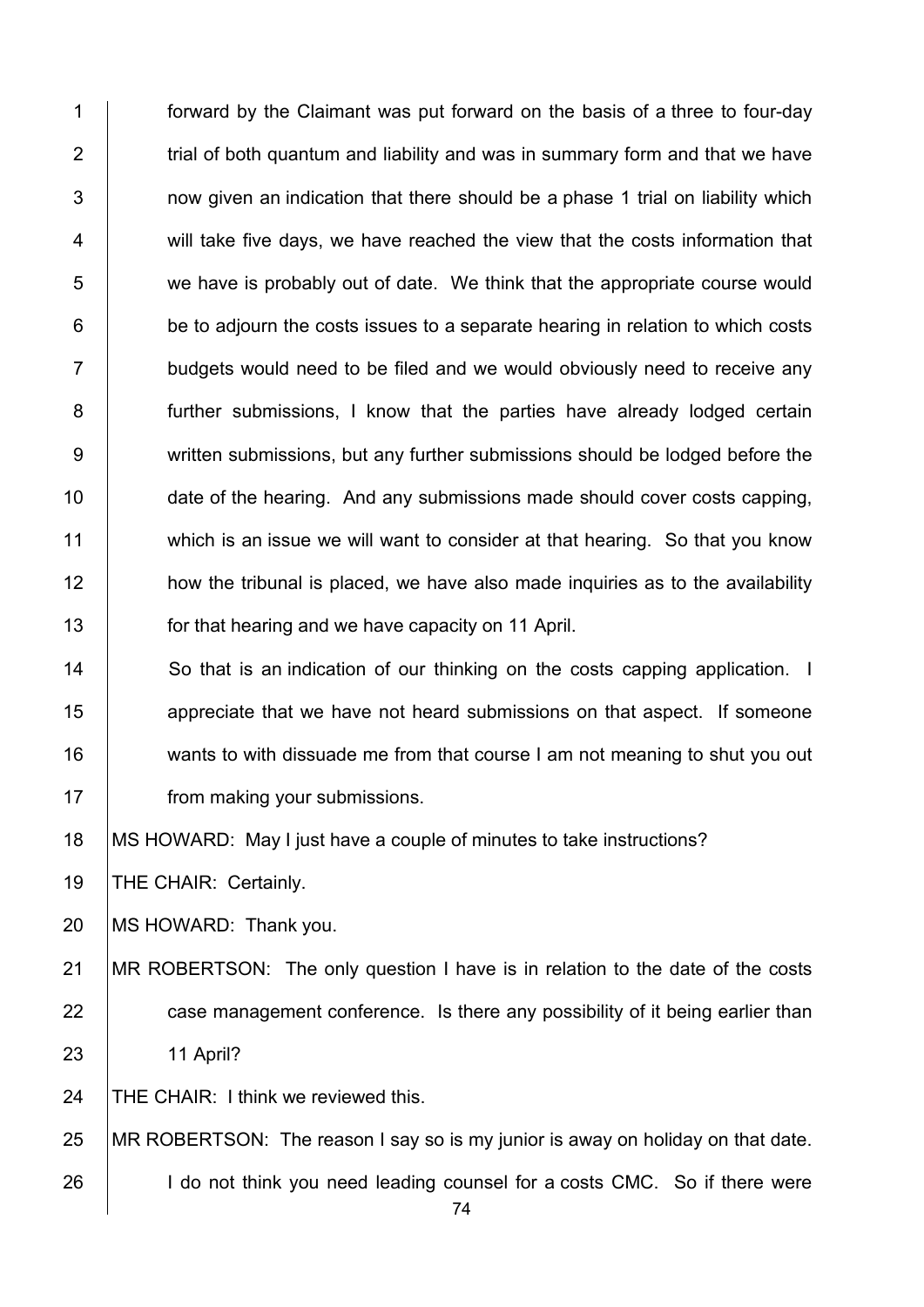forward by the Claimant was put forward on the basis of a three to four-day trial of both quantum and liability and was in summary form and that we have now given an indication that there should be a phase 1 trial on liability which will take five days, we have reached the view that the costs information that we have is probably out of date. We think that the appropriate course would be to adjourn the costs issues to a separate hearing in relation to which costs budgets would need to be filed and we would obviously need to receive any further submissions, I know that the parties have already lodged certain written submissions, but any further submissions should be lodged before the date of the hearing. And any submissions made should cover costs capping, which is an issue we will want to consider at that hearing. So that you know how the tribunal is placed, we have also made inquiries as to the availability for that hearing and we have capacity on 11 April.

So that is an indication of our thinking on the costs capping application. I appreciate that we have not heard submissions on that aspect. If someone wants to with dissuade me from that course I am not meaning to shut you out from making your submissions.

MS HOWARD: May I just have a couple of minutes to take instructions?

THE CHAIR: Certainly.

MS HOWARD: Thank you.

MR ROBERTSON: The only question I have is in relation to the date of the costs case management conference. Is there any possibility of it being earlier than 11 April?

THE CHAIR: I think we reviewed this.

MR ROBERTSON: The reason I say so is my junior is away on holiday on that date. I do not think you need leading counsel for a costs CMC. So if there were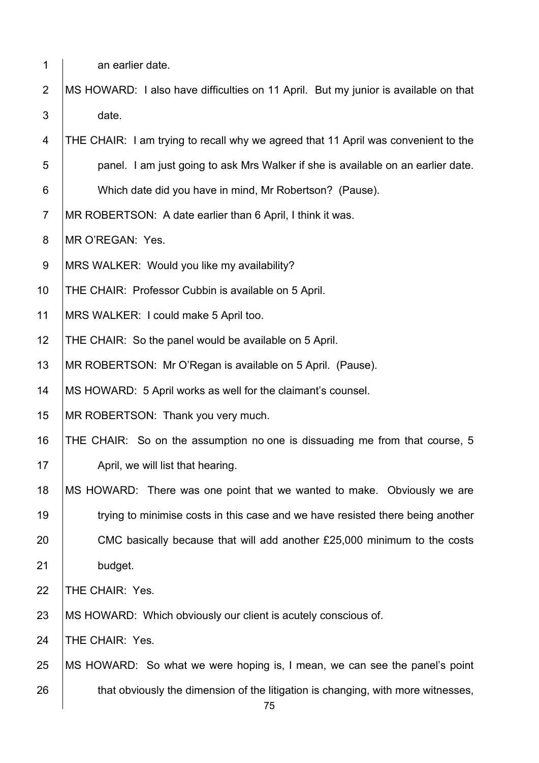an earlier date.

MS HOWARD: I also have difficulties on 11 April. But my junior is available on that date.

THE CHAIR: I am trying to recall why we agreed that 11 April was convenient to the panel. I am just going to ask Mrs Walker if she is available on an earlier date. Which date did you have in mind, Mr Robertson? (Pause).

MR ROBERTSON: A date earlier than 6 April, I think it was.

MR O'REGAN: Yes.

MRS WALKER: Would you like my availability?

THE CHAIR: Professor Cubbin is available on 5 April.

MRS WALKER: I could make 5 April too.

THE CHAIR: So the panel would be available on 5 April.

MR ROBERTSON: Mr O'Regan is available on 5 April. (Pause).

MS HOWARD: 5 April works as well for the claimant's counsel.

MR ROBERTSON: Thank you very much.

THE CHAIR: So on the assumption no one is dissuading me from that course, 5 April, we will list that hearing.

MS HOWARD: There was one point that we wanted to make. Obviously we are trying to minimise costs in this case and we have resisted there being another CMC basically because that will add another £25,000 minimum to the costs budget.

THE CHAIR: Yes.

MS HOWARD: Which obviously our client is acutely conscious of.

THE CHAIR: Yes.

MS HOWARD: So what we were hoping is, I mean, we can see the panel's point that obviously the dimension of the litigation is changing, with more witnesses,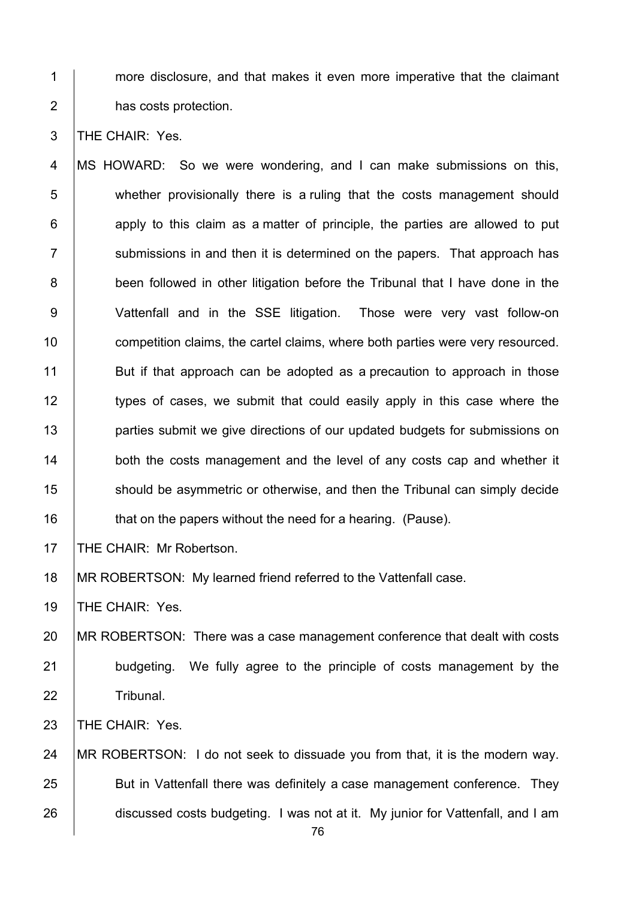more disclosure, and that makes it even more imperative that the claimant has costs protection.

THE CHAIR: Yes.

MS HOWARD: So we were wondering, and I can make submissions on this, whether provisionally there is a ruling that the costs management should apply to this claim as a matter of principle, the parties are allowed to put submissions in and then it is determined on the papers. That approach has been followed in other litigation before the Tribunal that I have done in the Vattenfall and in the SSE litigation. Those were very vast follow-on competition claims, the cartel claims, where both parties were very resourced. But if that approach can be adopted as a precaution to approach in those types of cases, we submit that could easily apply in this case where the parties submit we give directions of our updated budgets for submissions on both the costs management and the level of any costs cap and whether it should be asymmetric or otherwise, and then the Tribunal can simply decide that on the papers without the need for a hearing. (Pause).

THE CHAIR: Mr Robertson.

MR ROBERTSON: My learned friend referred to the Vattenfall case.

THE CHAIR: Yes.

MR ROBERTSON: There was a case management conference that dealt with costs budgeting. We fully agree to the principle of costs management by the Tribunal.

THE CHAIR: Yes.

MR ROBERTSON: I do not seek to dissuade you from that, it is the modern way. But in Vattenfall there was definitely a case management conference. They discussed costs budgeting. I was not at it. My junior for Vattenfall, and I am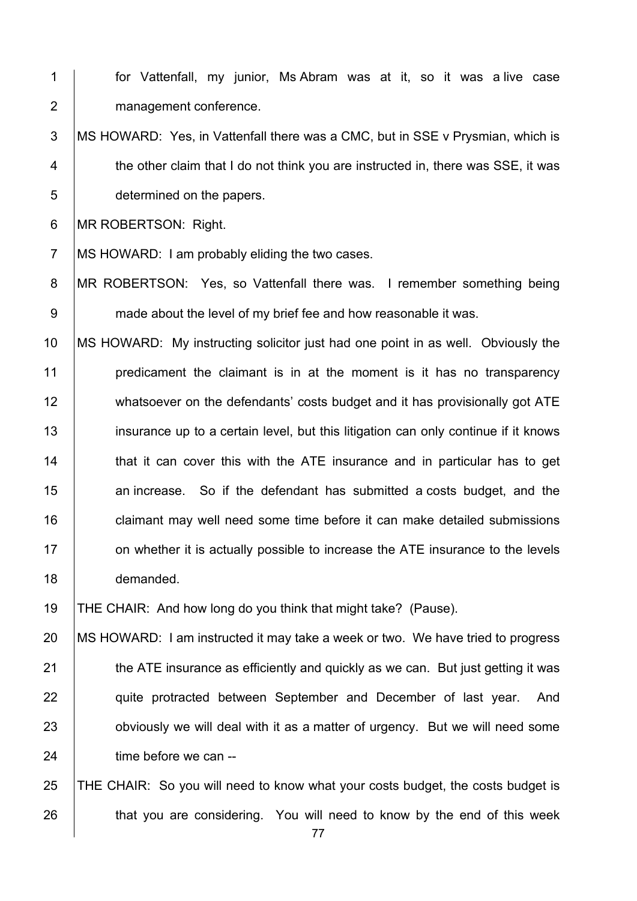for Vattenfall, my junior, Ms Abram was at it, so it was a live case management conference.

MS HOWARD: Yes, in Vattenfall there was a CMC, but in SSE v Prysmian, which is the other claim that I do not think you are instructed in, there was SSE, it was determined on the papers.

MR ROBERTSON: Right.

MS HOWARD: I am probably eliding the two cases.

MR ROBERTSON: Yes, so Vattenfall there was. I remember something being made about the level of my brief fee and how reasonable it was.

MS HOWARD: My instructing solicitor just had one point in as well. Obviously the predicament the claimant is in at the moment is it has no transparency whatsoever on the defendants' costs budget and it has provisionally got ATE insurance up to a certain level, but this litigation can only continue if it knows that it can cover this with the ATE insurance and in particular has to get an increase. So if the defendant has submitted a costs budget, and the claimant may well need some time before it can make detailed submissions on whether it is actually possible to increase the ATE insurance to the levels demanded.

THE CHAIR: And how long do you think that might take? (Pause).

MS HOWARD: I am instructed it may take a week or two. We have tried to progress the ATE insurance as efficiently and quickly as we can. But just getting it was quite protracted between September and December of last year. And obviously we will deal with it as a matter of urgency. But we will need some time before we can --

THE CHAIR: So you will need to know what your costs budget, the costs budget is that you are considering. You will need to know by the end of this week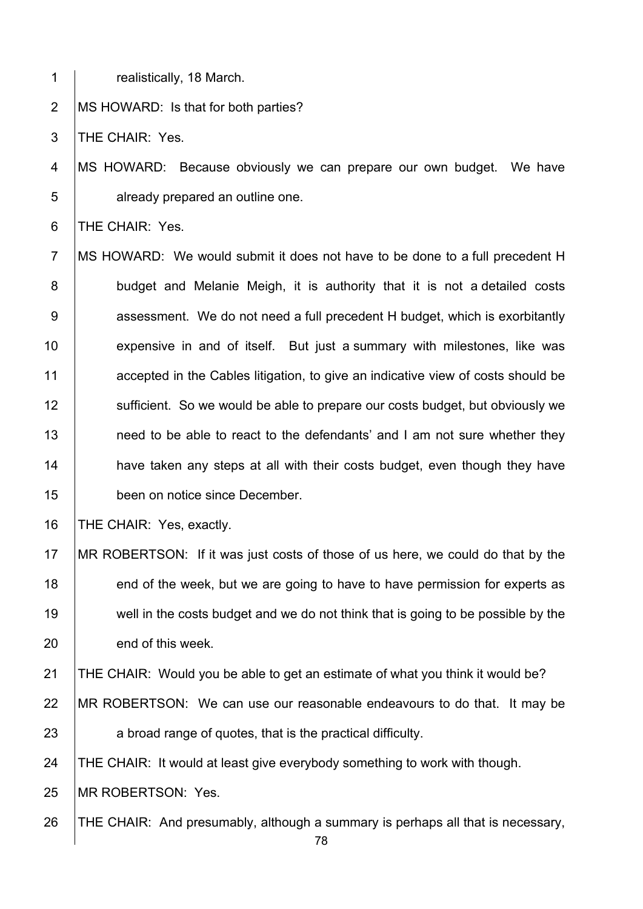realistically, 18 March.

MS HOWARD: Is that for both parties?

THE CHAIR: Yes.

MS HOWARD: Because obviously we can prepare our own budget. We have already prepared an outline one.

THE CHAIR: Yes.

MS HOWARD: We would submit it does not have to be done to a full precedent H budget and Melanie Meigh, it is authority that it is not a detailed costs assessment. We do not need a full precedent H budget, which is exorbitantly expensive in and of itself. But just a summary with milestones, like was accepted in the Cables litigation, to give an indicative view of costs should be sufficient. So we would be able to prepare our costs budget, but obviously we need to be able to react to the defendants' and I am not sure whether they have taken any steps at all with their costs budget, even though they have been on notice since December.

THE CHAIR: Yes, exactly.

MR ROBERTSON: If it was just costs of those of us here, we could do that by the end of the week, but we are going to have to have permission for experts as well in the costs budget and we do not think that is going to be possible by the end of this week.

THE CHAIR: Would you be able to get an estimate of what you think it would be?

MR ROBERTSON: We can use our reasonable endeavours to do that. It may be a broad range of quotes, that is the practical difficulty.

THE CHAIR: It would at least give everybody something to work with though.

MR ROBERTSON: Yes.

THE CHAIR: And presumably, although a summary is perhaps all that is necessary,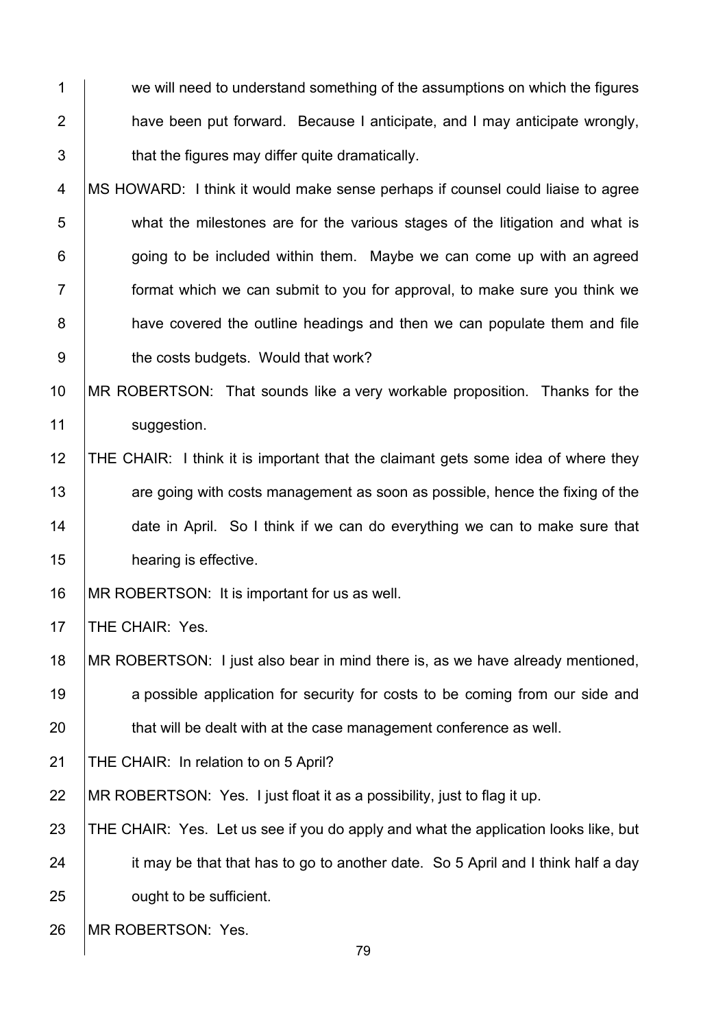we will need to understand something of the assumptions on which the figures have been put forward. Because I anticipate, and I may anticipate wrongly, that the figures may differ quite dramatically.

MS HOWARD: I think it would make sense perhaps if counsel could liaise to agree what the milestones are for the various stages of the litigation and what is going to be included within them. Maybe we can come up with an agreed format which we can submit to you for approval, to make sure you think we have covered the outline headings and then we can populate them and file the costs budgets. Would that work?

MR ROBERTSON: That sounds like a very workable proposition. Thanks for the suggestion.

THE CHAIR: I think it is important that the claimant gets some idea of where they are going with costs management as soon as possible, hence the fixing of the date in April. So I think if we can do everything we can to make sure that hearing is effective.

MR ROBERTSON: It is important for us as well.

THE CHAIR: Yes.

MR ROBERTSON: I just also bear in mind there is, as we have already mentioned, a possible application for security for costs to be coming from our side and that will be dealt with at the case management conference as well.

THE CHAIR: In relation to on 5 April?

MR ROBERTSON: Yes. I just float it as a possibility, just to flag it up.

THE CHAIR: Yes. Let us see if you do apply and what the application looks like, but it may be that that has to go to another date. So 5 April and I think half a day ought to be sufficient.

MR ROBERTSON: Yes.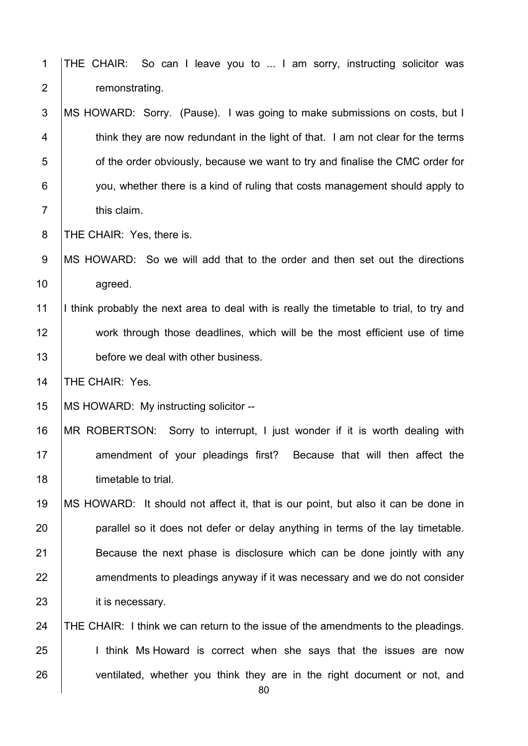THE CHAIR: So can I leave you to ... I am sorry, instructing solicitor was remonstrating.

MS HOWARD: Sorry. (Pause). I was going to make submissions on costs, but I think they are now redundant in the light of that. I am not clear for the terms of the order obviously, because we want to try and finalise the CMC order for you, whether there is a kind of ruling that costs management should apply to this claim.

THE CHAIR: Yes, there is.

MS HOWARD: So we will add that to the order and then set out the directions agreed.

I think probably the next area to deal with is really the timetable to trial, to try and work through those deadlines, which will be the most efficient use of time before we deal with other business.

THE CHAIR: Yes.

MS HOWARD: My instructing solicitor --

MR ROBERTSON: Sorry to interrupt, I just wonder if it is worth dealing with amendment of your pleadings first? Because that will then affect the timetable to trial.

MS HOWARD: It should not affect it, that is our point, but also it can be done in parallel so it does not defer or delay anything in terms of the lay timetable. Because the next phase is disclosure which can be done jointly with any amendments to pleadings anyway if it was necessary and we do not consider it is necessary.

THE CHAIR: I think we can return to the issue of the amendments to the pleadings. I think Ms Howard is correct when she says that the issues are now ventilated, whether you think they are in the right document or not, and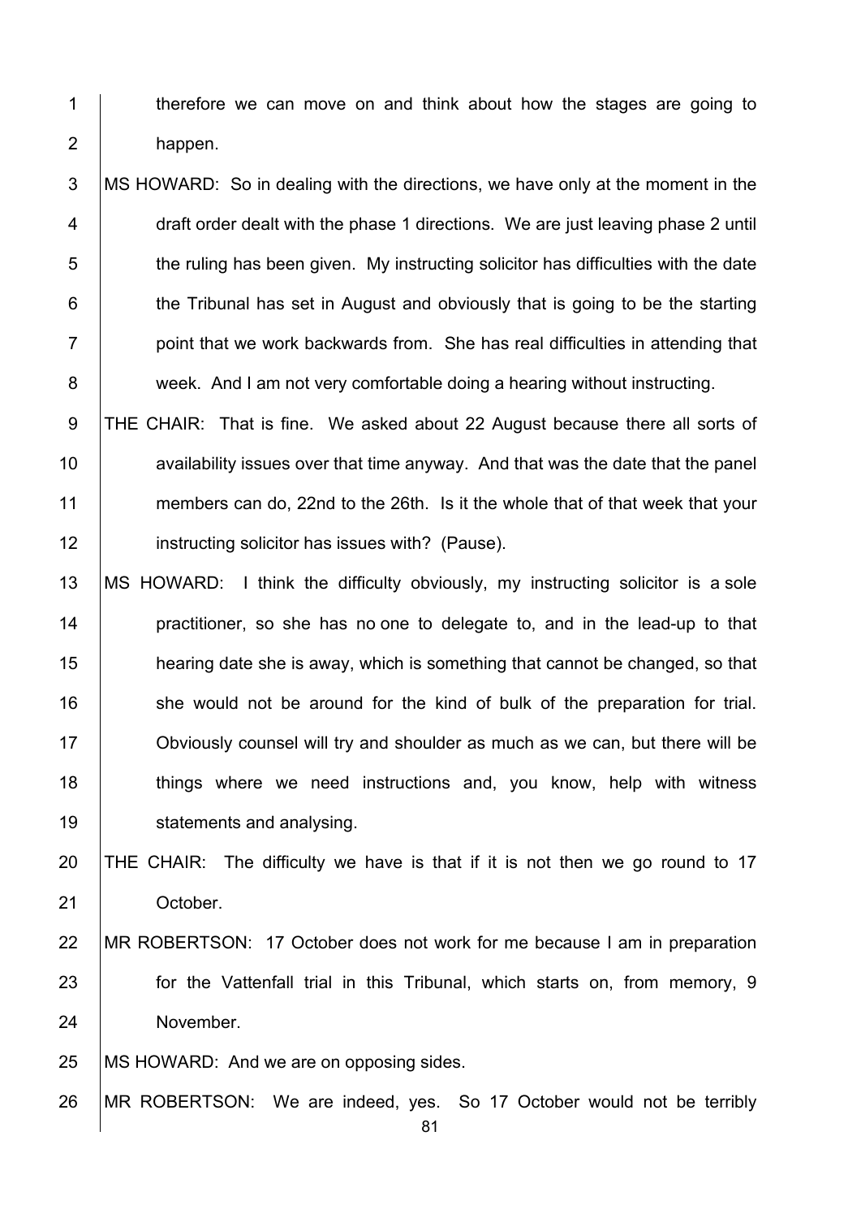therefore we can move on and think about how the stages are going to happen.

MS HOWARD: So in dealing with the directions, we have only at the moment in the draft order dealt with the phase 1 directions. We are just leaving phase 2 until the ruling has been given. My instructing solicitor has difficulties with the date the Tribunal has set in August and obviously that is going to be the starting point that we work backwards from. She has real difficulties in attending that week. And I am not very comfortable doing a hearing without instructing.

THE CHAIR: That is fine. We asked about 22 August because there all sorts of availability issues over that time anyway. And that was the date that the panel members can do, 22nd to the 26th. Is it the whole that of that week that your instructing solicitor has issues with? (Pause).

MS HOWARD: I think the difficulty obviously, my instructing solicitor is a sole practitioner, so she has no one to delegate to, and in the lead-up to that hearing date she is away, which is something that cannot be changed, so that she would not be around for the kind of bulk of the preparation for trial. Obviously counsel will try and shoulder as much as we can, but there will be things where we need instructions and, you know, help with witness statements and analysing.

THE CHAIR: The difficulty we have is that if it is not then we go round to 17 October.

MR ROBERTSON: 17 October does not work for me because I am in preparation for the Vattenfall trial in this Tribunal, which starts on, from memory, 9 November.

MS HOWARD: And we are on opposing sides.

MR ROBERTSON: We are indeed, yes. So 17 October would not be terribly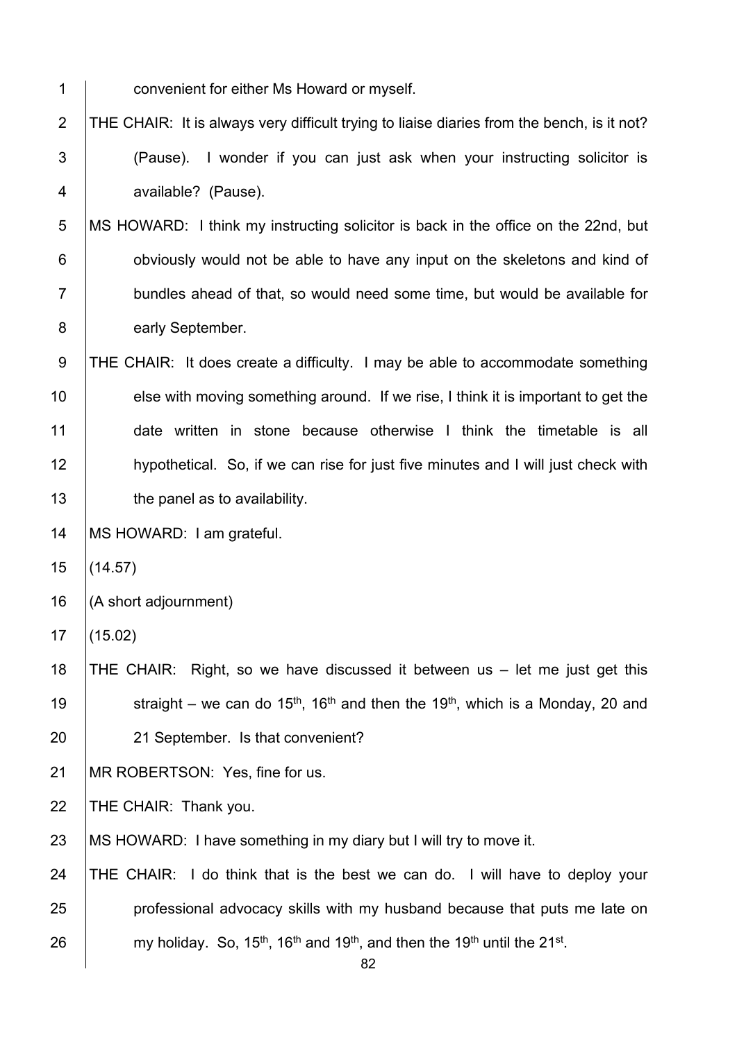convenient for either Ms Howard or myself.

THE CHAIR: It is always very difficult trying to liaise diaries from the bench, is it not? (Pause). I wonder if you can just ask when your instructing solicitor is available? (Pause).

MS HOWARD: I think my instructing solicitor is back in the office on the 22nd, but obviously would not be able to have any input on the skeletons and kind of bundles ahead of that, so would need some time, but would be available for early September.

THE CHAIR: It does create a difficulty. I may be able to accommodate something else with moving something around. If we rise, I think it is important to get the date written in stone because otherwise I think the timetable is all hypothetical. So, if we can rise for just five minutes and I will just check with the panel as to availability.

MS HOWARD: I am grateful.

(14.57)

(A short adjournment)

(15.02)

THE CHAIR: Right, so we have discussed it between us – let me just get this straight – we can do 15th, 16th and then the 19th, which is a Monday, 20 and 21 September. Is that convenient?

MR ROBERTSON: Yes, fine for us.

THE CHAIR: Thank you.

MS HOWARD: I have something in my diary but I will try to move it.

THE CHAIR: I do think that is the best we can do. I will have to deploy your professional advocacy skills with my husband because that puts me late on my holiday. So, 15th, 16th and 19th, and then the 19th until the 21st.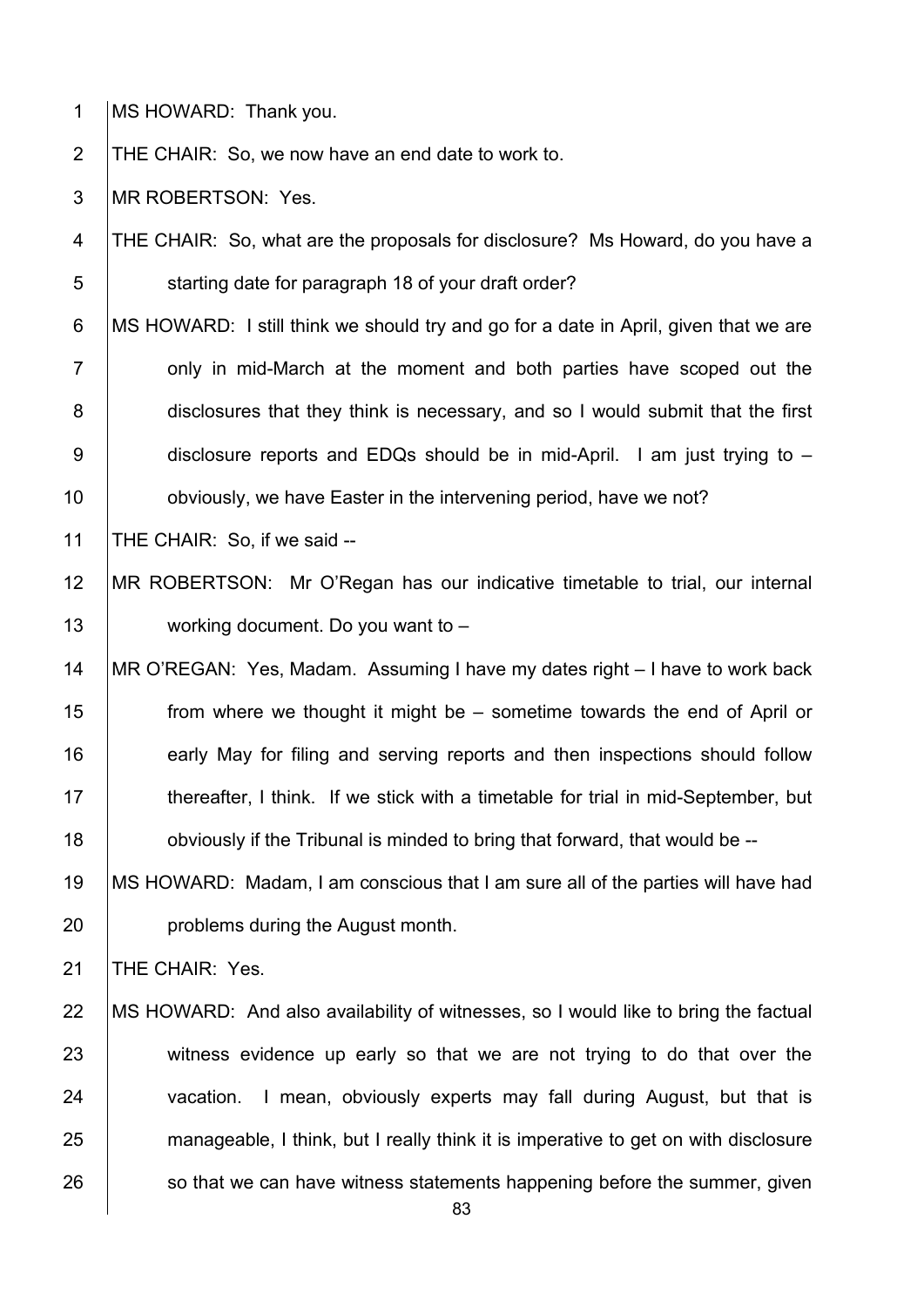MS HOWARD: Thank you.

THE CHAIR: So, we now have an end date to work to.

MR ROBERTSON: Yes.

THE CHAIR: So, what are the proposals for disclosure? Ms Howard, do you have a starting date for paragraph 18 of your draft order?

MS HOWARD: I still think we should try and go for a date in April, given that we are only in mid-March at the moment and both parties have scoped out the disclosures that they think is necessary, and so I would submit that the first disclosure reports and EDQs should be in mid-April. I am just trying to – obviously, we have Easter in the intervening period, have we not?

THE CHAIR: So, if we said --

MR ROBERTSON: Mr O'Regan has our indicative timetable to trial, our internal working document. Do you want to –

MR O'REGAN: Yes, Madam. Assuming I have my dates right – I have to work back from where we thought it might be – sometime towards the end of April or early May for filing and serving reports and then inspections should follow thereafter, I think. If we stick with a timetable for trial in mid-September, but obviously if the Tribunal is minded to bring that forward, that would be --

MS HOWARD: Madam, I am conscious that I am sure all of the parties will have had problems during the August month.

THE CHAIR: Yes.

MS HOWARD: And also availability of witnesses, so I would like to bring the factual witness evidence up early so that we are not trying to do that over the vacation. I mean, obviously experts may fall during August, but that is manageable, I think, but I really think it is imperative to get on with disclosure so that we can have witness statements happening before the summer, given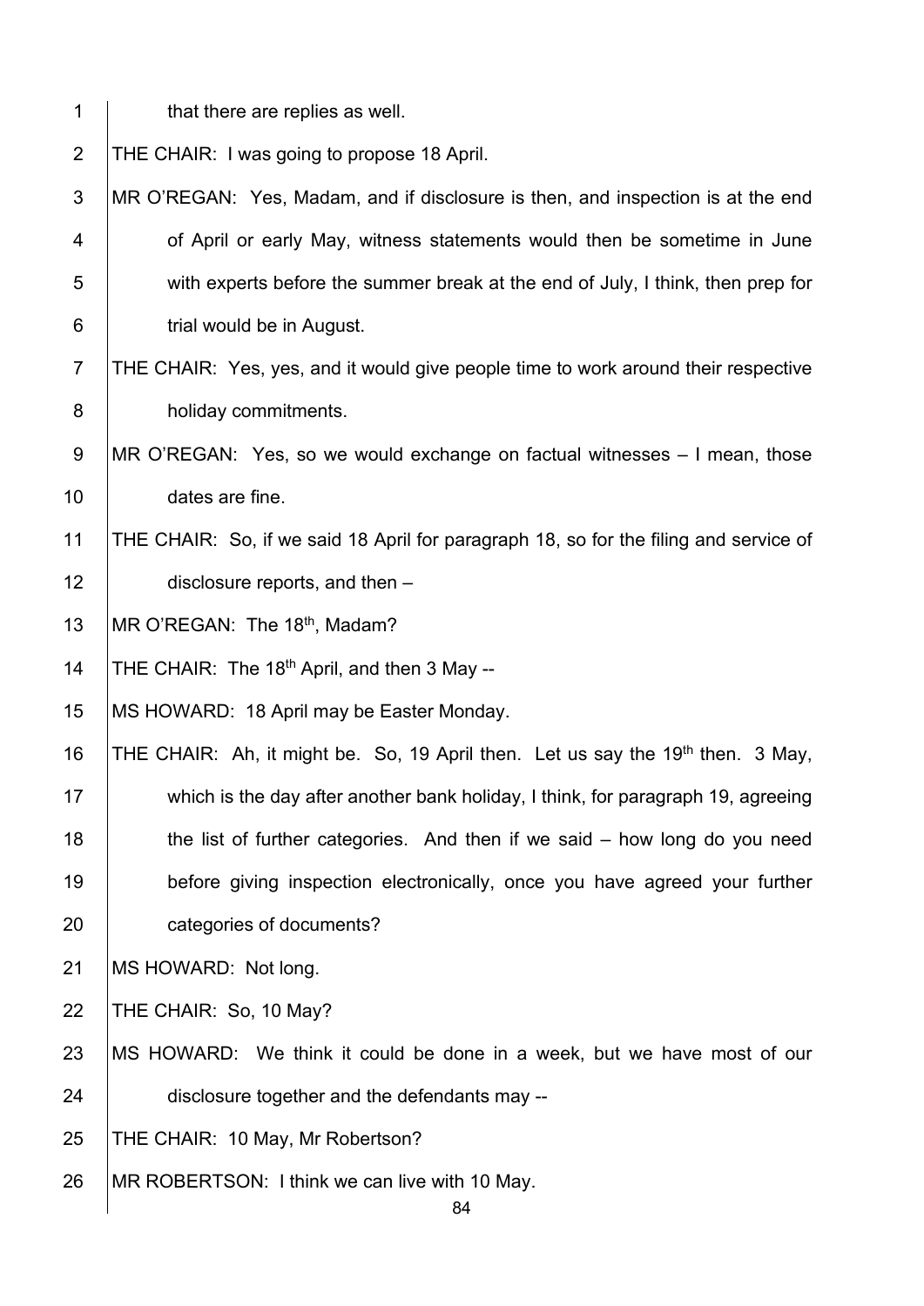that there are replies as well.

THE CHAIR: I was going to propose 18 April.

MR O'REGAN: Yes, Madam, and if disclosure is then, and inspection is at the end of April or early May, witness statements would then be sometime in June with experts before the summer break at the end of July, I think, then prep for trial would be in August.

THE CHAIR: Yes, yes, and it would give people time to work around their respective holiday commitments.

MR O'REGAN: Yes, so we would exchange on factual witnesses – I mean, those dates are fine.

THE CHAIR: So, if we said 18 April for paragraph 18, so for the filing and service of disclosure reports, and then –

MR O'REGAN: The 18th, Madam?

THE CHAIR: The 18th April, and then 3 May --

MS HOWARD: 18 April may be Easter Monday.

THE CHAIR: Ah, it might be. So, 19 April then. Let us say the 19th then. 3 May, which is the day after another bank holiday, I think, for paragraph 19, agreeing the list of further categories. And then if we said – how long do you need before giving inspection electronically, once you have agreed your further categories of documents?

MS HOWARD: Not long.

THE CHAIR: So, 10 May?

MS HOWARD: We think it could be done in a week, but we have most of our disclosure together and the defendants may --

THE CHAIR: 10 May, Mr Robertson?

MR ROBERTSON: I think we can live with 10 May.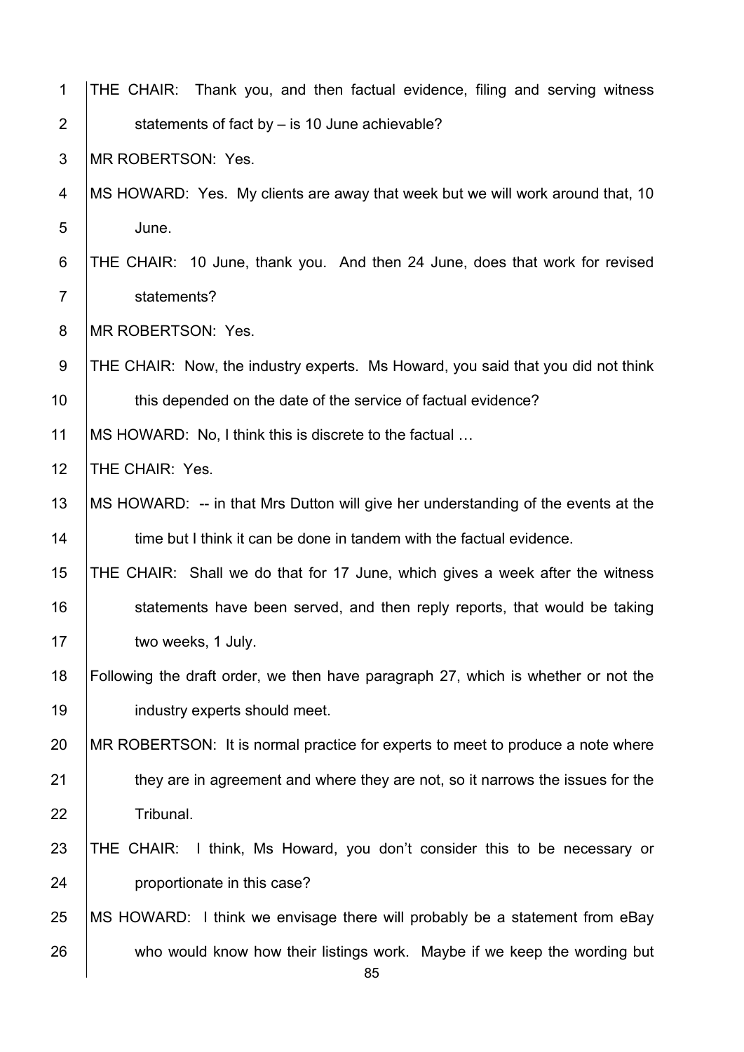THE CHAIR: Thank you, and then factual evidence, filing and serving witness statements of fact by – is 10 June achievable?

MR ROBERTSON: Yes.

MS HOWARD: Yes. My clients are away that week but we will work around that, 10 June.

THE CHAIR: 10 June, thank you. And then 24 June, does that work for revised statements?

MR ROBERTSON: Yes.

THE CHAIR: Now, the industry experts. Ms Howard, you said that you did not think this depended on the date of the service of factual evidence?

MS HOWARD: No, I think this is discrete to the factual …

THE CHAIR: Yes.

MS HOWARD: -- in that Mrs Dutton will give her understanding of the events at the time but I think it can be done in tandem with the factual evidence.

THE CHAIR: Shall we do that for 17 June, which gives a week after the witness statements have been served, and then reply reports, that would be taking two weeks, 1 July.

Following the draft order, we then have paragraph 27, which is whether or not the industry experts should meet.

MR ROBERTSON: It is normal practice for experts to meet to produce a note where they are in agreement and where they are not, so it narrows the issues for the Tribunal.

THE CHAIR: I think, Ms Howard, you don't consider this to be necessary or proportionate in this case?

MS HOWARD: I think we envisage there will probably be a statement from eBay who would know how their listings work. Maybe if we keep the wording but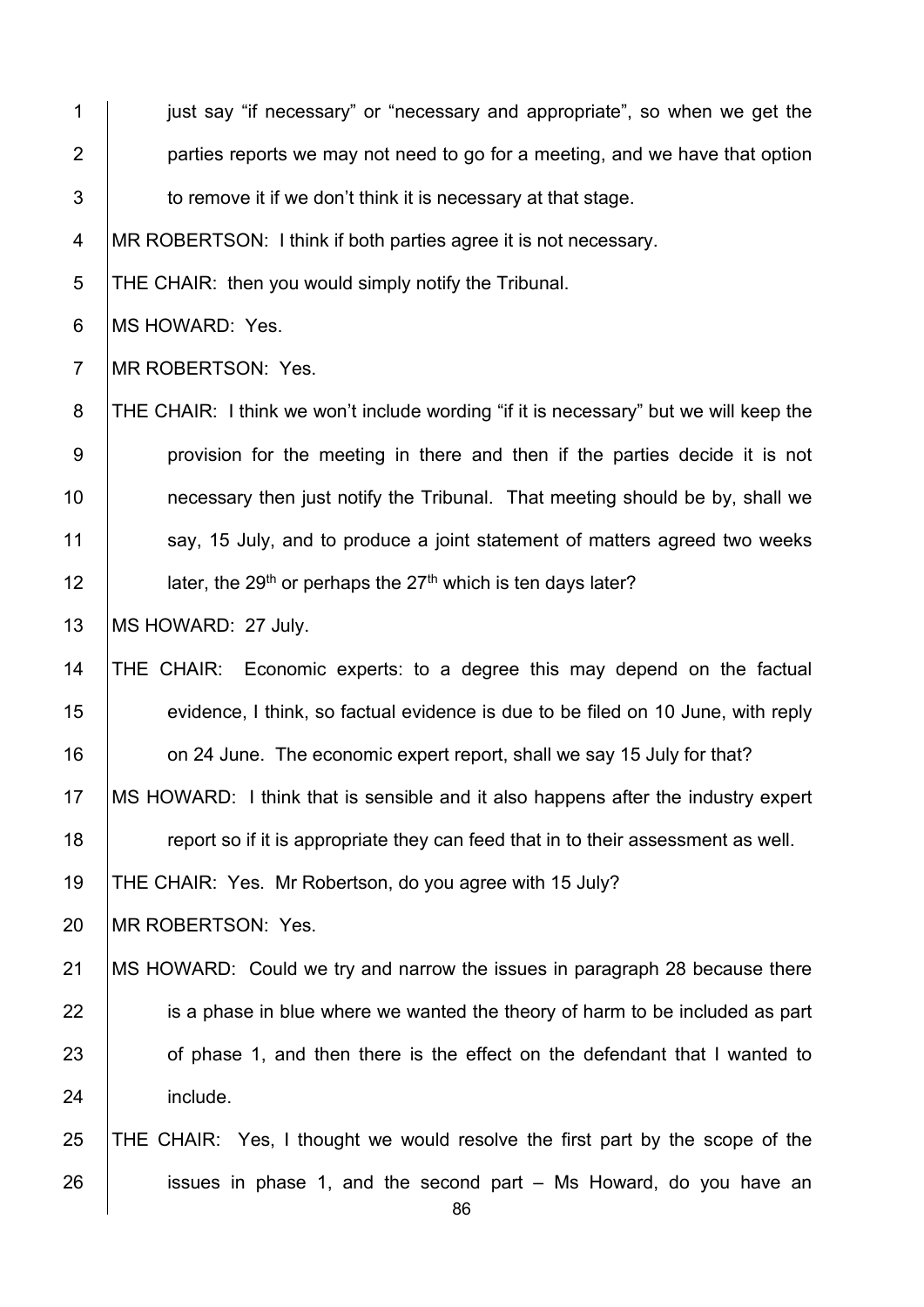just say "if necessary" or "necessary and appropriate", so when we get the parties reports we may not need to go for a meeting, and we have that option to remove it if we don't think it is necessary at that stage.

MR ROBERTSON: I think if both parties agree it is not necessary.

THE CHAIR: then you would simply notify the Tribunal.

MS HOWARD: Yes.

MR ROBERTSON: Yes.

THE CHAIR: I think we won't include wording "if it is necessary" but we will keep the provision for the meeting in there and then if the parties decide it is not necessary then just notify the Tribunal. That meeting should be by, shall we say, 15 July, and to produce a joint statement of matters agreed two weeks later, the 29th or perhaps the 27th which is ten days later?

MS HOWARD: 27 July.

THE CHAIR: Economic experts: to a degree this may depend on the factual evidence, I think, so factual evidence is due to be filed on 10 June, with reply on 24 June. The economic expert report, shall we say 15 July for that?

MS HOWARD: I think that is sensible and it also happens after the industry expert report so if it is appropriate they can feed that in to their assessment as well.

THE CHAIR: Yes. Mr Robertson, do you agree with 15 July?

MR ROBERTSON: Yes.

MS HOWARD: Could we try and narrow the issues in paragraph 28 because there is a phase in blue where we wanted the theory of harm to be included as part of phase 1, and then there is the effect on the defendant that I wanted to include.

THE CHAIR: Yes, I thought we would resolve the first part by the scope of the issues in phase 1, and the second part – Ms Howard, do you have an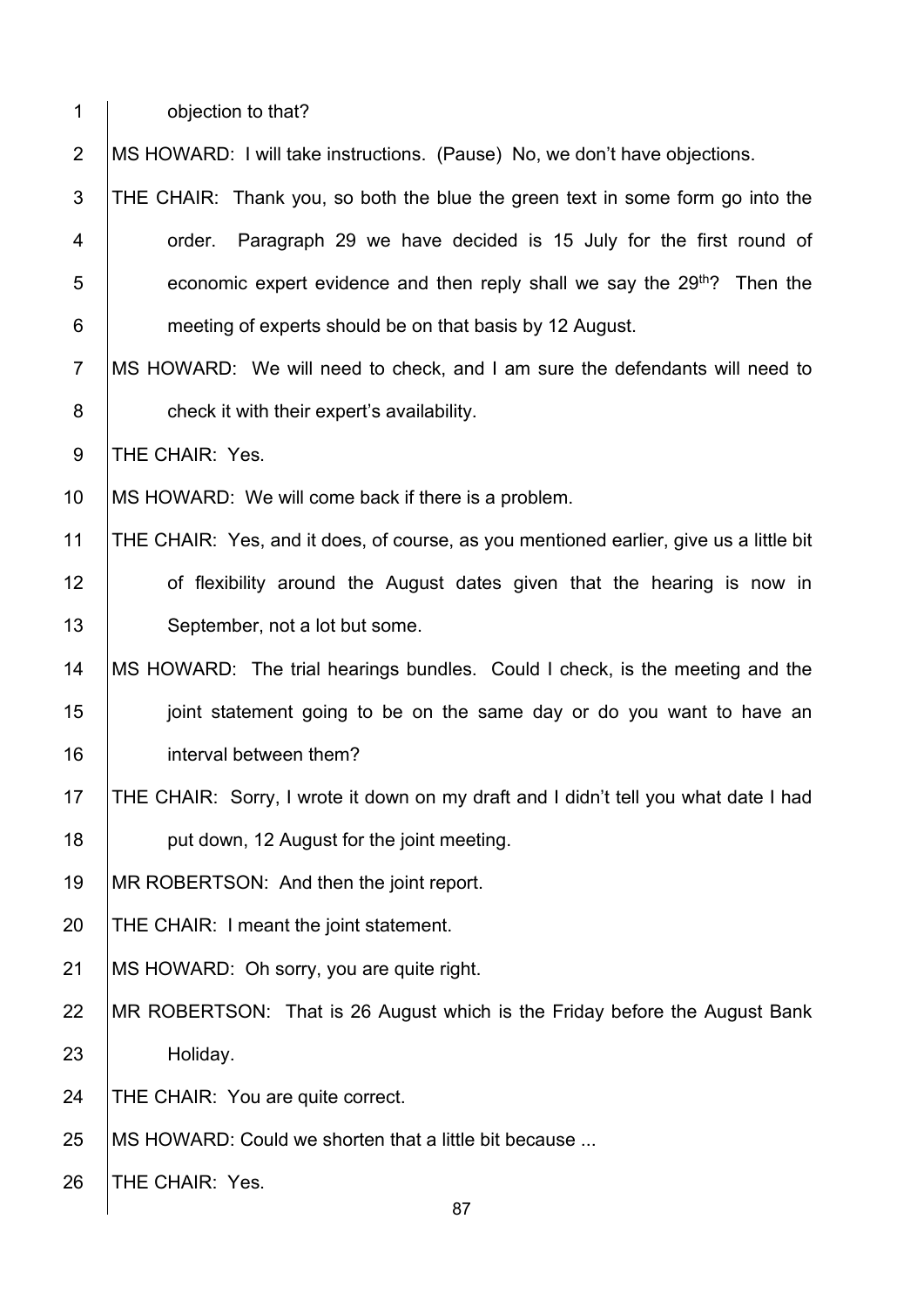objection to that?

MS HOWARD: I will take instructions. (Pause) No, we don't have objections.

THE CHAIR: Thank you, so both the blue the green text in some form go into the order. Paragraph 29 we have decided is 15 July for the first round of economic expert evidence and then reply shall we say the 29th? Then the meeting of experts should be on that basis by 12 August.

MS HOWARD: We will need to check, and I am sure the defendants will need to check it with their expert's availability.

THE CHAIR: Yes.

MS HOWARD: We will come back if there is a problem.

THE CHAIR: Yes, and it does, of course, as you mentioned earlier, give us a little bit of flexibility around the August dates given that the hearing is now in September, not a lot but some.

MS HOWARD: The trial hearings bundles. Could I check, is the meeting and the joint statement going to be on the same day or do you want to have an interval between them?

THE CHAIR: Sorry, I wrote it down on my draft and I didn't tell you what date I had put down, 12 August for the joint meeting.

MR ROBERTSON: And then the joint report.

THE CHAIR: I meant the joint statement.

MS HOWARD: Oh sorry, you are quite right.

MR ROBERTSON: That is 26 August which is the Friday before the August Bank Holiday.

THE CHAIR: You are quite correct.

MS HOWARD: Could we shorten that a little bit because ...

THE CHAIR: Yes.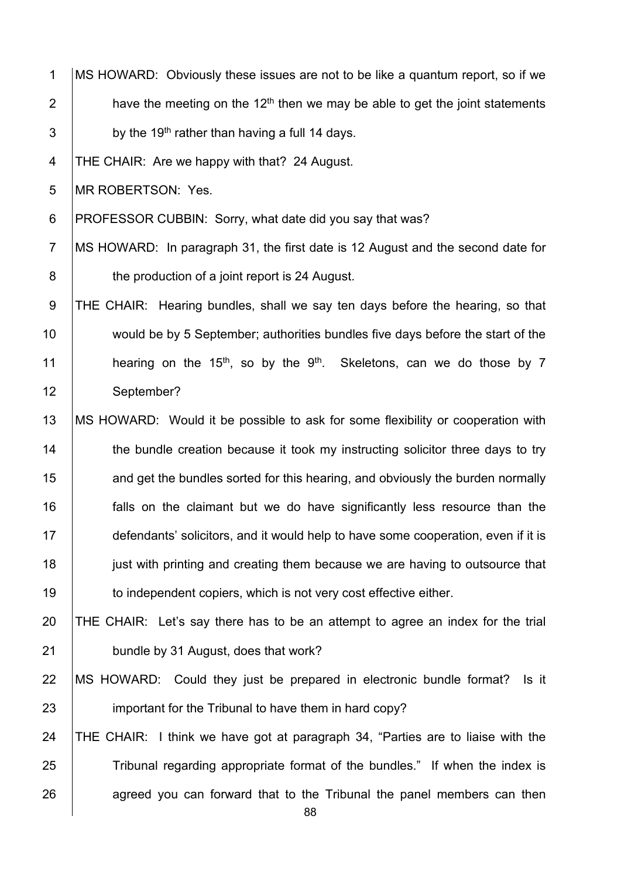MS HOWARD: Obviously these issues are not to be like a quantum report, so if we have the meeting on the 12th then we may be able to get the joint statements by the 19th rather than having a full 14 days.

THE CHAIR: Are we happy with that? 24 August.

MR ROBERTSON: Yes.

PROFESSOR CUBBIN: Sorry, what date did you say that was?

MS HOWARD: In paragraph 31, the first date is 12 August and the second date for the production of a joint report is 24 August.

THE CHAIR: Hearing bundles, shall we say ten days before the hearing, so that would be by 5 September; authorities bundles five days before the start of the hearing on the 15th, so by the 9th. Skeletons, can we do those by 7 September?

MS HOWARD: Would it be possible to ask for some flexibility or cooperation with the bundle creation because it took my instructing solicitor three days to try and get the bundles sorted for this hearing, and obviously the burden normally falls on the claimant but we do have significantly less resource than the defendants' solicitors, and it would help to have some cooperation, even if it is just with printing and creating them because we are having to outsource that to independent copiers, which is not very cost effective either.

THE CHAIR: Let's say there has to be an attempt to agree an index for the trial bundle by 31 August, does that work?

MS HOWARD: Could they just be prepared in electronic bundle format? Is it important for the Tribunal to have them in hard copy?

THE CHAIR: I think we have got at paragraph 34, "Parties are to liaise with the Tribunal regarding appropriate format of the bundles." If when the index is agreed you can forward that to the Tribunal the panel members can then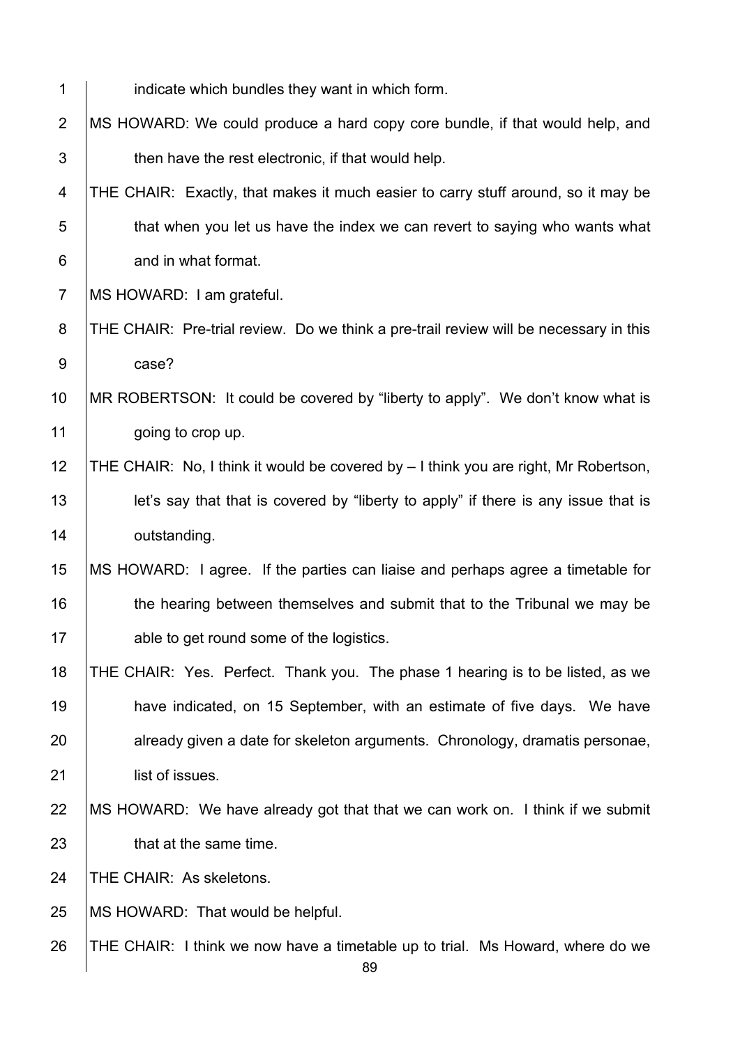indicate which bundles they want in which form.

MS HOWARD: We could produce a hard copy core bundle, if that would help, and then have the rest electronic, if that would help.

THE CHAIR: Exactly, that makes it much easier to carry stuff around, so it may be that when you let us have the index we can revert to saying who wants what and in what format.

MS HOWARD: I am grateful.

THE CHAIR: Pre-trial review. Do we think a pre-trail review will be necessary in this case?

MR ROBERTSON: It could be covered by "liberty to apply". We don't know what is going to crop up.

THE CHAIR: No, I think it would be covered by – I think you are right, Mr Robertson, let's say that that is covered by "liberty to apply" if there is any issue that is outstanding.

MS HOWARD: I agree. If the parties can liaise and perhaps agree a timetable for the hearing between themselves and submit that to the Tribunal we may be able to get round some of the logistics.

THE CHAIR: Yes. Perfect. Thank you. The phase 1 hearing is to be listed, as we have indicated, on 15 September, with an estimate of five days. We have already given a date for skeleton arguments. Chronology, dramatis personae, list of issues.

MS HOWARD: We have already got that that we can work on. I think if we submit that at the same time.

THE CHAIR: As skeletons.

MS HOWARD: That would be helpful.

THE CHAIR: I think we now have a timetable up to trial. Ms Howard, where do we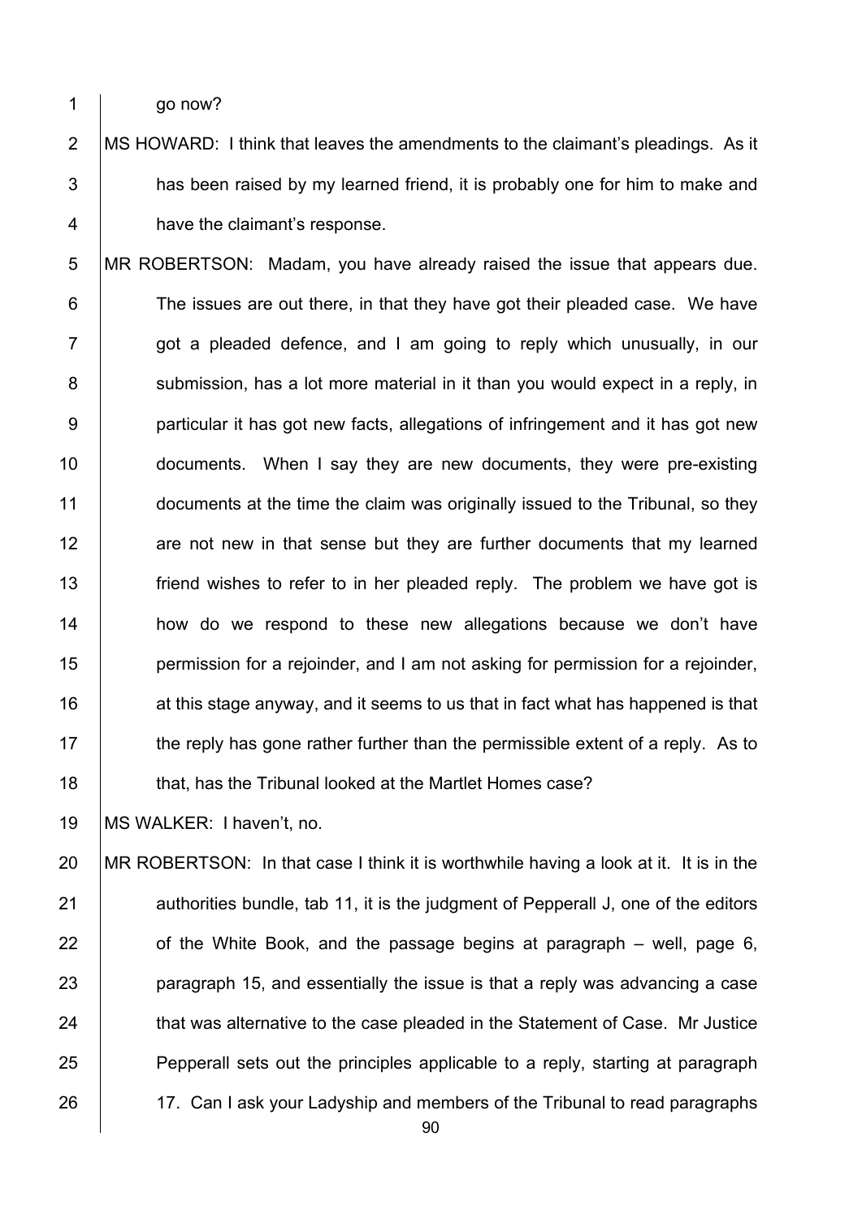go now?

MS HOWARD: I think that leaves the amendments to the claimant's pleadings. As it has been raised by my learned friend, it is probably one for him to make and have the claimant's response.

MR ROBERTSON: Madam, you have already raised the issue that appears due. The issues are out there, in that they have got their pleaded case. We have got a pleaded defence, and I am going to reply which unusually, in our submission, has a lot more material in it than you would expect in a reply, in particular it has got new facts, allegations of infringement and it has got new documents. When I say they are new documents, they were pre-existing documents at the time the claim was originally issued to the Tribunal, so they are not new in that sense but they are further documents that my learned friend wishes to refer to in her pleaded reply. The problem we have got is how do we respond to these new allegations because we don't have permission for a rejoinder, and I am not asking for permission for a rejoinder, at this stage anyway, and it seems to us that in fact what has happened is that the reply has gone rather further than the permissible extent of a reply. As to that, has the Tribunal looked at the Martlet Homes case?

MS WALKER: I haven't, no.

MR ROBERTSON: In that case I think it is worthwhile having a look at it. It is in the authorities bundle, tab 11, it is the judgment of Pepperall J, one of the editors of the White Book, and the passage begins at paragraph – well, page 6, paragraph 15, and essentially the issue is that a reply was advancing a case that was alternative to the case pleaded in the Statement of Case. Mr Justice Pepperall sets out the principles applicable to a reply, starting at paragraph 17. Can I ask your Ladyship and members of the Tribunal to read paragraphs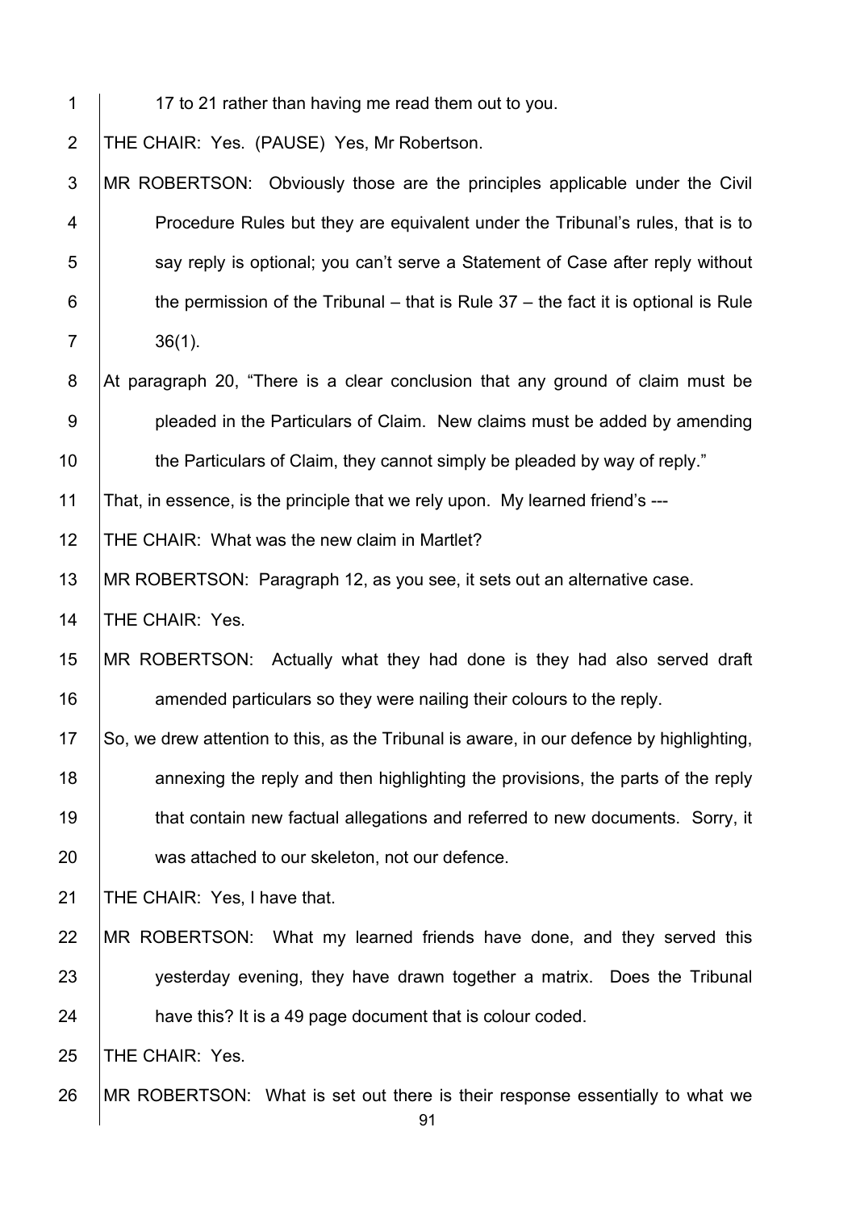17 to 21 rather than having me read them out to you.

THE CHAIR: Yes. (PAUSE) Yes, Mr Robertson.

MR ROBERTSON: Obviously those are the principles applicable under the Civil Procedure Rules but they are equivalent under the Tribunal's rules, that is to say reply is optional; you can't serve a Statement of Case after reply without the permission of the Tribunal – that is Rule 37 – the fact it is optional is Rule 36(1).

At paragraph 20, "There is a clear conclusion that any ground of claim must be pleaded in the Particulars of Claim. New claims must be added by amending the Particulars of Claim, they cannot simply be pleaded by way of reply."

That, in essence, is the principle that we rely upon. My learned friend's ---

THE CHAIR: What was the new claim in Martlet?

MR ROBERTSON: Paragraph 12, as you see, it sets out an alternative case.

THE CHAIR: Yes.

MR ROBERTSON: Actually what they had done is they had also served draft amended particulars so they were nailing their colours to the reply.

So, we drew attention to this, as the Tribunal is aware, in our defence by highlighting, annexing the reply and then highlighting the provisions, the parts of the reply that contain new factual allegations and referred to new documents. Sorry, it was attached to our skeleton, not our defence.

THE CHAIR: Yes, I have that.

MR ROBERTSON: What my learned friends have done, and they served this yesterday evening, they have drawn together a matrix. Does the Tribunal have this? It is a 49 page document that is colour coded.

THE CHAIR: Yes.

MR ROBERTSON: What is set out there is their response essentially to what we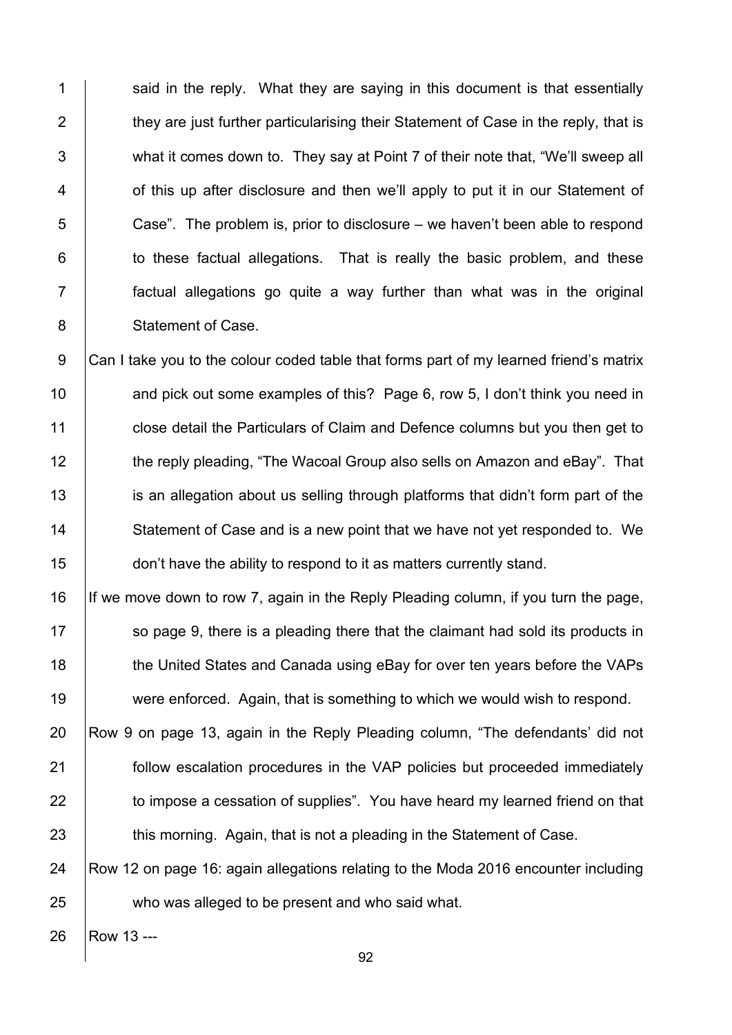said in the reply. What they are saying in this document is that essentially they are just further particularising their Statement of Case in the reply, that is what it comes down to. They say at Point 7 of their note that, "We'll sweep all of this up after disclosure and then we'll apply to put it in our Statement of Case". The problem is, prior to disclosure – we haven't been able to respond to these factual allegations. That is really the basic problem, and these factual allegations go quite a way further than what was in the original Statement of Case.

Can I take you to the colour coded table that forms part of my learned friend's matrix and pick out some examples of this? Page 6, row 5, I don't think you need in close detail the Particulars of Claim and Defence columns but you then get to the reply pleading, "The Wacoal Group also sells on Amazon and eBay". That is an allegation about us selling through platforms that didn't form part of the Statement of Case and is a new point that we have not yet responded to. We don't have the ability to respond to it as matters currently stand.

If we move down to row 7, again in the Reply Pleading column, if you turn the page, so page 9, there is a pleading there that the claimant had sold its products in the United States and Canada using eBay for over ten years before the VAPs were enforced. Again, that is something to which we would wish to respond.

Row 9 on page 13, again in the Reply Pleading column, "The defendants' did not follow escalation procedures in the VAP policies but proceeded immediately to impose a cessation of supplies". You have heard my learned friend on that this morning. Again, that is not a pleading in the Statement of Case.

Row 12 on page 16: again allegations relating to the Moda 2016 encounter including who was alleged to be present and who said what.

Row 13 ---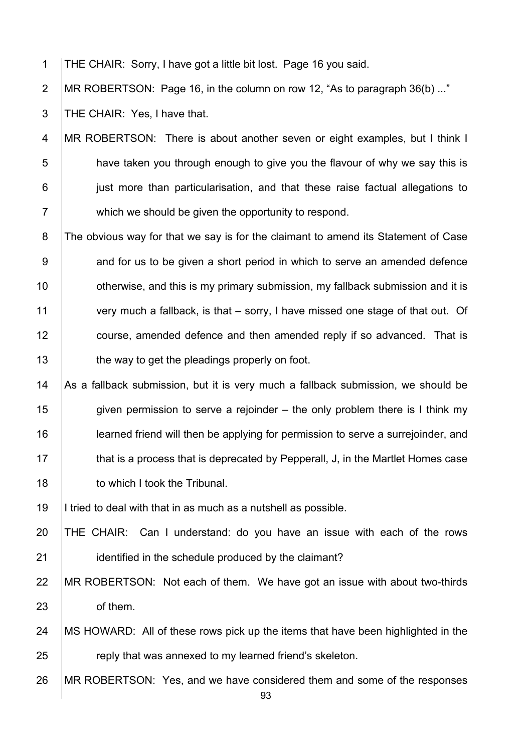THE CHAIR: Sorry, I have got a little bit lost. Page 16 you said.

MR ROBERTSON: Page 16, in the column on row 12, "As to paragraph 36(b) ..."

THE CHAIR: Yes, I have that.

MR ROBERTSON: There is about another seven or eight examples, but I think I have taken you through enough to give you the flavour of why we say this is just more than particularisation, and that these raise factual allegations to which we should be given the opportunity to respond.

The obvious way for that we say is for the claimant to amend its Statement of Case and for us to be given a short period in which to serve an amended defence otherwise, and this is my primary submission, my fallback submission and it is very much a fallback, is that – sorry, I have missed one stage of that out. Of course, amended defence and then amended reply if so advanced. That is the way to get the pleadings properly on foot.

As a fallback submission, but it is very much a fallback submission, we should be given permission to serve a rejoinder – the only problem there is I think my learned friend will then be applying for permission to serve a surrejoinder, and that is a process that is deprecated by Pepperall, J, in the Martlet Homes case to which I took the Tribunal.

I tried to deal with that in as much as a nutshell as possible.

THE CHAIR: Can I understand: do you have an issue with each of the rows identified in the schedule produced by the claimant?

MR ROBERTSON: Not each of them. We have got an issue with about two-thirds of them.

MS HOWARD: All of these rows pick up the items that have been highlighted in the reply that was annexed to my learned friend's skeleton.

MR ROBERTSON: Yes, and we have considered them and some of the responses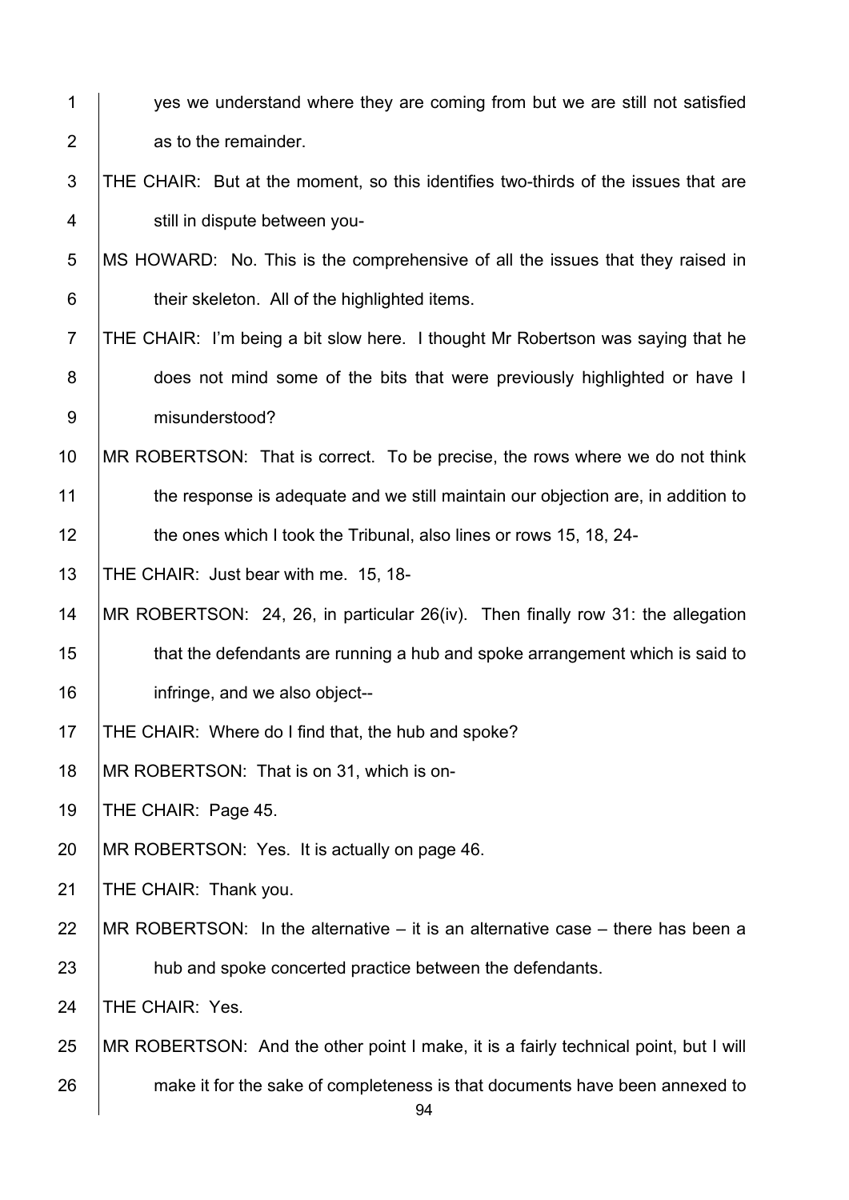yes we understand where they are coming from but we are still not satisfied as to the remainder.

THE CHAIR: But at the moment, so this identifies two-thirds of the issues that are still in dispute between you-

MS HOWARD: No. This is the comprehensive of all the issues that they raised in their skeleton. All of the highlighted items.

THE CHAIR: I'm being a bit slow here. I thought Mr Robertson was saying that he does not mind some of the bits that were previously highlighted or have I misunderstood?

MR ROBERTSON: That is correct. To be precise, the rows where we do not think the response is adequate and we still maintain our objection are, in addition to the ones which I took the Tribunal, also lines or rows 15, 18, 24-

THE CHAIR: Just bear with me. 15, 18-

MR ROBERTSON: 24, 26, in particular 26(iv). Then finally row 31: the allegation that the defendants are running a hub and spoke arrangement which is said to infringe, and we also object--

THE CHAIR: Where do I find that, the hub and spoke?

MR ROBERTSON: That is on 31, which is on-

THE CHAIR: Page 45.

MR ROBERTSON: Yes. It is actually on page 46.

THE CHAIR: Thank you.

MR ROBERTSON: In the alternative – it is an alternative case – there has been a hub and spoke concerted practice between the defendants.

THE CHAIR: Yes.

MR ROBERTSON: And the other point I make, it is a fairly technical point, but I will make it for the sake of completeness is that documents have been annexed to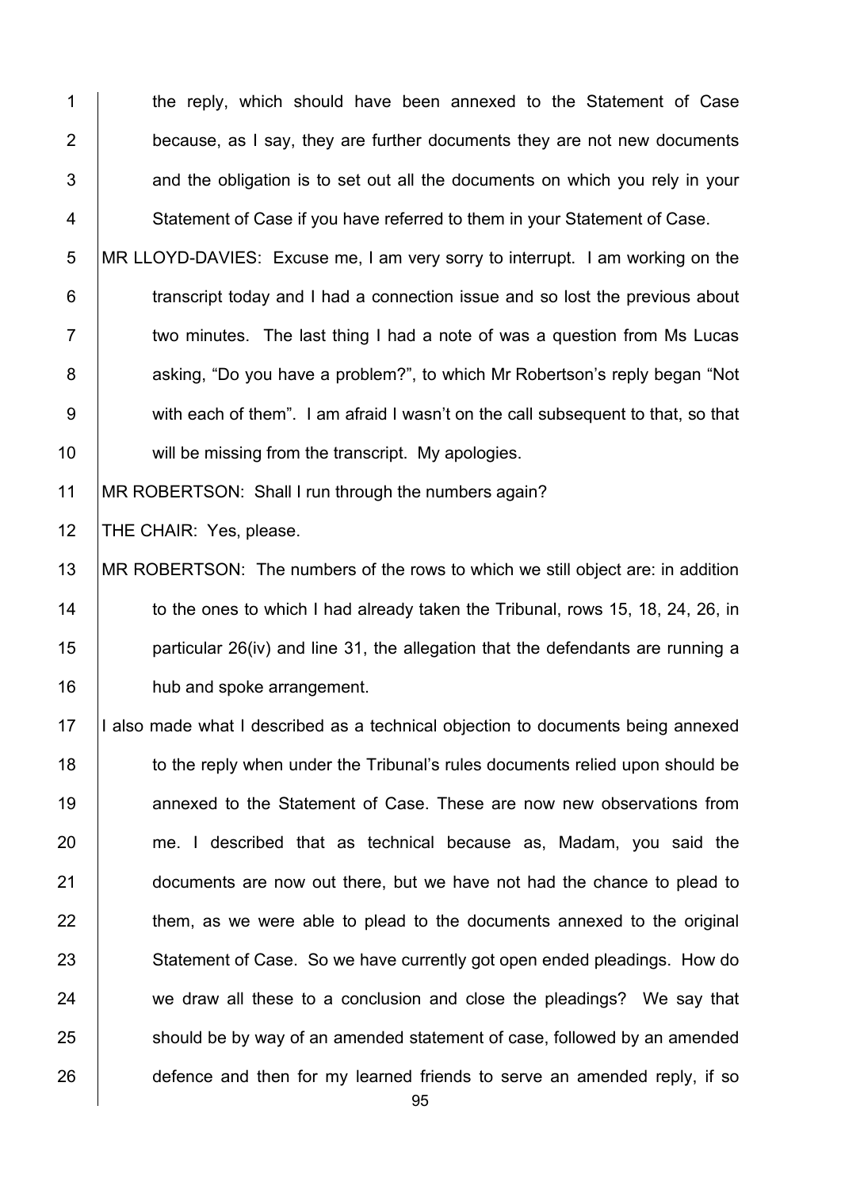the reply, which should have been annexed to the Statement of Case because, as I say, they are further documents they are not new documents and the obligation is to set out all the documents on which you rely in your Statement of Case if you have referred to them in your Statement of Case.

MR LLOYD-DAVIES: Excuse me, I am very sorry to interrupt. I am working on the transcript today and I had a connection issue and so lost the previous about two minutes. The last thing I had a note of was a question from Ms Lucas asking, "Do you have a problem?", to which Mr Robertson's reply began "Not with each of them". I am afraid I wasn't on the call subsequent to that, so that will be missing from the transcript. My apologies.

MR ROBERTSON: Shall I run through the numbers again?

THE CHAIR: Yes, please.

MR ROBERTSON: The numbers of the rows to which we still object are: in addition to the ones to which I had already taken the Tribunal, rows 15, 18, 24, 26, in particular 26(iv) and line 31, the allegation that the defendants are running a hub and spoke arrangement.

I also made what I described as a technical objection to documents being annexed to the reply when under the Tribunal's rules documents relied upon should be annexed to the Statement of Case. These are now new observations from me. I described that as technical because as, Madam, you said the documents are now out there, but we have not had the chance to plead to them, as we were able to plead to the documents annexed to the original Statement of Case. So we have currently got open ended pleadings. How do we draw all these to a conclusion and close the pleadings? We say that should be by way of an amended statement of case, followed by an amended defence and then for my learned friends to serve an amended reply, if so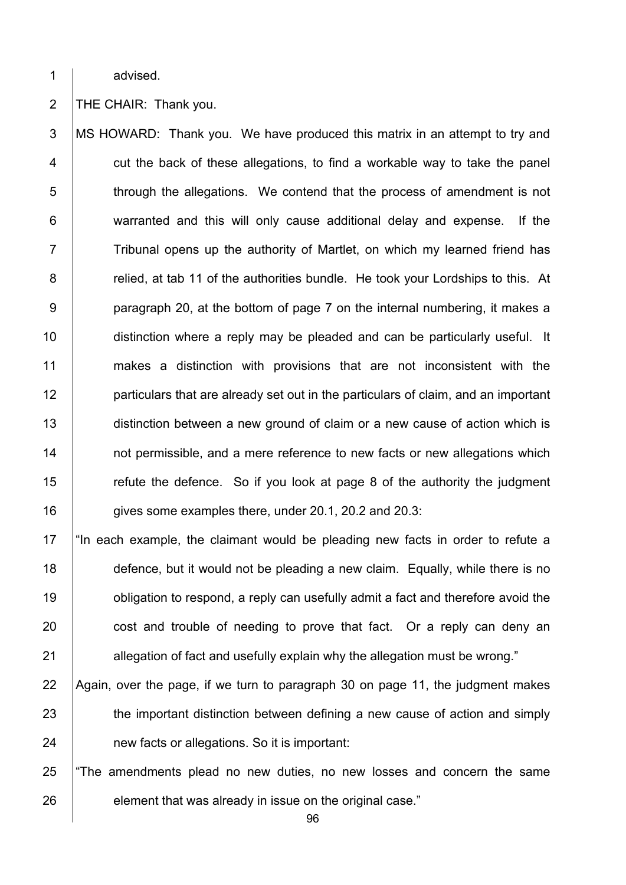advised.

THE CHAIR: Thank you.

MS HOWARD: Thank you. We have produced this matrix in an attempt to try and cut the back of these allegations, to find a workable way to take the panel through the allegations. We contend that the process of amendment is not warranted and this will only cause additional delay and expense. If the Tribunal opens up the authority of Martlet, on which my learned friend has relied, at tab 11 of the authorities bundle. He took your Lordships to this. At paragraph 20, at the bottom of page 7 on the internal numbering, it makes a distinction where a reply may be pleaded and can be particularly useful. It makes a distinction with provisions that are not inconsistent with the particulars that are already set out in the particulars of claim, and an important distinction between a new ground of claim or a new cause of action which is not permissible, and a mere reference to new facts or new allegations which refute the defence. So if you look at page 8 of the authority the judgment gives some examples there, under 20.1, 20.2 and 20.3:

"In each example, the claimant would be pleading new facts in order to refute a defence, but it would not be pleading a new claim. Equally, while there is no obligation to respond, a reply can usefully admit a fact and therefore avoid the cost and trouble of needing to prove that fact. Or a reply can deny an allegation of fact and usefully explain why the allegation must be wrong."

Again, over the page, if we turn to paragraph 30 on page 11, the judgment makes the important distinction between defining a new cause of action and simply new facts or allegations. So it is important:

"The amendments plead no new duties, no new losses and concern the same element that was already in issue on the original case."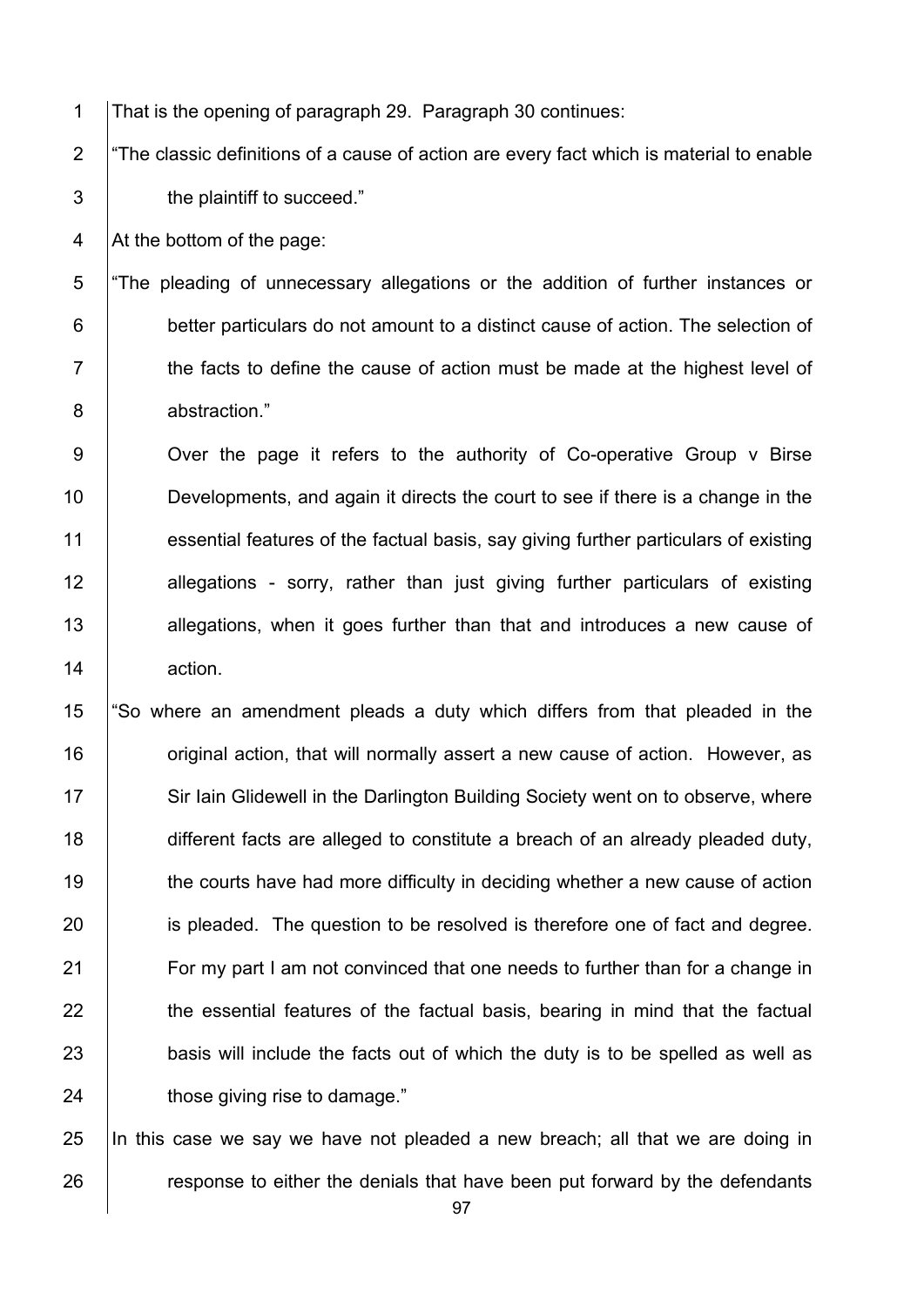That is the opening of paragraph 29. Paragraph 30 continues:

"The classic definitions of a cause of action are every fact which is material to enable the plaintiff to succeed."

At the bottom of the page:

"The pleading of unnecessary allegations or the addition of further instances or better particulars do not amount to a distinct cause of action. The selection of the facts to define the cause of action must be made at the highest level of abstraction."

Over the page it refers to the authority of Co-operative Group v Birse Developments, and again it directs the court to see if there is a change in the essential features of the factual basis, say giving further particulars of existing allegations - sorry, rather than just giving further particulars of existing allegations, when it goes further than that and introduces a new cause of action.

"So where an amendment pleads a duty which differs from that pleaded in the original action, that will normally assert a new cause of action. However, as Sir Iain Glidewell in the Darlington Building Society went on to observe, where different facts are alleged to constitute a breach of an already pleaded duty, the courts have had more difficulty in deciding whether a new cause of action is pleaded. The question to be resolved is therefore one of fact and degree. For my part I am not convinced that one needs to further than for a change in the essential features of the factual basis, bearing in mind that the factual basis will include the facts out of which the duty is to be spelled as well as those giving rise to damage."

In this case we say we have not pleaded a new breach; all that we are doing in response to either the denials that have been put forward by the defendants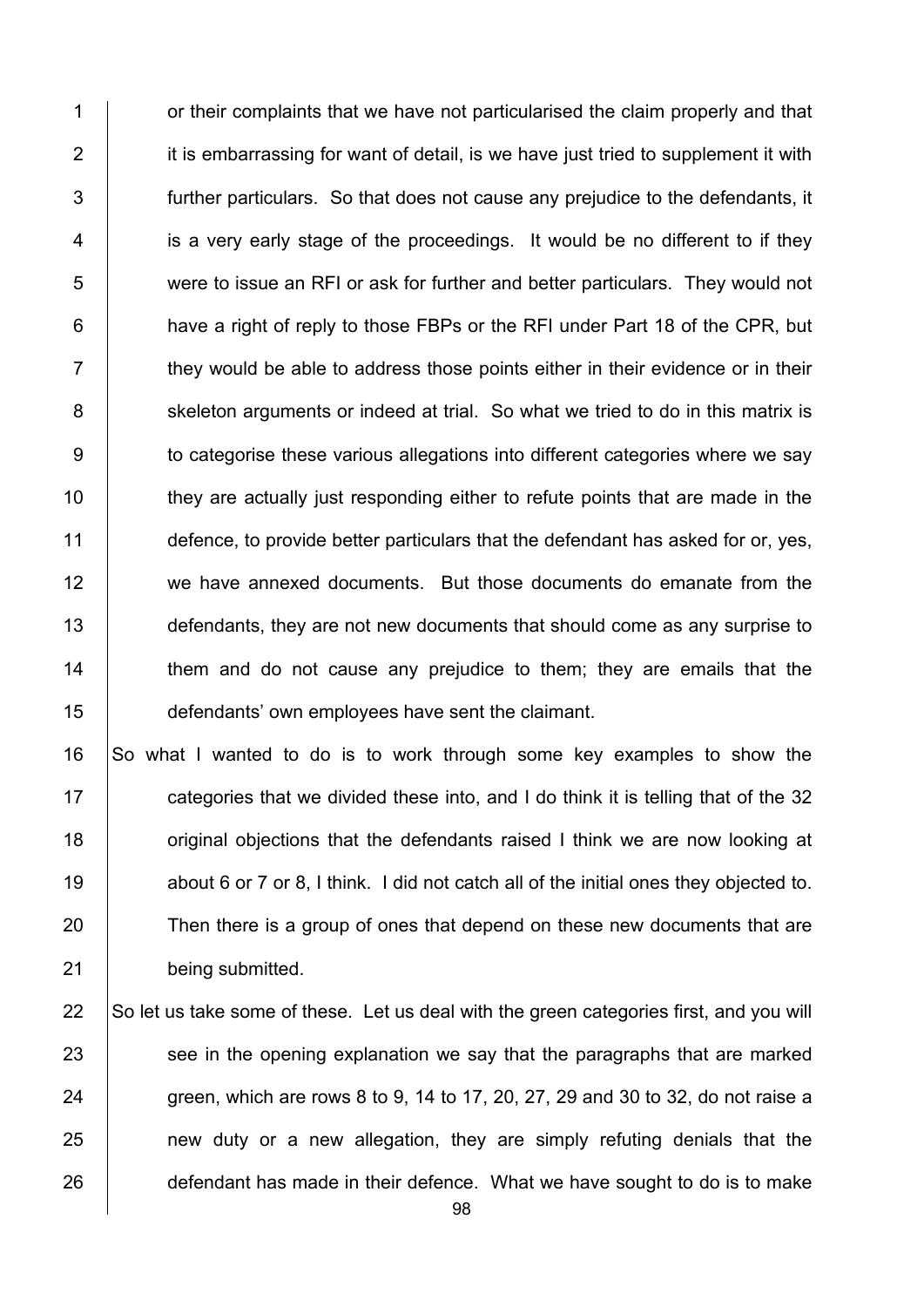or their complaints that we have not particularised the claim properly and that it is embarrassing for want of detail, is we have just tried to supplement it with further particulars. So that does not cause any prejudice to the defendants, it is a very early stage of the proceedings. It would be no different to if they were to issue an RFI or ask for further and better particulars. They would not have a right of reply to those FBPs or the RFI under Part 18 of the CPR, but they would be able to address those points either in their evidence or in their skeleton arguments or indeed at trial. So what we tried to do in this matrix is to categorise these various allegations into different categories where we say they are actually just responding either to refute points that are made in the defence, to provide better particulars that the defendant has asked for or, yes, we have annexed documents. But those documents do emanate from the defendants, they are not new documents that should come as any surprise to them and do not cause any prejudice to them; they are emails that the defendants' own employees have sent the claimant.

So what I wanted to do is to work through some key examples to show the categories that we divided these into, and I do think it is telling that of the 32 original objections that the defendants raised I think we are now looking at about 6 or 7 or 8, I think. I did not catch all of the initial ones they objected to. Then there is a group of ones that depend on these new documents that are being submitted.

So let us take some of these. Let us deal with the green categories first, and you will see in the opening explanation we say that the paragraphs that are marked green, which are rows 8 to 9, 14 to 17, 20, 27, 29 and 30 to 32, do not raise a new duty or a new allegation, they are simply refuting denials that the defendant has made in their defence. What we have sought to do is to make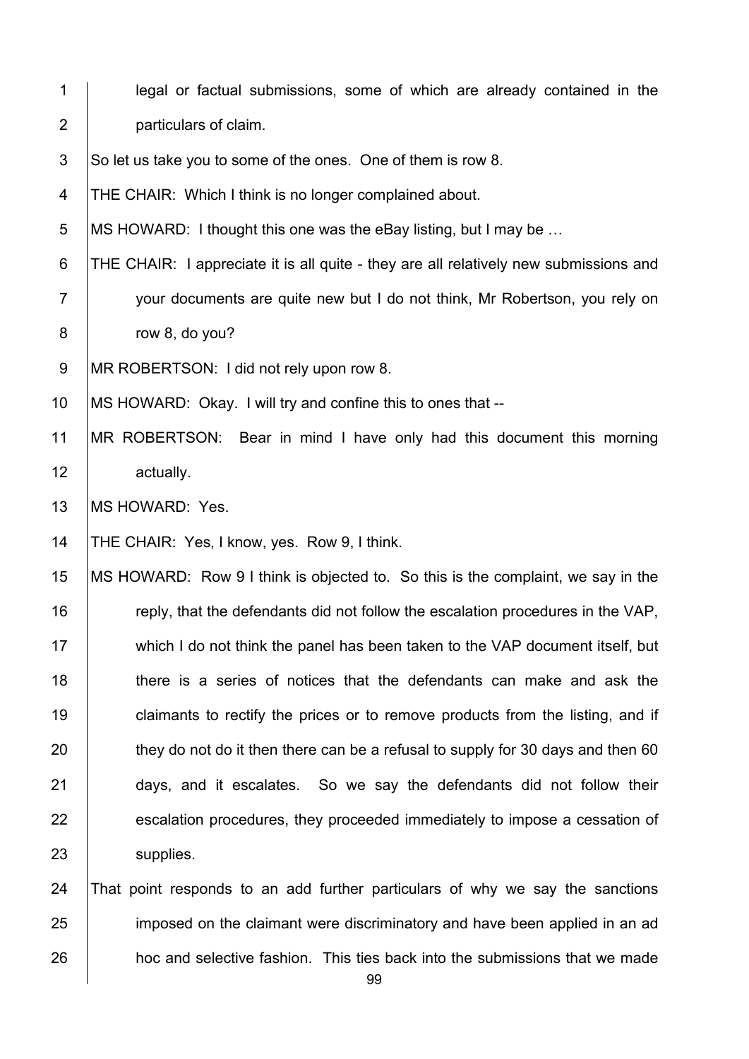legal or factual submissions, some of which are already contained in the particulars of claim.

So let us take you to some of the ones. One of them is row 8.

THE CHAIR: Which I think is no longer complained about.

MS HOWARD: I thought this one was the eBay listing, but I may be …

THE CHAIR: I appreciate it is all quite - they are all relatively new submissions and your documents are quite new but I do not think, Mr Robertson, you rely on row 8, do you?

MR ROBERTSON: I did not rely upon row 8.

MS HOWARD: Okay. I will try and confine this to ones that --

MR ROBERTSON: Bear in mind I have only had this document this morning actually.

MS HOWARD: Yes.

THE CHAIR: Yes, I know, yes. Row 9, I think.

MS HOWARD: Row 9 I think is objected to. So this is the complaint, we say in the reply, that the defendants did not follow the escalation procedures in the VAP, which I do not think the panel has been taken to the VAP document itself, but there is a series of notices that the defendants can make and ask the claimants to rectify the prices or to remove products from the listing, and if they do not do it then there can be a refusal to supply for 30 days and then 60 days, and it escalates. So we say the defendants did not follow their escalation procedures, they proceeded immediately to impose a cessation of supplies.

That point responds to an add further particulars of why we say the sanctions imposed on the claimant were discriminatory and have been applied in an ad hoc and selective fashion. This ties back into the submissions that we made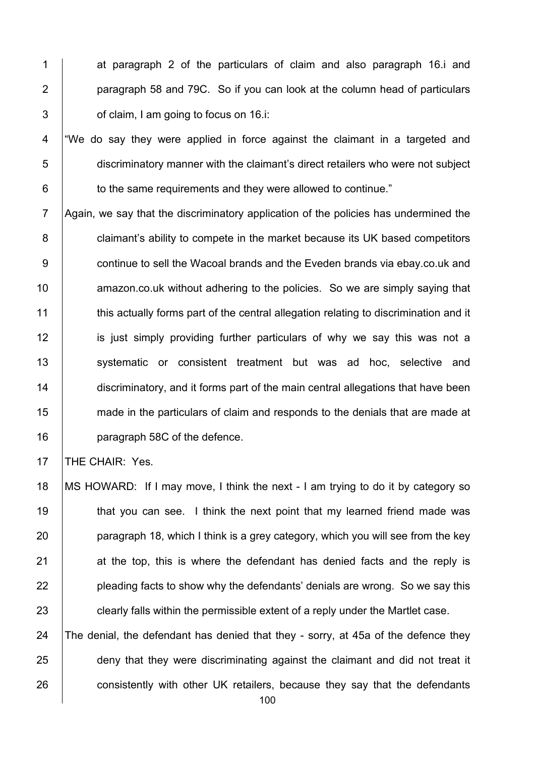at paragraph 2 of the particulars of claim and also paragraph 16.i and paragraph 58 and 79C. So if you can look at the column head of particulars of claim, I am going to focus on 16.i:

"We do say they were applied in force against the claimant in a targeted and discriminatory manner with the claimant's direct retailers who were not subject to the same requirements and they were allowed to continue."

Again, we say that the discriminatory application of the policies has undermined the claimant's ability to compete in the market because its UK based competitors continue to sell the Wacoal brands and the Eveden brands via ebay.co.uk and amazon.co.uk without adhering to the policies. So we are simply saying that this actually forms part of the central allegation relating to discrimination and it is just simply providing further particulars of why we say this was not a systematic or consistent treatment but was ad hoc, selective and discriminatory, and it forms part of the main central allegations that have been made in the particulars of claim and responds to the denials that are made at paragraph 58C of the defence.

THE CHAIR: Yes.

MS HOWARD: If I may move, I think the next - I am trying to do it by category so that you can see. I think the next point that my learned friend made was paragraph 18, which I think is a grey category, which you will see from the key at the top, this is where the defendant has denied facts and the reply is pleading facts to show why the defendants' denials are wrong. So we say this clearly falls within the permissible extent of a reply under the Martlet case.

The denial, the defendant has denied that they - sorry, at 45a of the defence they deny that they were discriminating against the claimant and did not treat it consistently with other UK retailers, because they say that the defendants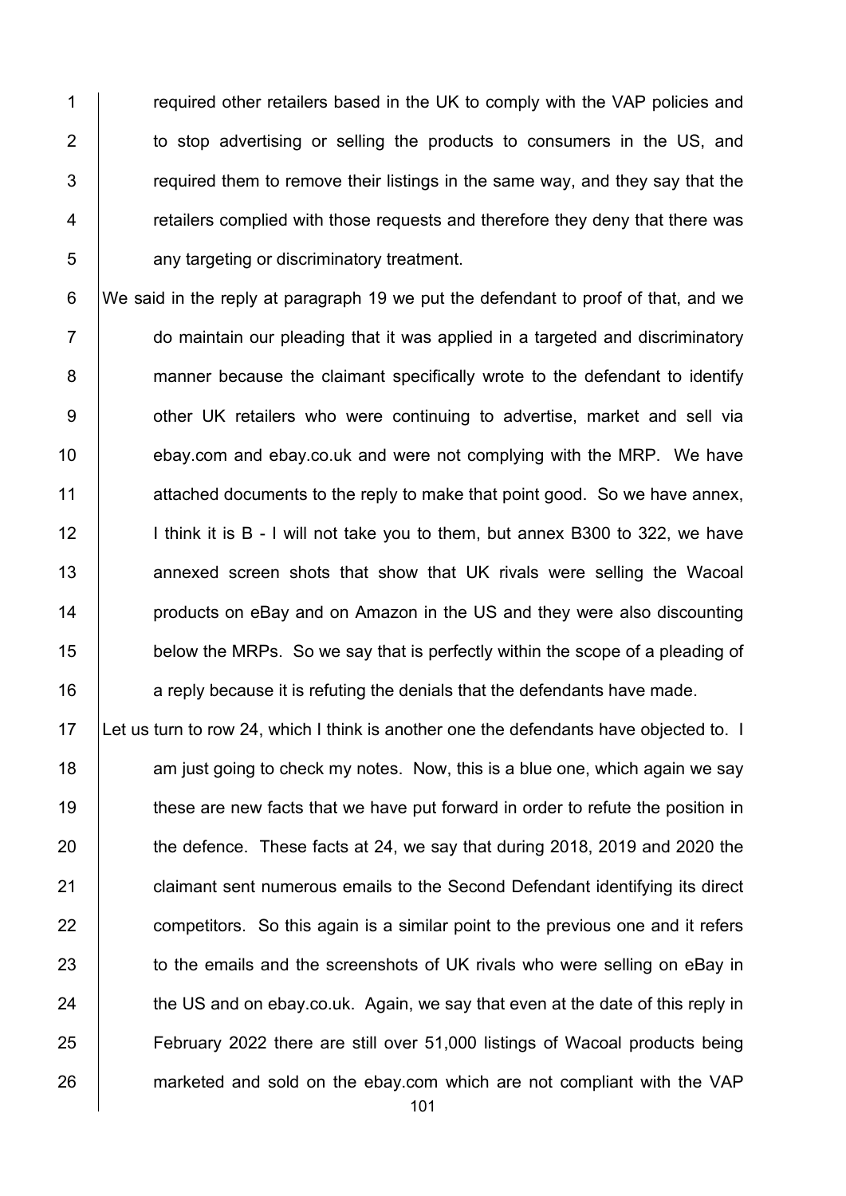required other retailers based in the UK to comply with the VAP policies and to stop advertising or selling the products to consumers in the US, and required them to remove their listings in the same way, and they say that the retailers complied with those requests and therefore they deny that there was any targeting or discriminatory treatment.

We said in the reply at paragraph 19 we put the defendant to proof of that, and we do maintain our pleading that it was applied in a targeted and discriminatory manner because the claimant specifically wrote to the defendant to identify other UK retailers who were continuing to advertise, market and sell via ebay.com and ebay.co.uk and were not complying with the MRP. We have attached documents to the reply to make that point good. So we have annex, I think it is B - I will not take you to them, but annex B300 to 322, we have annexed screen shots that show that UK rivals were selling the Wacoal products on eBay and on Amazon in the US and they were also discounting below the MRPs. So we say that is perfectly within the scope of a pleading of a reply because it is refuting the denials that the defendants have made.

Let us turn to row 24, which I think is another one the defendants have objected to. I am just going to check my notes. Now, this is a blue one, which again we say these are new facts that we have put forward in order to refute the position in the defence. These facts at 24, we say that during 2018, 2019 and 2020 the claimant sent numerous emails to the Second Defendant identifying its direct competitors. So this again is a similar point to the previous one and it refers to the emails and the screenshots of UK rivals who were selling on eBay in the US and on ebay.co.uk. Again, we say that even at the date of this reply in February 2022 there are still over 51,000 listings of Wacoal products being marketed and sold on the ebay.com which are not compliant with the VAP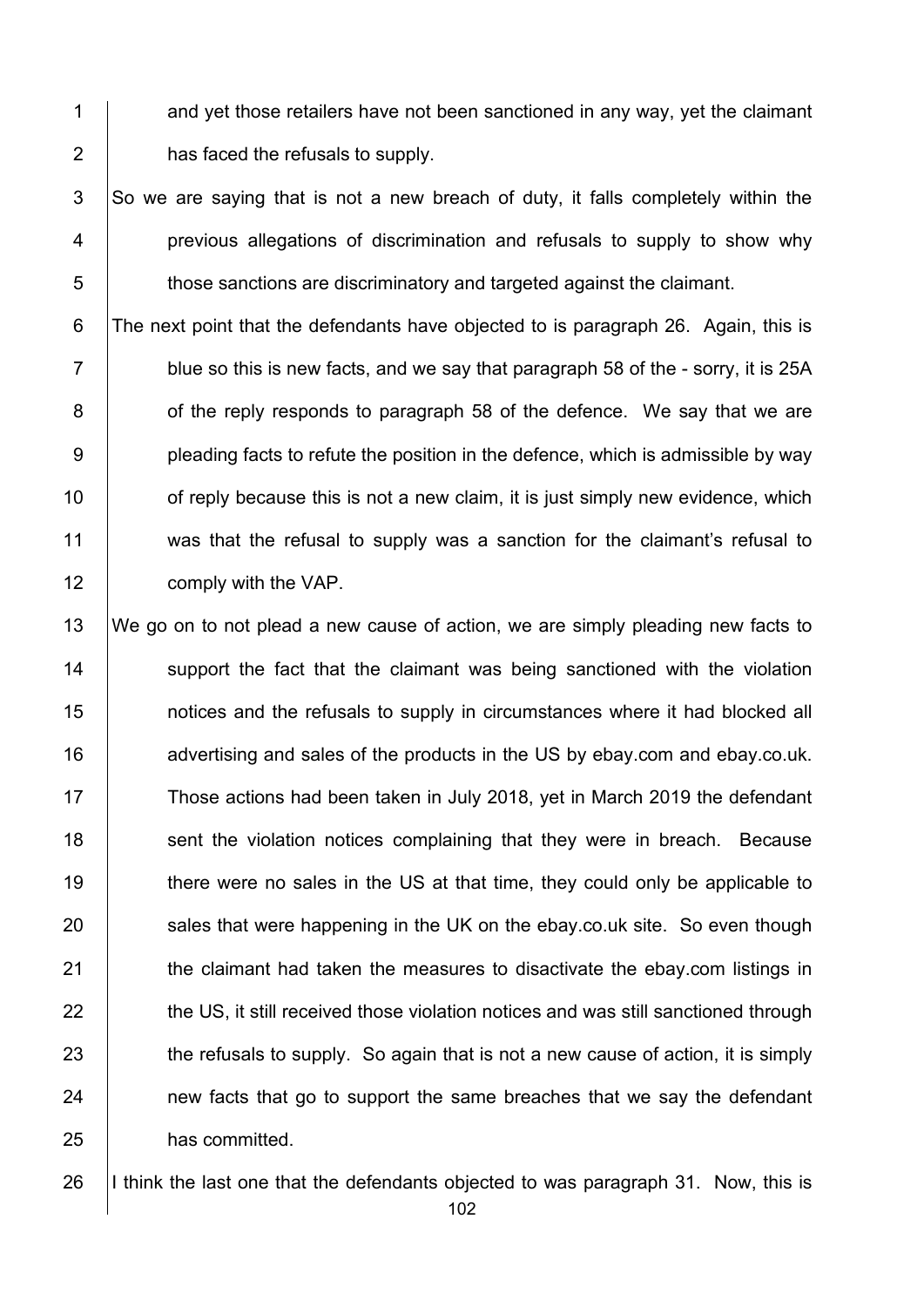and yet those retailers have not been sanctioned in any way, yet the claimant has faced the refusals to supply.

So we are saying that is not a new breach of duty, it falls completely within the previous allegations of discrimination and refusals to supply to show why those sanctions are discriminatory and targeted against the claimant.

The next point that the defendants have objected to is paragraph 26. Again, this is blue so this is new facts, and we say that paragraph 58 of the - sorry, it is 25A of the reply responds to paragraph 58 of the defence. We say that we are pleading facts to refute the position in the defence, which is admissible by way of reply because this is not a new claim, it is just simply new evidence, which was that the refusal to supply was a sanction for the claimant's refusal to comply with the VAP.

We go on to not plead a new cause of action, we are simply pleading new facts to support the fact that the claimant was being sanctioned with the violation notices and the refusals to supply in circumstances where it had blocked all advertising and sales of the products in the US by ebay.com and ebay.co.uk. Those actions had been taken in July 2018, yet in March 2019 the defendant sent the violation notices complaining that they were in breach. Because there were no sales in the US at that time, they could only be applicable to sales that were happening in the UK on the ebay.co.uk site. So even though the claimant had taken the measures to disactivate the ebay.com listings in the US, it still received those violation notices and was still sanctioned through the refusals to supply. So again that is not a new cause of action, it is simply new facts that go to support the same breaches that we say the defendant has committed.

I think the last one that the defendants objected to was paragraph 31. Now, this is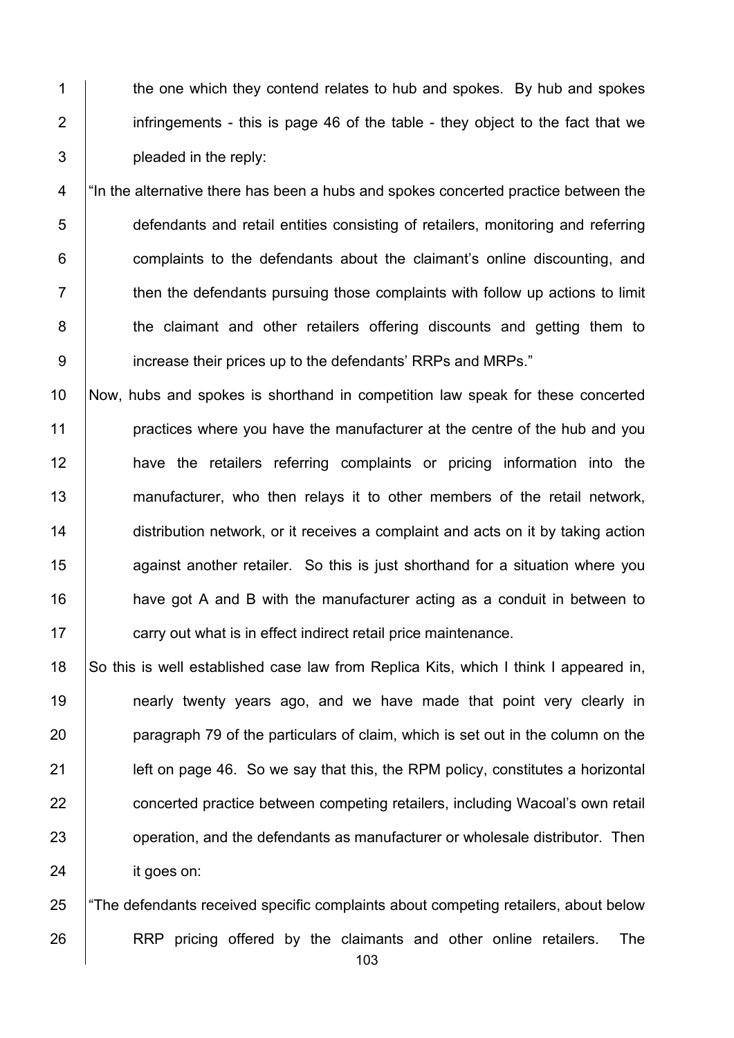the one which they contend relates to hub and spokes. By hub and spokes infringements - this is page 46 of the table - they object to the fact that we pleaded in the reply:

"In the alternative there has been a hubs and spokes concerted practice between the defendants and retail entities consisting of retailers, monitoring and referring complaints to the defendants about the claimant's online discounting, and then the defendants pursuing those complaints with follow up actions to limit the claimant and other retailers offering discounts and getting them to increase their prices up to the defendants' RRPs and MRPs."

Now, hubs and spokes is shorthand in competition law speak for these concerted practices where you have the manufacturer at the centre of the hub and you have the retailers referring complaints or pricing information into the manufacturer, who then relays it to other members of the retail network, distribution network, or it receives a complaint and acts on it by taking action against another retailer. So this is just shorthand for a situation where you have got A and B with the manufacturer acting as a conduit in between to carry out what is in effect indirect retail price maintenance.

So this is well established case law from Replica Kits, which I think I appeared in, nearly twenty years ago, and we have made that point very clearly in paragraph 79 of the particulars of claim, which is set out in the column on the left on page 46. So we say that this, the RPM policy, constitutes a horizontal concerted practice between competing retailers, including Wacoal's own retail operation, and the defendants as manufacturer or wholesale distributor. Then it goes on:

"The defendants received specific complaints about competing retailers, about below RRP pricing offered by the claimants and other online retailers. The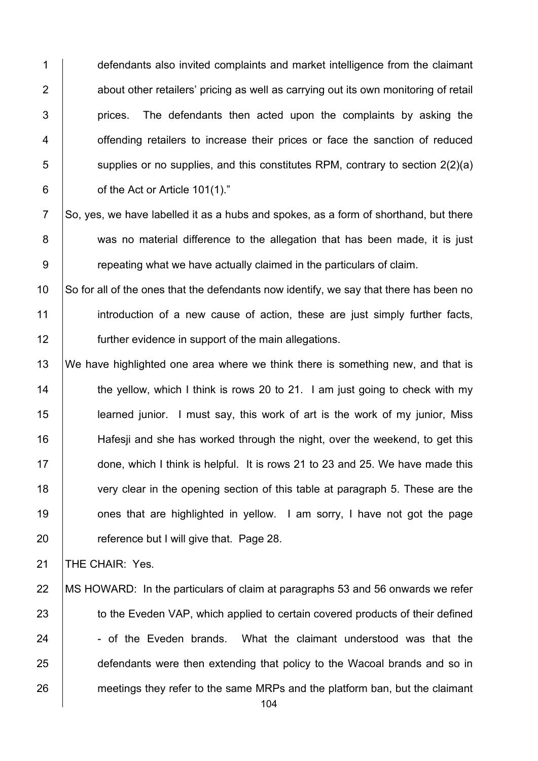defendants also invited complaints and market intelligence from the claimant about other retailers' pricing as well as carrying out its own monitoring of retail prices. The defendants then acted upon the complaints by asking the offending retailers to increase their prices or face the sanction of reduced supplies or no supplies, and this constitutes RPM, contrary to section 2(2)(a) of the Act or Article 101(1)."

So, yes, we have labelled it as a hubs and spokes, as a form of shorthand, but there was no material difference to the allegation that has been made, it is just repeating what we have actually claimed in the particulars of claim.

So for all of the ones that the defendants now identify, we say that there has been no introduction of a new cause of action, these are just simply further facts, further evidence in support of the main allegations.

We have highlighted one area where we think there is something new, and that is the yellow, which I think is rows 20 to 21. I am just going to check with my learned junior. I must say, this work of art is the work of my junior, Miss Hafesji and she has worked through the night, over the weekend, to get this done, which I think is helpful. It is rows 21 to 23 and 25. We have made this very clear in the opening section of this table at paragraph 5. These are the ones that are highlighted in yellow. I am sorry, I have not got the page reference but I will give that. Page 28.

THE CHAIR: Yes.

MS HOWARD: In the particulars of claim at paragraphs 53 and 56 onwards we refer to the Eveden VAP, which applied to certain covered products of their defined - of the Eveden brands. What the claimant understood was that the defendants were then extending that policy to the Wacoal brands and so in meetings they refer to the same MRPs and the platform ban, but the claimant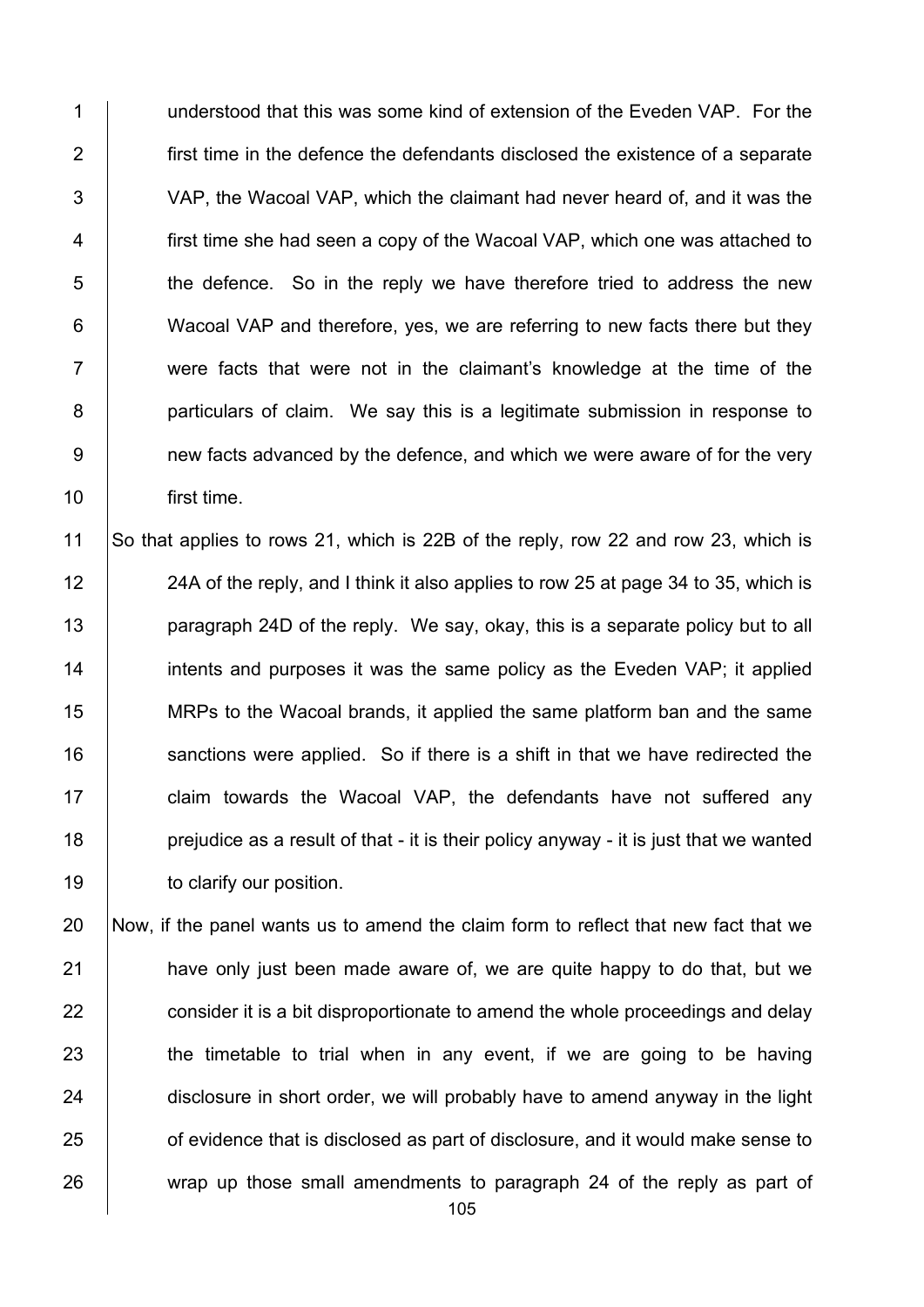understood that this was some kind of extension of the Eveden VAP. For the first time in the defence the defendants disclosed the existence of a separate VAP, the Wacoal VAP, which the claimant had never heard of, and it was the first time she had seen a copy of the Wacoal VAP, which one was attached to the defence. So in the reply we have therefore tried to address the new Wacoal VAP and therefore, yes, we are referring to new facts there but they were facts that were not in the claimant's knowledge at the time of the particulars of claim. We say this is a legitimate submission in response to new facts advanced by the defence, and which we were aware of for the very first time.

So that applies to rows 21, which is 22B of the reply, row 22 and row 23, which is 24A of the reply, and I think it also applies to row 25 at page 34 to 35, which is paragraph 24D of the reply. We say, okay, this is a separate policy but to all intents and purposes it was the same policy as the Eveden VAP; it applied MRPs to the Wacoal brands, it applied the same platform ban and the same sanctions were applied. So if there is a shift in that we have redirected the claim towards the Wacoal VAP, the defendants have not suffered any prejudice as a result of that - it is their policy anyway - it is just that we wanted to clarify our position.

Now, if the panel wants us to amend the claim form to reflect that new fact that we have only just been made aware of, we are quite happy to do that, but we consider it is a bit disproportionate to amend the whole proceedings and delay the timetable to trial when in any event, if we are going to be having disclosure in short order, we will probably have to amend anyway in the light of evidence that is disclosed as part of disclosure, and it would make sense to wrap up those small amendments to paragraph 24 of the reply as part of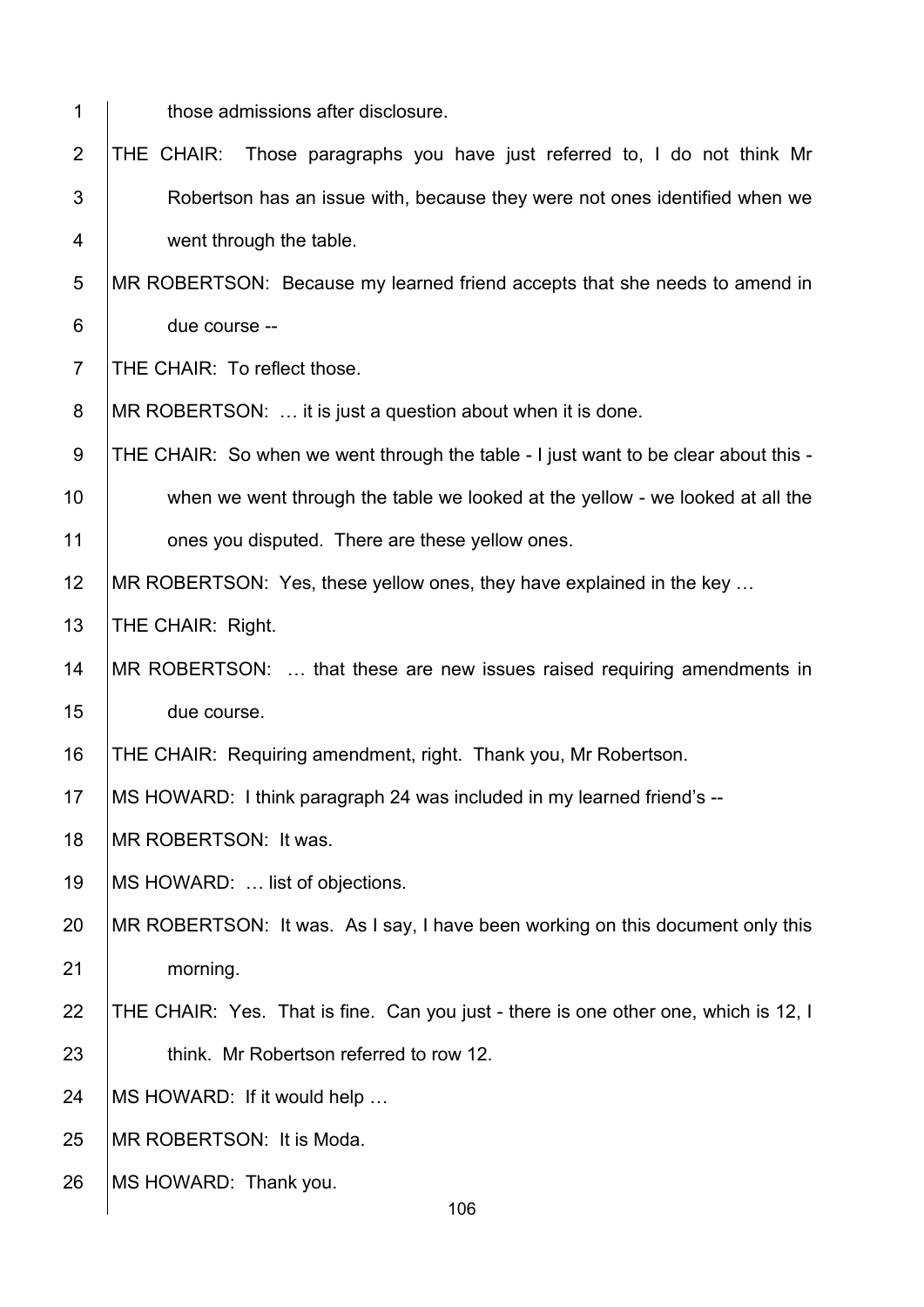1 those admissions after disclosure.

2 THE CHAIR: Those paragraphs you have just referred to, I do not think Mr
3 Robertson has an issue with, because they were not ones identified when we
4 went through the table.

5 MR ROBERTSON: Because my learned friend accepts that she needs to amend in
6 due course --

7 THE CHAIR: To reflect those.

8 MR ROBERTSON: … it is just a question about when it is done.

9 THE CHAIR: So when we went through the table - I just want to be clear about this -
10 when we went through the table we looked at the yellow - we looked at all the
11 ones you disputed. There are these yellow ones.

12 MR ROBERTSON: Yes, these yellow ones, they have explained in the key …

13 THE CHAIR: Right.

14 MR ROBERTSON: … that these are new issues raised requiring amendments in
15 due course.

16 THE CHAIR: Requiring amendment, right. Thank you, Mr Robertson.

17 MS HOWARD: I think paragraph 24 was included in my learned friend's --

18 MR ROBERTSON: It was.

19 MS HOWARD: … list of objections.

20 MR ROBERTSON: It was. As I say, I have been working on this document only this
21 morning.

22 THE CHAIR: Yes. That is fine. Can you just - there is one other one, which is 12, I
23 think. Mr Robertson referred to row 12.

24 MS HOWARD: If it would help …

25 MR ROBERTSON: It is Moda.

26 MS HOWARD: Thank you.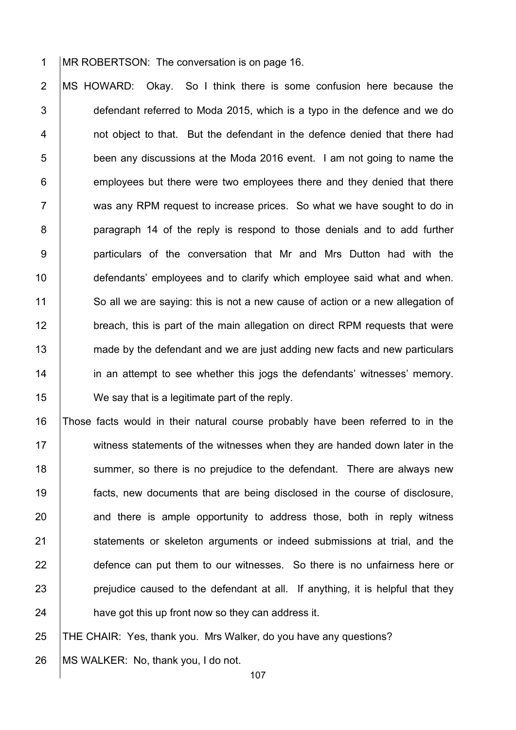MR ROBERTSON: The conversation is on page 16.

MS HOWARD: Okay. So I think there is some confusion here because the defendant referred to Moda 2015, which is a typo in the defence and we do not object to that. But the defendant in the defence denied that there had been any discussions at the Moda 2016 event. I am not going to name the employees but there were two employees there and they denied that there was any RPM request to increase prices. So what we have sought to do in paragraph 14 of the reply is respond to those denials and to add further particulars of the conversation that Mr and Mrs Dutton had with the defendants' employees and to clarify which employee said what and when. So all we are saying: this is not a new cause of action or a new allegation of breach, this is part of the main allegation on direct RPM requests that were made by the defendant and we are just adding new facts and new particulars in an attempt to see whether this jogs the defendants' witnesses' memory. We say that is a legitimate part of the reply.

Those facts would in their natural course probably have been referred to in the witness statements of the witnesses when they are handed down later in the summer, so there is no prejudice to the defendant. There are always new facts, new documents that are being disclosed in the course of disclosure, and there is ample opportunity to address those, both in reply witness statements or skeleton arguments or indeed submissions at trial, and the defence can put them to our witnesses. So there is no unfairness here or prejudice caused to the defendant at all. If anything, it is helpful that they have got this up front now so they can address it.

THE CHAIR: Yes, thank you. Mrs Walker, do you have any questions?

MS WALKER: No, thank you, I do not.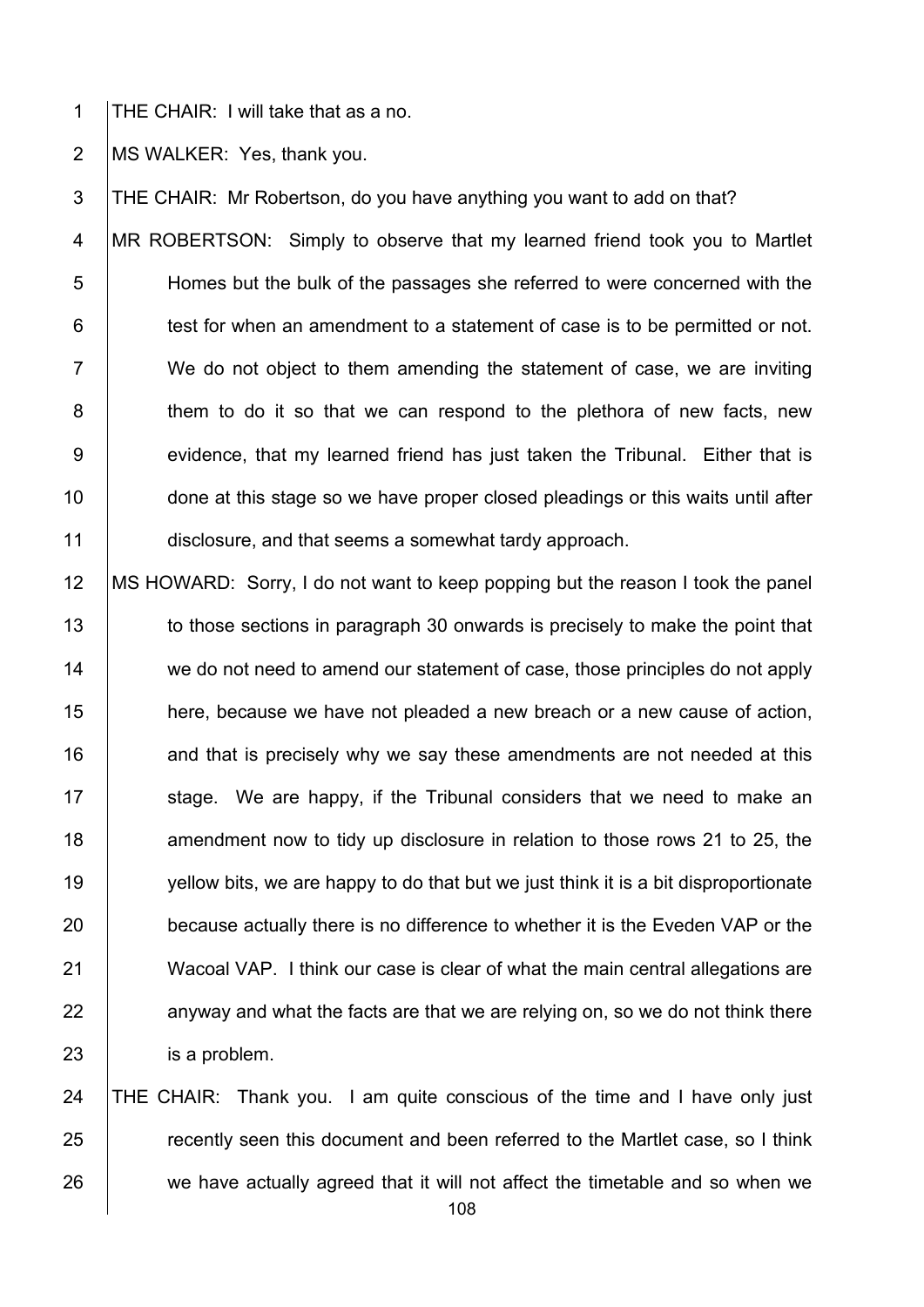THE CHAIR: I will take that as a no.

MS WALKER: Yes, thank you.

THE CHAIR: Mr Robertson, do you have anything you want to add on that?

MR ROBERTSON: Simply to observe that my learned friend took you to Martlet Homes but the bulk of the passages she referred to were concerned with the test for when an amendment to a statement of case is to be permitted or not. We do not object to them amending the statement of case, we are inviting them to do it so that we can respond to the plethora of new facts, new evidence, that my learned friend has just taken the Tribunal. Either that is done at this stage so we have proper closed pleadings or this waits until after disclosure, and that seems a somewhat tardy approach.

MS HOWARD: Sorry, I do not want to keep popping but the reason I took the panel to those sections in paragraph 30 onwards is precisely to make the point that we do not need to amend our statement of case, those principles do not apply here, because we have not pleaded a new breach or a new cause of action, and that is precisely why we say these amendments are not needed at this stage. We are happy, if the Tribunal considers that we need to make an amendment now to tidy up disclosure in relation to those rows 21 to 25, the yellow bits, we are happy to do that but we just think it is a bit disproportionate because actually there is no difference to whether it is the Eveden VAP or the Wacoal VAP. I think our case is clear of what the main central allegations are anyway and what the facts are that we are relying on, so we do not think there is a problem.

THE CHAIR: Thank you. I am quite conscious of the time and I have only just recently seen this document and been referred to the Martlet case, so I think we have actually agreed that it will not affect the timetable and so when we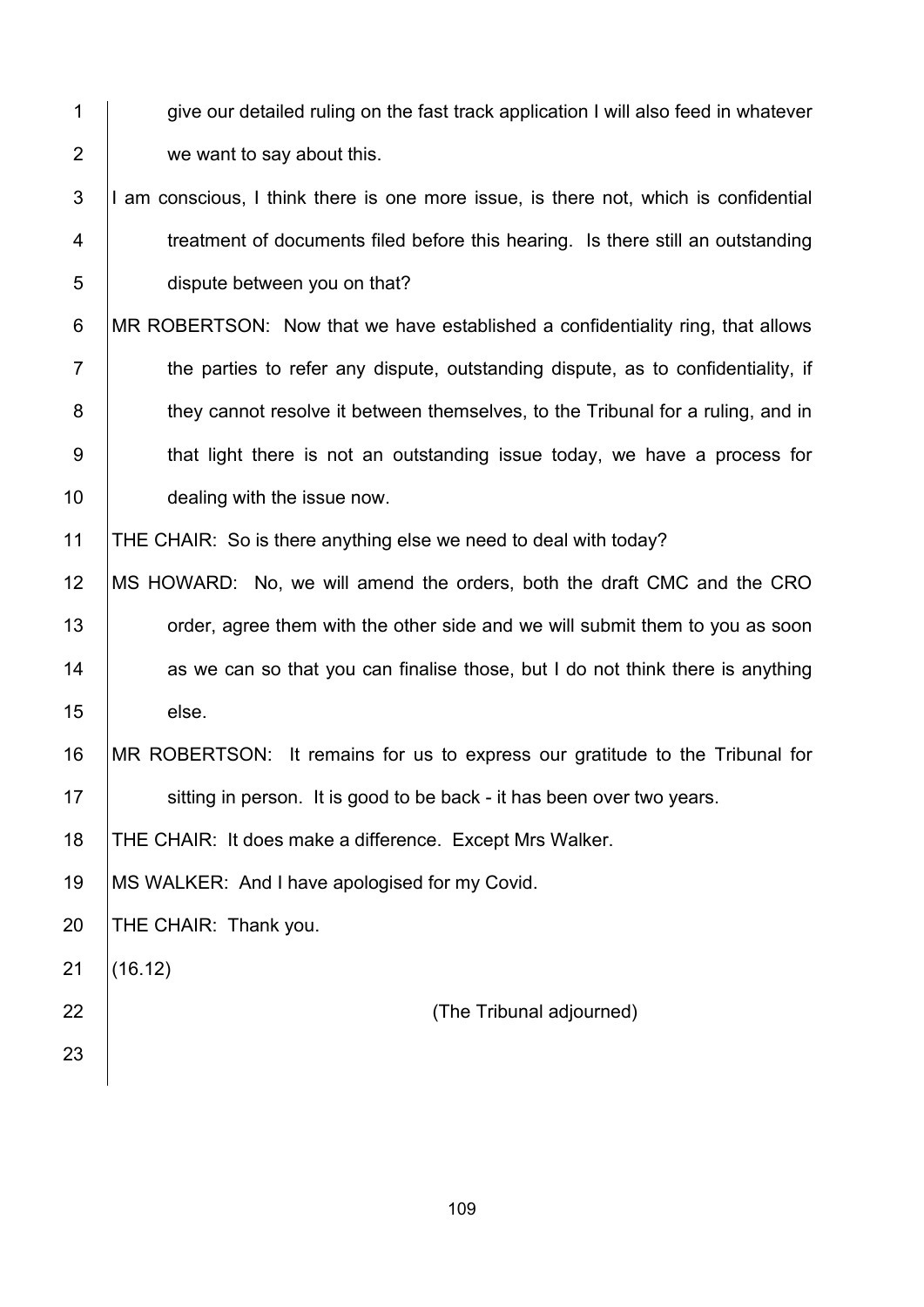give our detailed ruling on the fast track application I will also feed in whatever we want to say about this.

I am conscious, I think there is one more issue, is there not, which is confidential treatment of documents filed before this hearing. Is there still an outstanding dispute between you on that?

MR ROBERTSON: Now that we have established a confidentiality ring, that allows the parties to refer any dispute, outstanding dispute, as to confidentiality, if they cannot resolve it between themselves, to the Tribunal for a ruling, and in that light there is not an outstanding issue today, we have a process for dealing with the issue now.

THE CHAIR: So is there anything else we need to deal with today?

MS HOWARD: No, we will amend the orders, both the draft CMC and the CRO order, agree them with the other side and we will submit them to you as soon as we can so that you can finalise those, but I do not think there is anything else.

MR ROBERTSON: It remains for us to express our gratitude to the Tribunal for sitting in person. It is good to be back - it has been over two years.

THE CHAIR: It does make a difference. Except Mrs Walker.

MS WALKER: And I have apologised for my Covid.

THE CHAIR: Thank you.

(16.12)

(The Tribunal adjourned)